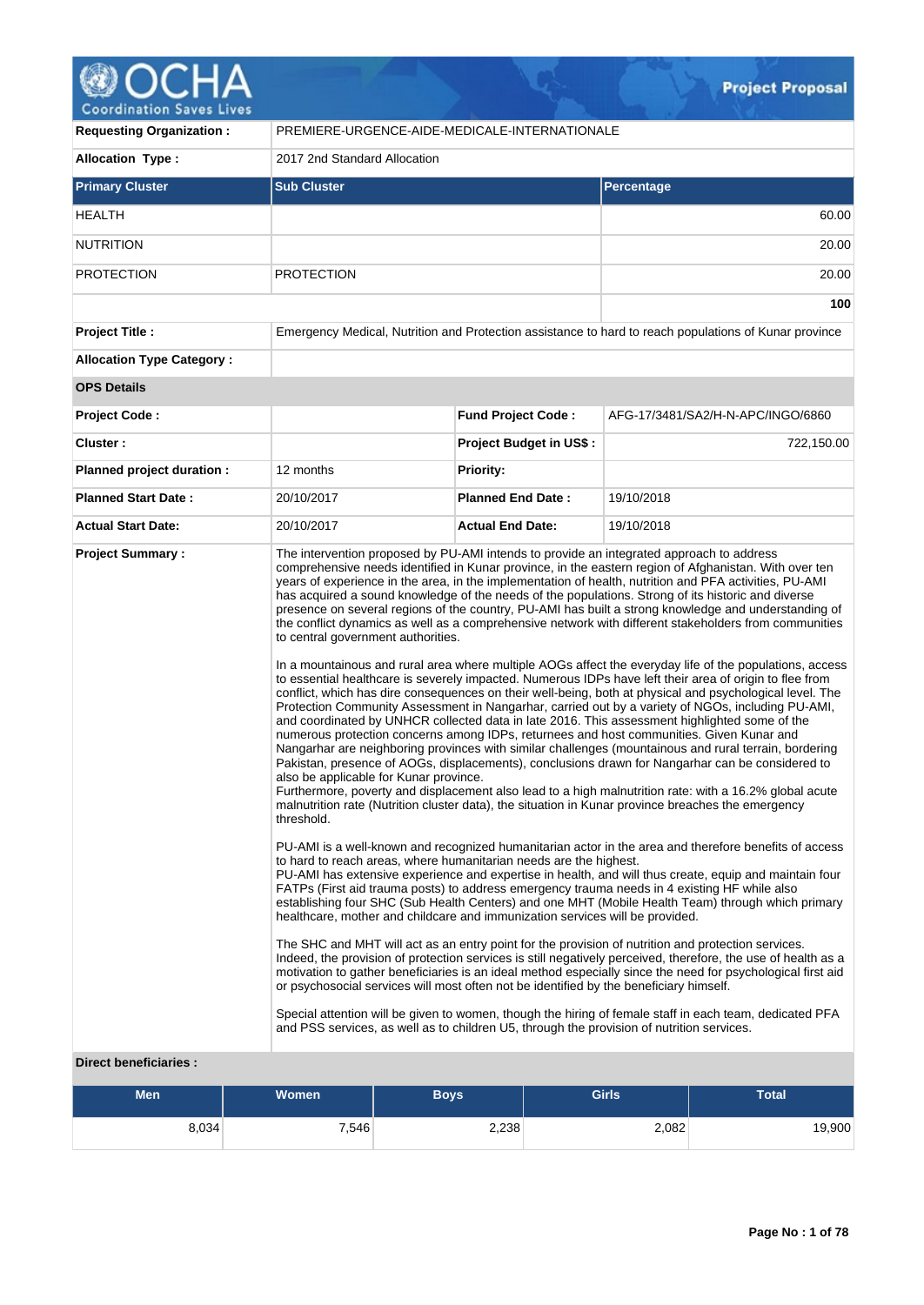# Project Proposal

| | |
|---|---|
| **Requesting Organization :** | PREMIERE-URGENCE-AIDE-MEDICALE-INTERNATIONALE |
| **Allocation Type :** | 2017 2nd Standard Allocation |

| **Primary Cluster** | **Sub Cluster** | **Percentage** |
|---|---|---|
| HEALTH | | 60.00 |
| NUTRITION | | 20.00 |
| PROTECTION | PROTECTION | 20.00 |
| | | **100** |

| | |
|---|---|
| **Project Title :** | Emergency Medical, Nutrition and Protection assistance to hard to reach populations of Kunar province |
| **Allocation Type Category :** | |

**OPS Details**

| | | | |
|---|---|---|---|
| **Project Code :** | | **Fund Project Code :** | AFG-17/3481/SA2/H-N-APC/INGO/6860 |
| **Cluster :** | | **Project Budget in US$ :** | 722,150.00 |
| **Planned project duration :** | 12 months | **Priority:** | |
| **Planned Start Date :** | 20/10/2017 | **Planned End Date :** | 19/10/2018 |
| **Actual Start Date:** | 20/10/2017 | **Actual End Date:** | 19/10/2018 |

**Project Summary :**

The intervention proposed by PU-AMI intends to provide an integrated approach to address comprehensive needs identified in Kunar province, in the eastern region of Afghanistan. With over ten years of experience in the area, in the implementation of health, nutrition and PFA activities, PU-AMI has acquired a sound knowledge of the needs of the populations. Strong of its historic and diverse presence on several regions of the country, PU-AMI has built a strong knowledge and understanding of the conflict dynamics as well as a comprehensive network with different stakeholders from communities to central government authorities.

In a mountainous and rural area where multiple AOGs affect the everyday life of the populations, access to essential healthcare is severely impacted. Numerous IDPs have left their area of origin to flee from conflict, which has dire consequences on their well-being, both at physical and psychological level. The Protection Community Assessment in Nangarhar, carried out by a variety of NGOs, including PU-AMI, and coordinated by UNHCR collected data in late 2016. This assessment highlighted some of the numerous protection concerns among IDPs, returnees and host communities. Given Kunar and Nangarhar are neighboring provinces with similar challenges (mountainous and rural terrain, bordering Pakistan, presence of AOGs, displacements), conclusions drawn for Nangarhar can be considered to also be applicable for Kunar province.
Furthermore, poverty and displacement also lead to a high malnutrition rate: with a 16.2% global acute malnutrition rate (Nutrition cluster data), the situation in Kunar province breaches the emergency threshold.

PU-AMI is a well-known and recognized humanitarian actor in the area and therefore benefits of access to hard to reach areas, where humanitarian needs are the highest.
PU-AMI has extensive experience and expertise in health, and will thus create, equip and maintain four FATPs (First aid trauma posts) to address emergency trauma needs in 4 existing HF while also establishing four SHC (Sub Health Centers) and one MHT (Mobile Health Team) through which primary healthcare, mother and childcare and immunization services will be provided.

The SHC and MHT will act as an entry point for the provision of nutrition and protection services. Indeed, the provision of protection services is still negatively perceived, therefore, the use of health as a motivation to gather beneficiaries is an ideal method especially since the need for psychological first aid or psychosocial services will most often not be identified by the beneficiary himself.

Special attention will be given to women, though the hiring of female staff in each team, dedicated PFA and PSS services, as well as to children U5, through the provision of nutrition services.

**Direct beneficiaries :**

| Men | Women | Boys | Girls | Total |
|---|---|---|---|---|
| 8,034 | 7,546 | 2,238 | 2,082 | 19,900 |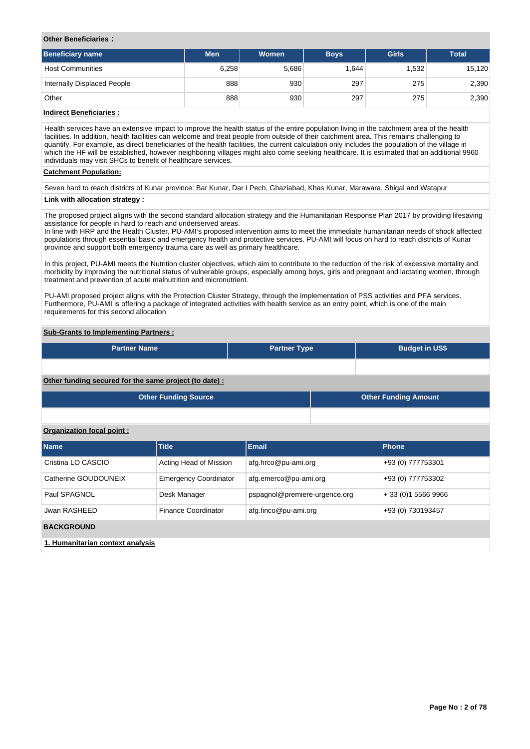**Other Beneficiaries :**

| Beneficiary name | Men | Women | Boys | Girls | Total |
|---|---|---|---|---|---|
| Host Communities | 6,258 | 5,686 | 1,644 | 1,532 | 15,120 |
| Internally Displaced People | 888 | 930 | 297 | 275 | 2,390 |
| Other | 888 | 930 | 297 | 275 | 2,390 |

**Indirect Beneficiaries :**

Health services have an extensive impact to improve the health status of the entire population living in the catchment area of the health facilities. In addition, health facilities can welcome and treat people from outside of their catchment area. This remains challenging to quantify. For example, as direct beneficiaries of the health facilities, the current calculation only includes the population of the village in which the HF will be established, however neighboring villages might also come seeking healthcare. It is estimated that an additional 9960 individuals may visit SHCs to benefit of healthcare services.

**Catchment Population:**

Seven hard to reach districts of Kunar province: Bar Kunar, Dar I Pech, Ghaziabad, Khas Kunar, Marawara, Shigal and Watapur

**Link with allocation strategy :**

The proposed project aligns with the second standard allocation strategy and the Humanitarian Response Plan 2017 by providing lifesaving assistance for people in hard to reach and underserved areas.
In line with HRP and the Health Cluster, PU-AMI's proposed intervention aims to meet the immediate humanitarian needs of shock affected populations through essential basic and emergency health and protective services. PU-AMI will focus on hard to reach districts of Kunar province and support both emergency trauma care as well as primary healthcare.

In this project, PU-AMI meets the Nutrition cluster objectives, which aim to contribute to the reduction of the risk of excessive mortality and morbidity by improving the nutritional status of vulnerable groups, especially among boys, girls and pregnant and lactating women, through treatment and prevention of acute malnutrition and micronutrient.

PU-AMI proposed project aligns with the Protection Cluster Strategy, through the implementation of PSS activities and PFA services. Furthermore, PU-AMI is offering a package of integrated activities with health service as an entry point, which is one of the main requirements for this second allocation

**Sub-Grants to Implementing Partners :**

| Partner Name | Partner Type | Budget in US$ |
|---|---|---|
| | | |

**Other funding secured for the same project (to date) :**

| Other Funding Source | Other Funding Amount |
|---|---|
| | |

**Organization focal point :**

| Name | Title | Email | Phone |
|---|---|---|---|
| Cristina LO CASCIO | Acting Head of Mission | afg.hrco@pu-ami.org | +93 (0) 777753301 |
| Catherine GOUDOUNEIX | Emergency Coordinator | afg.emerco@pu-ami.org | +93 (0) 777753302 |
| Paul SPAGNOL | Desk Manager | pspagnol@premiere-urgence.org | + 33 (0)1 5566 9966 |
| Jwan RASHEED | Finance Coordinator | afg.finco@pu-ami.org | +93 (0) 730193457 |

## BACKGROUND

**1. Humanitarian context analysis**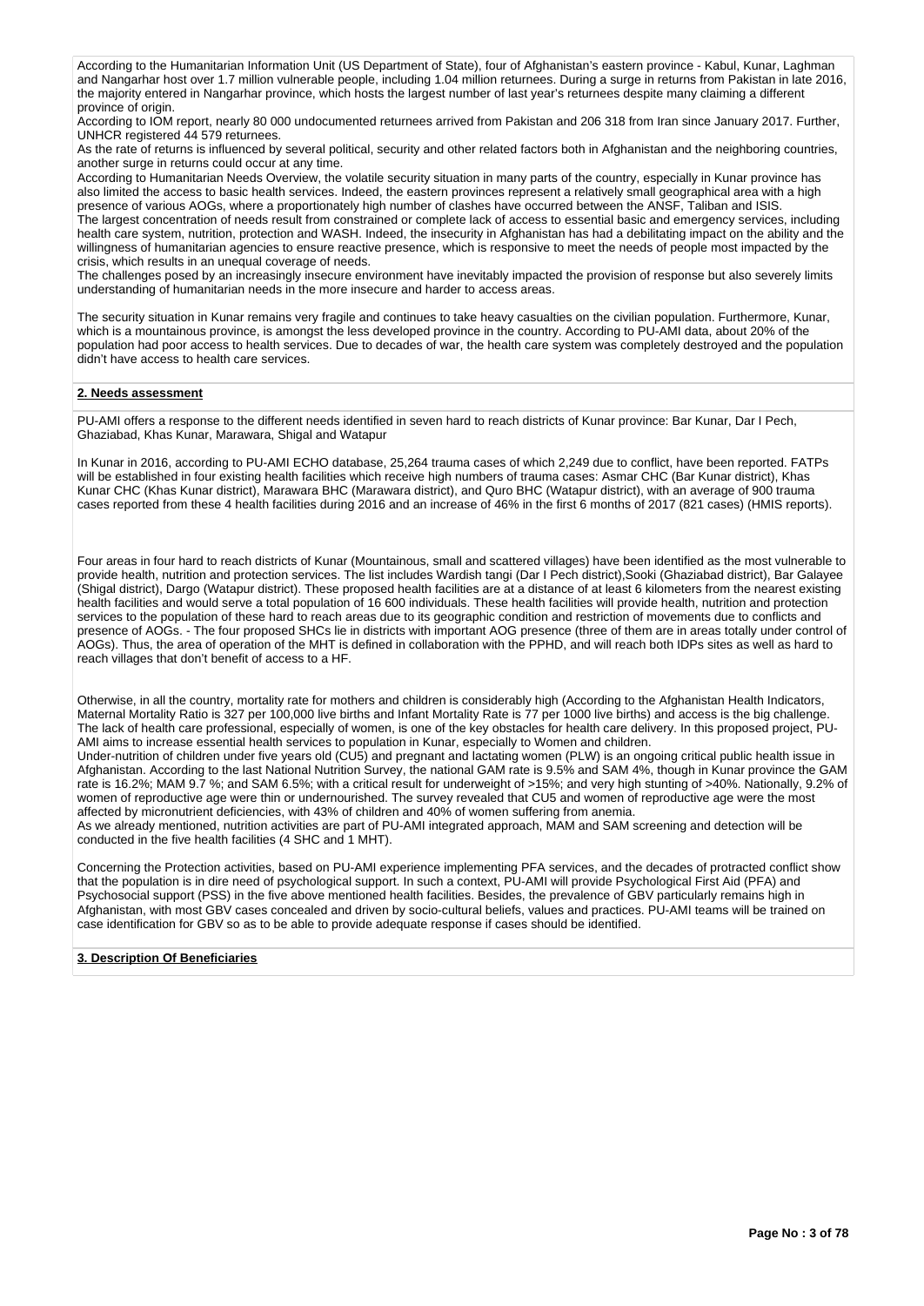According to the Humanitarian Information Unit (US Department of State), four of Afghanistan's eastern province - Kabul, Kunar, Laghman and Nangarhar host over 1.7 million vulnerable people, including 1.04 million returnees. During a surge in returns from Pakistan in late 2016, the majority entered in Nangarhar province, which hosts the largest number of last year's returnees despite many claiming a different province of origin.

According to IOM report, nearly 80 000 undocumented returnees arrived from Pakistan and 206 318 from Iran since January 2017. Further, UNHCR registered 44 579 returnees.

As the rate of returns is influenced by several political, security and other related factors both in Afghanistan and the neighboring countries, another surge in returns could occur at any time.

According to Humanitarian Needs Overview, the volatile security situation in many parts of the country, especially in Kunar province has also limited the access to basic health services. Indeed, the eastern provinces represent a relatively small geographical area with a high presence of various AOGs, where a proportionately high number of clashes have occurred between the ANSF, Taliban and ISIS.

The largest concentration of needs result from constrained or complete lack of access to essential basic and emergency services, including health care system, nutrition, protection and WASH. Indeed, the insecurity in Afghanistan has had a debilitating impact on the ability and the willingness of humanitarian agencies to ensure reactive presence, which is responsive to meet the needs of people most impacted by the crisis, which results in an unequal coverage of needs.

The challenges posed by an increasingly insecure environment have inevitably impacted the provision of response but also severely limits understanding of humanitarian needs in the more insecure and harder to access areas.

The security situation in Kunar remains very fragile and continues to take heavy casualties on the civilian population. Furthermore, Kunar, which is a mountainous province, is amongst the less developed province in the country. According to PU-AMI data, about 20% of the population had poor access to health services. Due to decades of war, the health care system was completely destroyed and the population didn't have access to health care services.

**2. Needs assessment**

PU-AMI offers a response to the different needs identified in seven hard to reach districts of Kunar province: Bar Kunar, Dar I Pech, Ghaziabad, Khas Kunar, Marawara, Shigal and Watapur

In Kunar in 2016, according to PU-AMI ECHO database, 25,264 trauma cases of which 2,249 due to conflict, have been reported. FATPs will be established in four existing health facilities which receive high numbers of trauma cases: Asmar CHC (Bar Kunar district), Khas Kunar CHC (Khas Kunar district), Marawara BHC (Marawara district), and Quro BHC (Watapur district), with an average of 900 trauma cases reported from these 4 health facilities during 2016 and an increase of 46% in the first 6 months of 2017 (821 cases) (HMIS reports).

Four areas in four hard to reach districts of Kunar (Mountainous, small and scattered villages) have been identified as the most vulnerable to provide health, nutrition and protection services. The list includes Wardish tangi (Dar I Pech district),Sooki (Ghaziabad district), Bar Galayee (Shigal district), Dargo (Watapur district). These proposed health facilities are at a distance of at least 6 kilometers from the nearest existing health facilities and would serve a total population of 16 600 individuals. These health facilities will provide health, nutrition and protection services to the population of these hard to reach areas due to its geographic condition and restriction of movements due to conflicts and presence of AOGs. - The four proposed SHCs lie in districts with important AOG presence (three of them are in areas totally under control of AOGs). Thus, the area of operation of the MHT is defined in collaboration with the PPHD, and will reach both IDPs sites as well as hard to reach villages that don't benefit of access to a HF.

Otherwise, in all the country, mortality rate for mothers and children is considerably high (According to the Afghanistan Health Indicators, Maternal Mortality Ratio is 327 per 100,000 live births and Infant Mortality Rate is 77 per 1000 live births) and access is the big challenge. The lack of health care professional, especially of women, is one of the key obstacles for health care delivery. In this proposed project, PU-AMI aims to increase essential health services to population in Kunar, especially to Women and children.

Under-nutrition of children under five years old (CU5) and pregnant and lactating women (PLW) is an ongoing critical public health issue in Afghanistan. According to the last National Nutrition Survey, the national GAM rate is 9.5% and SAM 4%, though in Kunar province the GAM rate is 16.2%; MAM 9.7 %; and SAM 6.5%; with a critical result for underweight of >15%; and very high stunting of >40%. Nationally, 9.2% of women of reproductive age were thin or undernourished. The survey revealed that CU5 and women of reproductive age were the most affected by micronutrient deficiencies, with 43% of children and 40% of women suffering from anemia.

As we already mentioned, nutrition activities are part of PU-AMI integrated approach, MAM and SAM screening and detection will be conducted in the five health facilities (4 SHC and 1 MHT).

Concerning the Protection activities, based on PU-AMI experience implementing PFA services, and the decades of protracted conflict show that the population is in dire need of psychological support. In such a context, PU-AMI will provide Psychological First Aid (PFA) and Psychosocial support (PSS) in the five above mentioned health facilities. Besides, the prevalence of GBV particularly remains high in Afghanistan, with most GBV cases concealed and driven by socio-cultural beliefs, values and practices. PU-AMI teams will be trained on case identification for GBV so as to be able to provide adequate response if cases should be identified.

**3. Description Of Beneficiaries**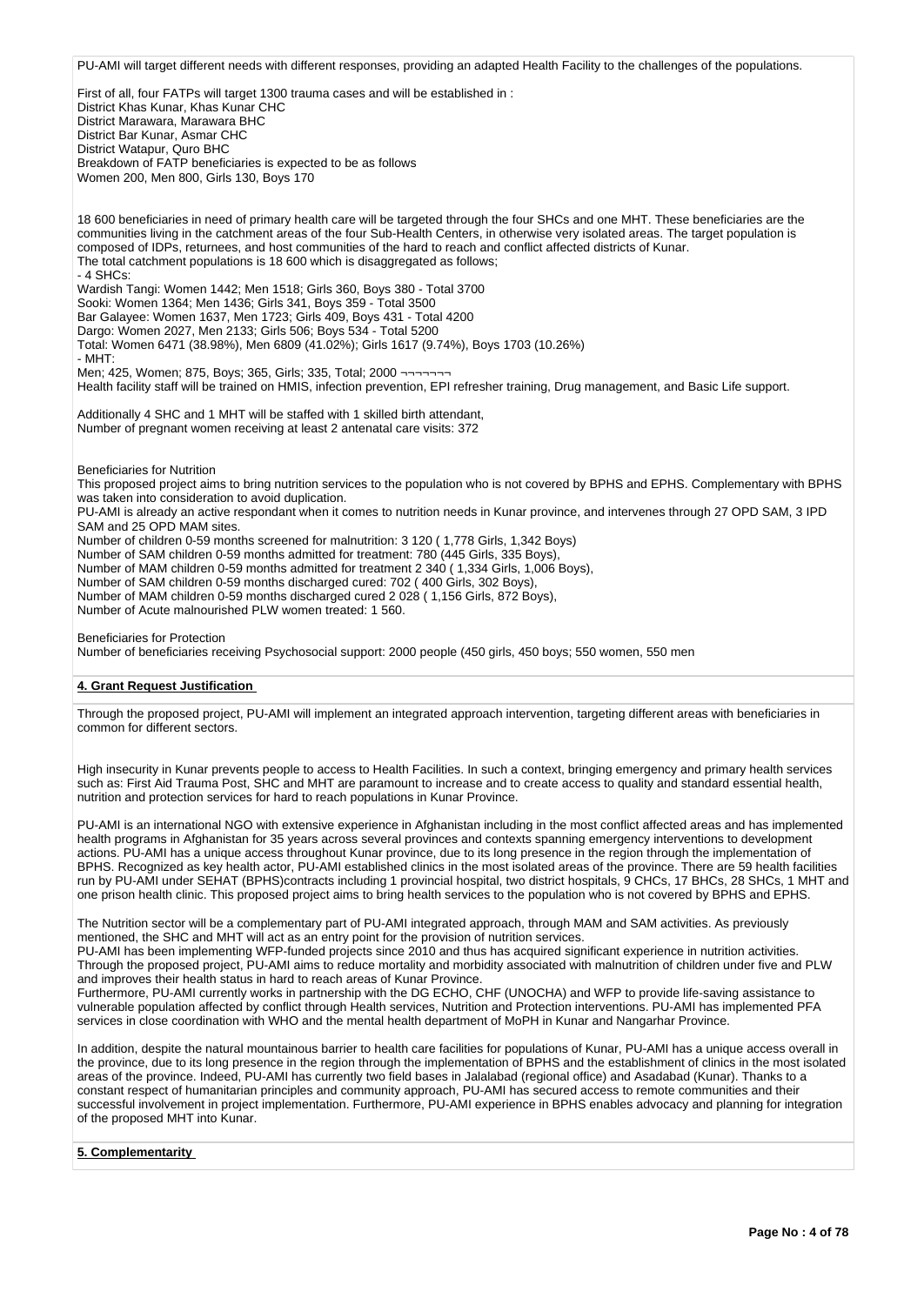PU-AMI will target different needs with different responses, providing an adapted Health Facility to the challenges of the populations.

First of all, four FATPs will target 1300 trauma cases and will be established in :
District Khas Kunar, Khas Kunar CHC
District Marawara, Marawara BHC
District Bar Kunar, Asmar CHC
District Watapur, Quro BHC
Breakdown of FATP beneficiaries is expected to be as follows
Women 200, Men 800, Girls 130, Boys 170

18 600 beneficiaries in need of primary health care will be targeted through the four SHCs and one MHT. These beneficiaries are the communities living in the catchment areas of the four Sub-Health Centers, in otherwise very isolated areas. The target population is composed of IDPs, returnees, and host communities of the hard to reach and conflict affected districts of Kunar.
The total catchment populations is 18 600 which is disaggregated as follows;
- 4 SHCs:
Wardish Tangi: Women 1442; Men 1518; Girls 360, Boys 380 - Total 3700
Sooki: Women 1364; Men 1436; Girls 341, Boys 359 - Total 3500
Bar Galayee: Women 1637, Men 1723; Girls 409, Boys 431 - Total 4200
Dargo: Women 2027, Men 2133; Girls 506; Boys 534 - Total 5200
Total: Women 6471 (38.98%), Men 6809 (41.02%); Girls 1617 (9.74%), Boys 1703 (10.26%)
- MHT:
Men; 425, Women; 875, Boys; 365, Girls; 335, Total; 2000 ¬¬¬¬¬¬¬
Health facility staff will be trained on HMIS, infection prevention, EPI refresher training, Drug management, and Basic Life support.

Additionally 4 SHC and 1 MHT will be staffed with 1 skilled birth attendant,
Number of pregnant women receiving at least 2 antenatal care visits: 372

Beneficiaries for Nutrition
This proposed project aims to bring nutrition services to the population who is not covered by BPHS and EPHS. Complementary with BPHS was taken into consideration to avoid duplication.
PU-AMI is already an active respondant when it comes to nutrition needs in Kunar province, and intervenes through 27 OPD SAM, 3 IPD SAM and 25 OPD MAM sites.
Number of children 0-59 months screened for malnutrition: 3 120 ( 1,778 Girls, 1,342 Boys)
Number of SAM children 0-59 months admitted for treatment: 780 (445 Girls, 335 Boys),
Number of MAM children 0-59 months admitted for treatment 2 340 ( 1,334 Girls, 1,006 Boys),
Number of SAM children 0-59 months discharged cured: 702 ( 400 Girls, 302 Boys),
Number of MAM children 0-59 months discharged cured 2 028 ( 1,156 Girls, 872 Boys),
Number of Acute malnourished PLW women treated: 1 560.

Beneficiaries for Protection
Number of beneficiaries receiving Psychosocial support: 2000 people (450 girls, 450 boys; 550 women, 550 men

**4. Grant Request Justification**

Through the proposed project, PU-AMI will implement an integrated approach intervention, targeting different areas with beneficiaries in common for different sectors.

High insecurity in Kunar prevents people to access to Health Facilities. In such a context, bringing emergency and primary health services such as: First Aid Trauma Post, SHC and MHT are paramount to increase and to create access to quality and standard essential health, nutrition and protection services for hard to reach populations in Kunar Province.

PU-AMI is an international NGO with extensive experience in Afghanistan including in the most conflict affected areas and has implemented health programs in Afghanistan for 35 years across several provinces and contexts spanning emergency interventions to development actions. PU-AMI has a unique access throughout Kunar province, due to its long presence in the region through the implementation of BPHS. Recognized as key health actor, PU-AMI established clinics in the most isolated areas of the province. There are 59 health facilities run by PU-AMI under SEHAT (BPHS)contracts including 1 provincial hospital, two district hospitals, 9 CHCs, 17 BHCs, 28 SHCs, 1 MHT and one prison health clinic. This proposed project aims to bring health services to the population who is not covered by BPHS and EPHS.

The Nutrition sector will be a complementary part of PU-AMI integrated approach, through MAM and SAM activities. As previously mentioned, the SHC and MHT will act as an entry point for the provision of nutrition services.
PU-AMI has been implementing WFP-funded projects since 2010 and thus has acquired significant experience in nutrition activities. Through the proposed project, PU-AMI aims to reduce mortality and morbidity associated with malnutrition of children under five and PLW and improves their health status in hard to reach areas of Kunar Province.
Furthermore, PU-AMI currently works in partnership with the DG ECHO, CHF (UNOCHA) and WFP to provide life-saving assistance to vulnerable population affected by conflict through Health services, Nutrition and Protection interventions. PU-AMI has implemented PFA services in close coordination with WHO and the mental health department of MoPH in Kunar and Nangarhar Province.

In addition, despite the natural mountainous barrier to health care facilities for populations of Kunar, PU-AMI has a unique access overall in the province, due to its long presence in the region through the implementation of BPHS and the establishment of clinics in the most isolated areas of the province. Indeed, PU-AMI has currently two field bases in Jalalabad (regional office) and Asadabad (Kunar). Thanks to a constant respect of humanitarian principles and community approach, PU-AMI has secured access to remote communities and their successful involvement in project implementation. Furthermore, PU-AMI experience in BPHS enables advocacy and planning for integration of the proposed MHT into Kunar.

**5. Complementarity**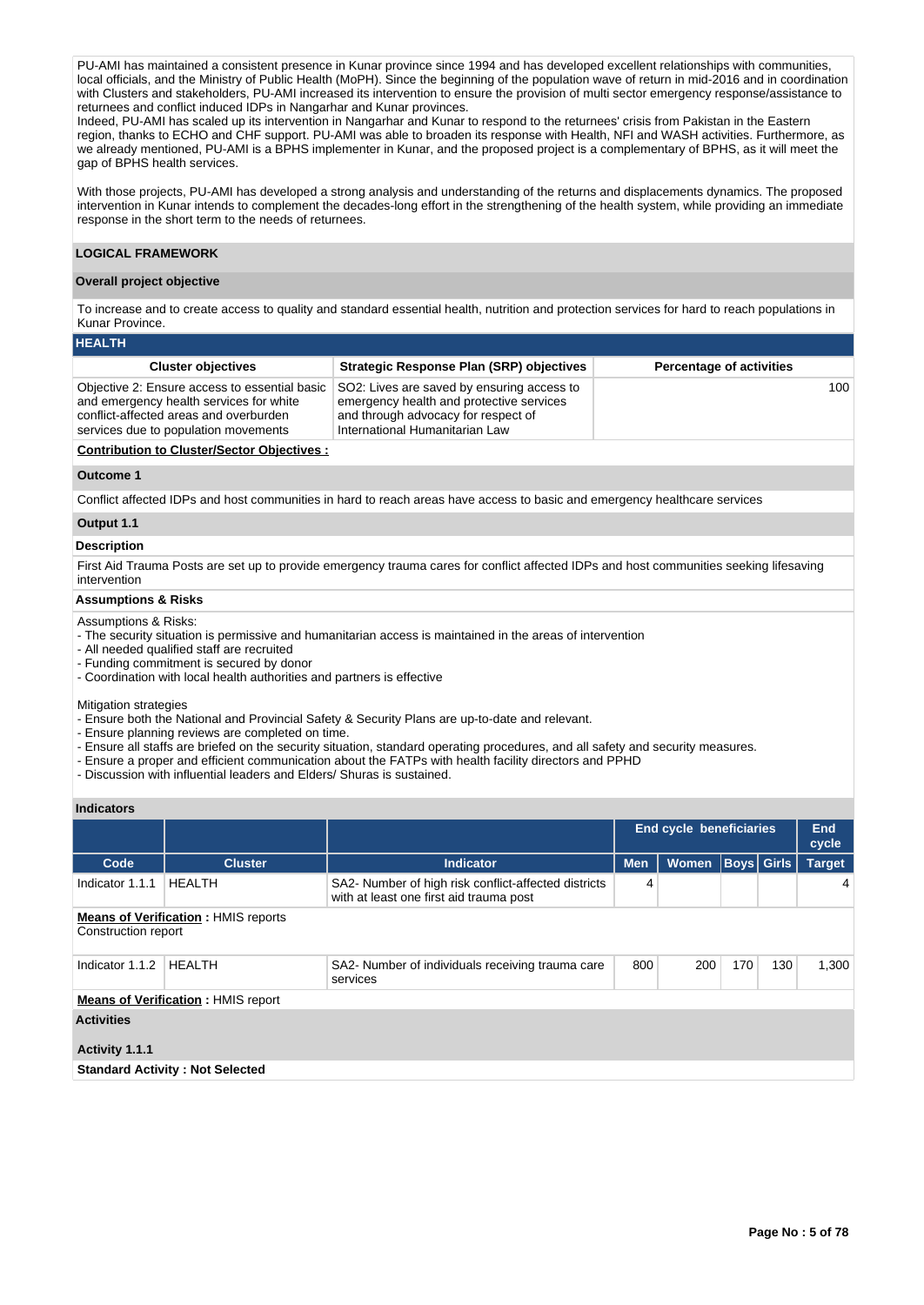PU-AMI has maintained a consistent presence in Kunar province since 1994 and has developed excellent relationships with communities, local officials, and the Ministry of Public Health (MoPH). Since the beginning of the population wave of return in mid-2016 and in coordination with Clusters and stakeholders, PU-AMI increased its intervention to ensure the provision of multi sector emergency response/assistance to returnees and conflict induced IDPs in Nangarhar and Kunar provinces.
Indeed, PU-AMI has scaled up its intervention in Nangarhar and Kunar to respond to the returnees' crisis from Pakistan in the Eastern region, thanks to ECHO and CHF support. PU-AMI was able to broaden its response with Health, NFI and WASH activities. Furthermore, as we already mentioned, PU-AMI is a BPHS implementer in Kunar, and the proposed project is a complementary of BPHS, as it will meet the gap of BPHS health services.

With those projects, PU-AMI has developed a strong analysis and understanding of the returns and displacements dynamics. The proposed intervention in Kunar intends to complement the decades-long effort in the strengthening of the health system, while providing an immediate response in the short term to the needs of returnees.

## LOGICAL FRAMEWORK

### Overall project objective

To increase and to create access to quality and standard essential health, nutrition and protection services for hard to reach populations in Kunar Province.

### HEALTH

| Cluster objectives | Strategic Response Plan (SRP) objectives | Percentage of activities |
|---|---|---|
| Objective 2: Ensure access to essential basic and emergency health services for white conflict-affected areas and overburden services due to population movements | SO2: Lives are saved by ensuring access to emergency health and protective services and through advocacy for respect of International Humanitarian Law | 100 |

**Contribution to Cluster/Sector Objectives :**

#### Outcome 1

Conflict affected IDPs and host communities in hard to reach areas have access to basic and emergency healthcare services

#### Output 1.1

**Description**

First Aid Trauma Posts are set up to provide emergency trauma cares for conflict affected IDPs and host communities seeking lifesaving intervention

**Assumptions & Risks**

Assumptions & Risks:
- The security situation is permissive and humanitarian access is maintained in the areas of intervention
- All needed qualified staff are recruited
- Funding commitment is secured by donor
- Coordination with local health authorities and partners is effective

Mitigation strategies
- Ensure both the National and Provincial Safety & Security Plans are up-to-date and relevant.
- Ensure planning reviews are completed on time.
- Ensure all staffs are briefed on the security situation, standard operating procedures, and all safety and security measures.
- Ensure a proper and efficient communication about the FATPs with health facility directors and PPHD
- Discussion with influential leaders and Elders/ Shuras is sustained.

**Indicators**

| | | | End cycle beneficiaries | | | | End cycle |
|---|---|---|---|---|---|---|---|
| Code | Cluster | Indicator | Men | Women | Boys | Girls | Target |
| Indicator 1.1.1 | HEALTH | SA2- Number of high risk conflict-affected districts with at least one first aid trauma post | 4 | | | | 4 |
| Indicator 1.1.2 | HEALTH | SA2- Number of individuals receiving trauma care services | 800 | 200 | 170 | 130 | 1,300 |

Indicator 1.1.1 — **Means of Verification :** HMIS reports
Construction report

Indicator 1.1.2 — **Means of Verification :** HMIS report

**Activities**

**Activity 1.1.1**

**Standard Activity : Not Selected**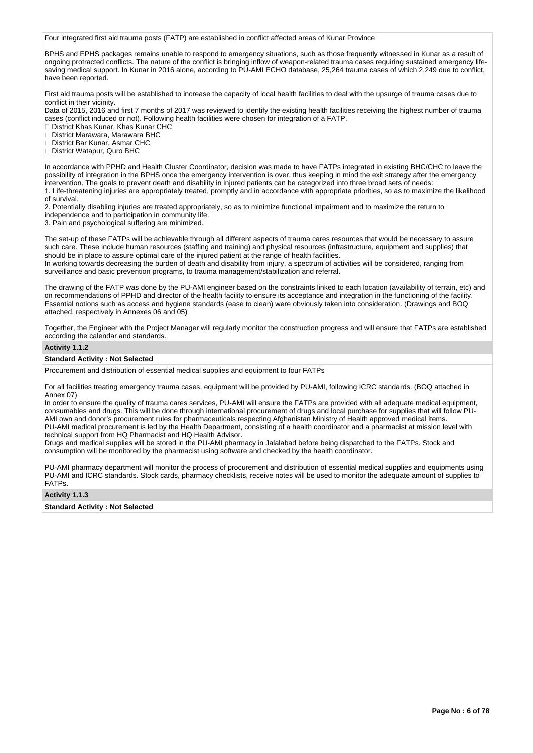Four integrated first aid trauma posts (FATP) are established in conflict affected areas of Kunar Province

BPHS and EPHS packages remains unable to respond to emergency situations, such as those frequently witnessed in Kunar as a result of ongoing protracted conflicts. The nature of the conflict is bringing inflow of weapon-related trauma cases requiring sustained emergency life-saving medical support. In Kunar in 2016 alone, according to PU-AMI ECHO database, 25,264 trauma cases of which 2,249 due to conflict, have been reported.

First aid trauma posts will be established to increase the capacity of local health facilities to deal with the upsurge of trauma cases due to conflict in their vicinity.
Data of 2015, 2016 and first 7 months of 2017 was reviewed to identify the existing health facilities receiving the highest number of trauma cases (conflict induced or not). Following health facilities were chosen for integration of a FATP.

- District Khas Kunar, Khas Kunar CHC
- District Marawara, Marawara BHC
- District Bar Kunar, Asmar CHC
- District Watapur, Quro BHC

In accordance with PPHD and Health Cluster Coordinator, decision was made to have FATPs integrated in existing BHC/CHC to leave the possibility of integration in the BPHS once the emergency intervention is over, thus keeping in mind the exit strategy after the emergency intervention. The goals to prevent death and disability in injured patients can be categorized into three broad sets of needs:
1. Life-threatening injuries are appropriately treated, promptly and in accordance with appropriate priorities, so as to maximize the likelihood of survival.
2. Potentially disabling injuries are treated appropriately, so as to minimize functional impairment and to maximize the return to independence and to participation in community life.
3. Pain and psychological suffering are minimized.

The set-up of these FATPs will be achievable through all different aspects of trauma cares resources that would be necessary to assure such care. These include human resources (staffing and training) and physical resources (infrastructure, equipment and supplies) that should be in place to assure optimal care of the injured patient at the range of health facilities.
In working towards decreasing the burden of death and disability from injury, a spectrum of activities will be considered, ranging from surveillance and basic prevention programs, to trauma management/stabilization and referral.

The drawing of the FATP was done by the PU-AMI engineer based on the constraints linked to each location (availability of terrain, etc) and on recommendations of PPHD and director of the health facility to ensure its acceptance and integration in the functioning of the facility. Essential notions such as access and hygiene standards (ease to clean) were obviously taken into consideration. (Drawings and BOQ attached, respectively in Annexes 06 and 05)

Together, the Engineer with the Project Manager will regularly monitor the construction progress and will ensure that FATPs are established according the calendar and standards.

**Activity 1.1.2**

**Standard Activity : Not Selected**

Procurement and distribution of essential medical supplies and equipment to four FATPs

For all facilities treating emergency trauma cases, equipment will be provided by PU-AMI, following ICRC standards. (BOQ attached in Annex 07)
In order to ensure the quality of trauma cares services, PU-AMI will ensure the FATPs are provided with all adequate medical equipment, consumables and drugs. This will be done through international procurement of drugs and local purchase for supplies that will follow PU-AMI own and donor's procurement rules for pharmaceuticals respecting Afghanistan Ministry of Health approved medical items.
PU-AMI medical procurement is led by the Health Department, consisting of a health coordinator and a pharmacist at mission level with technical support from HQ Pharmacist and HQ Health Advisor.
Drugs and medical supplies will be stored in the PU-AMI pharmacy in Jalalabad before being dispatched to the FATPs. Stock and consumption will be monitored by the pharmacist using software and checked by the health coordinator.

PU-AMI pharmacy department will monitor the process of procurement and distribution of essential medical supplies and equipments using PU-AMI and ICRC standards. Stock cards, pharmacy checklists, receive notes will be used to monitor the adequate amount of supplies to FATPs.

**Activity 1.1.3**

**Standard Activity : Not Selected**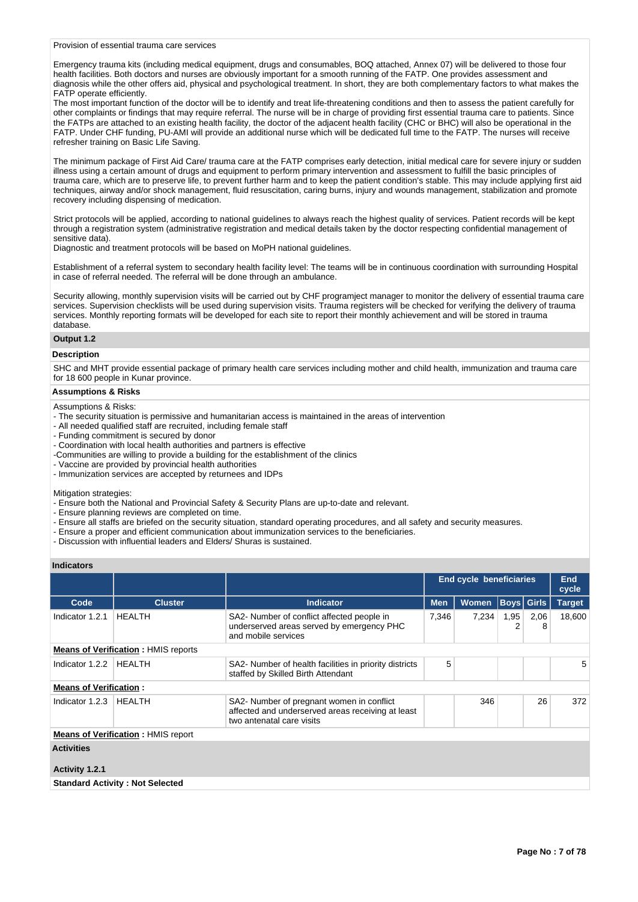Provision of essential trauma care services

Emergency trauma kits (including medical equipment, drugs and consumables, BOQ attached, Annex 07) will be delivered to those four health facilities. Both doctors and nurses are obviously important for a smooth running of the FATP. One provides assessment and diagnosis while the other offers aid, physical and psychological treatment. In short, they are both complementary factors to what makes the FATP operate efficiently.
The most important function of the doctor will be to identify and treat life-threatening conditions and then to assess the patient carefully for other complaints or findings that may require referral. The nurse will be in charge of providing first essential trauma care to patients. Since the FATPs are attached to an existing health facility, the doctor of the adjacent health facility (CHC or BHC) will also be operational in the FATP. Under CHF funding, PU-AMI will provide an additional nurse which will be dedicated full time to the FATP. The nurses will receive refresher training on Basic Life Saving.

The minimum package of First Aid Care/ trauma care at the FATP comprises early detection, initial medical care for severe injury or sudden illness using a certain amount of drugs and equipment to perform primary intervention and assessment to fulfill the basic principles of trauma care, which are to preserve life, to prevent further harm and to keep the patient condition's stable. This may include applying first aid techniques, airway and/or shock management, fluid resuscitation, caring burns, injury and wounds management, stabilization and promote recovery including dispensing of medication.

Strict protocols will be applied, according to national guidelines to always reach the highest quality of services. Patient records will be kept through a registration system (administrative registration and medical details taken by the doctor respecting confidential management of sensitive data).
Diagnostic and treatment protocols will be based on MoPH national guidelines.

Establishment of a referral system to secondary health facility level: The teams will be in continuous coordination with surrounding Hospital in case of referral needed. The referral will be done through an ambulance.

Security allowing, monthly supervision visits will be carried out by CHF programject manager to monitor the delivery of essential trauma care services. Supervision checklists will be used during supervision visits. Trauma registers will be checked for verifying the delivery of trauma services. Monthly reporting formats will be developed for each site to report their monthly achievement and will be stored in trauma database.

### Output 1.2

**Description**

SHC and MHT provide essential package of primary health care services including mother and child health, immunization and trauma care for 18 600 people in Kunar province.

**Assumptions & Risks**

Assumptions & Risks:
- The security situation is permissive and humanitarian access is maintained in the areas of intervention
- All needed qualified staff are recruited, including female staff
- Funding commitment is secured by donor
- Coordination with local health authorities and partners is effective
-Communities are willing to provide a building for the establishment of the clinics
- Vaccine are provided by provincial health authorities
- Immunization services are accepted by returnees and IDPs

Mitigation strategies:
- Ensure both the National and Provincial Safety & Security Plans are up-to-date and relevant.
- Ensure planning reviews are completed on time.
- Ensure all staffs are briefed on the security situation, standard operating procedures, and all safety and security measures.
- Ensure a proper and efficient communication about immunization services to the beneficiaries.
- Discussion with influential leaders and Elders/ Shuras is sustained.

**Indicators**

| | | | End cycle beneficiaries | | | | End cycle |
|---|---|---|---|---|---|---|---|
| **Code** | **Cluster** | **Indicator** | **Men** | **Women** | **Boys** | **Girls** | **Target** |
| Indicator 1.2.1 | HEALTH | SA2- Number of conflict affected people in underserved areas served by emergency PHC and mobile services | 7,346 | 7,234 | 1,952 | 2,068 | 18,600 |
| **Means of Verification :** HMIS reports | | | | | | | |
| Indicator 1.2.2 | HEALTH | SA2- Number of health facilities in priority districts staffed by Skilled Birth Attendant | 5 | | | | 5 |
| **Means of Verification :** | | | | | | | |
| Indicator 1.2.3 | HEALTH | SA2- Number of pregnant women in conflict affected and underserved areas receiving at least two antenatal care visits | | 346 | | 26 | 372 |
| **Means of Verification :** HMIS report | | | | | | | |

**Activities**

**Activity 1.2.1**

**Standard Activity : Not Selected**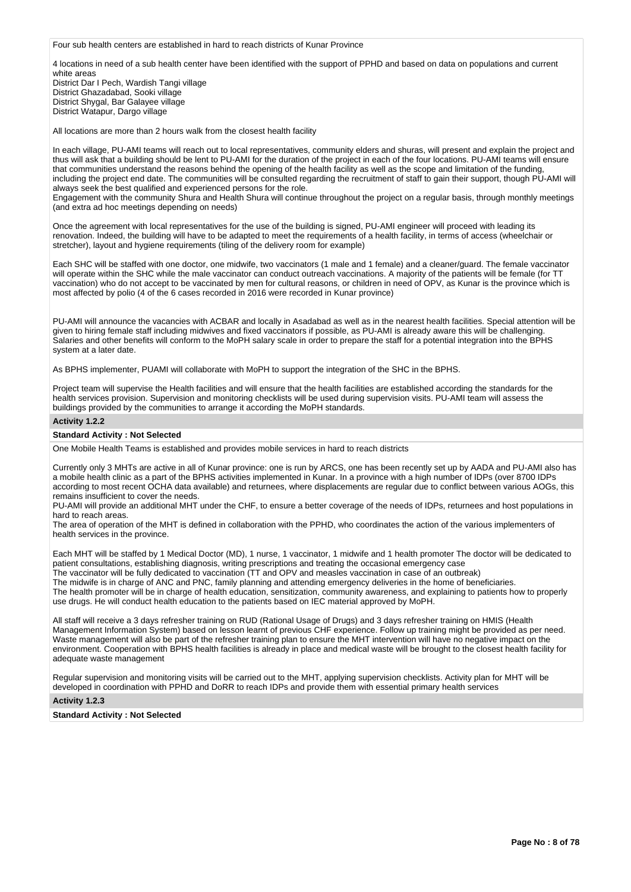Four sub health centers are established in hard to reach districts of Kunar Province

4 locations in need of a sub health center have been identified with the support of PPHD and based on data on populations and current white areas
District Dar I Pech, Wardish Tangi village
District Ghazadabad, Sooki village
District Shygal, Bar Galayee village
District Watapur, Dargo village

All locations are more than 2 hours walk from the closest health facility

In each village, PU-AMI teams will reach out to local representatives, community elders and shuras, will present and explain the project and thus will ask that a building should be lent to PU-AMI for the duration of the project in each of the four locations. PU-AMI teams will ensure that communities understand the reasons behind the opening of the health facility as well as the scope and limitation of the funding, including the project end date. The communities will be consulted regarding the recruitment of staff to gain their support, though PU-AMI will always seek the best qualified and experienced persons for the role.
Engagement with the community Shura and Health Shura will continue throughout the project on a regular basis, through monthly meetings (and extra ad hoc meetings depending on needs)

Once the agreement with local representatives for the use of the building is signed, PU-AMI engineer will proceed with leading its renovation. Indeed, the building will have to be adapted to meet the requirements of a health facility, in terms of access (wheelchair or stretcher), layout and hygiene requirements (tiling of the delivery room for example)

Each SHC will be staffed with one doctor, one midwife, two vaccinators (1 male and 1 female) and a cleaner/guard. The female vaccinator will operate within the SHC while the male vaccinator can conduct outreach vaccinations. A majority of the patients will be female (for TT vaccination) who do not accept to be vaccinated by men for cultural reasons, or children in need of OPV, as Kunar is the province which is most affected by polio (4 of the 6 cases recorded in 2016 were recorded in Kunar province)

PU-AMI will announce the vacancies with ACBAR and locally in Asadabad as well as in the nearest health facilities. Special attention will be given to hiring female staff including midwives and fixed vaccinators if possible, as PU-AMI is already aware this will be challenging. Salaries and other benefits will conform to the MoPH salary scale in order to prepare the staff for a potential integration into the BPHS system at a later date.

As BPHS implementer, PUAMI will collaborate with MoPH to support the integration of the SHC in the BPHS.

Project team will supervise the Health facilities and will ensure that the health facilities are established according the standards for the health services provision. Supervision and monitoring checklists will be used during supervision visits. PU-AMI team will assess the buildings provided by the communities to arrange it according the MoPH standards.

**Activity 1.2.2**

**Standard Activity : Not Selected**

One Mobile Health Teams is established and provides mobile services in hard to reach districts

Currently only 3 MHTs are active in all of Kunar province: one is run by ARCS, one has been recently set up by AADA and PU-AMI also has a mobile health clinic as a part of the BPHS activities implemented in Kunar. In a province with a high number of IDPs (over 8700 IDPs according to most recent OCHA data available) and returnees, where displacements are regular due to conflict between various AOGs, this remains insufficient to cover the needs.
PU-AMI will provide an additional MHT under the CHF, to ensure a better coverage of the needs of IDPs, returnees and host populations in hard to reach areas.
The area of operation of the MHT is defined in collaboration with the PPHD, who coordinates the action of the various implementers of health services in the province.

Each MHT will be staffed by 1 Medical Doctor (MD), 1 nurse, 1 vaccinator, 1 midwife and 1 health promoter The doctor will be dedicated to patient consultations, establishing diagnosis, writing prescriptions and treating the occasional emergency case
The vaccinator will be fully dedicated to vaccination (TT and OPV and measles vaccination in case of an outbreak)
The midwife is in charge of ANC and PNC, family planning and attending emergency deliveries in the home of beneficiaries.
The health promoter will be in charge of health education, sensitization, community awareness, and explaining to patients how to properly use drugs. He will conduct health education to the patients based on IEC material approved by MoPH.

All staff will receive a 3 days refresher training on RUD (Rational Usage of Drugs) and 3 days refresher training on HMIS (Health Management Information System) based on lesson learnt of previous CHF experience. Follow up training might be provided as per need. Waste management will also be part of the refresher training plan to ensure the MHT intervention will have no negative impact on the environment. Cooperation with BPHS health facilities is already in place and medical waste will be brought to the closest health facility for adequate waste management

Regular supervision and monitoring visits will be carried out to the MHT, applying supervision checklists. Activity plan for MHT will be developed in coordination with PPHD and DoRR to reach IDPs and provide them with essential primary health services

**Activity 1.2.3**

**Standard Activity : Not Selected**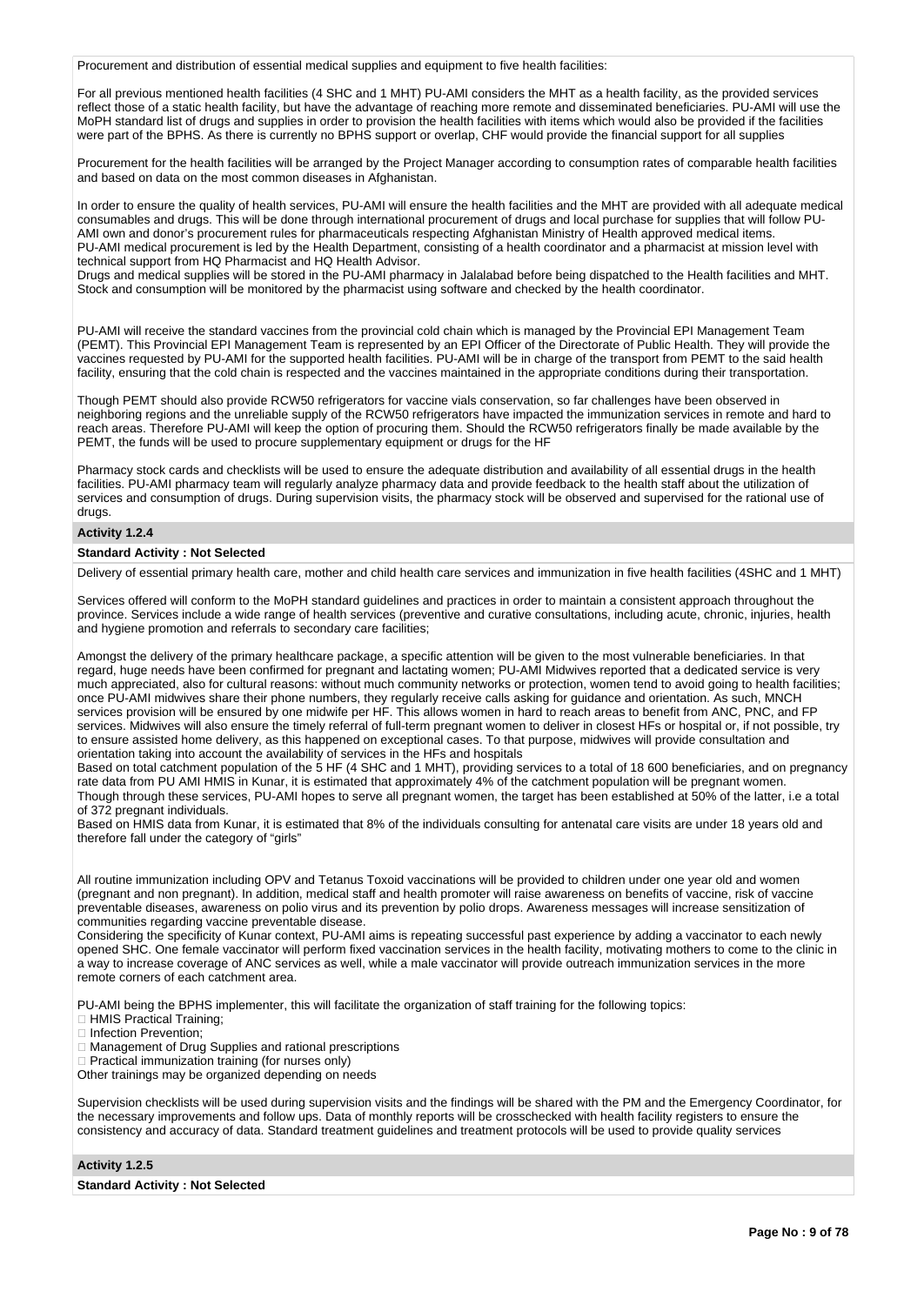Procurement and distribution of essential medical supplies and equipment to five health facilities:

For all previous mentioned health facilities (4 SHC and 1 MHT) PU-AMI considers the MHT as a health facility, as the provided services reflect those of a static health facility, but have the advantage of reaching more remote and disseminated beneficiaries. PU-AMI will use the MoPH standard list of drugs and supplies in order to provision the health facilities with items which would also be provided if the facilities were part of the BPHS. As there is currently no BPHS support or overlap, CHF would provide the financial support for all supplies

Procurement for the health facilities will be arranged by the Project Manager according to consumption rates of comparable health facilities and based on data on the most common diseases in Afghanistan.

In order to ensure the quality of health services, PU-AMI will ensure the health facilities and the MHT are provided with all adequate medical consumables and drugs. This will be done through international procurement of drugs and local purchase for supplies that will follow PU-AMI own and donor's procurement rules for pharmaceuticals respecting Afghanistan Ministry of Health approved medical items.
PU-AMI medical procurement is led by the Health Department, consisting of a health coordinator and a pharmacist at mission level with technical support from HQ Pharmacist and HQ Health Advisor.
Drugs and medical supplies will be stored in the PU-AMI pharmacy in Jalalabad before being dispatched to the Health facilities and MHT. Stock and consumption will be monitored by the pharmacist using software and checked by the health coordinator.

PU-AMI will receive the standard vaccines from the provincial cold chain which is managed by the Provincial EPI Management Team (PEMT). This Provincial EPI Management Team is represented by an EPI Officer of the Directorate of Public Health. They will provide the vaccines requested by PU-AMI for the supported health facilities. PU-AMI will be in charge of the transport from PEMT to the said health facility, ensuring that the cold chain is respected and the vaccines maintained in the appropriate conditions during their transportation.

Though PEMT should also provide RCW50 refrigerators for vaccine vials conservation, so far challenges have been observed in neighboring regions and the unreliable supply of the RCW50 refrigerators have impacted the immunization services in remote and hard to reach areas. Therefore PU-AMI will keep the option of procuring them. Should the RCW50 refrigerators finally be made available by the PEMT, the funds will be used to procure supplementary equipment or drugs for the HF

Pharmacy stock cards and checklists will be used to ensure the adequate distribution and availability of all essential drugs in the health facilities. PU-AMI pharmacy team will regularly analyze pharmacy data and provide feedback to the health staff about the utilization of services and consumption of drugs. During supervision visits, the pharmacy stock will be observed and supervised for the rational use of drugs.

**Activity 1.2.4**

**Standard Activity : Not Selected**

Delivery of essential primary health care, mother and child health care services and immunization in five health facilities (4SHC and 1 MHT)

Services offered will conform to the MoPH standard guidelines and practices in order to maintain a consistent approach throughout the province. Services include a wide range of health services (preventive and curative consultations, including acute, chronic, injuries, health and hygiene promotion and referrals to secondary care facilities;

Amongst the delivery of the primary healthcare package, a specific attention will be given to the most vulnerable beneficiaries. In that regard, huge needs have been confirmed for pregnant and lactating women; PU-AMI Midwives reported that a dedicated service is very much appreciated, also for cultural reasons: without much community networks or protection, women tend to avoid going to health facilities; once PU-AMI midwives share their phone numbers, they regularly receive calls asking for guidance and orientation. As such, MNCH services provision will be ensured by one midwife per HF. This allows women in hard to reach areas to benefit from ANC, PNC, and FP services. Midwives will also ensure the timely referral of full-term pregnant women to deliver in closest HFs or hospital or, if not possible, try to ensure assisted home delivery, as this happened on exceptional cases. To that purpose, midwives will provide consultation and orientation taking into account the availability of services in the HFs and hospitals
Based on total catchment population of the 5 HF (4 SHC and 1 MHT), providing services to a total of 18 600 beneficiaries, and on pregnancy rate data from PU AMI HMIS in Kunar, it is estimated that approximately 4% of the catchment population will be pregnant women.
Though through these services, PU-AMI hopes to serve all pregnant women, the target has been established at 50% of the latter, i.e a total of 372 pregnant individuals.
Based on HMIS data from Kunar, it is estimated that 8% of the individuals consulting for antenatal care visits are under 18 years old and therefore fall under the category of "girls"

All routine immunization including OPV and Tetanus Toxoid vaccinations will be provided to children under one year old and women (pregnant and non pregnant). In addition, medical staff and health promoter will raise awareness on benefits of vaccine, risk of vaccine preventable diseases, awareness on polio virus and its prevention by polio drops. Awareness messages will increase sensitization of communities regarding vaccine preventable disease.
Considering the specificity of Kunar context, PU-AMI aims is repeating successful past experience by adding a vaccinator to each newly opened SHC. One female vaccinator will perform fixed vaccination services in the health facility, motivating mothers to come to the clinic in a way to increase coverage of ANC services as well, while a male vaccinator will provide outreach immunization services in the more remote corners of each catchment area.

PU-AMI being the BPHS implementer, this will facilitate the organization of staff training for the following topics:
- HMIS Practical Training;
- Infection Prevention;
- Management of Drug Supplies and rational prescriptions
- Practical immunization training (for nurses only)

Other trainings may be organized depending on needs

Supervision checklists will be used during supervision visits and the findings will be shared with the PM and the Emergency Coordinator, for the necessary improvements and follow ups. Data of monthly reports will be crosschecked with health facility registers to ensure the consistency and accuracy of data. Standard treatment guidelines and treatment protocols will be used to provide quality services

**Activity 1.2.5**

**Standard Activity : Not Selected**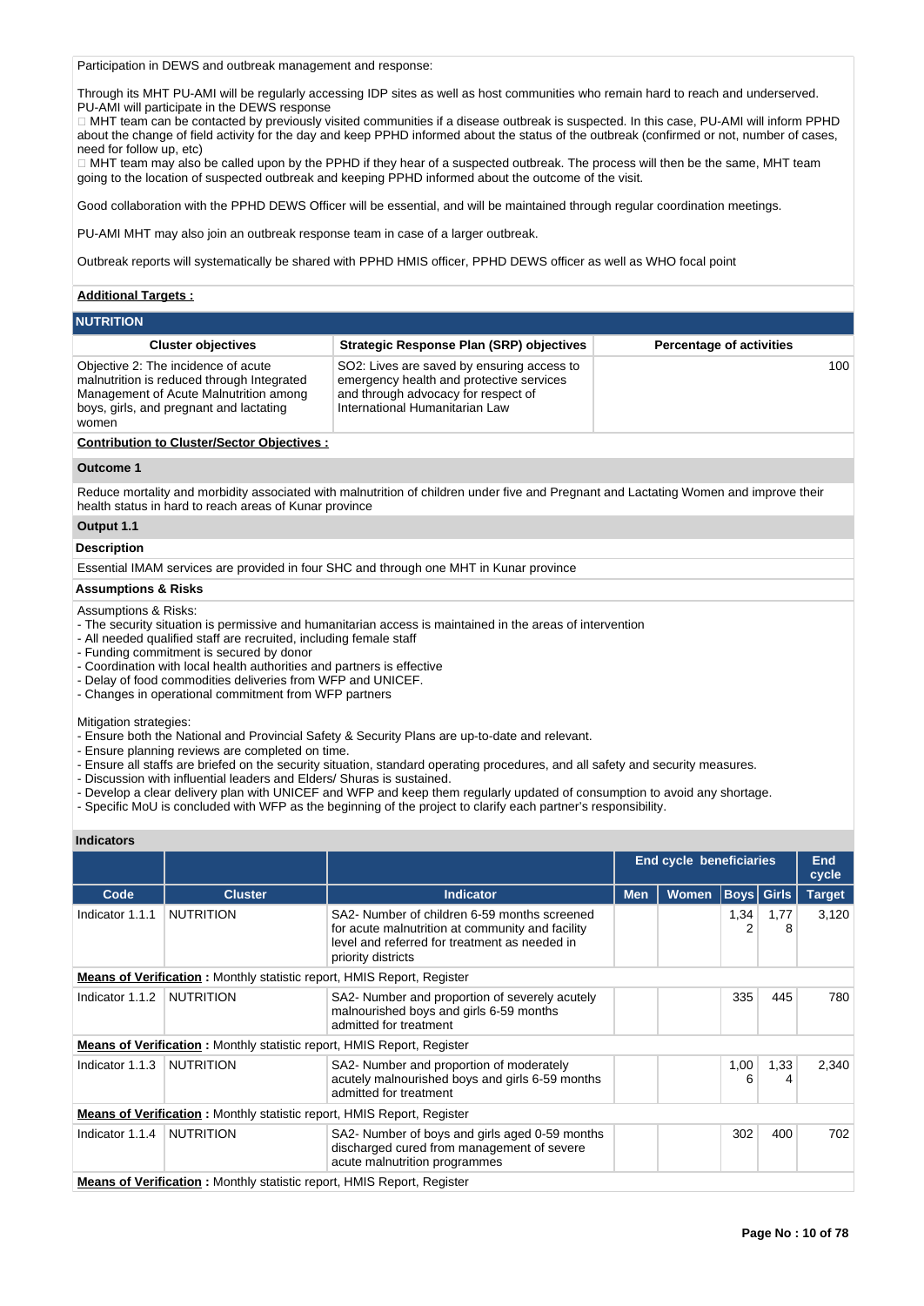Participation in DEWS and outbreak management and response:

Through its MHT PU-AMI will be regularly accessing IDP sites as well as host communities who remain hard to reach and underserved. PU-AMI will participate in the DEWS response

 MHT team can be contacted by previously visited communities if a disease outbreak is suspected. In this case, PU-AMI will inform PPHD about the change of field activity for the day and keep PPHD informed about the status of the outbreak (confirmed or not, number of cases, need for follow up, etc)

 MHT team may also be called upon by the PPHD if they hear of a suspected outbreak. The process will then be the same, MHT team going to the location of suspected outbreak and keeping PPHD informed about the outcome of the visit.

Good collaboration with the PPHD DEWS Officer will be essential, and will be maintained through regular coordination meetings.

PU-AMI MHT may also join an outbreak response team in case of a larger outbreak.

Outbreak reports will systematically be shared with PPHD HMIS officer, PPHD DEWS officer as well as WHO focal point

**Additional Targets :**

## NUTRITION

| Cluster objectives | Strategic Response Plan (SRP) objectives | Percentage of activities |
|---|---|---|
| Objective 2: The incidence of acute malnutrition is reduced through Integrated Management of Acute Malnutrition among boys, girls, and pregnant and lactating women | SO2: Lives are saved by ensuring access to emergency health and protective services and through advocacy for respect of International Humanitarian Law | 100 |

**Contribution to Cluster/Sector Objectives :**

### Outcome 1

Reduce mortality and morbidity associated with malnutrition of children under five and Pregnant and Lactating Women and improve their health status in hard to reach areas of Kunar province

### Output 1.1

**Description**

Essential IMAM services are provided in four SHC and through one MHT in Kunar province

**Assumptions & Risks**

Assumptions & Risks:
- The security situation is permissive and humanitarian access is maintained in the areas of intervention
- All needed qualified staff are recruited, including female staff
- Funding commitment is secured by donor
- Coordination with local health authorities and partners is effective
- Delay of food commodities deliveries from WFP and UNICEF.
- Changes in operational commitment from WFP partners

Mitigation strategies:
- Ensure both the National and Provincial Safety & Security Plans are up-to-date and relevant.
- Ensure planning reviews are completed on time.
- Ensure all staffs are briefed on the security situation, standard operating procedures, and all safety and security measures.
- Discussion with influential leaders and Elders/ Shuras is sustained.
- Develop a clear delivery plan with UNICEF and WFP and keep them regularly updated of consumption to avoid any shortage.
- Specific MoU is concluded with WFP as the beginning of the project to clarify each partner's responsibility.

**Indicators**

| | | | End cycle beneficiaries | | | | End cycle |
|---|---|---|---|---|---|---|---|
| Code | Cluster | Indicator | Men | Women | Boys | Girls | Target |
| Indicator 1.1.1 | NUTRITION | SA2- Number of children 6-59 months screened for acute malnutrition at community and facility level and referred for treatment as needed in priority districts | | | 1,342 | 1,778 | 3,120 |
| **Means of Verification :** Monthly statistic report, HMIS Report, Register | | | | | | | |
| Indicator 1.1.2 | NUTRITION | SA2- Number and proportion of severely acutely malnourished boys and girls 6-59 months admitted for treatment | | | 335 | 445 | 780 |
| **Means of Verification :** Monthly statistic report, HMIS Report, Register | | | | | | | |
| Indicator 1.1.3 | NUTRITION | SA2- Number and proportion of moderately acutely malnourished boys and girls 6-59 months admitted for treatment | | | 1,006 | 1,334 | 2,340 |
| **Means of Verification :** Monthly statistic report, HMIS Report, Register | | | | | | | |
| Indicator 1.1.4 | NUTRITION | SA2- Number of boys and girls aged 0-59 months discharged cured from management of severe acute malnutrition programmes | | | 302 | 400 | 702 |
| **Means of Verification :** Monthly statistic report, HMIS Report, Register | | | | | | | |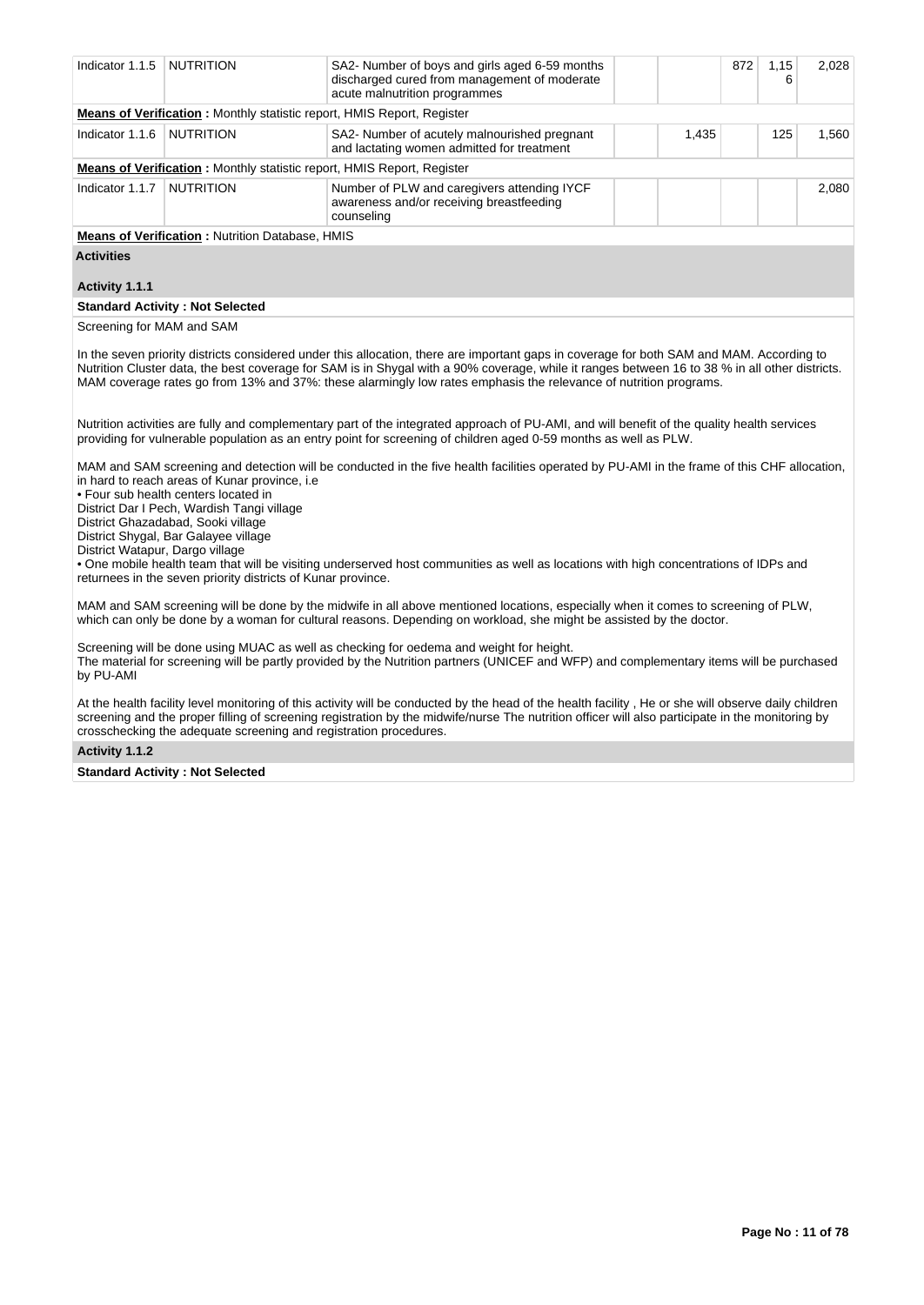| Indicator 1.1.5 | NUTRITION | SA2- Number of boys and girls aged 6-59 months discharged cured from management of moderate acute malnutrition programmes | | | 872 | 1,156 | 2,028 |
|---|---|---|---|---|---|---|---|
| **Means of Verification :** Monthly statistic report, HMIS Report, Register | | | | | | | |
| Indicator 1.1.6 | NUTRITION | SA2- Number of acutely malnourished pregnant and lactating women admitted for treatment | | 1,435 | | 125 | 1,560 |
| **Means of Verification :** Monthly statistic report, HMIS Report, Register | | | | | | | |
| Indicator 1.1.7 | NUTRITION | Number of PLW and caregivers attending IYCF awareness and/or receiving breastfeeding counseling | | | | | 2,080 |
| **Means of Verification :** Nutrition Database, HMIS | | | | | | | |

**Activities**

**Activity 1.1.1**

**Standard Activity : Not Selected**

Screening for MAM and SAM

In the seven priority districts considered under this allocation, there are important gaps in coverage for both SAM and MAM. According to Nutrition Cluster data, the best coverage for SAM is in Shygal with a 90% coverage, while it ranges between 16 to 38 % in all other districts. MAM coverage rates go from 13% and 37%: these alarmingly low rates emphasis the relevance of nutrition programs.

Nutrition activities are fully and complementary part of the integrated approach of PU-AMI, and will benefit of the quality health services providing for vulnerable population as an entry point for screening of children aged 0-59 months as well as PLW.

MAM and SAM screening and detection will be conducted in the five health facilities operated by PU-AMI in the frame of this CHF allocation, in hard to reach areas of Kunar province, i.e
• Four sub health centers located in
District Dar I Pech, Wardish Tangi village
District Ghazadabad, Sooki village
District Shygal, Bar Galayee village
District Watapur, Dargo village
• One mobile health team that will be visiting underserved host communities as well as locations with high concentrations of IDPs and returnees in the seven priority districts of Kunar province.

MAM and SAM screening will be done by the midwife in all above mentioned locations, especially when it comes to screening of PLW, which can only be done by a woman for cultural reasons. Depending on workload, she might be assisted by the doctor.

Screening will be done using MUAC as well as checking for oedema and weight for height.
The material for screening will be partly provided by the Nutrition partners (UNICEF and WFP) and complementary items will be purchased by PU-AMI

At the health facility level monitoring of this activity will be conducted by the head of the health facility , He or she will observe daily children screening and the proper filling of screening registration by the midwife/nurse The nutrition officer will also participate in the monitoring by crosschecking the adequate screening and registration procedures.

**Activity 1.1.2**

**Standard Activity : Not Selected**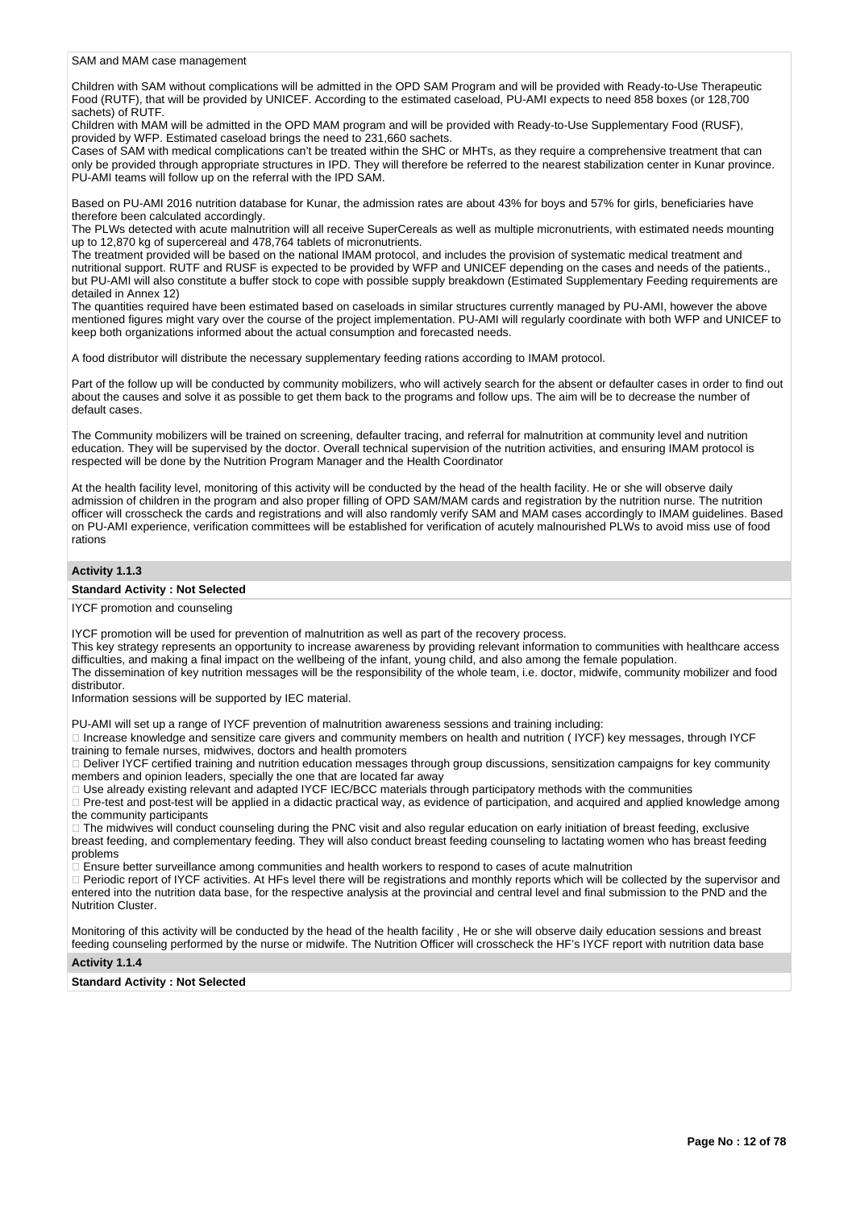SAM and MAM case management

Children with SAM without complications will be admitted in the OPD SAM Program and will be provided with Ready-to-Use Therapeutic Food (RUTF), that will be provided by UNICEF. According to the estimated caseload, PU-AMI expects to need 858 boxes (or 128,700 sachets) of RUTF.
Children with MAM will be admitted in the OPD MAM program and will be provided with Ready-to-Use Supplementary Food (RUSF), provided by WFP. Estimated caseload brings the need to 231,660 sachets.
Cases of SAM with medical complications can't be treated within the SHC or MHTs, as they require a comprehensive treatment that can only be provided through appropriate structures in IPD. They will therefore be referred to the nearest stabilization center in Kunar province. PU-AMI teams will follow up on the referral with the IPD SAM.

Based on PU-AMI 2016 nutrition database for Kunar, the admission rates are about 43% for boys and 57% for girls, beneficiaries have therefore been calculated accordingly.
The PLWs detected with acute malnutrition will all receive SuperCereals as well as multiple micronutrients, with estimated needs mounting up to 12,870 kg of supercereal and 478,764 tablets of micronutrients.
The treatment provided will be based on the national IMAM protocol, and includes the provision of systematic medical treatment and nutritional support. RUTF and RUSF is expected to be provided by WFP and UNICEF depending on the cases and needs of the patients., but PU-AMI will also constitute a buffer stock to cope with possible supply breakdown (Estimated Supplementary Feeding requirements are detailed in Annex 12)
The quantities required have been estimated based on caseloads in similar structures currently managed by PU-AMI, however the above mentioned figures might vary over the course of the project implementation. PU-AMI will regularly coordinate with both WFP and UNICEF to keep both organizations informed about the actual consumption and forecasted needs.

A food distributor will distribute the necessary supplementary feeding rations according to IMAM protocol.

Part of the follow up will be conducted by community mobilizers, who will actively search for the absent or defaulter cases in order to find out about the causes and solve it as possible to get them back to the programs and follow ups. The aim will be to decrease the number of default cases.

The Community mobilizers will be trained on screening, defaulter tracing, and referral for malnutrition at community level and nutrition education. They will be supervised by the doctor. Overall technical supervision of the nutrition activities, and ensuring IMAM protocol is respected will be done by the Nutrition Program Manager and the Health Coordinator

At the health facility level, monitoring of this activity will be conducted by the head of the health facility. He or she will observe daily admission of children in the program and also proper filling of OPD SAM/MAM cards and registration by the nutrition nurse. The nutrition officer will crosscheck the cards and registrations and will also randomly verify SAM and MAM cases accordingly to IMAM guidelines. Based on PU-AMI experience, verification committees will be established for verification of acutely malnourished PLWs to avoid miss use of food rations

**Activity 1.1.3**

**Standard Activity : Not Selected**

IYCF promotion and counseling

IYCF promotion will be used for prevention of malnutrition as well as part of the recovery process.
This key strategy represents an opportunity to increase awareness by providing relevant information to communities with healthcare access difficulties, and making a final impact on the wellbeing of the infant, young child, and also among the female population.
The dissemination of key nutrition messages will be the responsibility of the whole team, i.e. doctor, midwife, community mobilizer and food distributor.
Information sessions will be supported by IEC material.

PU-AMI will set up a range of IYCF prevention of malnutrition awareness sessions and training including:
- Increase knowledge and sensitize care givers and community members on health and nutrition ( IYCF) key messages, through IYCF training to female nurses, midwives, doctors and health promoters
- Deliver IYCF certified training and nutrition education messages through group discussions, sensitization campaigns for key community members and opinion leaders, specially the one that are located far away
- Use already existing relevant and adapted IYCF IEC/BCC materials through participatory methods with the communities
- Pre-test and post-test will be applied in a didactic practical way, as evidence of participation, and acquired and applied knowledge among the community participants
- The midwives will conduct counseling during the PNC visit and also regular education on early initiation of breast feeding, exclusive breast feeding, and complementary feeding. They will also conduct breast feeding counseling to lactating women who has breast feeding problems
- Ensure better surveillance among communities and health workers to respond to cases of acute malnutrition
- Periodic report of IYCF activities. At HFs level there will be registrations and monthly reports which will be collected by the supervisor and entered into the nutrition data base, for the respective analysis at the provincial and central level and final submission to the PND and the Nutrition Cluster.

Monitoring of this activity will be conducted by the head of the health facility , He or she will observe daily education sessions and breast feeding counseling performed by the nurse or midwife. The Nutrition Officer will crosscheck the HF's IYCF report with nutrition data base

**Activity 1.1.4**

**Standard Activity : Not Selected**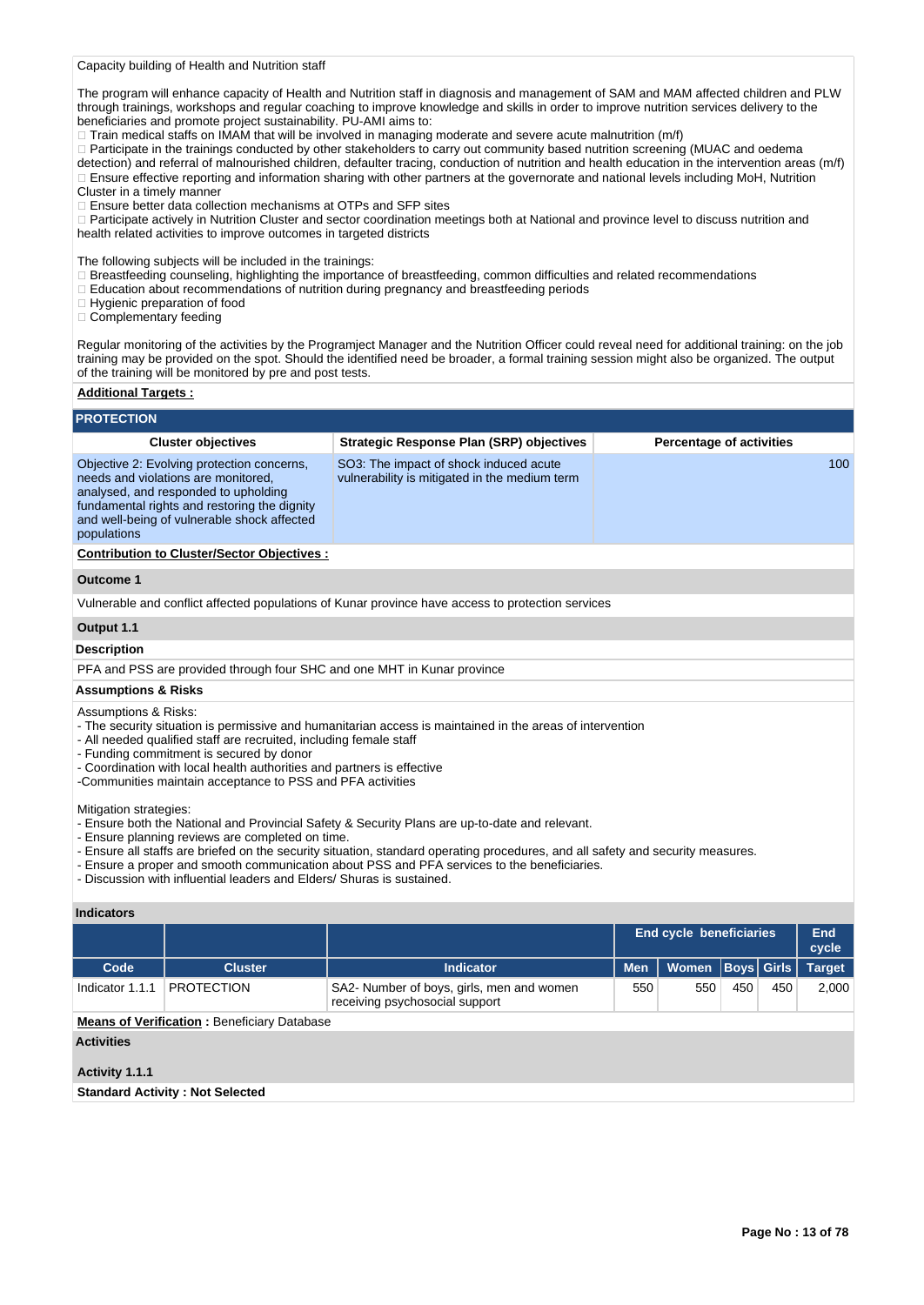Capacity building of Health and Nutrition staff

The program will enhance capacity of Health and Nutrition staff in diagnosis and management of SAM and MAM affected children and PLW through trainings, workshops and regular coaching to improve knowledge and skills in order to improve nutrition services delivery to the beneficiaries and promote project sustainability. PU-AMI aims to:

-  Train medical staffs on IMAM that will be involved in managing moderate and severe acute malnutrition (m/f)
-  Participate in the trainings conducted by other stakeholders to carry out community based nutrition screening (MUAC and oedema detection) and referral of malnourished children, defaulter tracing, conduction of nutrition and health education in the intervention areas (m/f)
-  Ensure effective reporting and information sharing with other partners at the governorate and national levels including MoH, Nutrition Cluster in a timely manner
-  Ensure better data collection mechanisms at OTPs and SFP sites
-  Participate actively in Nutrition Cluster and sector coordination meetings both at National and province level to discuss nutrition and health related activities to improve outcomes in targeted districts

The following subjects will be included in the trainings:

-  Breastfeeding counseling, highlighting the importance of breastfeeding, common difficulties and related recommendations
-  Education about recommendations of nutrition during pregnancy and breastfeeding periods
-  Hygienic preparation of food
-  Complementary feeding

Regular monitoring of the activities by the Programject Manager and the Nutrition Officer could reveal need for additional training: on the job training may be provided on the spot. Should the identified need be broader, a formal training session might also be organized. The output of the training will be monitored by pre and post tests.

**Additional Targets :**

## PROTECTION

| Cluster objectives | Strategic Response Plan (SRP) objectives | Percentage of activities |
|---|---|---|
| Objective 2: Evolving protection concerns, needs and violations are monitored, analysed, and responded to upholding fundamental rights and restoring the dignity and well-being of vulnerable shock affected populations | SO3: The impact of shock induced acute vulnerability is mitigated in the medium term | 100 |

**Contribution to Cluster/Sector Objectives :**

### Outcome 1

Vulnerable and conflict affected populations of Kunar province have access to protection services

### Output 1.1

**Description**

PFA and PSS are provided through four SHC and one MHT in Kunar province

**Assumptions & Risks**

Assumptions & Risks:
- The security situation is permissive and humanitarian access is maintained in the areas of intervention
- All needed qualified staff are recruited, including female staff
- Funding commitment is secured by donor
- Coordination with local health authorities and partners is effective
-Communities maintain acceptance to PSS and PFA activities

Mitigation strategies:
- Ensure both the National and Provincial Safety & Security Plans are up-to-date and relevant.
- Ensure planning reviews are completed on time.
- Ensure all staffs are briefed on the security situation, standard operating procedures, and all safety and security measures.
- Ensure a proper and smooth communication about PSS and PFA services to the beneficiaries.
- Discussion with influential leaders and Elders/ Shuras is sustained.

**Indicators**

| | | | End cycle beneficiaries | | | | End cycle |
|---|---|---|---|---|---|---|---|
| **Code** | **Cluster** | **Indicator** | **Men** | **Women** | **Boys** | **Girls** | **Target** |
| Indicator 1.1.1 | PROTECTION | SA2- Number of boys, girls, men and women receiving psychosocial support | 550 | 550 | 450 | 450 | 2,000 |

**Means of Verification :** Beneficiary Database

**Activities**

**Activity 1.1.1**

**Standard Activity : Not Selected**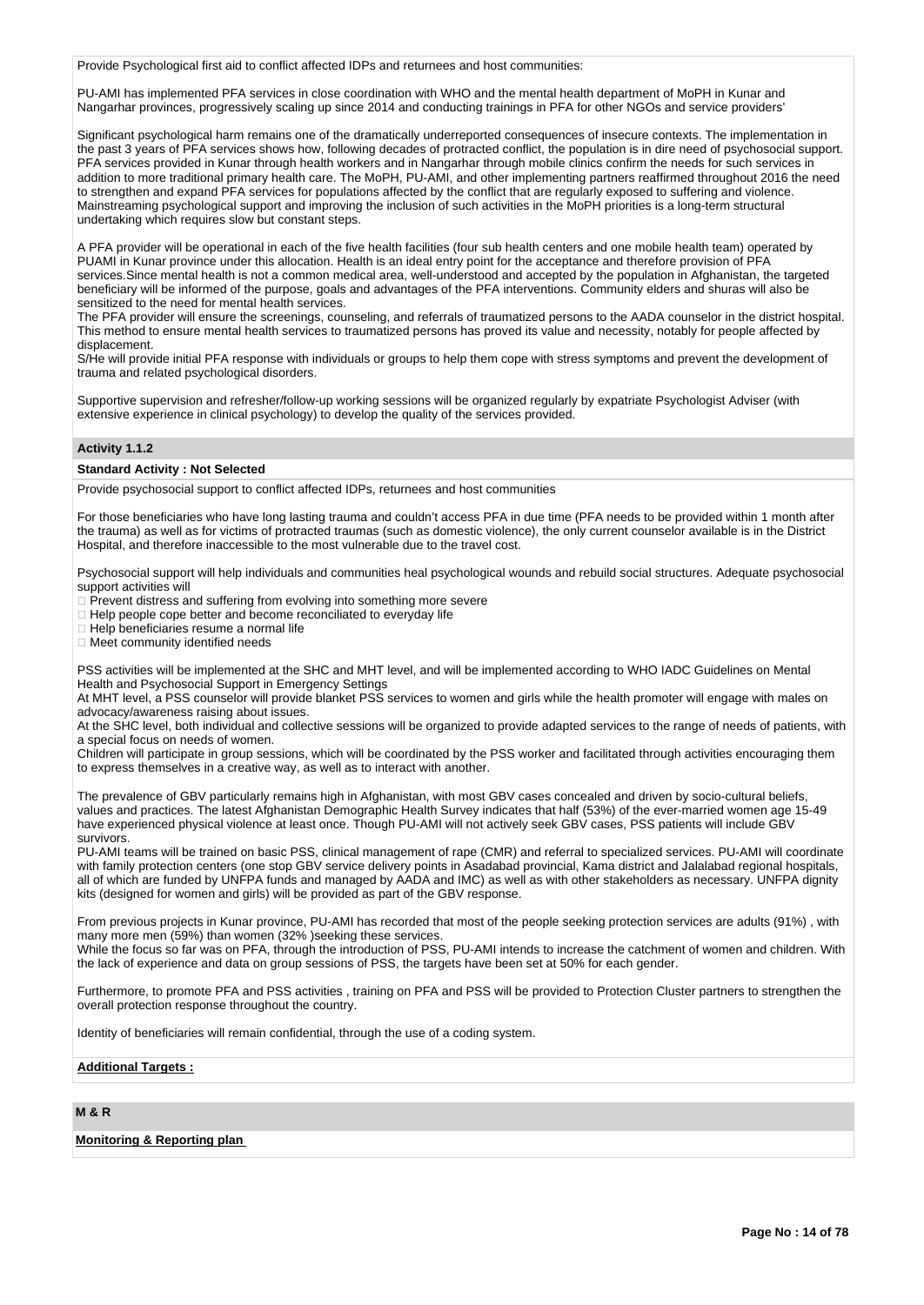Provide Psychological first aid to conflict affected IDPs and returnees and host communities:

PU-AMI has implemented PFA services in close coordination with WHO and the mental health department of MoPH in Kunar and Nangarhar provinces, progressively scaling up since 2014 and conducting trainings in PFA for other NGOs and service providers'

Significant psychological harm remains one of the dramatically underreported consequences of insecure contexts. The implementation in the past 3 years of PFA services shows how, following decades of protracted conflict, the population is in dire need of psychosocial support. PFA services provided in Kunar through health workers and in Nangarhar through mobile clinics confirm the needs for such services in addition to more traditional primary health care. The MoPH, PU-AMI, and other implementing partners reaffirmed throughout 2016 the need to strengthen and expand PFA services for populations affected by the conflict that are regularly exposed to suffering and violence. Mainstreaming psychological support and improving the inclusion of such activities in the MoPH priorities is a long-term structural undertaking which requires slow but constant steps.

A PFA provider will be operational in each of the five health facilities (four sub health centers and one mobile health team) operated by PUAMI in Kunar province under this allocation. Health is an ideal entry point for the acceptance and therefore provision of PFA services.Since mental health is not a common medical area, well-understood and accepted by the population in Afghanistan, the targeted beneficiary will be informed of the purpose, goals and advantages of the PFA interventions. Community elders and shuras will also be sensitized to the need for mental health services.
The PFA provider will ensure the screenings, counseling, and referrals of traumatized persons to the AADA counselor in the district hospital. This method to ensure mental health services to traumatized persons has proved its value and necessity, notably for people affected by displacement.
S/He will provide initial PFA response with individuals or groups to help them cope with stress symptoms and prevent the development of trauma and related psychological disorders.

Supportive supervision and refresher/follow-up working sessions will be organized regularly by expatriate Psychologist Adviser (with extensive experience in clinical psychology) to develop the quality of the services provided.

**Activity 1.1.2**

**Standard Activity : Not Selected**

Provide psychosocial support to conflict affected IDPs, returnees and host communities

For those beneficiaries who have long lasting trauma and couldn't access PFA in due time (PFA needs to be provided within 1 month after the trauma) as well as for victims of protracted traumas (such as domestic violence), the only current counselor available is in the District Hospital, and therefore inaccessible to the most vulnerable due to the travel cost.

Psychosocial support will help individuals and communities heal psychological wounds and rebuild social structures. Adequate psychosocial support activities will

- Prevent distress and suffering from evolving into something more severe
- Help people cope better and become reconciliated to everyday life
- Help beneficiaries resume a normal life
- Meet community identified needs

PSS activities will be implemented at the SHC and MHT level, and will be implemented according to WHO IADC Guidelines on Mental Health and Psychosocial Support in Emergency Settings
At MHT level, a PSS counselor will provide blanket PSS services to women and girls while the health promoter will engage with males on advocacy/awareness raising about issues.
At the SHC level, both individual and collective sessions will be organized to provide adapted services to the range of needs of patients, with a special focus on needs of women.
Children will participate in group sessions, which will be coordinated by the PSS worker and facilitated through activities encouraging them to express themselves in a creative way, as well as to interact with another.

The prevalence of GBV particularly remains high in Afghanistan, with most GBV cases concealed and driven by socio-cultural beliefs, values and practices. The latest Afghanistan Demographic Health Survey indicates that half (53%) of the ever-married women age 15-49 have experienced physical violence at least once. Though PU-AMI will not actively seek GBV cases, PSS patients will include GBV survivors.
PU-AMI teams will be trained on basic PSS, clinical management of rape (CMR) and referral to specialized services. PU-AMI will coordinate with family protection centers (one stop GBV service delivery points in Asadabad provincial, Kama district and Jalalabad regional hospitals, all of which are funded by UNFPA funds and managed by AADA and IMC) as well as with other stakeholders as necessary. UNFPA dignity kits (designed for women and girls) will be provided as part of the GBV response.

From previous projects in Kunar province, PU-AMI has recorded that most of the people seeking protection services are adults (91%) , with many more men (59%) than women (32% )seeking these services.
While the focus so far was on PFA, through the introduction of PSS, PU-AMI intends to increase the catchment of women and children. With the lack of experience and data on group sessions of PSS, the targets have been set at 50% for each gender.

Furthermore, to promote PFA and PSS activities , training on PFA and PSS will be provided to Protection Cluster partners to strengthen the overall protection response throughout the country.

Identity of beneficiaries will remain confidential, through the use of a coding system.

**Additional Targets :**

**M & R**

**Monitoring & Reporting plan**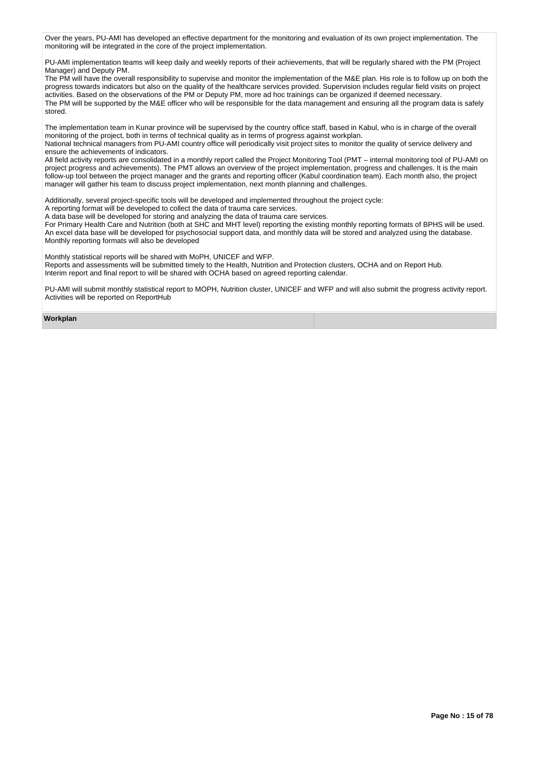Over the years, PU-AMI has developed an effective department for the monitoring and evaluation of its own project implementation. The monitoring will be integrated in the core of the project implementation.

PU-AMI implementation teams will keep daily and weekly reports of their achievements, that will be regularly shared with the PM (Project Manager) and Deputy PM.
The PM will have the overall responsibility to supervise and monitor the implementation of the M&E plan. His role is to follow up on both the progress towards indicators but also on the quality of the healthcare services provided. Supervision includes regular field visits on project activities. Based on the observations of the PM or Deputy PM, more ad hoc trainings can be organized if deemed necessary.
The PM will be supported by the M&E officer who will be responsible for the data management and ensuring all the program data is safely stored.

The implementation team in Kunar province will be supervised by the country office staff, based in Kabul, who is in charge of the overall monitoring of the project, both in terms of technical quality as in terms of progress against workplan.
National technical managers from PU-AMI country office will periodically visit project sites to monitor the quality of service delivery and ensure the achievements of indicators.
All field activity reports are consolidated in a monthly report called the Project Monitoring Tool (PMT – internal monitoring tool of PU-AMI on project progress and achievements). The PMT allows an overview of the project implementation, progress and challenges. It is the main follow-up tool between the project manager and the grants and reporting officer (Kabul coordination team). Each month also, the project manager will gather his team to discuss project implementation, next month planning and challenges.

Additionally, several project-specific tools will be developed and implemented throughout the project cycle:
A reporting format will be developed to collect the data of trauma care services.
A data base will be developed for storing and analyzing the data of trauma care services.
For Primary Health Care and Nutrition (both at SHC and MHT level) reporting the existing monthly reporting formats of BPHS will be used.
An excel data base will be developed for psychosocial support data, and monthly data will be stored and analyzed using the database.
Monthly reporting formats will also be developed

Monthly statistical reports will be shared with MoPH, UNICEF and WFP.
Reports and assessments will be submitted timely to the Health, Nutrition and Protection clusters, OCHA and on Report Hub.
Interim report and final report to will be shared with OCHA based on agreed reporting calendar.

PU-AMI will submit monthly statistical report to MOPH, Nutrition cluster, UNICEF and WFP and will also submit the progress activity report. Activities will be reported on ReportHub

**Workplan**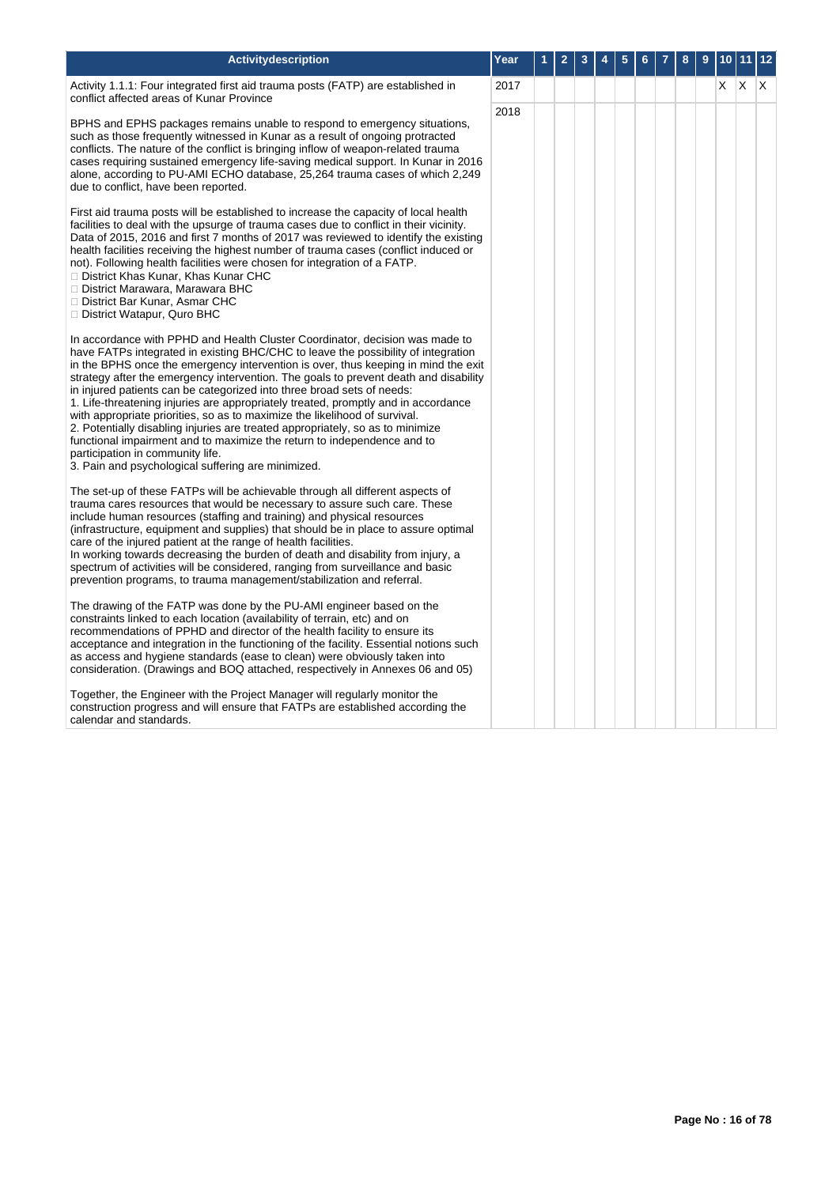| Activitydescription | Year | 1 | 2 | 3 | 4 | 5 | 6 | 7 | 8 | 9 | 10 | 11 | 12 |
|---|---|---|---|---|---|---|---|---|---|---|---|---|---|
| Activity 1.1.1: Four integrated first aid trauma posts (FATP) are established in conflict affected areas of Kunar Province<br><br>BPHS and EPHS packages remains unable to respond to emergency situations, such as those frequently witnessed in Kunar as a result of ongoing protracted conflicts. The nature of the conflict is bringing inflow of weapon-related trauma cases requiring sustained emergency life-saving medical support. In Kunar in 2016 alone, according to PU-AMI ECHO database, 25,264 trauma cases of which 2,249 due to conflict, have been reported.<br><br>First aid trauma posts will be established to increase the capacity of local health facilities to deal with the upsurge of trauma cases due to conflict in their vicinity. Data of 2015, 2016 and first 7 months of 2017 was reviewed to identify the existing health facilities receiving the highest number of trauma cases (conflict induced or not). Following health facilities were chosen for integration of a FATP.<br> District Khas Kunar, Khas Kunar CHC<br> District Marawara, Marawara BHC<br> District Bar Kunar, Asmar CHC<br> District Watapur, Quro BHC<br><br>In accordance with PPHD and Health Cluster Coordinator, decision was made to have FATPs integrated in existing BHC/CHC to leave the possibility of integration in the BPHS once the emergency intervention is over, thus keeping in mind the exit strategy after the emergency intervention. The goals to prevent death and disability in injured patients can be categorized into three broad sets of needs:<br>1. Life-threatening injuries are appropriately treated, promptly and in accordance with appropriate priorities, so as to maximize the likelihood of survival.<br>2. Potentially disabling injuries are treated appropriately, so as to minimize functional impairment and to maximize the return to independence and to participation in community life.<br>3. Pain and psychological suffering are minimized.<br><br>The set-up of these FATPs will be achievable through all different aspects of trauma cares resources that would be necessary to assure such care. These include human resources (staffing and training) and physical resources (infrastructure, equipment and supplies) that should be in place to assure optimal care of the injured patient at the range of health facilities.<br>In working towards decreasing the burden of death and disability from injury, a spectrum of activities will be considered, ranging from surveillance and basic prevention programs, to trauma management/stabilization and referral.<br><br>The drawing of the FATP was done by the PU-AMI engineer based on the constraints linked to each location (availability of terrain, etc) and on recommendations of PPHD and director of the health facility to ensure its acceptance and integration in the functioning of the facility. Essential notions such as access and hygiene standards (ease to clean) were obviously taken into consideration. (Drawings and BOQ attached, respectively in Annexes 06 and 05)<br><br>Together, the Engineer with the Project Manager will regularly monitor the construction progress and will ensure that FATPs are established according the calendar and standards. | 2017 | | | | | | | | | | X | X | X |
| | 2018 | | | | | | | | | | | | |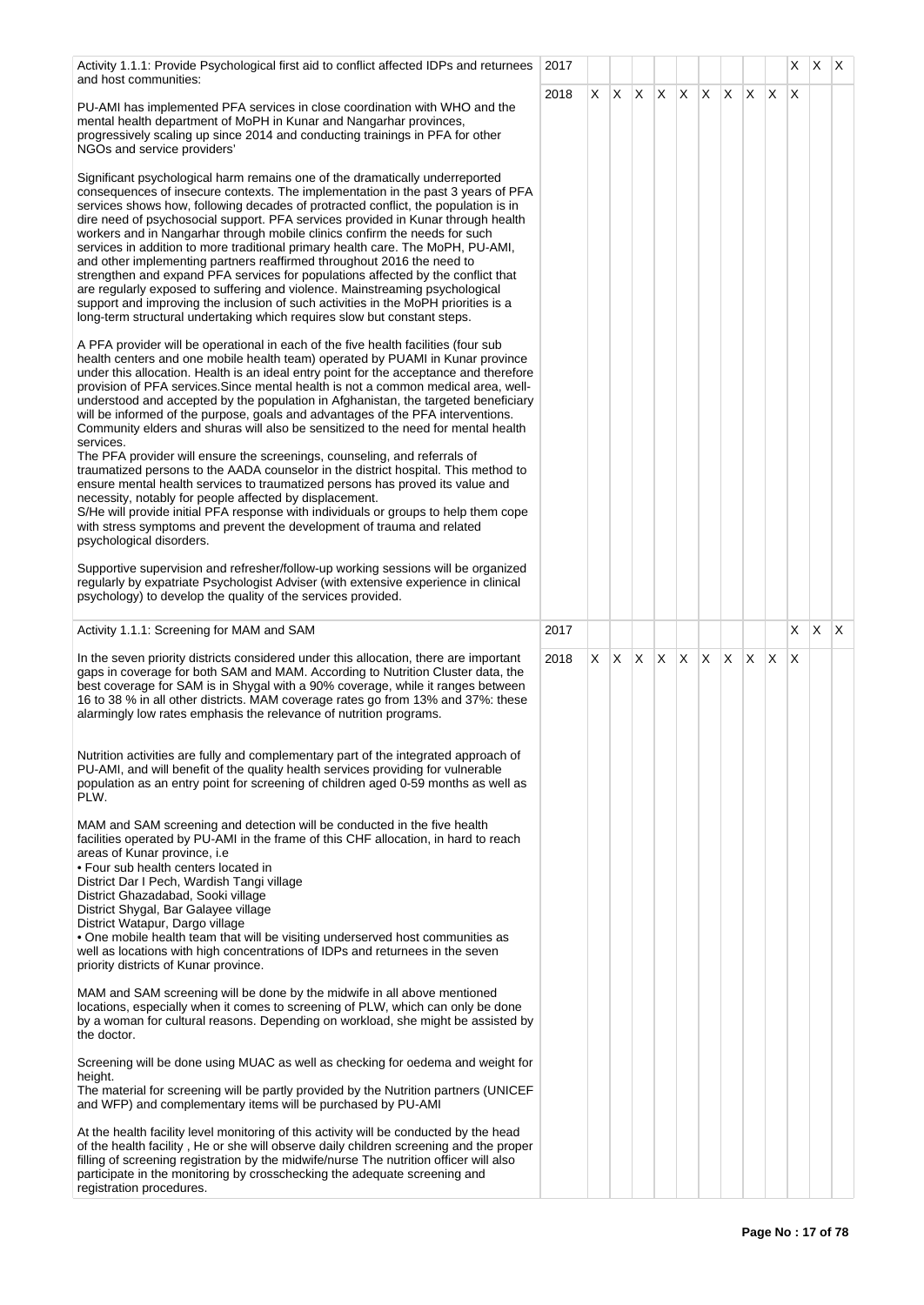| | | | | | | | | | | | | | |
|---|---|---|---|---|---|---|---|---|---|---|---|---|---|
| Activity 1.1.1: Provide Psychological first aid to conflict affected IDPs and returnees and host communities: | 2017 | | | | | | | | | | X | X | X |
| PU-AMI has implemented PFA services in close coordination with WHO and the mental health department of MoPH in Kunar and Nangarhar provinces, progressively scaling up since 2014 and conducting trainings in PFA for other NGOs and service providers'<br><br>Significant psychological harm remains one of the dramatically underreported consequences of insecure contexts. The implementation in the past 3 years of PFA services shows how, following decades of protracted conflict, the population is in dire need of psychosocial support. PFA services provided in Kunar through health workers and in Nangarhar through mobile clinics confirm the needs for such services in addition to more traditional primary health care. The MoPH, PU-AMI, and other implementing partners reaffirmed throughout 2016 the need to strengthen and expand PFA services for populations affected by the conflict that are regularly exposed to suffering and violence. Mainstreaming psychological support and improving the inclusion of such activities in the MoPH priorities is a long-term structural undertaking which requires slow but constant steps.<br><br>A PFA provider will be operational in each of the five health facilities (four sub health centers and one mobile health team) operated by PUAMI in Kunar province under this allocation. Health is an ideal entry point for the acceptance and therefore provision of PFA services.Since mental health is not a common medical area, well-understood and accepted by the population in Afghanistan, the targeted beneficiary will be informed of the purpose, goals and advantages of the PFA interventions. Community elders and shuras will also be sensitized to the need for mental health services.<br>The PFA provider will ensure the screenings, counseling, and referrals of traumatized persons to the AADA counselor in the district hospital. This method to ensure mental health services to traumatized persons has proved its value and necessity, notably for people affected by displacement.<br>S/He will provide initial PFA response with individuals or groups to help them cope with stress symptoms and prevent the development of trauma and related psychological disorders.<br><br>Supportive supervision and refresher/follow-up working sessions will be organized regularly by expatriate Psychologist Adviser (with extensive experience in clinical psychology) to develop the quality of the services provided. | 2018 | X | X | X | X | X | X | X | X | X | X | | |
| Activity 1.1.1: Screening for MAM and SAM | 2017 | | | | | | | | | | X | X | X |
| In the seven priority districts considered under this allocation, there are important gaps in coverage for both SAM and MAM. According to Nutrition Cluster data, the best coverage for SAM is in Shygal with a 90% coverage, while it ranges between 16 to 38 % in all other districts. MAM coverage rates go from 13% and 37%: these alarmingly low rates emphasis the relevance of nutrition programs.<br><br>Nutrition activities are fully and complementary part of the integrated approach of PU-AMI, and will benefit of the quality health services providing for vulnerable population as an entry point for screening of children aged 0-59 months as well as PLW.<br><br>MAM and SAM screening and detection will be conducted in the five health facilities operated by PU-AMI in the frame of this CHF allocation, in hard to reach areas of Kunar province, i.e<br>• Four sub health centers located in<br>District Dar I Pech, Wardish Tangi village<br>District Ghazadabad, Sooki village<br>District Shygal, Bar Galayee village<br>District Watapur, Dargo village<br>• One mobile health team that will be visiting underserved host communities as well as locations with high concentrations of IDPs and returnees in the seven priority districts of Kunar province.<br><br>MAM and SAM screening will be done by the midwife in all above mentioned locations, especially when it comes to screening of PLW, which can only be done by a woman for cultural reasons. Depending on workload, she might be assisted by the doctor.<br><br>Screening will be done using MUAC as well as checking for oedema and weight for height.<br>The material for screening will be partly provided by the Nutrition partners (UNICEF and WFP) and complementary items will be purchased by PU-AMI<br><br>At the health facility level monitoring of this activity will be conducted by the head of the health facility , He or she will observe daily children screening and the proper filling of screening registration by the midwife/nurse The nutrition officer will also participate in the monitoring by crosschecking the adequate screening and registration procedures. | 2018 | X | X | X | X | X | X | X | X | X | X | | |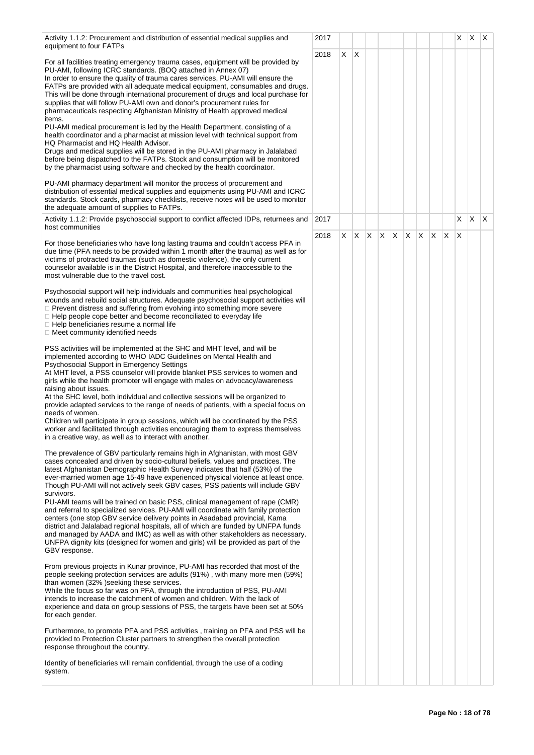**Activity 1.1.2: Procurement and distribution of essential medical supplies and equipment to four FATPs**

| Year | 1 | 2 | 3 | 4 | 5 | 6 | 7 | 8 | 9 | 10 | 11 | 12 |
|---|---|---|---|---|---|---|---|---|---|---|---|---|
| 2017 | | | | | | | | | | X | X | X |
| 2018 | X | X | | | | | | | | | | |

For all facilities treating emergency trauma cases, equipment will be provided by PU-AMI, following ICRC standards. (BOQ attached in Annex 07)
In order to ensure the quality of trauma cares services, PU-AMI will ensure the FATPs are provided with all adequate medical equipment, consumables and drugs. This will be done through international procurement of drugs and local purchase for supplies that will follow PU-AMI own and donor's procurement rules for pharmaceuticals respecting Afghanistan Ministry of Health approved medical items.
PU-AMI medical procurement is led by the Health Department, consisting of a health coordinator and a pharmacist at mission level with technical support from HQ Pharmacist and HQ Health Advisor.
Drugs and medical supplies will be stored in the PU-AMI pharmacy in Jalalabad before being dispatched to the FATPs. Stock and consumption will be monitored by the pharmacist using software and checked by the health coordinator.

PU-AMI pharmacy department will monitor the process of procurement and distribution of essential medical supplies and equipments using PU-AMI and ICRC standards. Stock cards, pharmacy checklists, receive notes will be used to monitor the adequate amount of supplies to FATPs.

**Activity 1.1.2: Provide psychosocial support to conflict affected IDPs, returnees and host communities**

| Year | 1 | 2 | 3 | 4 | 5 | 6 | 7 | 8 | 9 | 10 | 11 | 12 |
|---|---|---|---|---|---|---|---|---|---|---|---|---|
| 2017 | | | | | | | | | | X | X | X |
| 2018 | X | X | X | X | X | X | X | X | X | X | | |

For those beneficiaries who have long lasting trauma and couldn't access PFA in due time (PFA needs to be provided within 1 month after the trauma) as well as for victims of protracted traumas (such as domestic violence), the only current counselor available is in the District Hospital, and therefore inaccessible to the most vulnerable due to the travel cost.

Psychosocial support will help individuals and communities heal psychological wounds and rebuild social structures. Adequate psychosocial support activities will
- Prevent distress and suffering from evolving into something more severe
- Help people cope better and become reconciliated to everyday life
- Help beneficiaries resume a normal life
- Meet community identified needs

PSS activities will be implemented at the SHC and MHT level, and will be implemented according to WHO IADC Guidelines on Mental Health and Psychosocial Support in Emergency Settings
At MHT level, a PSS counselor will provide blanket PSS services to women and girls while the health promoter will engage with males on advocacy/awareness raising about issues.
At the SHC level, both individual and collective sessions will be organized to provide adapted services to the range of needs of patients, with a special focus on needs of women.
Children will participate in group sessions, which will be coordinated by the PSS worker and facilitated through activities encouraging them to express themselves in a creative way, as well as to interact with another.

The prevalence of GBV particularly remains high in Afghanistan, with most GBV cases concealed and driven by socio-cultural beliefs, values and practices. The latest Afghanistan Demographic Health Survey indicates that half (53%) of the ever-married women age 15-49 have experienced physical violence at least once. Though PU-AMI will not actively seek GBV cases, PSS patients will include GBV survivors.
PU-AMI teams will be trained on basic PSS, clinical management of rape (CMR) and referral to specialized services. PU-AMI will coordinate with family protection centers (one stop GBV service delivery points in Asadabad provincial, Kama district and Jalalabad regional hospitals, all of which are funded by UNFPA funds and managed by AADA and IMC) as well as with other stakeholders as necessary. UNFPA dignity kits (designed for women and girls) will be provided as part of the GBV response.

From previous projects in Kunar province, PU-AMI has recorded that most of the people seeking protection services are adults (91%) , with many more men (59%) than women (32% )seeking these services.
While the focus so far was on PFA, through the introduction of PSS, PU-AMI intends to increase the catchment of women and children. With the lack of experience and data on group sessions of PSS, the targets have been set at 50% for each gender.

Furthermore, to promote PFA and PSS activities , training on PFA and PSS will be provided to Protection Cluster partners to strengthen the overall protection response throughout the country.

Identity of beneficiaries will remain confidential, through the use of a coding system.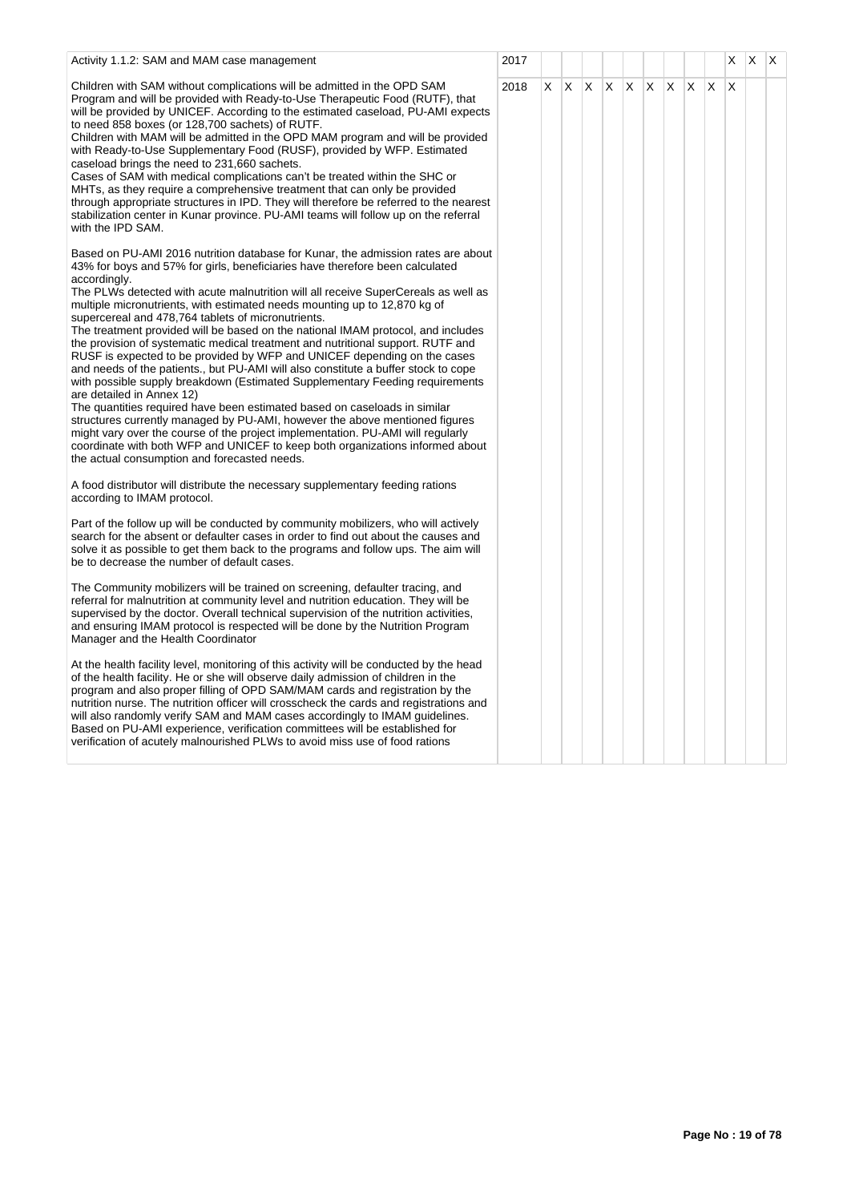| Activity 1.1.2: SAM and MAM case management | 2017 | | | | | | | | | | X | X | X |
|---|---|---|---|---|---|---|---|---|---|---|---|---|---|
| Children with SAM without complications will be admitted in the OPD SAM Program and will be provided with Ready-to-Use Therapeutic Food (RUTF), that will be provided by UNICEF. According to the estimated caseload, PU-AMI expects to need 858 boxes (or 128,700 sachets) of RUTF.<br>Children with MAM will be admitted in the OPD MAM program and will be provided with Ready-to-Use Supplementary Food (RUSF), provided by WFP. Estimated caseload brings the need to 231,660 sachets.<br>Cases of SAM with medical complications can't be treated within the SHC or MHTs, as they require a comprehensive treatment that can only be provided through appropriate structures in IPD. They will therefore be referred to the nearest stabilization center in Kunar province. PU-AMI teams will follow up on the referral with the IPD SAM.<br><br>Based on PU-AMI 2016 nutrition database for Kunar, the admission rates are about 43% for boys and 57% for girls, beneficiaries have therefore been calculated accordingly.<br>The PLWs detected with acute malnutrition will all receive SuperCereals as well as multiple micronutrients, with estimated needs mounting up to 12,870 kg of supercereal and 478,764 tablets of micronutrients.<br>The treatment provided will be based on the national IMAM protocol, and includes the provision of systematic medical treatment and nutritional support. RUTF and RUSF is expected to be provided by WFP and UNICEF depending on the cases and needs of the patients., but PU-AMI will also constitute a buffer stock to cope with possible supply breakdown (Estimated Supplementary Feeding requirements are detailed in Annex 12)<br>The quantities required have been estimated based on caseloads in similar structures currently managed by PU-AMI, however the above mentioned figures might vary over the course of the project implementation. PU-AMI will regularly coordinate with both WFP and UNICEF to keep both organizations informed about the actual consumption and forecasted needs.<br><br>A food distributor will distribute the necessary supplementary feeding rations according to IMAM protocol.<br><br>Part of the follow up will be conducted by community mobilizers, who will actively search for the absent or defaulter cases in order to find out about the causes and solve it as possible to get them back to the programs and follow ups. The aim will be to decrease the number of default cases.<br><br>The Community mobilizers will be trained on screening, defaulter tracing, and referral for malnutrition at community level and nutrition education. They will be supervised by the doctor. Overall technical supervision of the nutrition activities, and ensuring IMAM protocol is respected will be done by the Nutrition Program Manager and the Health Coordinator<br><br>At the health facility level, monitoring of this activity will be conducted by the head of the health facility. He or she will observe daily admission of children in the program and also proper filling of OPD SAM/MAM cards and registration by the nutrition nurse. The nutrition officer will crosscheck the cards and registrations and will also randomly verify SAM and MAM cases accordingly to IMAM guidelines. Based on PU-AMI experience, verification committees will be established for verification of acutely malnourished PLWs to avoid miss use of food rations | 2018 | X | X | X | X | X | X | X | X | X | X | | |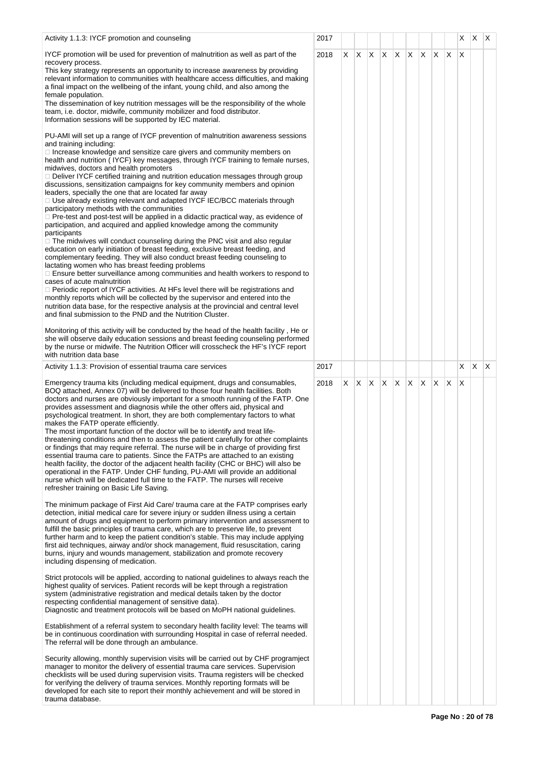| Activity | Year | 1 | 2 | 3 | 4 | 5 | 6 | 7 | 8 | 9 | 10 | 11 | 12 |
|---|---|---|---|---|---|---|---|---|---|---|---|---|---|
| Activity 1.1.3: IYCF promotion and counseling | 2017 | | | | | | | | | | X | X | X |
| IYCF promotion will be used for prevention of malnutrition as well as part of the recovery process.<br>This key strategy represents an opportunity to increase awareness by providing relevant information to communities with healthcare access difficulties, and making a final impact on the wellbeing of the infant, young child, and also among the female population.<br>The dissemination of key nutrition messages will be the responsibility of the whole team, i.e. doctor, midwife, community mobilizer and food distributor.<br>Information sessions will be supported by IEC material.<br><br>PU-AMI will set up a range of IYCF prevention of malnutrition awareness sessions and training including:<br> Increase knowledge and sensitize care givers and community members on health and nutrition ( IYCF) key messages, through IYCF training to female nurses, midwives, doctors and health promoters<br> Deliver IYCF certified training and nutrition education messages through group discussions, sensitization campaigns for key community members and opinion leaders, specially the one that are located far away<br> Use already existing relevant and adapted IYCF IEC/BCC materials through participatory methods with the communities<br> Pre-test and post-test will be applied in a didactic practical way, as evidence of participation, and acquired and applied knowledge among the community participants<br> The midwives will conduct counseling during the PNC visit and also regular education on early initiation of breast feeding, exclusive breast feeding, and complementary feeding. They will also conduct breast feeding counseling to lactating women who has breast feeding problems<br> Ensure better surveillance among communities and health workers to respond to cases of acute malnutrition<br> Periodic report of IYCF activities. At HFs level there will be registrations and monthly reports which will be collected by the supervisor and entered into the nutrition data base, for the respective analysis at the provincial and central level and final submission to the PND and the Nutrition Cluster.<br><br>Monitoring of this activity will be conducted by the head of the health facility , He or she will observe daily education sessions and breast feeding counseling performed by the nurse or midwife. The Nutrition Officer will crosscheck the HF's IYCF report with nutrition data base | 2018 | X | X | X | X | X | X | X | X | X | X | | |
| Activity 1.1.3: Provision of essential trauma care services | 2017 | | | | | | | | | | X | X | X |
| Emergency trauma kits (including medical equipment, drugs and consumables, BOQ attached, Annex 07) will be delivered to those four health facilities. Both doctors and nurses are obviously important for a smooth running of the FATP. One provides assessment and diagnosis while the other offers aid, physical and psychological treatment. In short, they are both complementary factors to what makes the FATP operate efficiently.<br>The most important function of the doctor will be to identify and treat life-threatening conditions and then to assess the patient carefully for other complaints or findings that may require referral. The nurse will be in charge of providing first essential trauma care to patients. Since the FATPs are attached to an existing health facility, the doctor of the adjacent health facility (CHC or BHC) will also be operational in the FATP. Under CHF funding, PU-AMI will provide an additional nurse which will be dedicated full time to the FATP. The nurses will receive refresher training on Basic Life Saving.<br><br>The minimum package of First Aid Care/ trauma care at the FATP comprises early detection, initial medical care for severe injury or sudden illness using a certain amount of drugs and equipment to perform primary intervention and assessment to fulfill the basic principles of trauma care, which are to preserve life, to prevent further harm and to keep the patient condition's stable. This may include applying first aid techniques, airway and/or shock management, fluid resuscitation, caring burns, injury and wounds management, stabilization and promote recovery including dispensing of medication.<br><br>Strict protocols will be applied, according to national guidelines to always reach the highest quality of services. Patient records will be kept through a registration system (administrative registration and medical details taken by the doctor respecting confidential management of sensitive data).<br>Diagnostic and treatment protocols will be based on MoPH national guidelines.<br><br>Establishment of a referral system to secondary health facility level: The teams will be in continuous coordination with surrounding Hospital in case of referral needed. The referral will be done through an ambulance.<br><br>Security allowing, monthly supervision visits will be carried out by CHF programject manager to monitor the delivery of essential trauma care services. Supervision checklists will be used during supervision visits. Trauma registers will be checked for verifying the delivery of trauma services. Monthly reporting formats will be developed for each site to report their monthly achievement and will be stored in trauma database. | 2018 | X | X | X | X | X | X | X | X | X | X | | |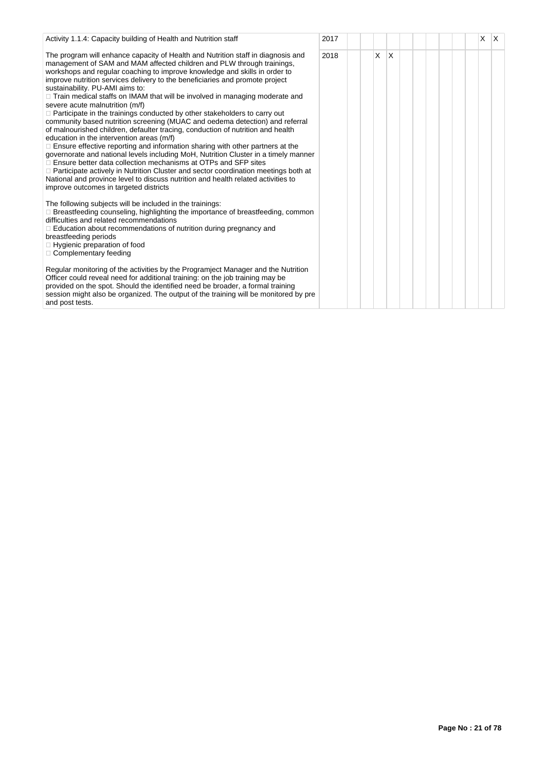| Activity 1.1.4: Capacity building of Health and Nutrition staff | 2017 | | | | | | | | | | | X | X |
|---|---|---|---|---|---|---|---|---|---|---|---|---|---|
| The program will enhance capacity of Health and Nutrition staff in diagnosis and management of SAM and MAM affected children and PLW through trainings, workshops and regular coaching to improve knowledge and skills in order to improve nutrition services delivery to the beneficiaries and promote project sustainability. PU-AMI aims to:<br> Train medical staffs on IMAM that will be involved in managing moderate and severe acute malnutrition (m/f)<br> Participate in the trainings conducted by other stakeholders to carry out community based nutrition screening (MUAC and oedema detection) and referral of malnourished children, defaulter tracing, conduction of nutrition and health education in the intervention areas (m/f)<br> Ensure effective reporting and information sharing with other partners at the governorate and national levels including MoH, Nutrition Cluster in a timely manner<br> Ensure better data collection mechanisms at OTPs and SFP sites<br> Participate actively in Nutrition Cluster and sector coordination meetings both at National and province level to discuss nutrition and health related activities to improve outcomes in targeted districts<br><br>The following subjects will be included in the trainings:<br> Breastfeeding counseling, highlighting the importance of breastfeeding, common difficulties and related recommendations<br> Education about recommendations of nutrition during pregnancy and breastfeeding periods<br> Hygienic preparation of food<br> Complementary feeding<br><br>Regular monitoring of the activities by the Programject Manager and the Nutrition Officer could reveal need for additional training: on the job training may be provided on the spot. Should the identified need be broader, a formal training session might also be organized. The output of the training will be monitored by pre and post tests. | 2018 | | | X | X | | | | | | | | |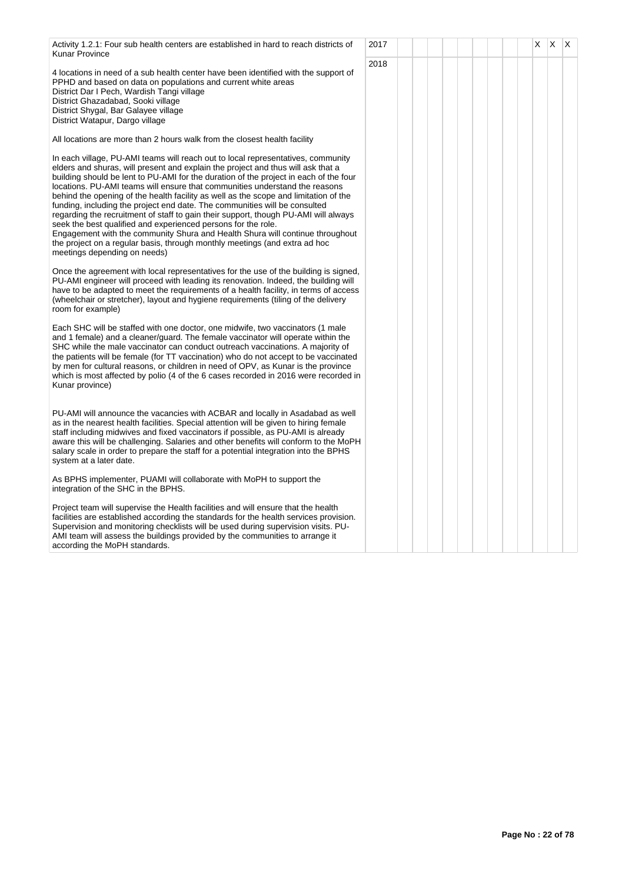| Activity | Year | 1 | 2 | 3 | 4 | 5 | 6 | 7 | 8 | 9 | 10 | 11 | 12 |
|---|---|---|---|---|---|---|---|---|---|---|---|---|---|
| Activity 1.2.1: Four sub health centers are established in hard to reach districts of Kunar Province<br><br>4 locations in need of a sub health center have been identified with the support of PPHD and based on data on populations and current white areas<br>District Dar I Pech, Wardish Tangi village<br>District Ghazadabad, Sooki village<br>District Shygal, Bar Galayee village<br>District Watapur, Dargo village<br><br>All locations are more than 2 hours walk from the closest health facility<br><br>In each village, PU-AMI teams will reach out to local representatives, community elders and shuras, will present and explain the project and thus will ask that a building should be lent to PU-AMI for the duration of the project in each of the four locations. PU-AMI teams will ensure that communities understand the reasons behind the opening of the health facility as well as the scope and limitation of the funding, including the project end date. The communities will be consulted regarding the recruitment of staff to gain their support, though PU-AMI will always seek the best qualified and experienced persons for the role.<br>Engagement with the community Shura and Health Shura will continue throughout the project on a regular basis, through monthly meetings (and extra ad hoc meetings depending on needs)<br><br>Once the agreement with local representatives for the use of the building is signed, PU-AMI engineer will proceed with leading its renovation. Indeed, the building will have to be adapted to meet the requirements of a health facility, in terms of access (wheelchair or stretcher), layout and hygiene requirements (tiling of the delivery room for example)<br><br>Each SHC will be staffed with one doctor, one midwife, two vaccinators (1 male and 1 female) and a cleaner/guard. The female vaccinator will operate within the SHC while the male vaccinator can conduct outreach vaccinations. A majority of the patients will be female (for TT vaccination) who do not accept to be vaccinated by men for cultural reasons, or children in need of OPV, as Kunar is the province which is most affected by polio (4 of the 6 cases recorded in 2016 were recorded in Kunar province)<br><br>PU-AMI will announce the vacancies with ACBAR and locally in Asadabad as well as in the nearest health facilities. Special attention will be given to hiring female staff including midwives and fixed vaccinators if possible, as PU-AMI is already aware this will be challenging. Salaries and other benefits will conform to the MoPH salary scale in order to prepare the staff for a potential integration into the BPHS system at a later date.<br><br>As BPHS implementer, PUAMI will collaborate with MoPH to support the integration of the SHC in the BPHS.<br><br>Project team will supervise the Health facilities and will ensure that the health facilities are established according the standards for the health services provision. Supervision and monitoring checklists will be used during supervision visits. PU-AMI team will assess the buildings provided by the communities to arrange it according the MoPH standards. | 2017 | | | | | | | | | | X | X | X |
| | 2018 | | | | | | | | | | | | |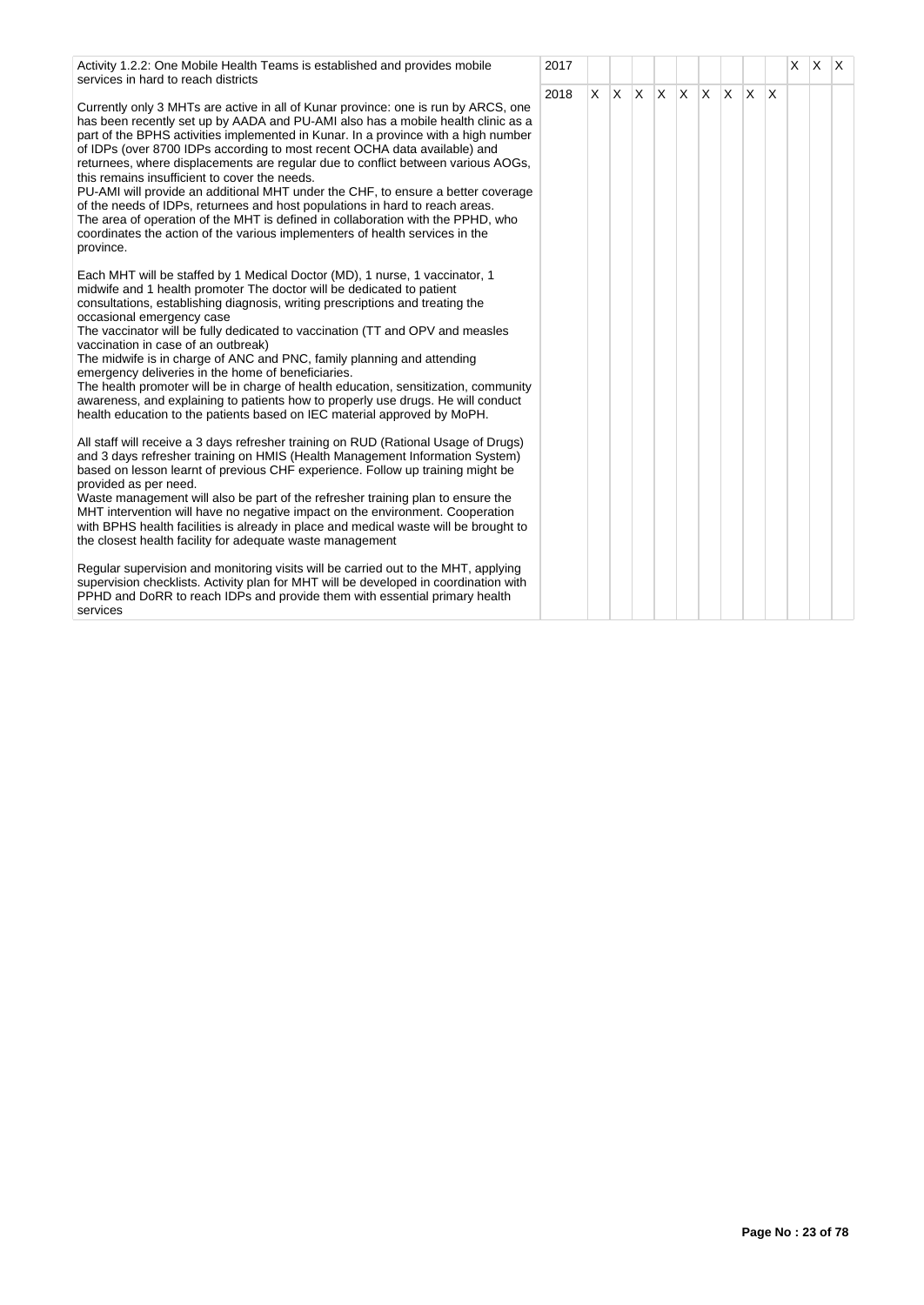| Activity | Year | 1 | 2 | 3 | 4 | 5 | 6 | 7 | 8 | 9 | 10 | 11 | 12 |
|---|---|---|---|---|---|---|---|---|---|---|---|---|---|
| Activity 1.2.2: One Mobile Health Teams is established and provides mobile services in hard to reach districts | 2017 | | | | | | | | | | X | X | X |
| Currently only 3 MHTs are active in all of Kunar province: one is run by ARCS, one has been recently set up by AADA and PU-AMI also has a mobile health clinic as a part of the BPHS activities implemented in Kunar. In a province with a high number of IDPs (over 8700 IDPs according to most recent OCHA data available) and returnees, where displacements are regular due to conflict between various AOGs, this remains insufficient to cover the needs.<br>PU-AMI will provide an additional MHT under the CHF, to ensure a better coverage of the needs of IDPs, returnees and host populations in hard to reach areas.<br>The area of operation of the MHT is defined in collaboration with the PPHD, who coordinates the action of the various implementers of health services in the province.<br><br>Each MHT will be staffed by 1 Medical Doctor (MD), 1 nurse, 1 vaccinator, 1 midwife and 1 health promoter The doctor will be dedicated to patient consultations, establishing diagnosis, writing prescriptions and treating the occasional emergency case<br>The vaccinator will be fully dedicated to vaccination (TT and OPV and measles vaccination in case of an outbreak)<br>The midwife is in charge of ANC and PNC, family planning and attending emergency deliveries in the home of beneficiaries.<br>The health promoter will be in charge of health education, sensitization, community awareness, and explaining to patients how to properly use drugs. He will conduct health education to the patients based on IEC material approved by MoPH.<br><br>All staff will receive a 3 days refresher training on RUD (Rational Usage of Drugs) and 3 days refresher training on HMIS (Health Management Information System) based on lesson learnt of previous CHF experience. Follow up training might be provided as per need.<br>Waste management will also be part of the refresher training plan to ensure the MHT intervention will have no negative impact on the environment. Cooperation with BPHS health facilities is already in place and medical waste will be brought to the closest health facility for adequate waste management<br><br>Regular supervision and monitoring visits will be carried out to the MHT, applying supervision checklists. Activity plan for MHT will be developed in coordination with PPHD and DoRR to reach IDPs and provide them with essential primary health services | 2018 | X | X | X | X | X | X | X | X | X | | | |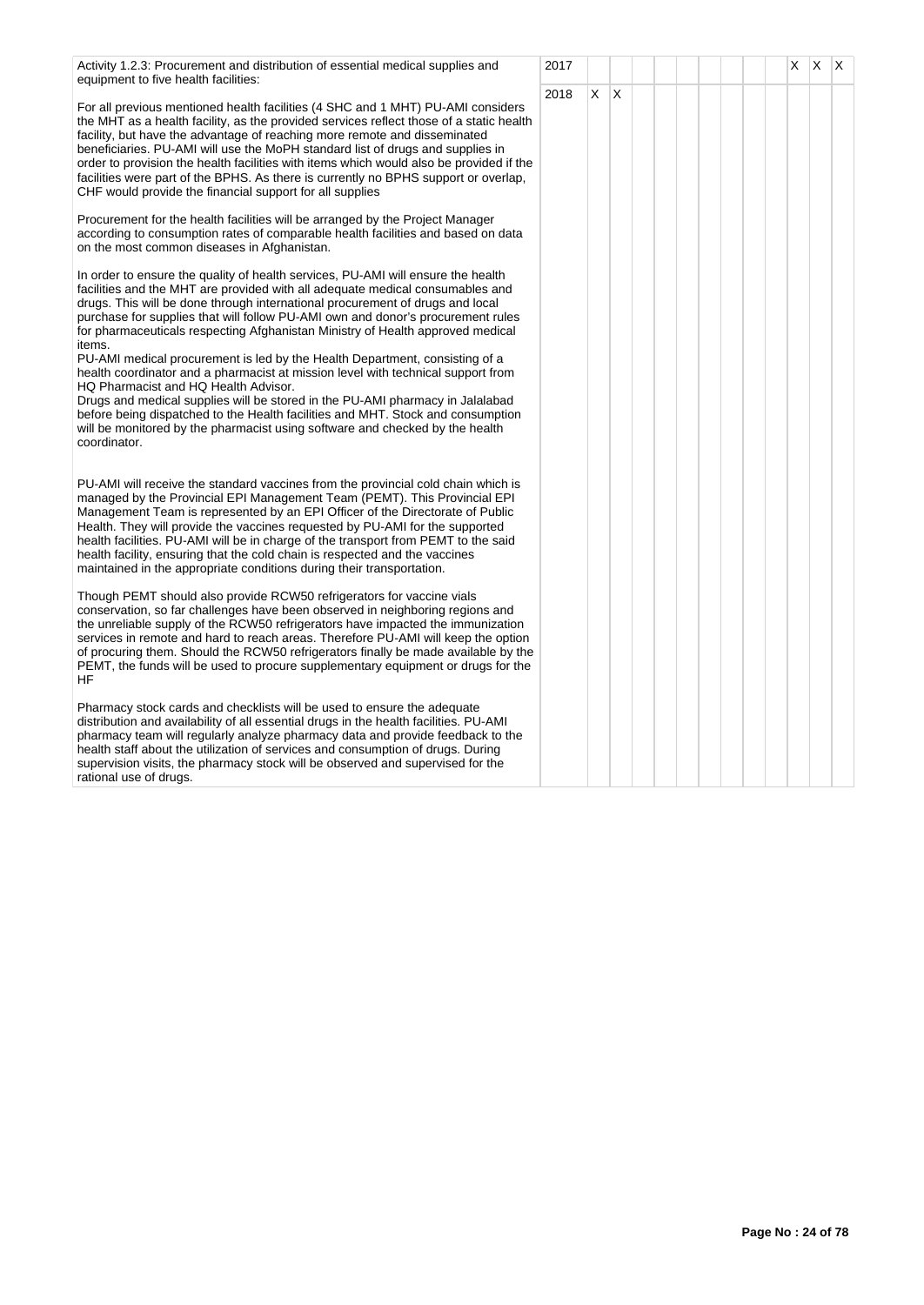| Activity | Year | 1 | 2 | 3 | 4 | 5 | 6 | 7 | 8 | 9 | 10 | 11 | 12 |
|---|---|---|---|---|---|---|---|---|---|---|---|---|---|
| Activity 1.2.3: Procurement and distribution of essential medical supplies and equipment to five health facilities:<br><br>For all previous mentioned health facilities (4 SHC and 1 MHT) PU-AMI considers the MHT as a health facility, as the provided services reflect those of a static health facility, but have the advantage of reaching more remote and disseminated beneficiaries. PU-AMI will use the MoPH standard list of drugs and supplies in order to provision the health facilities with items which would also be provided if the facilities were part of the BPHS. As there is currently no BPHS support or overlap, CHF would provide the financial support for all supplies<br><br>Procurement for the health facilities will be arranged by the Project Manager according to consumption rates of comparable health facilities and based on data on the most common diseases in Afghanistan.<br><br>In order to ensure the quality of health services, PU-AMI will ensure the health facilities and the MHT are provided with all adequate medical consumables and drugs. This will be done through international procurement of drugs and local purchase for supplies that will follow PU-AMI own and donor's procurement rules for pharmaceuticals respecting Afghanistan Ministry of Health approved medical items.<br>PU-AMI medical procurement is led by the Health Department, consisting of a health coordinator and a pharmacist at mission level with technical support from HQ Pharmacist and HQ Health Advisor.<br>Drugs and medical supplies will be stored in the PU-AMI pharmacy in Jalalabad before being dispatched to the Health facilities and MHT. Stock and consumption will be monitored by the pharmacist using software and checked by the health coordinator.<br><br>PU-AMI will receive the standard vaccines from the provincial cold chain which is managed by the Provincial EPI Management Team (PEMT). This Provincial EPI Management Team is represented by an EPI Officer of the Directorate of Public Health. They will provide the vaccines requested by PU-AMI for the supported health facilities. PU-AMI will be in charge of the transport from PEMT to the said health facility, ensuring that the cold chain is respected and the vaccines maintained in the appropriate conditions during their transportation.<br><br>Though PEMT should also provide RCW50 refrigerators for vaccine vials conservation, so far challenges have been observed in neighboring regions and the unreliable supply of the RCW50 refrigerators have impacted the immunization services in remote and hard to reach areas. Therefore PU-AMI will keep the option of procuring them. Should the RCW50 refrigerators finally be made available by the PEMT, the funds will be used to procure supplementary equipment or drugs for the HF<br><br>Pharmacy stock cards and checklists will be used to ensure the adequate distribution and availability of all essential drugs in the health facilities. PU-AMI pharmacy team will regularly analyze pharmacy data and provide feedback to the health staff about the utilization of services and consumption of drugs. During supervision visits, the pharmacy stock will be observed and supervised for the rational use of drugs. | 2017 | | | | | | | | | | X | X | X |
| | 2018 | X | X | | | | | | | | | | |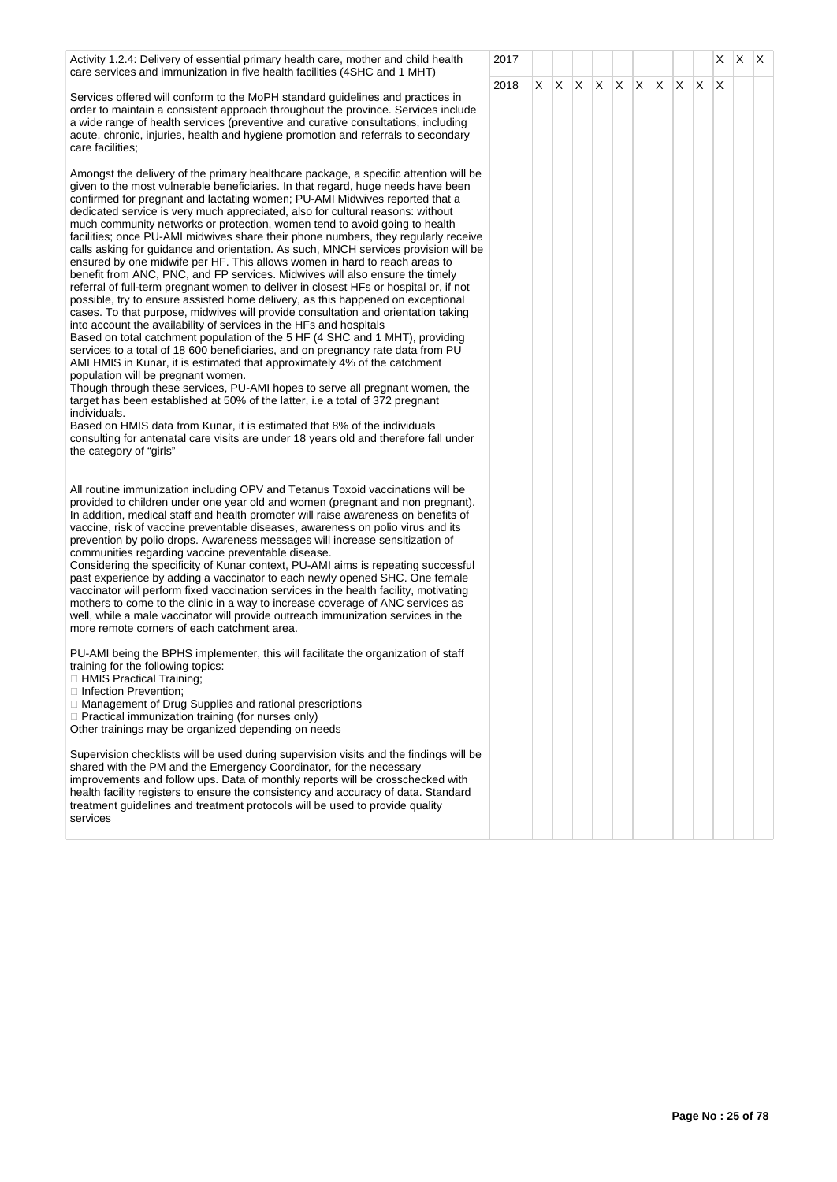| Activity | Year | 1 | 2 | 3 | 4 | 5 | 6 | 7 | 8 | 9 | 10 | 11 | 12 |
|---|---|---|---|---|---|---|---|---|---|---|---|---|---|
| Activity 1.2.4: Delivery of essential primary health care, mother and child health care services and immunization in five health facilities (4SHC and 1 MHT) | 2017 | | | | | | | | | | X | X | X |
| Services offered will conform to the MoPH standard guidelines and practices in order to maintain a consistent approach throughout the province. Services include a wide range of health services (preventive and curative consultations, including acute, chronic, injuries, health and hygiene promotion and referrals to secondary care facilities;<br><br>Amongst the delivery of the primary healthcare package, a specific attention will be given to the most vulnerable beneficiaries. In that regard, huge needs have been confirmed for pregnant and lactating women; PU-AMI Midwives reported that a dedicated service is very much appreciated, also for cultural reasons: without much community networks or protection, women tend to avoid going to health facilities; once PU-AMI midwives share their phone numbers, they regularly receive calls asking for guidance and orientation. As such, MNCH services provision will be ensured by one midwife per HF. This allows women in hard to reach areas to benefit from ANC, PNC, and FP services. Midwives will also ensure the timely referral of full-term pregnant women to deliver in closest HFs or hospital or, if not possible, try to ensure assisted home delivery, as this happened on exceptional cases. To that purpose, midwives will provide consultation and orientation taking into account the availability of services in the HFs and hospitals<br>Based on total catchment population of the 5 HF (4 SHC and 1 MHT), providing services to a total of 18 600 beneficiaries, and on pregnancy rate data from PU AMI HMIS in Kunar, it is estimated that approximately 4% of the catchment population will be pregnant women.<br>Though through these services, PU-AMI hopes to serve all pregnant women, the target has been established at 50% of the latter, i.e a total of 372 pregnant individuals.<br>Based on HMIS data from Kunar, it is estimated that 8% of the individuals consulting for antenatal care visits are under 18 years old and therefore fall under the category of "girls"<br><br>All routine immunization including OPV and Tetanus Toxoid vaccinations will be provided to children under one year old and women (pregnant and non pregnant). In addition, medical staff and health promoter will raise awareness on benefits of vaccine, risk of vaccine preventable diseases, awareness on polio virus and its prevention by polio drops. Awareness messages will increase sensitization of communities regarding vaccine preventable disease.<br>Considering the specificity of Kunar context, PU-AMI aims is repeating successful past experience by adding a vaccinator to each newly opened SHC. One female vaccinator will perform fixed vaccination services in the health facility, motivating mothers to come to the clinic in a way to increase coverage of ANC services as well, while a male vaccinator will provide outreach immunization services in the more remote corners of each catchment area.<br><br>PU-AMI being the BPHS implementer, this will facilitate the organization of staff training for the following topics:<br>□ HMIS Practical Training;<br>□ Infection Prevention;<br>□ Management of Drug Supplies and rational prescriptions<br>□ Practical immunization training (for nurses only)<br>Other trainings may be organized depending on needs<br><br>Supervision checklists will be used during supervision visits and the findings will be shared with the PM and the Emergency Coordinator, for the necessary improvements and follow ups. Data of monthly reports will be crosschecked with health facility registers to ensure the consistency and accuracy of data. Standard treatment guidelines and treatment protocols will be used to provide quality services | 2018 | X | X | X | X | X | X | X | X | X | X | | |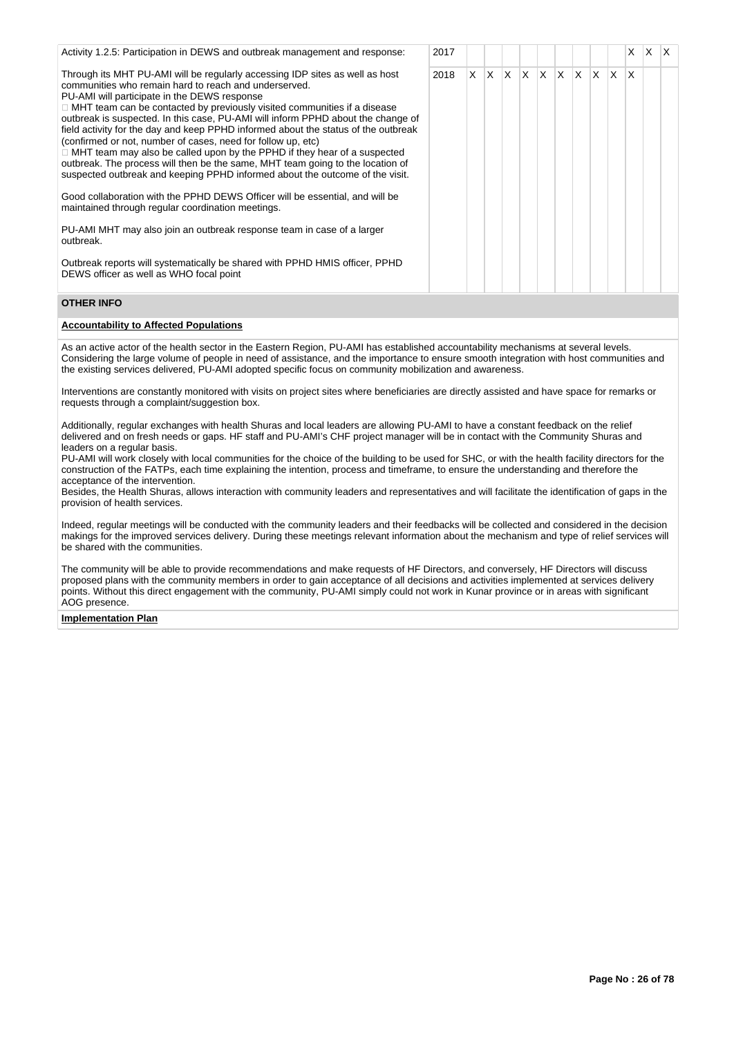| Activity | Year | 1 | 2 | 3 | 4 | 5 | 6 | 7 | 8 | 9 | 10 | 11 | 12 |
|---|---|---|---|---|---|---|---|---|---|---|---|---|---|
| Activity 1.2.5: Participation in DEWS and outbreak management and response:<br><br>Through its MHT PU-AMI will be regularly accessing IDP sites as well as host communities who remain hard to reach and underserved.<br>PU-AMI will participate in the DEWS response<br> MHT team can be contacted by previously visited communities if a disease outbreak is suspected. In this case, PU-AMI will inform PPHD about the change of field activity for the day and keep PPHD informed about the status of the outbreak (confirmed or not, number of cases, need for follow up, etc)<br> MHT team may also be called upon by the PPHD if they hear of a suspected outbreak. The process will then be the same, MHT team going to the location of suspected outbreak and keeping PPHD informed about the outcome of the visit.<br><br>Good collaboration with the PPHD DEWS Officer will be essential, and will be maintained through regular coordination meetings.<br><br>PU-AMI MHT may also join an outbreak response team in case of a larger outbreak.<br><br>Outbreak reports will systematically be shared with PPHD HMIS officer, PPHD DEWS officer as well as WHO focal point | 2017 | | | | | | | | | | X | X | X |
| | 2018 | X | X | X | X | X | X | X | X | X | X | | |

**OTHER INFO**

**Accountability to Affected Populations**

As an active actor of the health sector in the Eastern Region, PU-AMI has established accountability mechanisms at several levels. Considering the large volume of people in need of assistance, and the importance to ensure smooth integration with host communities and the existing services delivered, PU-AMI adopted specific focus on community mobilization and awareness.

Interventions are constantly monitored with visits on project sites where beneficiaries are directly assisted and have space for remarks or requests through a complaint/suggestion box.

Additionally, regular exchanges with health Shuras and local leaders are allowing PU-AMI to have a constant feedback on the relief delivered and on fresh needs or gaps. HF staff and PU-AMI's CHF project manager will be in contact with the Community Shuras and leaders on a regular basis.
PU-AMI will work closely with local communities for the choice of the building to be used for SHC, or with the health facility directors for the construction of the FATPs, each time explaining the intention, process and timeframe, to ensure the understanding and therefore the acceptance of the intervention.
Besides, the Health Shuras, allows interaction with community leaders and representatives and will facilitate the identification of gaps in the provision of health services.

Indeed, regular meetings will be conducted with the community leaders and their feedbacks will be collected and considered in the decision makings for the improved services delivery. During these meetings relevant information about the mechanism and type of relief services will be shared with the communities.

The community will be able to provide recommendations and make requests of HF Directors, and conversely, HF Directors will discuss proposed plans with the community members in order to gain acceptance of all decisions and activities implemented at services delivery points. Without this direct engagement with the community, PU-AMI simply could not work in Kunar province or in areas with significant AOG presence.

**Implementation Plan**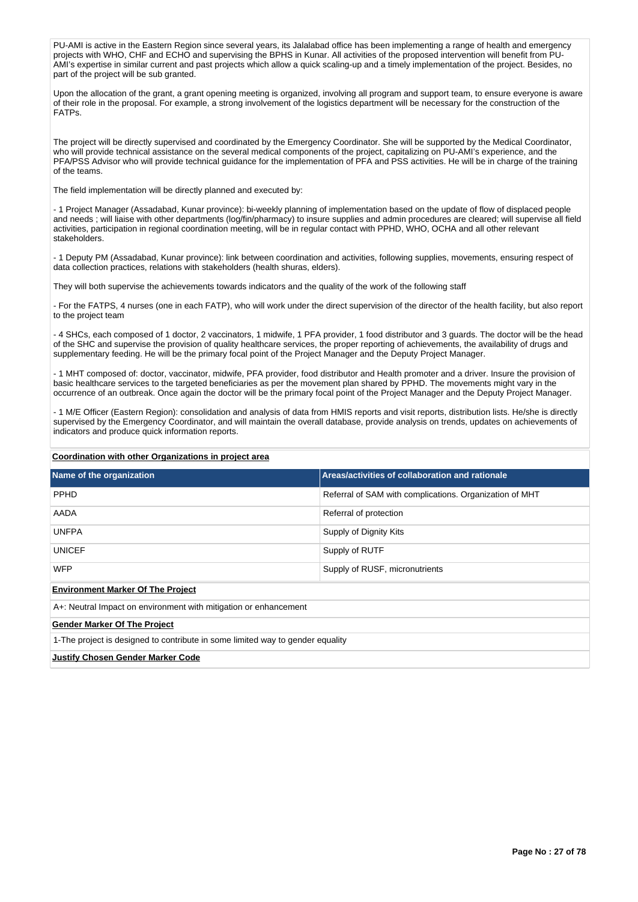PU-AMI is active in the Eastern Region since several years, its Jalalabad office has been implementing a range of health and emergency projects with WHO, CHF and ECHO and supervising the BPHS in Kunar. All activities of the proposed intervention will benefit from PU-AMI's expertise in similar current and past projects which allow a quick scaling-up and a timely implementation of the project. Besides, no part of the project will be sub granted.

Upon the allocation of the grant, a grant opening meeting is organized, involving all program and support team, to ensure everyone is aware of their role in the proposal. For example, a strong involvement of the logistics department will be necessary for the construction of the FATPs.

The project will be directly supervised and coordinated by the Emergency Coordinator. She will be supported by the Medical Coordinator, who will provide technical assistance on the several medical components of the project, capitalizing on PU-AMI's experience, and the PFA/PSS Advisor who will provide technical guidance for the implementation of PFA and PSS activities. He will be in charge of the training of the teams.

The field implementation will be directly planned and executed by:

- 1 Project Manager (Assadabad, Kunar province): bi-weekly planning of implementation based on the update of flow of displaced people and needs ; will liaise with other departments (log/fin/pharmacy) to insure supplies and admin procedures are cleared; will supervise all field activities, participation in regional coordination meeting, will be in regular contact with PPHD, WHO, OCHA and all other relevant stakeholders.

- 1 Deputy PM (Assadabad, Kunar province): link between coordination and activities, following supplies, movements, ensuring respect of data collection practices, relations with stakeholders (health shuras, elders).

They will both supervise the achievements towards indicators and the quality of the work of the following staff

- For the FATPS, 4 nurses (one in each FATP), who will work under the direct supervision of the director of the health facility, but also report to the project team

- 4 SHCs, each composed of 1 doctor, 2 vaccinators, 1 midwife, 1 PFA provider, 1 food distributor and 3 guards. The doctor will be the head of the SHC and supervise the provision of quality healthcare services, the proper reporting of achievements, the availability of drugs and supplementary feeding. He will be the primary focal point of the Project Manager and the Deputy Project Manager.

- 1 MHT composed of: doctor, vaccinator, midwife, PFA provider, food distributor and Health promoter and a driver. Insure the provision of basic healthcare services to the targeted beneficiaries as per the movement plan shared by PPHD. The movements might vary in the occurrence of an outbreak. Once again the doctor will be the primary focal point of the Project Manager and the Deputy Project Manager.

- 1 M/E Officer (Eastern Region): consolidation and analysis of data from HMIS reports and visit reports, distribution lists. He/she is directly supervised by the Emergency Coordinator, and will maintain the overall database, provide analysis on trends, updates on achievements of indicators and produce quick information reports.

**Coordination with other Organizations in project area**

| Name of the organization | Areas/activities of collaboration and rationale |
|---|---|
| PPHD | Referral of SAM with complications. Organization of MHT |
| AADA | Referral of protection |
| UNFPA | Supply of Dignity Kits |
| UNICEF | Supply of RUTF |
| WFP | Supply of RUSF, micronutrients |

**Environment Marker Of The Project**

A+: Neutral Impact on environment with mitigation or enhancement

**Gender Marker Of The Project**

1-The project is designed to contribute in some limited way to gender equality

**Justify Chosen Gender Marker Code**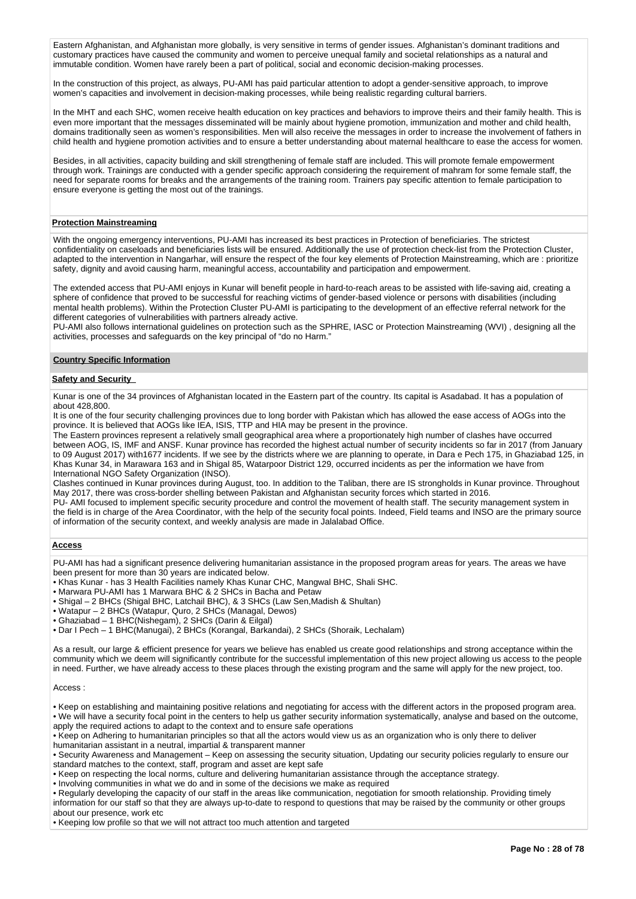Eastern Afghanistan, and Afghanistan more globally, is very sensitive in terms of gender issues. Afghanistan's dominant traditions and customary practices have caused the community and women to perceive unequal family and societal relationships as a natural and immutable condition. Women have rarely been a part of political, social and economic decision-making processes.

In the construction of this project, as always, PU-AMI has paid particular attention to adopt a gender-sensitive approach, to improve women's capacities and involvement in decision-making processes, while being realistic regarding cultural barriers.

In the MHT and each SHC, women receive health education on key practices and behaviors to improve theirs and their family health. This is even more important that the messages disseminated will be mainly about hygiene promotion, immunization and mother and child health, domains traditionally seen as women's responsibilities. Men will also receive the messages in order to increase the involvement of fathers in child health and hygiene promotion activities and to ensure a better understanding about maternal healthcare to ease the access for women.

Besides, in all activities, capacity building and skill strengthening of female staff are included. This will promote female empowerment through work. Trainings are conducted with a gender specific approach considering the requirement of mahram for some female staff, the need for separate rooms for breaks and the arrangements of the training room. Trainers pay specific attention to female participation to ensure everyone is getting the most out of the trainings.

**Protection Mainstreaming**

With the ongoing emergency interventions, PU-AMI has increased its best practices in Protection of beneficiaries. The strictest confidentiality on caseloads and beneficiaries lists will be ensured. Additionally the use of protection check-list from the Protection Cluster, adapted to the intervention in Nangarhar, will ensure the respect of the four key elements of Protection Mainstreaming, which are : prioritize safety, dignity and avoid causing harm, meaningful access, accountability and participation and empowerment.

The extended access that PU-AMI enjoys in Kunar will benefit people in hard-to-reach areas to be assisted with life-saving aid, creating a sphere of confidence that proved to be successful for reaching victims of gender-based violence or persons with disabilities (including mental health problems). Within the Protection Cluster PU-AMI is participating to the development of an effective referral network for the different categories of vulnerabilities with partners already active.
PU-AMI also follows international guidelines on protection such as the SPHRE, IASC or Protection Mainstreaming (WVI) , designing all the activities, processes and safeguards on the key principal of "do no Harm."

## Country Specific Information

**Safety and Security**

Kunar is one of the 34 provinces of Afghanistan located in the Eastern part of the country. Its capital is Asadabad. It has a population of about 428,800.
It is one of the four security challenging provinces due to long border with Pakistan which has allowed the ease access of AOGs into the province. It is believed that AOGs like IEA, ISIS, TTP and HIA may be present in the province.
The Eastern provinces represent a relatively small geographical area where a proportionately high number of clashes have occurred between AOG, IS, IMF and ANSF. Kunar province has recorded the highest actual number of security incidents so far in 2017 (from January to 09 August 2017) with1677 incidents. If we see by the districts where we are planning to operate, in Dara e Pech 175, in Ghaziabad 125, in Khas Kunar 34, in Marawara 163 and in Shigal 85, Waterpoor District 129, occurred incidents as per the information we have from International NGO Safety Organization (INSO).
Clashes continued in Kunar provinces during August, too. In addition to the Taliban, there are IS strongholds in Kunar province. Throughout May 2017, there was cross-border shelling between Pakistan and Afghanistan security forces which started in 2016.
PU- AMI focused to implement specific security procedure and control the movement of health staff. The security management system in the field is in charge of the Area Coordinator, with the help of the security focal points. Indeed, Field teams and INSO are the primary source of information of the security context, and weekly analysis are made in Jalalabad Office.

**Access**

PU-AMI has had a significant presence delivering humanitarian assistance in the proposed program areas for years. The areas we have been present for more than 30 years are indicated below.
- Khas Kunar - has 3 Health Facilities namely Khas Kunar CHC, Mangwal BHC, Shali SHC.
- Marwara PU-AMI has 1 Marwara BHC & 2 SHCs in Bacha and Petaw
- Shigal – 2 BHCs (Shigal BHC, Latchail BHC), & 3 SHCs (Law Sen,Madish & Shultan)
- Watapur – 2 BHCs (Watapur, Quro, 2 SHCs (Managal, Dewos)
- Ghaziabad – 1 BHC(Nishegam), 2 SHCs (Darin & Eilgal)
- Dar I Pech – 1 BHC(Manugai), 2 BHCs (Korangal, Barkandai), 2 SHCs (Shoraik, Lechalam)

As a result, our large & efficient presence for years we believe has enabled us create good relationships and strong acceptance within the community which we deem will significantly contribute for the successful implementation of this new project allowing us access to the people in need. Further, we have already access to these places through the existing program and the same will apply for the new project, too.

Access :

- Keep on establishing and maintaining positive relations and negotiating for access with the different actors in the proposed program area.
- We will have a security focal point in the centers to help us gather security information systematically, analyse and based on the outcome, apply the required actions to adapt to the context and to ensure safe operations
- Keep on Adhering to humanitarian principles so that all the actors would view us as an organization who is only there to deliver humanitarian assistant in a neutral, impartial & transparent manner
- Security Awareness and Management – Keep on assessing the security situation, Updating our security policies regularly to ensure our standard matches to the context, staff, program and asset are kept safe
- Keep on respecting the local norms, culture and delivering humanitarian assistance through the acceptance strategy.
- Involving communities in what we do and in some of the decisions we make as required
- Regularly developing the capacity of our staff in the areas like communication, negotiation for smooth relationship. Providing timely information for our staff so that they are always up-to-date to respond to questions that may be raised by the community or other groups about our presence, work etc
- Keeping low profile so that we will not attract too much attention and targeted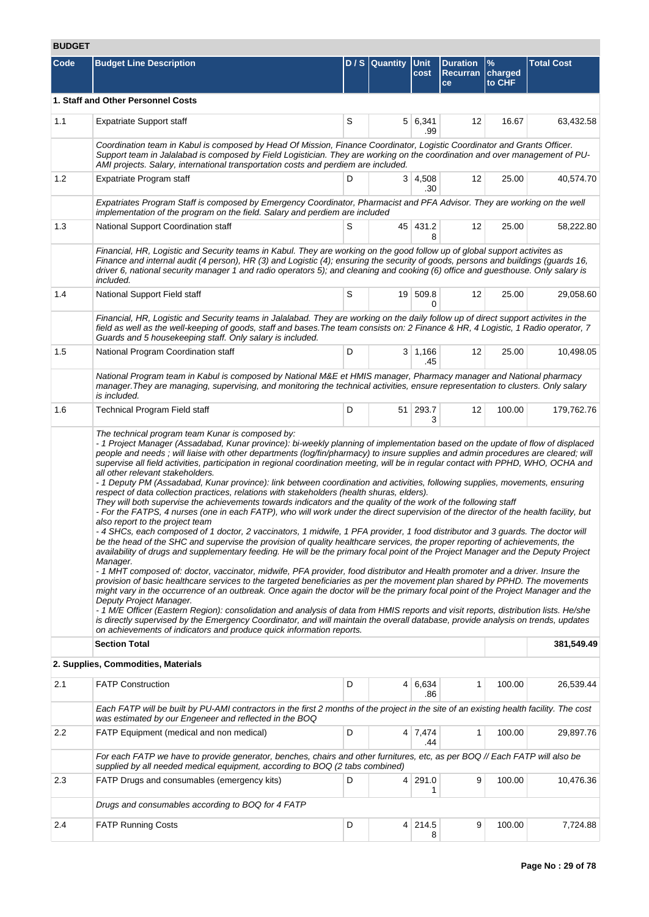## BUDGET

| Code | Budget Line Description | D / S | Quantity | Unit cost | Duration Recurrance | % charged to CHF | Total Cost |
|---|---|---|---|---|---|---|---|
| **1. Staff and Other Personnel Costs** | | | | | | | |
| 1.1 | Expatriate Support staff | S | 5 | 6,341.99 | 12 | 16.67 | 63,432.58 |
| | *Coordination team in Kabul is composed by Head Of Mission, Finance Coordinator, Logistic Coordinator and Grants Officer. Support team in Jalalabad is composed by Field Logistician. They are working on the coordination and over management of PU-AMI projects. Salary, international transportation costs and perdiem are included.* | | | | | | |
| 1.2 | Expatriate Program staff | D | 3 | 4,508.30 | 12 | 25.00 | 40,574.70 |
| | *Expatriates Program Staff is composed by Emergency Coordinator, Pharmacist and PFA Advisor. They are working on the well implementation of the program on the field. Salary and perdiem are included* | | | | | | |
| 1.3 | National Support Coordination staff | S | 45 | 431.28 | 12 | 25.00 | 58,222.80 |
| | *Financial, HR, Logistic and Security teams in Kabul. They are working on the good follow up of global support activites as Finance and internal audit (4 person), HR (3) and Logistic (4); ensuring the security of goods, persons and buildings (guards 16, driver 6, national security manager 1 and radio operators 5); and cleaning and cooking (6) office and guesthouse. Only salary is included.* | | | | | | |
| 1.4 | National Support Field staff | S | 19 | 509.80 | 12 | 25.00 | 29,058.60 |
| | *Financial, HR, Logistic and Security teams in Jalalabad. They are working on the daily follow up of direct support activites in the field as well as the well-keeping of goods, staff and bases.The team consists on: 2 Finance & HR, 4 Logistic, 1 Radio operator, 7 Guards and 5 housekeeping staff. Only salary is included.* | | | | | | |
| 1.5 | National Program Coordination staff | D | 3 | 1,166.45 | 12 | 25.00 | 10,498.05 |
| | *National Program team in Kabul is composed by National M&E et HMIS manager, Pharmacy manager and National pharmacy manager.They are managing, supervising, and monitoring the technical activities, ensure representation to clusters. Only salary is included.* | | | | | | |
| 1.6 | Technical Program Field staff | D | 51 | 293.73 | 12 | 100.00 | 179,762.76 |
| | *The technical program team Kunar is composed by:<br>- 1 Project Manager (Assadabad, Kunar province): bi-weekly planning of implementation based on the update of flow of displaced people and needs ; will liaise with other departments (log/fin/pharmacy) to insure supplies and admin procedures are cleared; will supervise all field activities, participation in regional coordination meeting, will be in regular contact with PPHD, WHO, OCHA and all other relevant stakeholders.<br>- 1 Deputy PM (Assadabad, Kunar province): link between coordination and activities, following supplies, movements, ensuring respect of data collection practices, relations with stakeholders (health shuras, elders).<br>They will both supervise the achievements towards indicators and the quality of the work of the following staff<br>- For the FATPS, 4 nurses (one in each FATP), who will work under the direct supervision of the director of the health facility, but also report to the project team<br>- 4 SHCs, each composed of 1 doctor, 2 vaccinators, 1 midwife, 1 PFA provider, 1 food distributor and 3 guards. The doctor will be the head of the SHC and supervise the provision of quality healthcare services, the proper reporting of achievements, the availability of drugs and supplementary feeding. He will be the primary focal point of the Project Manager and the Deputy Project Manager.<br>- 1 MHT composed of: doctor, vaccinator, midwife, PFA provider, food distributor and Health promoter and a driver. Insure the provision of basic healthcare services to the targeted beneficiaries as per the movement plan shared by PPHD. The movements might vary in the occurrence of an outbreak. Once again the doctor will be the primary focal point of the Project Manager and the Deputy Project Manager.<br>- 1 M/E Officer (Eastern Region): consolidation and analysis of data from HMIS reports and visit reports, distribution lists. He/she is directly supervised by the Emergency Coordinator, and will maintain the overall database, provide analysis on trends, updates on achievements of indicators and produce quick information reports.* | | | | | | |
| | **Section Total** | | | | | | **381,549.49** |
| **2. Supplies, Commodities, Materials** | | | | | | | |
| 2.1 | FATP Construction | D | 4 | 6,634.86 | 1 | 100.00 | 26,539.44 |
| | *Each FATP will be built by PU-AMI contractors in the first 2 months of the project in the site of an existing health facility. The cost was estimated by our Engeneer and reflected in the BOQ* | | | | | | |
| 2.2 | FATP Equipment (medical and non medical) | D | 4 | 7,474.44 | 1 | 100.00 | 29,897.76 |
| | *For each FATP we have to provide generator, benches, chairs and other furnitures, etc, as per BOQ // Each FATP will also be supplied by all needed medical equipment, according to BOQ (2 tabs combined)* | | | | | | |
| 2.3 | FATP Drugs and consumables (emergency kits) | D | 4 | 291.01 | 9 | 100.00 | 10,476.36 |
| | *Drugs and consumables according to BOQ for 4 FATP* | | | | | | |
| 2.4 | FATP Running Costs | D | 4 | 214.58 | 9 | 100.00 | 7,724.88 |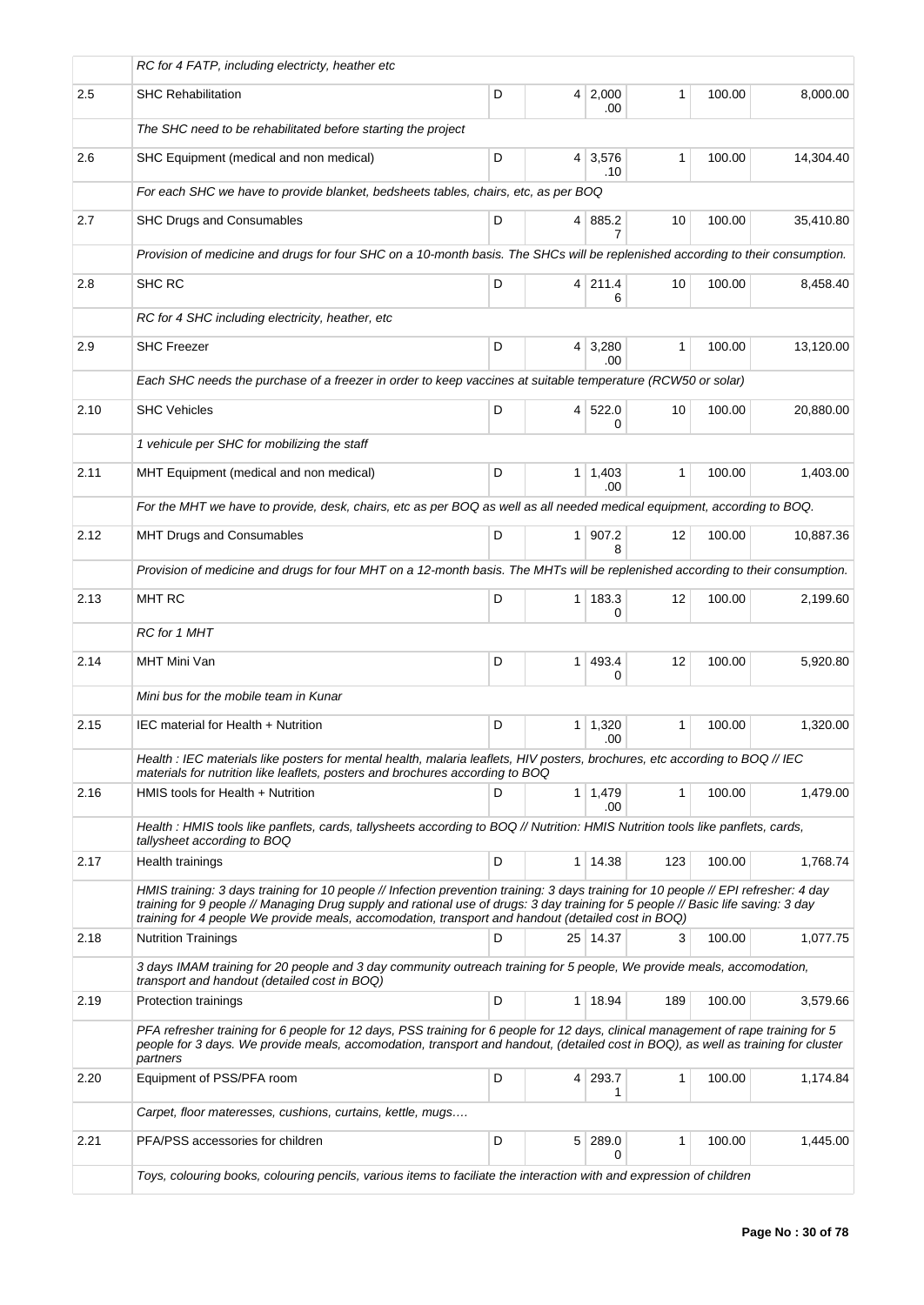| | | | | | | | |
|---|---|---|---|---|---|---|---|
| | RC for 4 FATP, including electricty, heather etc | | | | | | |
| 2.5 | SHC Rehabilitation | D | 4 | 2,000.00 | 1 | 100.00 | 8,000.00 |
| | The SHC need to be rehabilitated before starting the project | | | | | | |
| 2.6 | SHC Equipment (medical and non medical) | D | 4 | 3,576.10 | 1 | 100.00 | 14,304.40 |
| | For each SHC we have to provide blanket, bedsheets tables, chairs, etc, as per BOQ | | | | | | |
| 2.7 | SHC Drugs and Consumables | D | 4 | 885.27 | 10 | 100.00 | 35,410.80 |
| | Provision of medicine and drugs for four SHC on a 10-month basis. The SHCs will be replenished according to their consumption. | | | | | | |
| 2.8 | SHC RC | D | 4 | 211.46 | 10 | 100.00 | 8,458.40 |
| | RC for 4 SHC including electricity, heather, etc | | | | | | |
| 2.9 | SHC Freezer | D | 4 | 3,280.00 | 1 | 100.00 | 13,120.00 |
| | Each SHC needs the purchase of a freezer in order to keep vaccines at suitable temperature (RCW50 or solar) | | | | | | |
| 2.10 | SHC Vehicles | D | 4 | 522.00 | 10 | 100.00 | 20,880.00 |
| | 1 vehicule per SHC for mobilizing the staff | | | | | | |
| 2.11 | MHT Equipment (medical and non medical) | D | 1 | 1,403.00 | 1 | 100.00 | 1,403.00 |
| | For the MHT we have to provide, desk, chairs, etc as per BOQ as well as all needed medical equipment, according to BOQ. | | | | | | |
| 2.12 | MHT Drugs and Consumables | D | 1 | 907.28 | 12 | 100.00 | 10,887.36 |
| | Provision of medicine and drugs for four MHT on a 12-month basis. The MHTs will be replenished according to their consumption. | | | | | | |
| 2.13 | MHT RC | D | 1 | 183.30 | 12 | 100.00 | 2,199.60 |
| | RC for 1 MHT | | | | | | |
| 2.14 | MHT Mini Van | D | 1 | 493.40 | 12 | 100.00 | 5,920.80 |
| | Mini bus for the mobile team in Kunar | | | | | | |
| 2.15 | IEC material for Health + Nutrition | D | 1 | 1,320.00 | 1 | 100.00 | 1,320.00 |
| | Health : IEC materials like posters for mental health, malaria leaflets, HIV posters, brochures, etc according to BOQ // IEC materials for nutrition like leaflets, posters and brochures according to BOQ | | | | | | |
| 2.16 | HMIS tools for Health + Nutrition | D | 1 | 1,479.00 | 1 | 100.00 | 1,479.00 |
| | Health : HMIS tools like panflets, cards, tallysheets according to BOQ // Nutrition: HMIS Nutrition tools like panflets, cards, tallysheet according to BOQ | | | | | | |
| 2.17 | Health trainings | D | 1 | 14.38 | 123 | 100.00 | 1,768.74 |
| | HMIS training: 3 days training for 10 people // Infection prevention training: 3 days training for 10 people // EPI refresher: 4 day training for 9 people // Managing Drug supply and rational use of drugs: 3 day training for 5 people // Basic life saving: 3 day training for 4 people We provide meals, accomodation, transport and handout (detailed cost in BOQ) | | | | | | |
| 2.18 | Nutrition Trainings | D | 25 | 14.37 | 3 | 100.00 | 1,077.75 |
| | 3 days IMAM training for 20 people and 3 day community outreach training for 5 people, We provide meals, accomodation, transport and handout (detailed cost in BOQ) | | | | | | |
| 2.19 | Protection trainings | D | 1 | 18.94 | 189 | 100.00 | 3,579.66 |
| | PFA refresher training for 6 people for 12 days, PSS training for 6 people for 12 days, clinical management of rape training for 5 people for 3 days. We provide meals, accomodation, transport and handout, (detailed cost in BOQ), as well as training for cluster partners | | | | | | |
| 2.20 | Equipment of PSS/PFA room | D | 4 | 293.71 | 1 | 100.00 | 1,174.84 |
| | Carpet, floor materesses, cushions, curtains, kettle, mugs…. | | | | | | |
| 2.21 | PFA/PSS accessories for children | D | 5 | 289.00 | 1 | 100.00 | 1,445.00 |
| | Toys, colouring books, colouring pencils, various items to faciliate the interaction with and expression of children | | | | | | |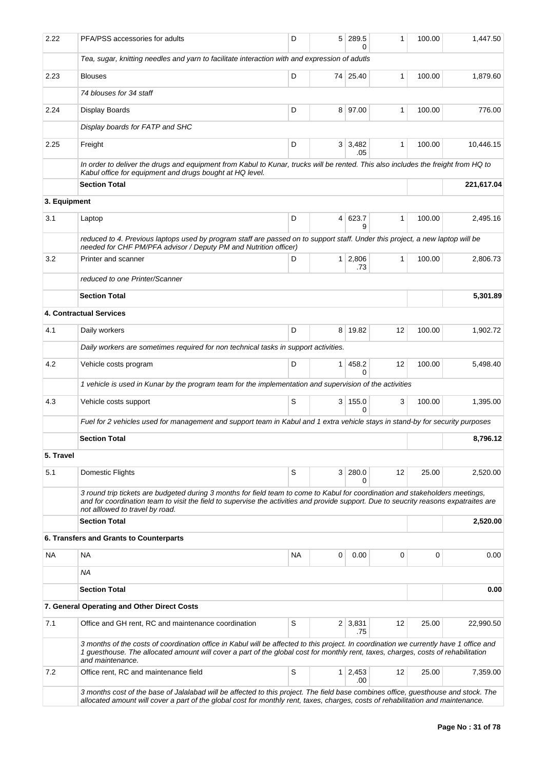| | | | | | | | |
|---|---|---|---|---|---|---|---|
| 2.22 | PFA/PSS accessories for adults | D | 5 | 289.50 | 1 | 100.00 | 1,447.50 |
| | *Tea, sugar, knitting needles and yarn to facilitate interaction with and expression of adutls* | | | | | | |
| 2.23 | Blouses | D | 74 | 25.40 | 1 | 100.00 | 1,879.60 |
| | *74 blouses for 34 staff* | | | | | | |
| 2.24 | Display Boards | D | 8 | 97.00 | 1 | 100.00 | 776.00 |
| | *Display boards for FATP and SHC* | | | | | | |
| 2.25 | Freight | D | 3 | 3,482.05 | 1 | 100.00 | 10,446.15 |
| | *In order to deliver the drugs and equipment from Kabul to Kunar, trucks will be rented. This also includes the freight from HQ to Kabul office for equipment and drugs bought at HQ level.* | | | | | | |
| | **Section Total** | | | | | | **221,617.04** |
| **3. Equipment** | | | | | | | |
| 3.1 | Laptop | D | 4 | 623.79 | 1 | 100.00 | 2,495.16 |
| | *reduced to 4. Previous laptops used by program staff are passed on to support staff. Under this project, a new laptop will be needed for CHF PM/PFA advisor / Deputy PM and Nutrition officer)* | | | | | | |
| 3.2 | Printer and scanner | D | 1 | 2,806.73 | 1 | 100.00 | 2,806.73 |
| | *reduced to one Printer/Scanner* | | | | | | |
| | **Section Total** | | | | | | **5,301.89** |
| **4. Contractual Services** | | | | | | | |
| 4.1 | Daily workers | D | 8 | 19.82 | 12 | 100.00 | 1,902.72 |
| | *Daily workers are sometimes required for non technical tasks in support activities.* | | | | | | |
| 4.2 | Vehicle costs program | D | 1 | 458.20 | 12 | 100.00 | 5,498.40 |
| | *1 vehicle is used in Kunar by the program team for the implementation and supervision of the activities* | | | | | | |
| 4.3 | Vehicle costs support | S | 3 | 155.00 | 3 | 100.00 | 1,395.00 |
| | *Fuel for 2 vehicles used for management and support team in Kabul and 1 extra vehicle stays in stand-by for security purposes* | | | | | | |
| | **Section Total** | | | | | | **8,796.12** |
| **5. Travel** | | | | | | | |
| 5.1 | Domestic Flights | S | 3 | 280.00 | 12 | 25.00 | 2,520.00 |
| | *3 round trip tickets are budgeted during 3 months for field team to come to Kabul for coordination and stakeholders meetings, and for coordination team to visit the field to supervise the activities and provide support. Due to seucrity reasons expatraites are not alllowed to travel by road.* | | | | | | |
| | **Section Total** | | | | | | **2,520.00** |
| **6. Transfers and Grants to Counterparts** | | | | | | | |
| NA | NA | NA | 0 | 0.00 | 0 | 0 | 0.00 |
| | *NA* | | | | | | |
| | **Section Total** | | | | | | **0.00** |
| **7. General Operating and Other Direct Costs** | | | | | | | |
| 7.1 | Office and GH rent, RC and maintenance coordination | S | 2 | 3,831.75 | 12 | 25.00 | 22,990.50 |
| | *3 months of the costs of coordination office in Kabul will be affected to this project. In coordination we currently have 1 office and 1 guesthouse. The allocated amount will cover a part of the global cost for monthly rent, taxes, charges, costs of rehabilitation and maintenance.* | | | | | | |
| 7.2 | Office rent, RC and maintenance field | S | 1 | 2,453.00 | 12 | 25.00 | 7,359.00 |
| | *3 months cost of the base of Jalalabad will be affected to this project. The field base combines office, guesthouse and stock. The allocated amount will cover a part of the global cost for monthly rent, taxes, charges, costs of rehabilitation and maintenance.* | | | | | | |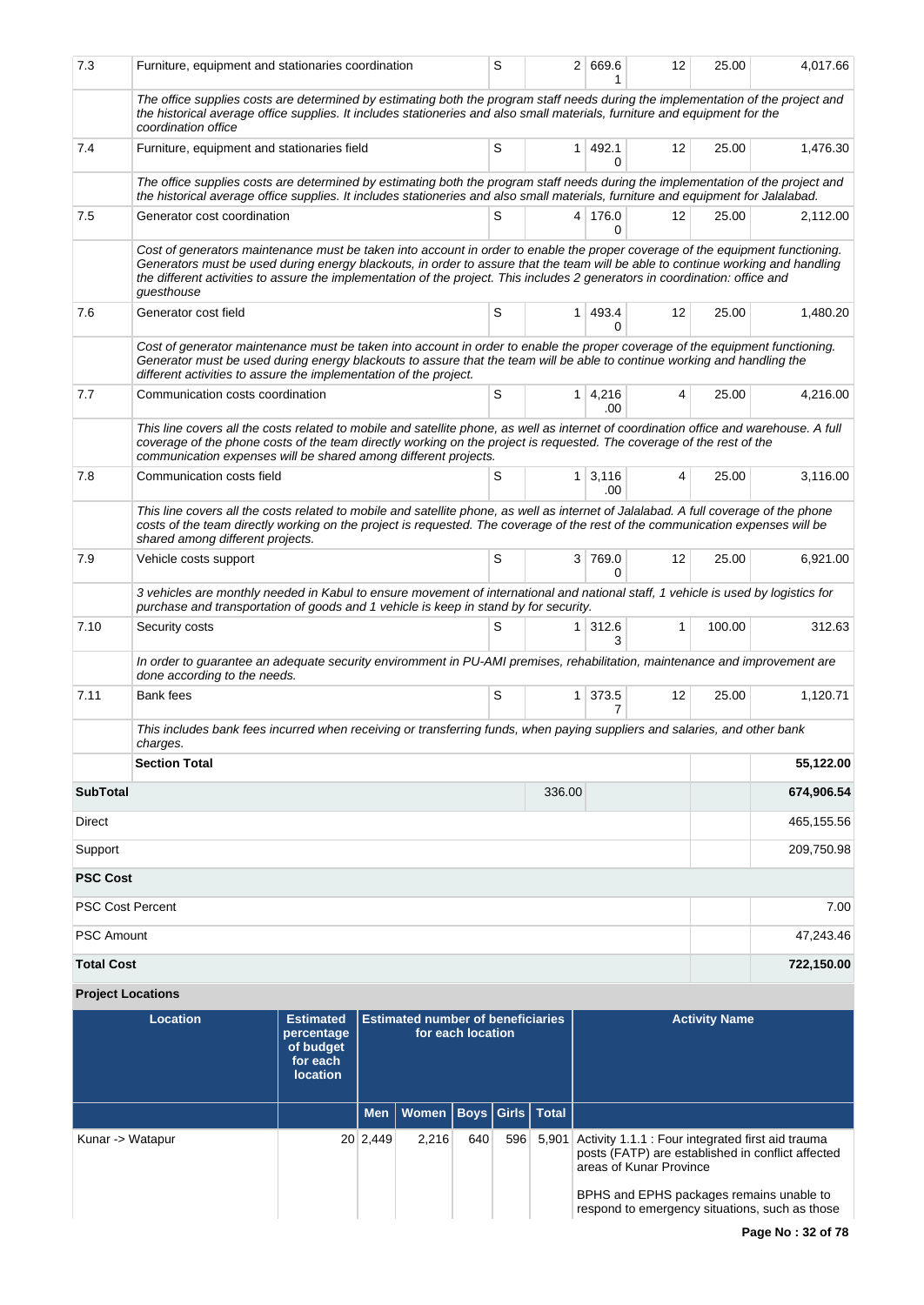| | | | | | | | |
|---|---|---|---|---|---|---|---|
| 7.3 | Furniture, equipment and stationaries coordination | S | 2 | 669.61 | 12 | 25.00 | 4,017.66 |
| | *The office supplies costs are determined by estimating both the program staff needs during the implementation of the project and the historical average office supplies. It includes stationeries and also small materials, furniture and equipment for the coordination office* | | | | | | |
| 7.4 | Furniture, equipment and stationaries field | S | 1 | 492.10 | 12 | 25.00 | 1,476.30 |
| | *The office supplies costs are determined by estimating both the program staff needs during the implementation of the project and the historical average office supplies. It includes stationeries and also small materials, furniture and equipment for Jalalabad.* | | | | | | |
| 7.5 | Generator cost coordination | S | 4 | 176.00 | 12 | 25.00 | 2,112.00 |
| | *Cost of generators maintenance must be taken into account in order to enable the proper coverage of the equipment functioning. Generators must be used during energy blackouts, in order to assure that the team will be able to continue working and handling the different activities to assure the implementation of the project. This includes 2 generators in coordination: office and guesthouse* | | | | | | |
| 7.6 | Generator cost field | S | 1 | 493.40 | 12 | 25.00 | 1,480.20 |
| | *Cost of generator maintenance must be taken into account in order to enable the proper coverage of the equipment functioning. Generator must be used during energy blackouts to assure that the team will be able to continue working and handling the different activities to assure the implementation of the project.* | | | | | | |
| 7.7 | Communication costs coordination | S | 1 | 4,216.00 | 4 | 25.00 | 4,216.00 |
| | *This line covers all the costs related to mobile and satellite phone, as well as internet of coordination office and warehouse. A full coverage of the phone costs of the team directly working on the project is requested. The coverage of the rest of the communication expenses will be shared among different projects.* | | | | | | |
| 7.8 | Communication costs field | S | 1 | 3,116.00 | 4 | 25.00 | 3,116.00 |
| | *This line covers all the costs related to mobile and satellite phone, as well as internet of Jalalabad. A full coverage of the phone costs of the team directly working on the project is requested. The coverage of the rest of the communication expenses will be shared among different projects.* | | | | | | |
| 7.9 | Vehicle costs support | S | 3 | 769.00 | 12 | 25.00 | 6,921.00 |
| | *3 vehicles are monthly needed in Kabul to ensure movement of international and national staff, 1 vehicle is used by logistics for purchase and transportation of goods and 1 vehicle is keep in stand by for security.* | | | | | | |
| 7.10 | Security costs | S | 1 | 312.63 | 1 | 100.00 | 312.63 |
| | *In order to guarantee an adequate security enviromment in PU-AMI premises, rehabilitation, maintenance and improvement are done according to the needs.* | | | | | | |
| 7.11 | Bank fees | S | 1 | 373.57 | 12 | 25.00 | 1,120.71 |
| | *This includes bank fees incurred when receiving or transferring funds, when paying suppliers and salaries, and other bank charges.* | | | | | | |
| | **Section Total** | | | | | | **55,122.00** |
| **SubTotal** | | | 336.00 | | | | **674,906.54** |
| Direct | | | | | | | 465,155.56 |
| Support | | | | | | | 209,750.98 |
| **PSC Cost** | | | | | | | |
| PSC Cost Percent | | | | | | | 7.00 |
| PSC Amount | | | | | | | 47,243.46 |
| **Total Cost** | | | | | | | **722,150.00** |

**Project Locations**

| Location | Estimated percentage of budget for each location | Estimated number of beneficiaries for each location | | | | | Activity Name |
|---|---|---|---|---|---|---|---|
| | | Men | Women | Boys | Girls | Total | |
| Kunar -> Watapur | 20 | 2,449 | 2,216 | 640 | 596 | 5,901 | Activity 1.1.1 : Four integrated first aid trauma posts (FATP) are established in conflict affected areas of Kunar Province<br><br>BPHS and EPHS packages remains unable to respond to emergency situations, such as those |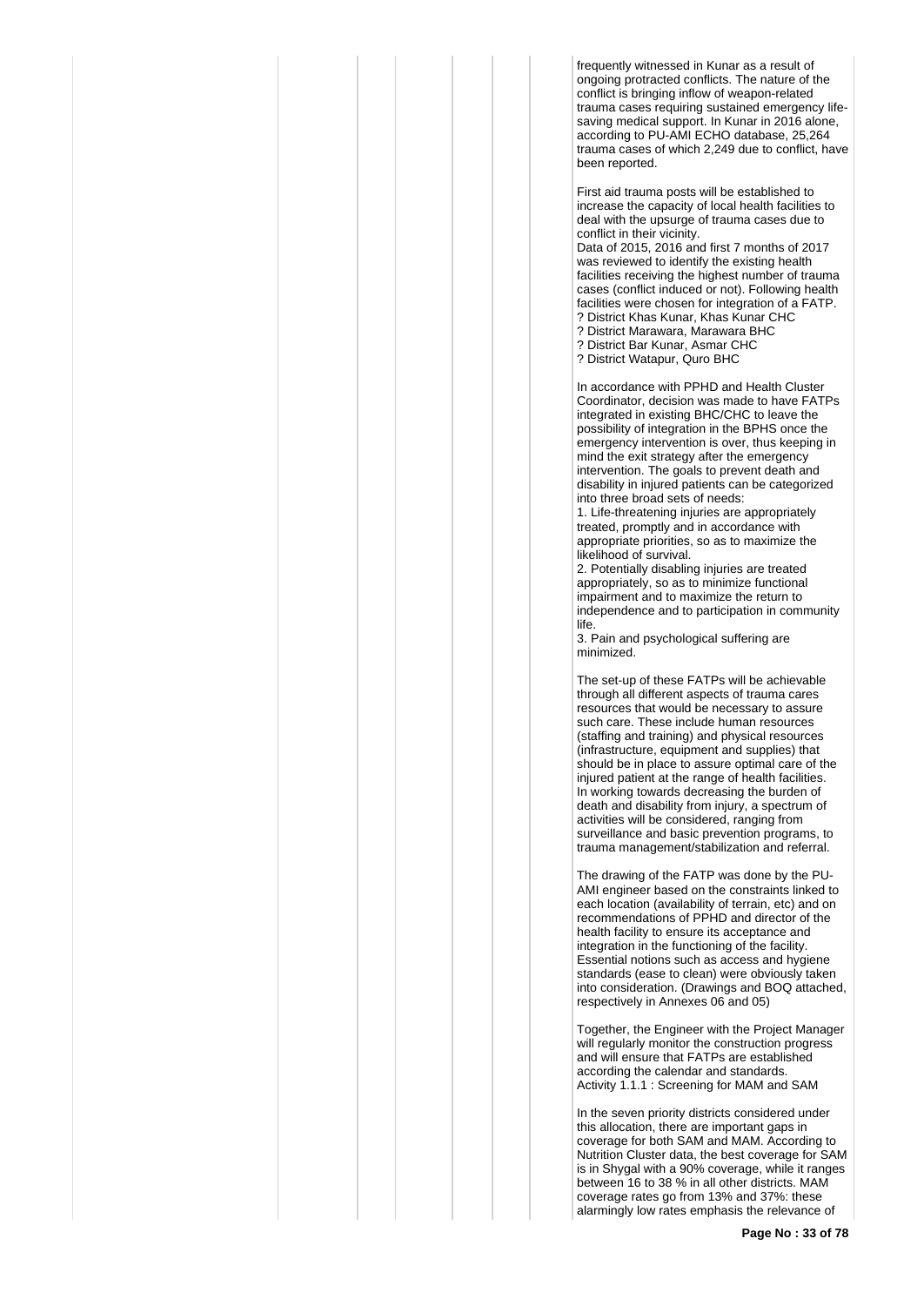frequently witnessed in Kunar as a result of ongoing protracted conflicts. The nature of the conflict is bringing inflow of weapon-related trauma cases requiring sustained emergency life-saving medical support. In Kunar in 2016 alone, according to PU-AMI ECHO database, 25,264 trauma cases of which 2,249 due to conflict, have been reported.

First aid trauma posts will be established to increase the capacity of local health facilities to deal with the upsurge of trauma cases due to conflict in their vicinity.
Data of 2015, 2016 and first 7 months of 2017 was reviewed to identify the existing health facilities receiving the highest number of trauma cases (conflict induced or not). Following health facilities were chosen for integration of a FATP.
? District Khas Kunar, Khas Kunar CHC
? District Marawara, Marawara BHC
? District Bar Kunar, Asmar CHC
? District Watapur, Quro BHC

In accordance with PPHD and Health Cluster Coordinator, decision was made to have FATPs integrated in existing BHC/CHC to leave the possibility of integration in the BPHS once the emergency intervention is over, thus keeping in mind the exit strategy after the emergency intervention. The goals to prevent death and disability in injured patients can be categorized into three broad sets of needs:
1. Life-threatening injuries are appropriately treated, promptly and in accordance with appropriate priorities, so as to maximize the likelihood of survival.
2. Potentially disabling injuries are treated appropriately, so as to minimize functional impairment and to maximize the return to independence and to participation in community life.
3. Pain and psychological suffering are minimized.

The set-up of these FATPs will be achievable through all different aspects of trauma cares resources that would be necessary to assure such care. These include human resources (staffing and training) and physical resources (infrastructure, equipment and supplies) that should be in place to assure optimal care of the injured patient at the range of health facilities. In working towards decreasing the burden of death and disability from injury, a spectrum of activities will be considered, ranging from surveillance and basic prevention programs, to trauma management/stabilization and referral.

The drawing of the FATP was done by the PU-AMI engineer based on the constraints linked to each location (availability of terrain, etc) and on recommendations of PPHD and director of the health facility to ensure its acceptance and integration in the functioning of the facility. Essential notions such as access and hygiene standards (ease to clean) were obviously taken into consideration. (Drawings and BOQ attached, respectively in Annexes 06 and 05)

Together, the Engineer with the Project Manager will regularly monitor the construction progress and will ensure that FATPs are established according the calendar and standards.
Activity 1.1.1 : Screening for MAM and SAM

In the seven priority districts considered under this allocation, there are important gaps in coverage for both SAM and MAM. According to Nutrition Cluster data, the best coverage for SAM is in Shygal with a 90% coverage, while it ranges between 16 to 38 % in all other districts. MAM coverage rates go from 13% and 37%: these alarmingly low rates emphasis the relevance of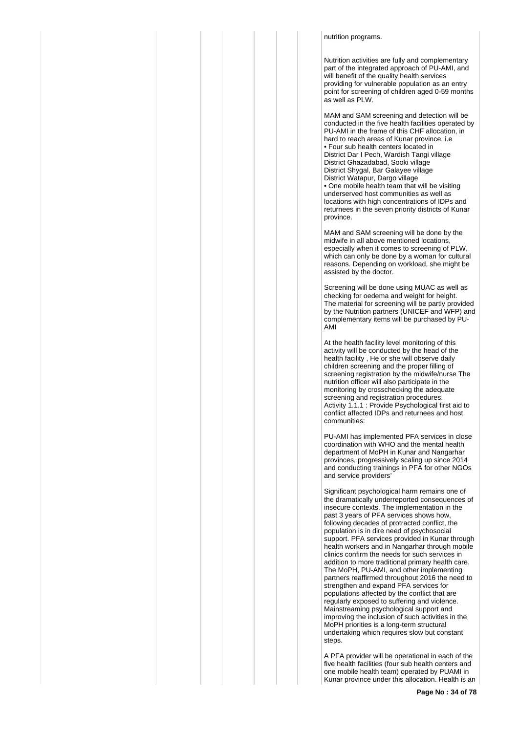nutrition programs.

Nutrition activities are fully and complementary part of the integrated approach of PU-AMI, and will benefit of the quality health services providing for vulnerable population as an entry point for screening of children aged 0-59 months as well as PLW.

MAM and SAM screening and detection will be conducted in the five health facilities operated by PU-AMI in the frame of this CHF allocation, in hard to reach areas of Kunar province, i.e

• Four sub health centers located in
District Dar I Pech, Wardish Tangi village
District Ghazadabad, Sooki village
District Shygal, Bar Galayee village
District Watapur, Dargo village

• One mobile health team that will be visiting underserved host communities as well as locations with high concentrations of IDPs and returnees in the seven priority districts of Kunar province.

MAM and SAM screening will be done by the midwife in all above mentioned locations, especially when it comes to screening of PLW, which can only be done by a woman for cultural reasons. Depending on workload, she might be assisted by the doctor.

Screening will be done using MUAC as well as checking for oedema and weight for height. The material for screening will be partly provided by the Nutrition partners (UNICEF and WFP) and complementary items will be purchased by PU-AMI

At the health facility level monitoring of this activity will be conducted by the head of the health facility , He or she will observe daily children screening and the proper filling of screening registration by the midwife/nurse The nutrition officer will also participate in the monitoring by crosschecking the adequate screening and registration procedures.
Activity 1.1.1 : Provide Psychological first aid to conflict affected IDPs and returnees and host communities:

PU-AMI has implemented PFA services in close coordination with WHO and the mental health department of MoPH in Kunar and Nangarhar provinces, progressively scaling up since 2014 and conducting trainings in PFA for other NGOs and service providers'

Significant psychological harm remains one of the dramatically underreported consequences of insecure contexts. The implementation in the past 3 years of PFA services shows how, following decades of protracted conflict, the population is in dire need of psychosocial support. PFA services provided in Kunar through health workers and in Nangarhar through mobile clinics confirm the needs for such services in addition to more traditional primary health care. The MoPH, PU-AMI, and other implementing partners reaffirmed throughout 2016 the need to strengthen and expand PFA services for populations affected by the conflict that are regularly exposed to suffering and violence. Mainstreaming psychological support and improving the inclusion of such activities in the MoPH priorities is a long-term structural undertaking which requires slow but constant steps.

A PFA provider will be operational in each of the five health facilities (four sub health centers and one mobile health team) operated by PUAMI in Kunar province under this allocation. Health is an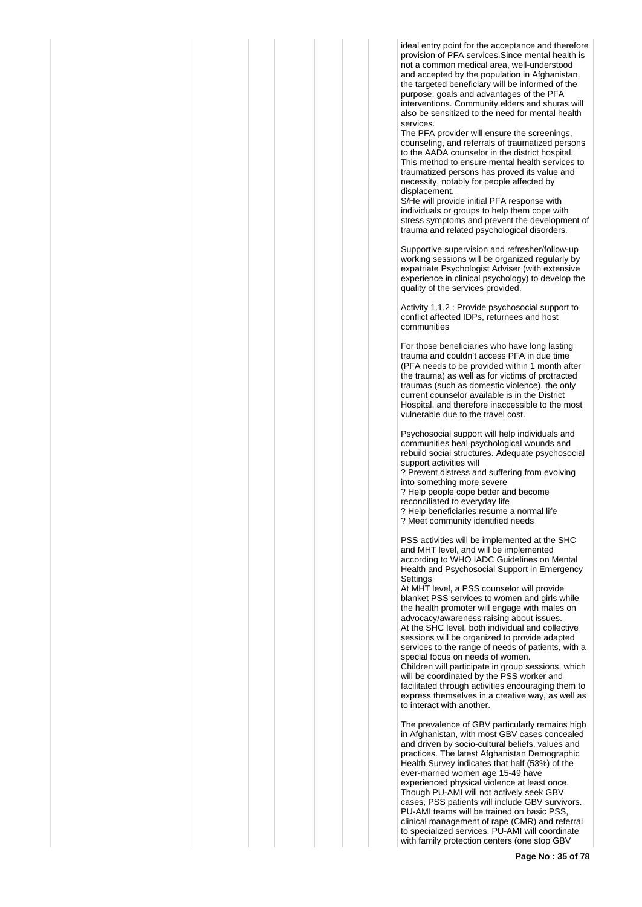ideal entry point for the acceptance and therefore provision of PFA services.Since mental health is not a common medical area, well-understood and accepted by the population in Afghanistan, the targeted beneficiary will be informed of the purpose, goals and advantages of the PFA interventions. Community elders and shuras will also be sensitized to the need for mental health services.
The PFA provider will ensure the screenings, counseling, and referrals of traumatized persons to the AADA counselor in the district hospital. This method to ensure mental health services to traumatized persons has proved its value and necessity, notably for people affected by displacement.
S/He will provide initial PFA response with individuals or groups to help them cope with stress symptoms and prevent the development of trauma and related psychological disorders.

Supportive supervision and refresher/follow-up working sessions will be organized regularly by expatriate Psychologist Adviser (with extensive experience in clinical psychology) to develop the quality of the services provided.

Activity 1.1.2 : Provide psychosocial support to conflict affected IDPs, returnees and host communities

For those beneficiaries who have long lasting trauma and couldn't access PFA in due time (PFA needs to be provided within 1 month after the trauma) as well as for victims of protracted traumas (such as domestic violence), the only current counselor available is in the District Hospital, and therefore inaccessible to the most vulnerable due to the travel cost.

Psychosocial support will help individuals and communities heal psychological wounds and rebuild social structures. Adequate psychosocial support activities will
? Prevent distress and suffering from evolving into something more severe
? Help people cope better and become reconciliated to everyday life
? Help beneficiaries resume a normal life
? Meet community identified needs

PSS activities will be implemented at the SHC and MHT level, and will be implemented according to WHO IADC Guidelines on Mental Health and Psychosocial Support in Emergency Settings
At MHT level, a PSS counselor will provide blanket PSS services to women and girls while the health promoter will engage with males on advocacy/awareness raising about issues.
At the SHC level, both individual and collective sessions will be organized to provide adapted services to the range of needs of patients, with a special focus on needs of women.
Children will participate in group sessions, which will be coordinated by the PSS worker and facilitated through activities encouraging them to express themselves in a creative way, as well as to interact with another.

The prevalence of GBV particularly remains high in Afghanistan, with most GBV cases concealed and driven by socio-cultural beliefs, values and practices. The latest Afghanistan Demographic Health Survey indicates that half (53%) of the ever-married women age 15-49 have experienced physical violence at least once. Though PU-AMI will not actively seek GBV cases, PSS patients will include GBV survivors. PU-AMI teams will be trained on basic PSS, clinical management of rape (CMR) and referral to specialized services. PU-AMI will coordinate with family protection centers (one stop GBV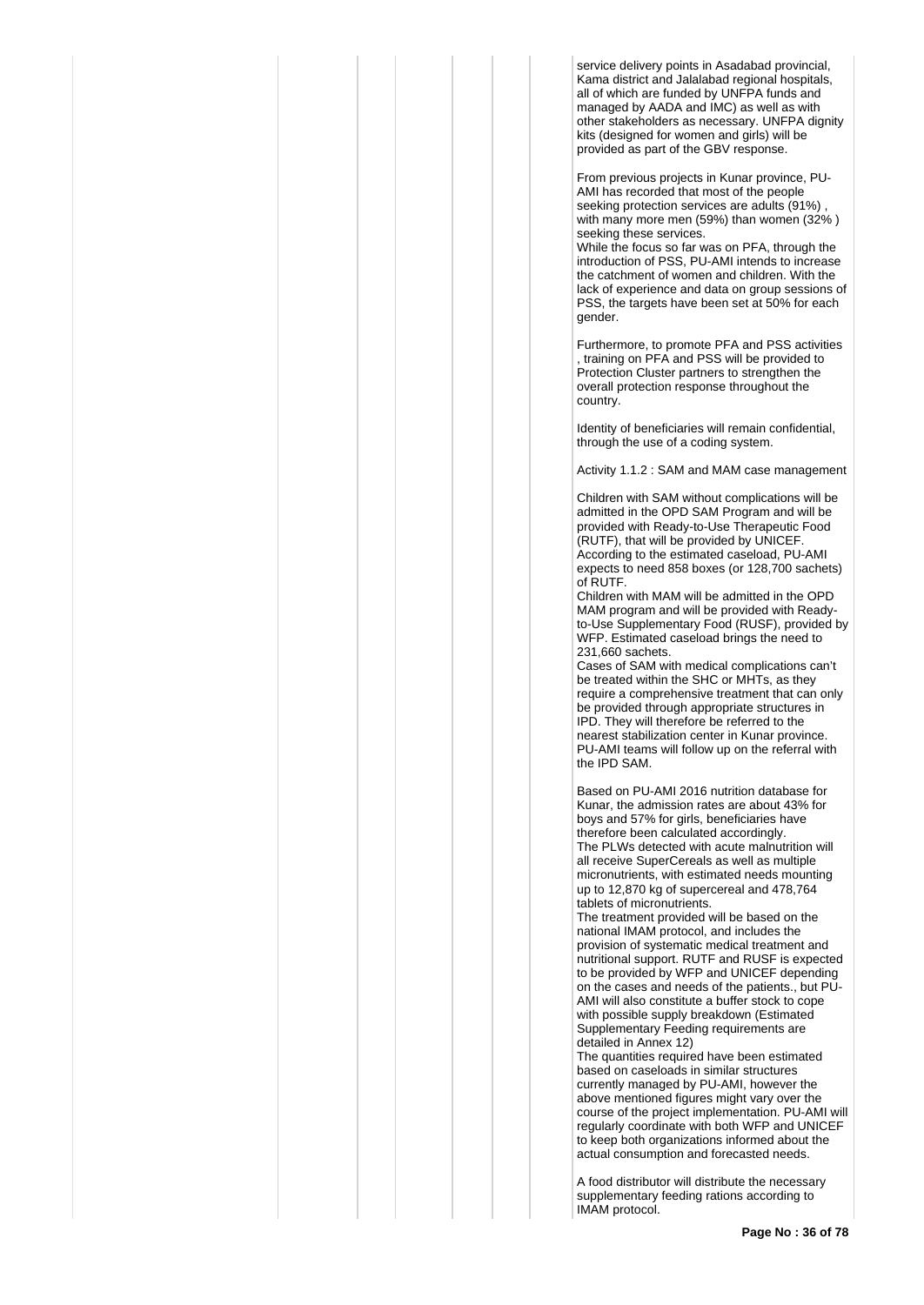service delivery points in Asadabad provincial, Kama district and Jalalabad regional hospitals, all of which are funded by UNFPA funds and managed by AADA and IMC) as well as with other stakeholders as necessary. UNFPA dignity kits (designed for women and girls) will be provided as part of the GBV response.

From previous projects in Kunar province, PU-AMI has recorded that most of the people seeking protection services are adults (91%) , with many more men (59%) than women (32% ) seeking these services.
While the focus so far was on PFA, through the introduction of PSS, PU-AMI intends to increase the catchment of women and children. With the lack of experience and data on group sessions of PSS, the targets have been set at 50% for each gender.

Furthermore, to promote PFA and PSS activities , training on PFA and PSS will be provided to Protection Cluster partners to strengthen the overall protection response throughout the country.

Identity of beneficiaries will remain confidential, through the use of a coding system.

Activity 1.1.2 : SAM and MAM case management

Children with SAM without complications will be admitted in the OPD SAM Program and will be provided with Ready-to-Use Therapeutic Food (RUTF), that will be provided by UNICEF. According to the estimated caseload, PU-AMI expects to need 858 boxes (or 128,700 sachets) of RUTF.
Children with MAM will be admitted in the OPD MAM program and will be provided with Ready-to-Use Supplementary Food (RUSF), provided by WFP. Estimated caseload brings the need to 231,660 sachets.
Cases of SAM with medical complications can't be treated within the SHC or MHTs, as they require a comprehensive treatment that can only be provided through appropriate structures in IPD. They will therefore be referred to the nearest stabilization center in Kunar province. PU-AMI teams will follow up on the referral with the IPD SAM.

Based on PU-AMI 2016 nutrition database for Kunar, the admission rates are about 43% for boys and 57% for girls, beneficiaries have therefore been calculated accordingly.
The PLWs detected with acute malnutrition will all receive SuperCereals as well as multiple micronutrients, with estimated needs mounting up to 12,870 kg of supercereal and 478,764 tablets of micronutrients.
The treatment provided will be based on the national IMAM protocol, and includes the provision of systematic medical treatment and nutritional support. RUTF and RUSF is expected to be provided by WFP and UNICEF depending on the cases and needs of the patients., but PU-AMI will also constitute a buffer stock to cope with possible supply breakdown (Estimated Supplementary Feeding requirements are detailed in Annex 12)
The quantities required have been estimated based on caseloads in similar structures currently managed by PU-AMI, however the above mentioned figures might vary over the course of the project implementation. PU-AMI will regularly coordinate with both WFP and UNICEF to keep both organizations informed about the actual consumption and forecasted needs.

A food distributor will distribute the necessary supplementary feeding rations according to IMAM protocol.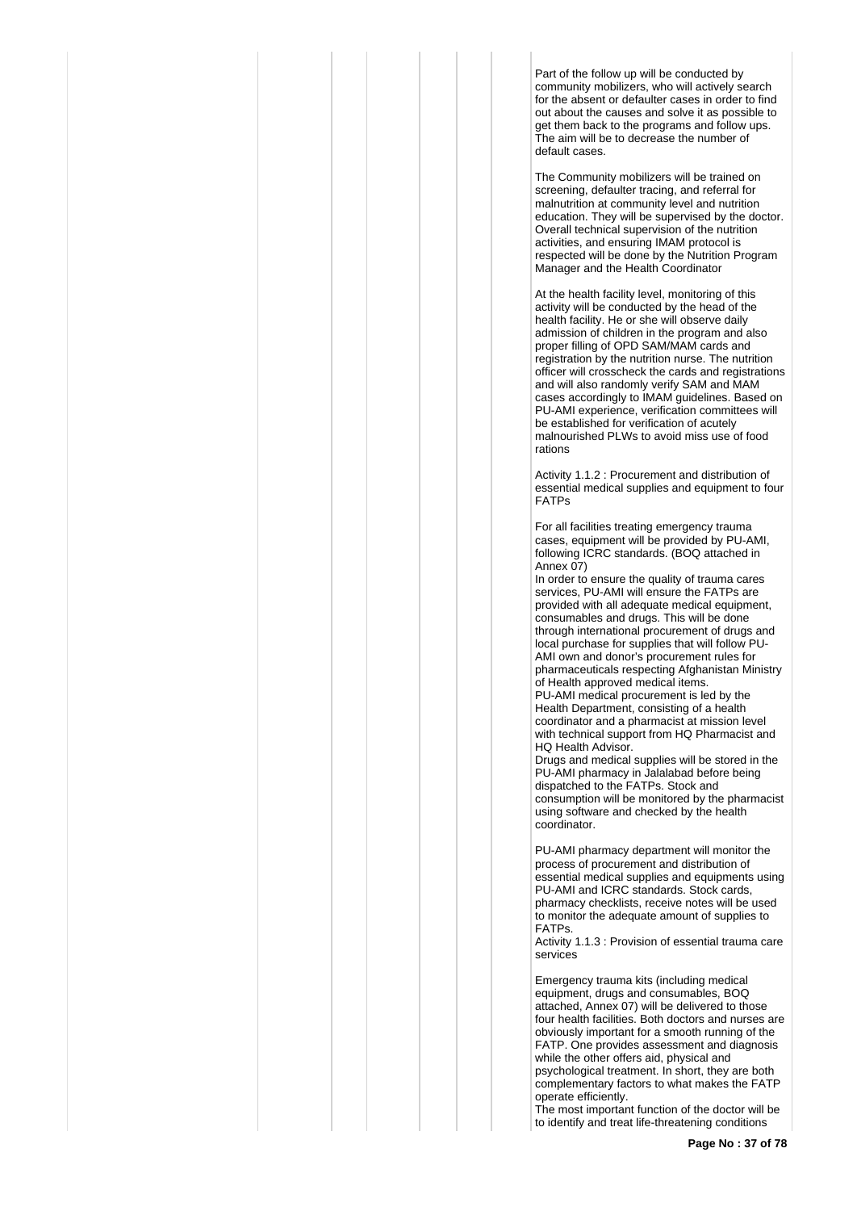Part of the follow up will be conducted by community mobilizers, who will actively search for the absent or defaulter cases in order to find out about the causes and solve it as possible to get them back to the programs and follow ups. The aim will be to decrease the number of default cases.

The Community mobilizers will be trained on screening, defaulter tracing, and referral for malnutrition at community level and nutrition education. They will be supervised by the doctor. Overall technical supervision of the nutrition activities, and ensuring IMAM protocol is respected will be done by the Nutrition Program Manager and the Health Coordinator

At the health facility level, monitoring of this activity will be conducted by the head of the health facility. He or she will observe daily admission of children in the program and also proper filling of OPD SAM/MAM cards and registration by the nutrition nurse. The nutrition officer will crosscheck the cards and registrations and will also randomly verify SAM and MAM cases accordingly to IMAM guidelines. Based on PU-AMI experience, verification committees will be established for verification of acutely malnourished PLWs to avoid miss use of food rations

Activity 1.1.2 : Procurement and distribution of essential medical supplies and equipment to four FATPs

For all facilities treating emergency trauma cases, equipment will be provided by PU-AMI, following ICRC standards. (BOQ attached in Annex 07)
In order to ensure the quality of trauma cares services, PU-AMI will ensure the FATPs are provided with all adequate medical equipment, consumables and drugs. This will be done through international procurement of drugs and local purchase for supplies that will follow PU-AMI own and donor's procurement rules for pharmaceuticals respecting Afghanistan Ministry of Health approved medical items.
PU-AMI medical procurement is led by the Health Department, consisting of a health coordinator and a pharmacist at mission level with technical support from HQ Pharmacist and HQ Health Advisor.
Drugs and medical supplies will be stored in the PU-AMI pharmacy in Jalalabad before being dispatched to the FATPs. Stock and consumption will be monitored by the pharmacist using software and checked by the health coordinator.

PU-AMI pharmacy department will monitor the process of procurement and distribution of essential medical supplies and equipments using PU-AMI and ICRC standards. Stock cards, pharmacy checklists, receive notes will be used to monitor the adequate amount of supplies to FATPs.
Activity 1.1.3 : Provision of essential trauma care services

Emergency trauma kits (including medical equipment, drugs and consumables, BOQ attached, Annex 07) will be delivered to those four health facilities. Both doctors and nurses are obviously important for a smooth running of the FATP. One provides assessment and diagnosis while the other offers aid, physical and psychological treatment. In short, they are both complementary factors to what makes the FATP operate efficiently.
The most important function of the doctor will be to identify and treat life-threatening conditions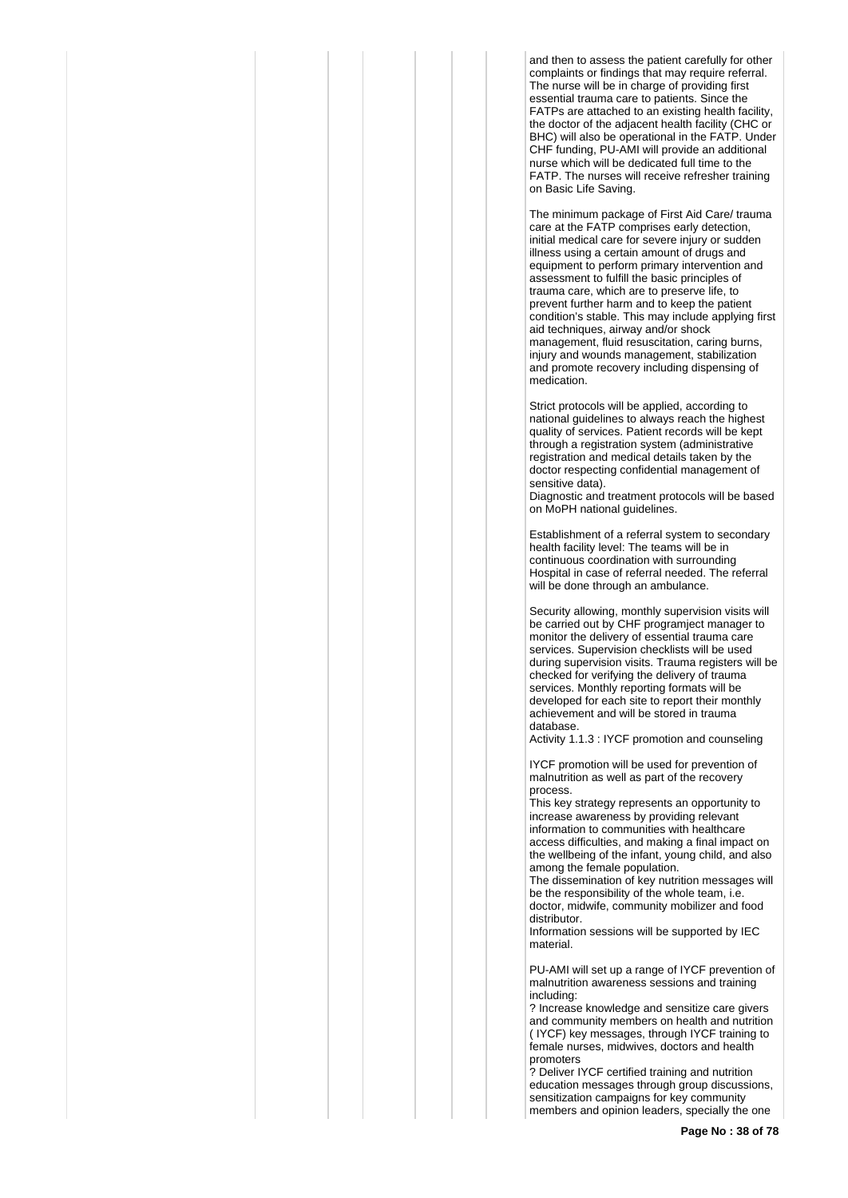and then to assess the patient carefully for other complaints or findings that may require referral. The nurse will be in charge of providing first essential trauma care to patients. Since the FATPs are attached to an existing health facility, the doctor of the adjacent health facility (CHC or BHC) will also be operational in the FATP. Under CHF funding, PU-AMI will provide an additional nurse which will be dedicated full time to the FATP. The nurses will receive refresher training on Basic Life Saving.

The minimum package of First Aid Care/ trauma care at the FATP comprises early detection, initial medical care for severe injury or sudden illness using a certain amount of drugs and equipment to perform primary intervention and assessment to fulfill the basic principles of trauma care, which are to preserve life, to prevent further harm and to keep the patient condition's stable. This may include applying first aid techniques, airway and/or shock management, fluid resuscitation, caring burns, injury and wounds management, stabilization and promote recovery including dispensing of medication.

Strict protocols will be applied, according to national guidelines to always reach the highest quality of services. Patient records will be kept through a registration system (administrative registration and medical details taken by the doctor respecting confidential management of sensitive data).
Diagnostic and treatment protocols will be based on MoPH national guidelines.

Establishment of a referral system to secondary health facility level: The teams will be in continuous coordination with surrounding Hospital in case of referral needed. The referral will be done through an ambulance.

Security allowing, monthly supervision visits will be carried out by CHF programject manager to monitor the delivery of essential trauma care services. Supervision checklists will be used during supervision visits. Trauma registers will be checked for verifying the delivery of trauma services. Monthly reporting formats will be developed for each site to report their monthly achievement and will be stored in trauma database.
Activity 1.1.3 : IYCF promotion and counseling

IYCF promotion will be used for prevention of malnutrition as well as part of the recovery process.
This key strategy represents an opportunity to increase awareness by providing relevant information to communities with healthcare access difficulties, and making a final impact on the wellbeing of the infant, young child, and also among the female population.
The dissemination of key nutrition messages will be the responsibility of the whole team, i.e. doctor, midwife, community mobilizer and food distributor.
Information sessions will be supported by IEC material.

PU-AMI will set up a range of IYCF prevention of malnutrition awareness sessions and training including:
? Increase knowledge and sensitize care givers and community members on health and nutrition ( IYCF) key messages, through IYCF training to female nurses, midwives, doctors and health promoters
? Deliver IYCF certified training and nutrition education messages through group discussions, sensitization campaigns for key community members and opinion leaders, specially the one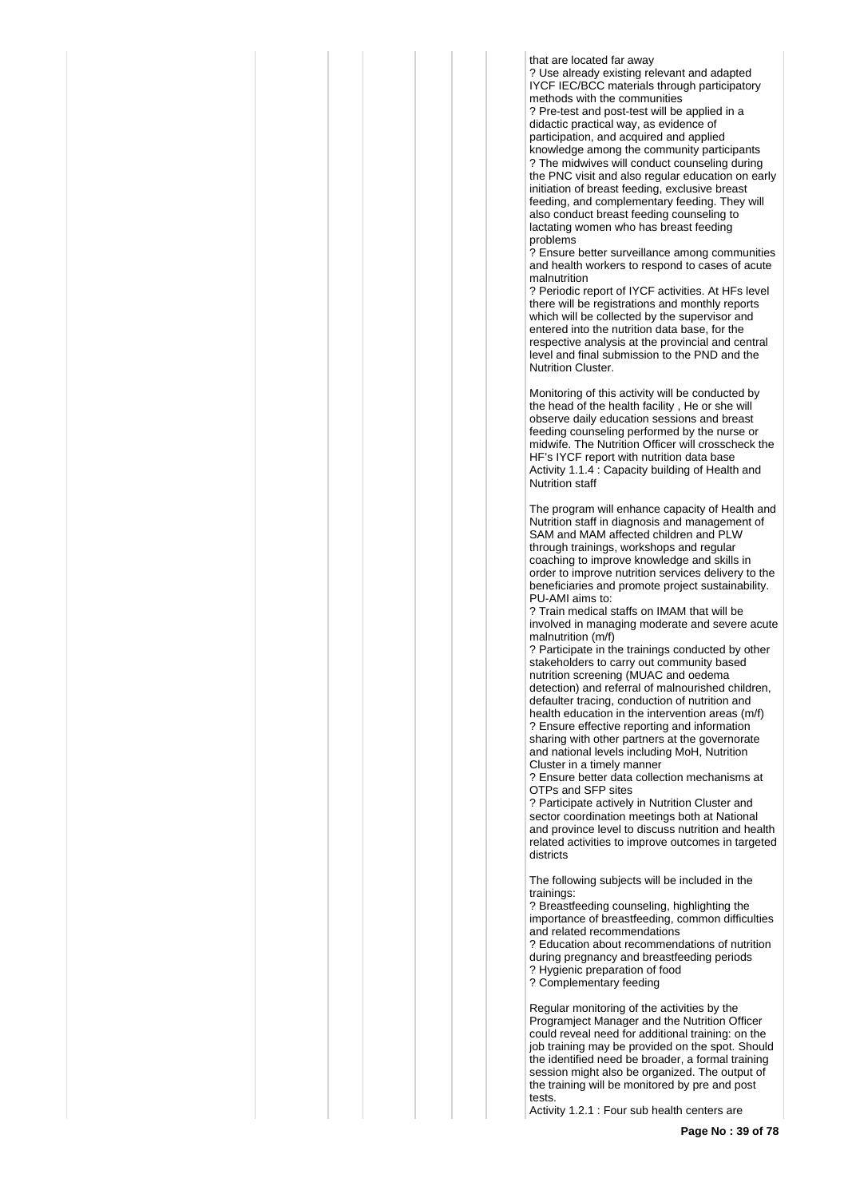that are located far away

? Use already existing relevant and adapted IYCF IEC/BCC materials through participatory methods with the communities

? Pre-test and post-test will be applied in a didactic practical way, as evidence of participation, and acquired and applied knowledge among the community participants

? The midwives will conduct counseling during the PNC visit and also regular education on early initiation of breast feeding, exclusive breast feeding, and complementary feeding. They will also conduct breast feeding counseling to lactating women who has breast feeding problems

? Ensure better surveillance among communities and health workers to respond to cases of acute malnutrition

? Periodic report of IYCF activities. At HFs level there will be registrations and monthly reports which will be collected by the supervisor and entered into the nutrition data base, for the respective analysis at the provincial and central level and final submission to the PND and the Nutrition Cluster.

Monitoring of this activity will be conducted by the head of the health facility , He or she will observe daily education sessions and breast feeding counseling performed by the nurse or midwife. The Nutrition Officer will crosscheck the HF's IYCF report with nutrition data base

Activity 1.1.4 : Capacity building of Health and Nutrition staff

The program will enhance capacity of Health and Nutrition staff in diagnosis and management of SAM and MAM affected children and PLW through trainings, workshops and regular coaching to improve knowledge and skills in order to improve nutrition services delivery to the beneficiaries and promote project sustainability. PU-AMI aims to:

? Train medical staffs on IMAM that will be involved in managing moderate and severe acute malnutrition (m/f)

? Participate in the trainings conducted by other stakeholders to carry out community based nutrition screening (MUAC and oedema detection) and referral of malnourished children, defaulter tracing, conduction of nutrition and health education in the intervention areas (m/f)

? Ensure effective reporting and information sharing with other partners at the governorate and national levels including MoH, Nutrition Cluster in a timely manner

? Ensure better data collection mechanisms at OTPs and SFP sites

? Participate actively in Nutrition Cluster and sector coordination meetings both at National and province level to discuss nutrition and health related activities to improve outcomes in targeted districts

The following subjects will be included in the trainings:

? Breastfeeding counseling, highlighting the importance of breastfeeding, common difficulties and related recommendations

? Education about recommendations of nutrition during pregnancy and breastfeeding periods

? Hygienic preparation of food

? Complementary feeding

Regular monitoring of the activities by the Programject Manager and the Nutrition Officer could reveal need for additional training: on the job training may be provided on the spot. Should the identified need be broader, a formal training session might also be organized. The output of the training will be monitored by pre and post tests.

Activity 1.2.1 : Four sub health centers are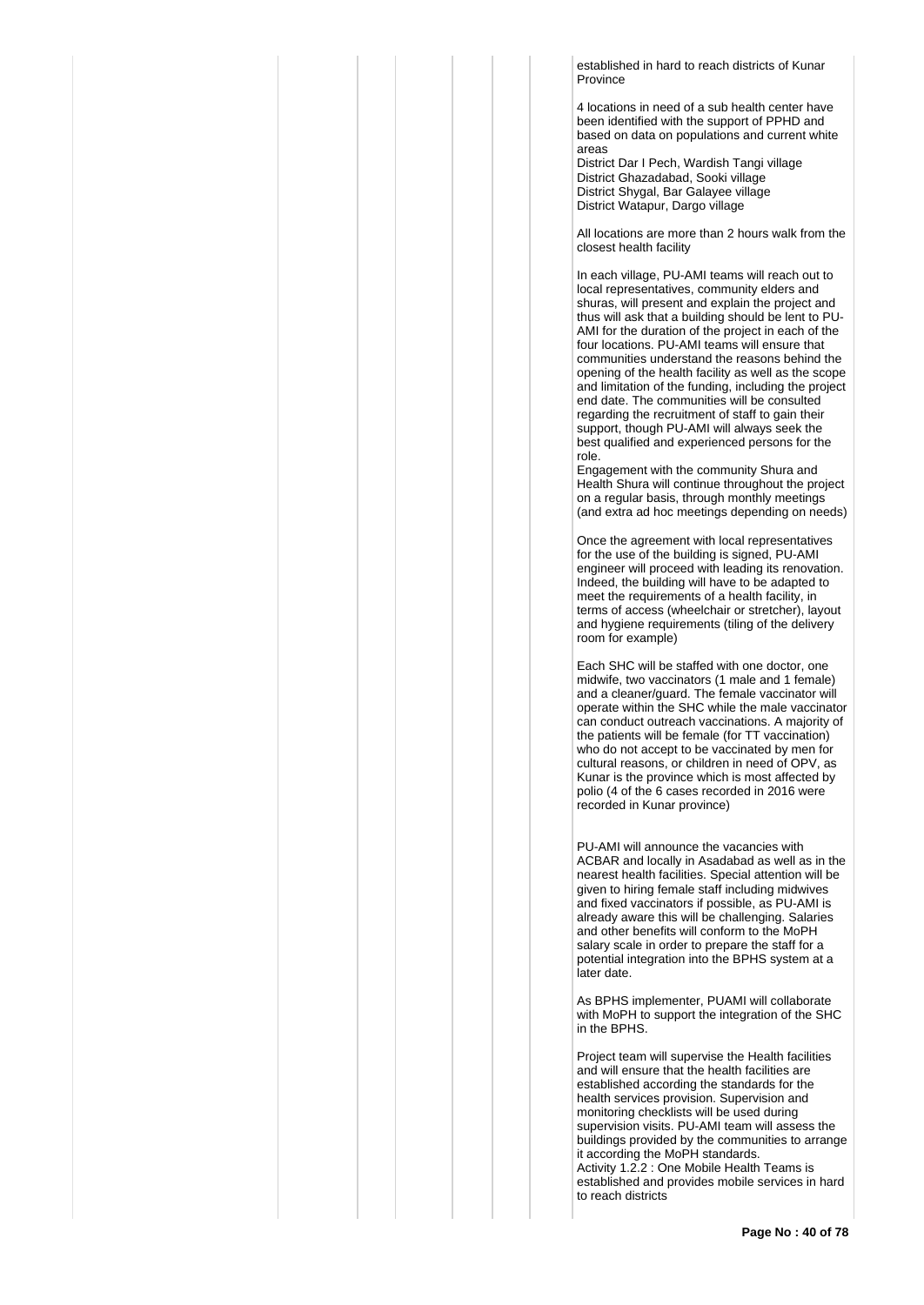established in hard to reach districts of Kunar Province

4 locations in need of a sub health center have been identified with the support of PPHD and based on data on populations and current white areas
District Dar I Pech, Wardish Tangi village
District Ghazadabad, Sooki village
District Shygal, Bar Galayee village
District Watapur, Dargo village

All locations are more than 2 hours walk from the closest health facility

In each village, PU-AMI teams will reach out to local representatives, community elders and shuras, will present and explain the project and thus will ask that a building should be lent to PU-AMI for the duration of the project in each of the four locations. PU-AMI teams will ensure that communities understand the reasons behind the opening of the health facility as well as the scope and limitation of the funding, including the project end date. The communities will be consulted regarding the recruitment of staff to gain their support, though PU-AMI will always seek the best qualified and experienced persons for the role.
Engagement with the community Shura and Health Shura will continue throughout the project on a regular basis, through monthly meetings (and extra ad hoc meetings depending on needs)

Once the agreement with local representatives for the use of the building is signed, PU-AMI engineer will proceed with leading its renovation. Indeed, the building will have to be adapted to meet the requirements of a health facility, in terms of access (wheelchair or stretcher), layout and hygiene requirements (tiling of the delivery room for example)

Each SHC will be staffed with one doctor, one midwife, two vaccinators (1 male and 1 female) and a cleaner/guard. The female vaccinator will operate within the SHC while the male vaccinator can conduct outreach vaccinations. A majority of the patients will be female (for TT vaccination) who do not accept to be vaccinated by men for cultural reasons, or children in need of OPV, as Kunar is the province which is most affected by polio (4 of the 6 cases recorded in 2016 were recorded in Kunar province)

PU-AMI will announce the vacancies with ACBAR and locally in Asadabad as well as in the nearest health facilities. Special attention will be given to hiring female staff including midwives and fixed vaccinators if possible, as PU-AMI is already aware this will be challenging. Salaries and other benefits will conform to the MoPH salary scale in order to prepare the staff for a potential integration into the BPHS system at a later date.

As BPHS implementer, PUAMI will collaborate with MoPH to support the integration of the SHC in the BPHS.

Project team will supervise the Health facilities and will ensure that the health facilities are established according the standards for the health services provision. Supervision and monitoring checklists will be used during supervision visits. PU-AMI team will assess the buildings provided by the communities to arrange it according the MoPH standards.
Activity 1.2.2 : One Mobile Health Teams is established and provides mobile services in hard to reach districts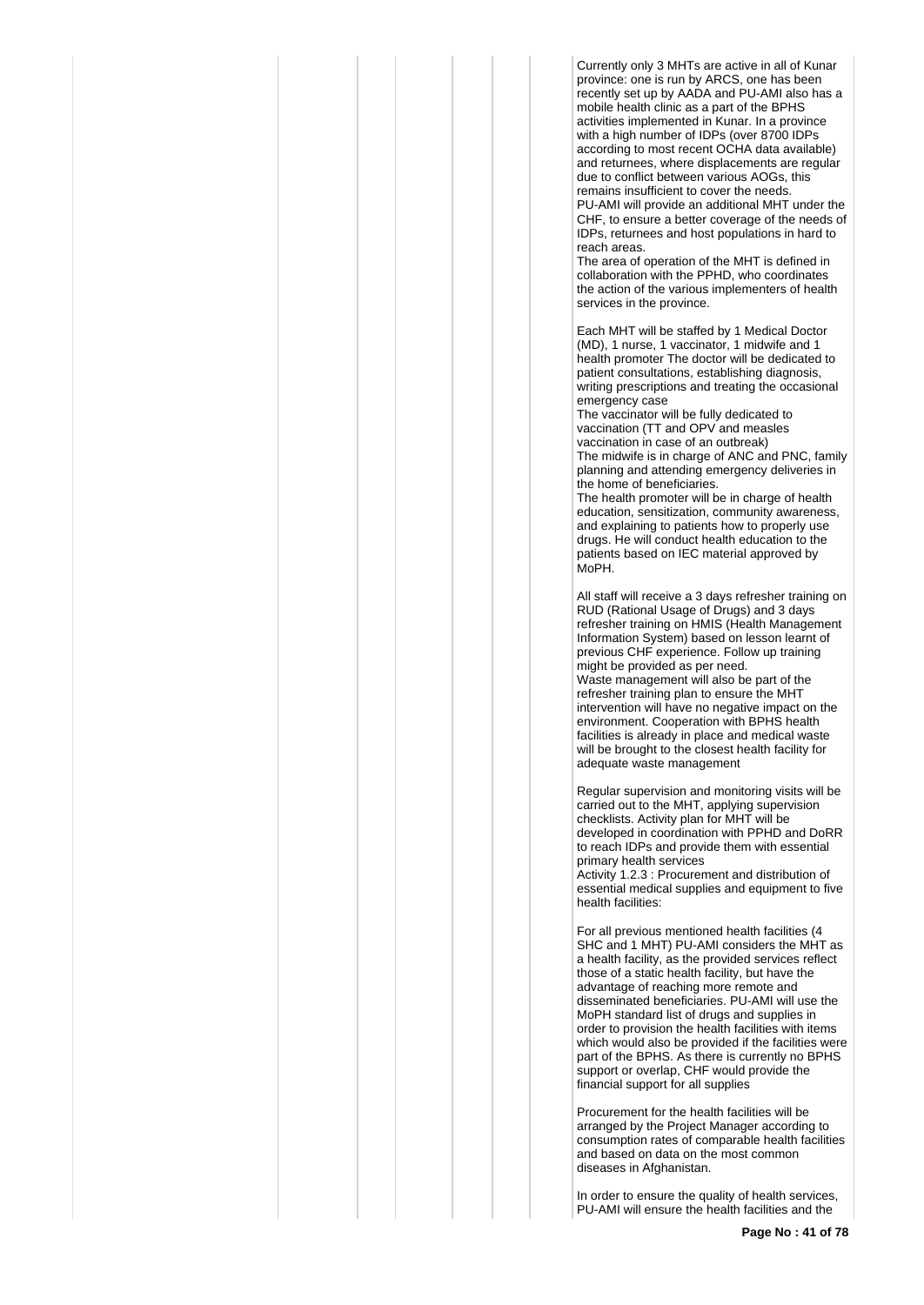Currently only 3 MHTs are active in all of Kunar province: one is run by ARCS, one has been recently set up by AADA and PU-AMI also has a mobile health clinic as a part of the BPHS activities implemented in Kunar. In a province with a high number of IDPs (over 8700 IDPs according to most recent OCHA data available) and returnees, where displacements are regular due to conflict between various AOGs, this remains insufficient to cover the needs.
PU-AMI will provide an additional MHT under the CHF, to ensure a better coverage of the needs of IDPs, returnees and host populations in hard to reach areas.
The area of operation of the MHT is defined in collaboration with the PPHD, who coordinates the action of the various implementers of health services in the province.

Each MHT will be staffed by 1 Medical Doctor (MD), 1 nurse, 1 vaccinator, 1 midwife and 1 health promoter The doctor will be dedicated to patient consultations, establishing diagnosis, writing prescriptions and treating the occasional emergency case
The vaccinator will be fully dedicated to vaccination (TT and OPV and measles vaccination in case of an outbreak)
The midwife is in charge of ANC and PNC, family planning and attending emergency deliveries in the home of beneficiaries.
The health promoter will be in charge of health education, sensitization, community awareness, and explaining to patients how to properly use drugs. He will conduct health education to the patients based on IEC material approved by MoPH.

All staff will receive a 3 days refresher training on RUD (Rational Usage of Drugs) and 3 days refresher training on HMIS (Health Management Information System) based on lesson learnt of previous CHF experience. Follow up training might be provided as per need.
Waste management will also be part of the refresher training plan to ensure the MHT intervention will have no negative impact on the environment. Cooperation with BPHS health facilities is already in place and medical waste will be brought to the closest health facility for adequate waste management

Regular supervision and monitoring visits will be carried out to the MHT, applying supervision checklists. Activity plan for MHT will be developed in coordination with PPHD and DoRR to reach IDPs and provide them with essential primary health services
Activity 1.2.3 : Procurement and distribution of essential medical supplies and equipment to five health facilities:

For all previous mentioned health facilities (4 SHC and 1 MHT) PU-AMI considers the MHT as a health facility, as the provided services reflect those of a static health facility, but have the advantage of reaching more remote and disseminated beneficiaries. PU-AMI will use the MoPH standard list of drugs and supplies in order to provision the health facilities with items which would also be provided if the facilities were part of the BPHS. As there is currently no BPHS support or overlap, CHF would provide the financial support for all supplies

Procurement for the health facilities will be arranged by the Project Manager according to consumption rates of comparable health facilities and based on data on the most common diseases in Afghanistan.

In order to ensure the quality of health services, PU-AMI will ensure the health facilities and the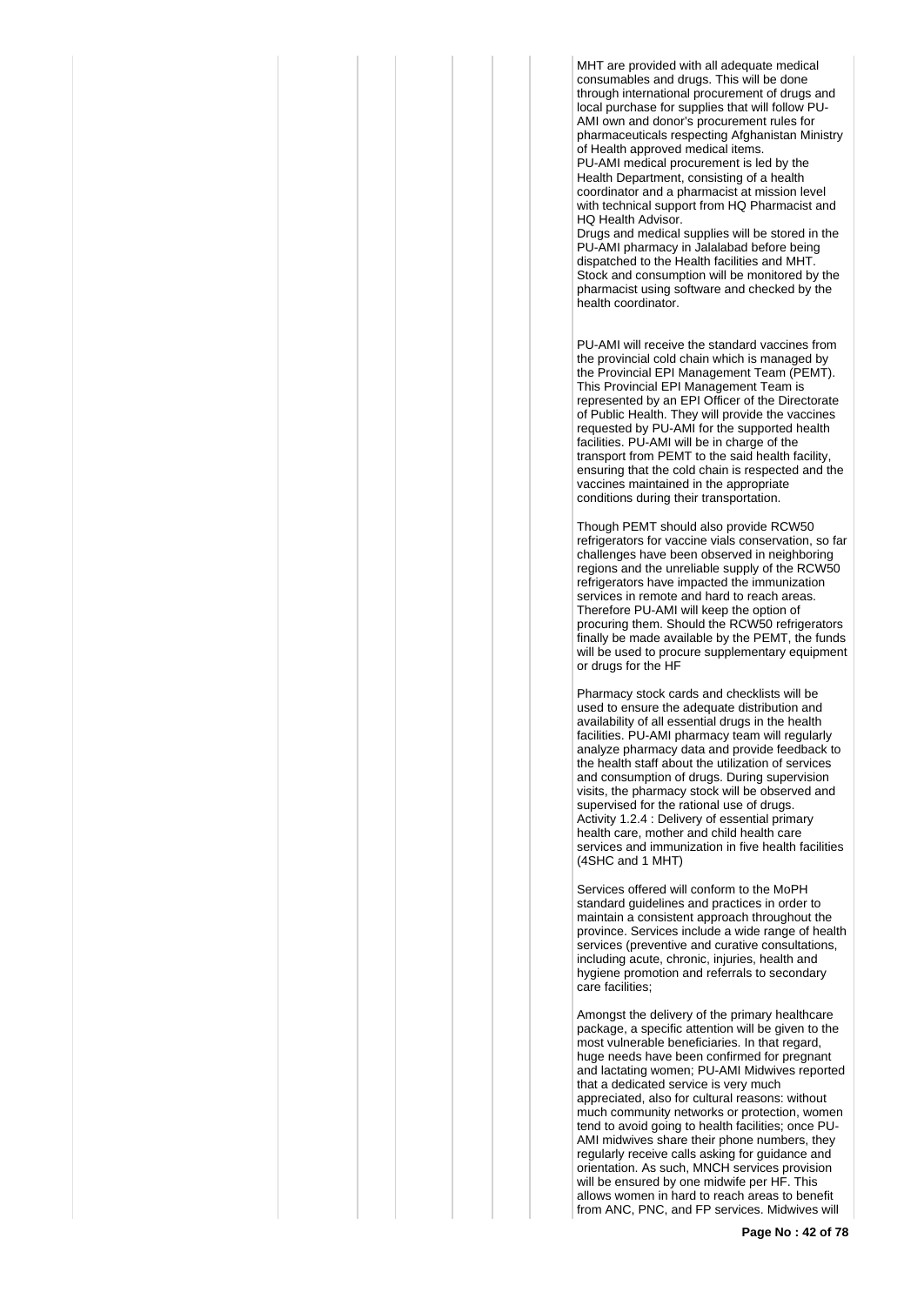MHT are provided with all adequate medical consumables and drugs. This will be done through international procurement of drugs and local purchase for supplies that will follow PU-AMI own and donor's procurement rules for pharmaceuticals respecting Afghanistan Ministry of Health approved medical items.
PU-AMI medical procurement is led by the Health Department, consisting of a health coordinator and a pharmacist at mission level with technical support from HQ Pharmacist and HQ Health Advisor.
Drugs and medical supplies will be stored in the PU-AMI pharmacy in Jalalabad before being dispatched to the Health facilities and MHT. Stock and consumption will be monitored by the pharmacist using software and checked by the health coordinator.

PU-AMI will receive the standard vaccines from the provincial cold chain which is managed by the Provincial EPI Management Team (PEMT). This Provincial EPI Management Team is represented by an EPI Officer of the Directorate of Public Health. They will provide the vaccines requested by PU-AMI for the supported health facilities. PU-AMI will be in charge of the transport from PEMT to the said health facility, ensuring that the cold chain is respected and the vaccines maintained in the appropriate conditions during their transportation.

Though PEMT should also provide RCW50 refrigerators for vaccine vials conservation, so far challenges have been observed in neighboring regions and the unreliable supply of the RCW50 refrigerators have impacted the immunization services in remote and hard to reach areas. Therefore PU-AMI will keep the option of procuring them. Should the RCW50 refrigerators finally be made available by the PEMT, the funds will be used to procure supplementary equipment or drugs for the HF

Pharmacy stock cards and checklists will be used to ensure the adequate distribution and availability of all essential drugs in the health facilities. PU-AMI pharmacy team will regularly analyze pharmacy data and provide feedback to the health staff about the utilization of services and consumption of drugs. During supervision visits, the pharmacy stock will be observed and supervised for the rational use of drugs.
Activity 1.2.4 : Delivery of essential primary health care, mother and child health care services and immunization in five health facilities (4SHC and 1 MHT)

Services offered will conform to the MoPH standard guidelines and practices in order to maintain a consistent approach throughout the province. Services include a wide range of health services (preventive and curative consultations, including acute, chronic, injuries, health and hygiene promotion and referrals to secondary care facilities;

Amongst the delivery of the primary healthcare package, a specific attention will be given to the most vulnerable beneficiaries. In that regard, huge needs have been confirmed for pregnant and lactating women; PU-AMI Midwives reported that a dedicated service is very much appreciated, also for cultural reasons: without much community networks or protection, women tend to avoid going to health facilities; once PU-AMI midwives share their phone numbers, they regularly receive calls asking for guidance and orientation. As such, MNCH services provision will be ensured by one midwife per HF. This allows women in hard to reach areas to benefit from ANC, PNC, and FP services. Midwives will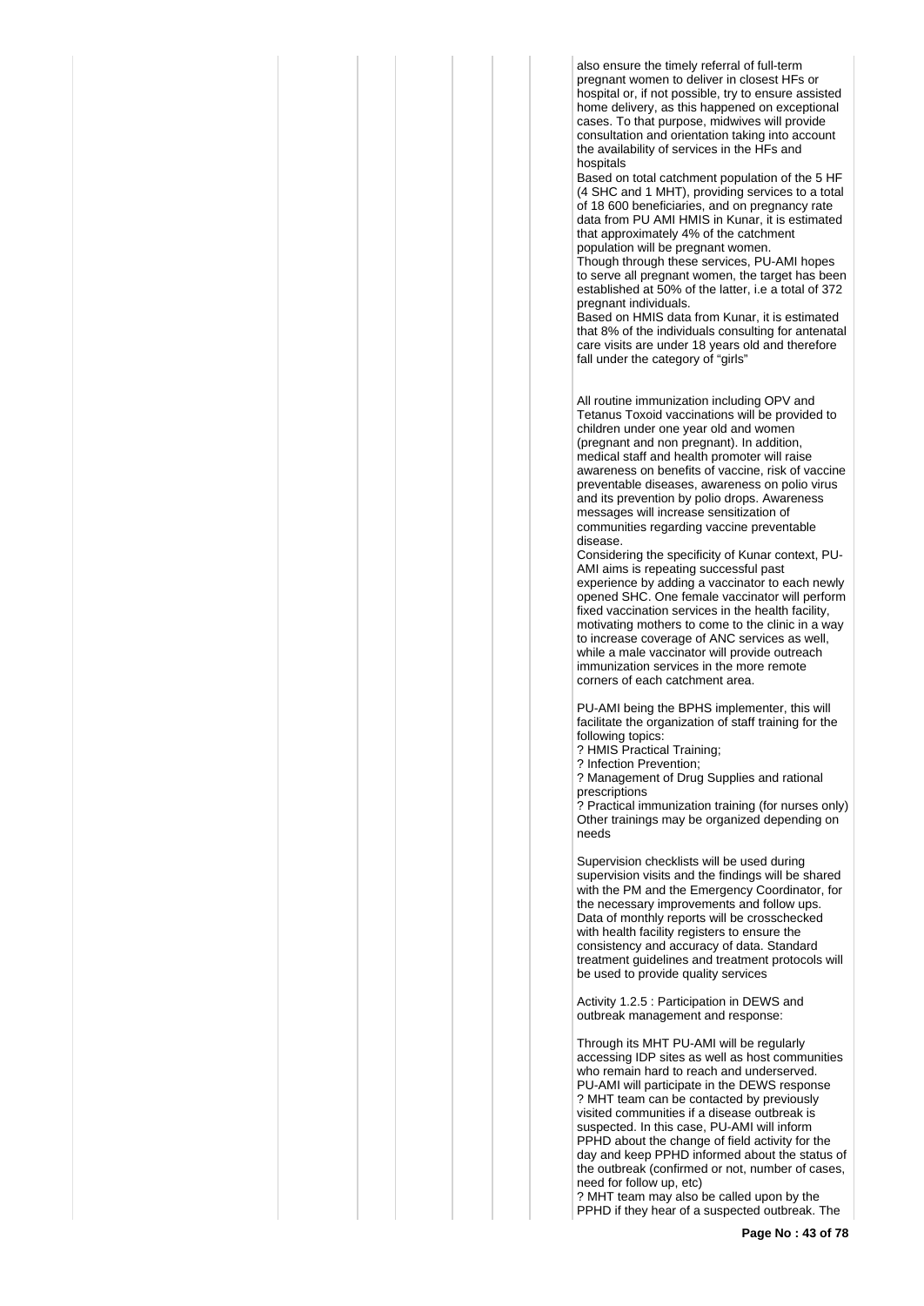also ensure the timely referral of full-term pregnant women to deliver in closest HFs or hospital or, if not possible, try to ensure assisted home delivery, as this happened on exceptional cases. To that purpose, midwives will provide consultation and orientation taking into account the availability of services in the HFs and hospitals

Based on total catchment population of the 5 HF (4 SHC and 1 MHT), providing services to a total of 18 600 beneficiaries, and on pregnancy rate data from PU AMI HMIS in Kunar, it is estimated that approximately 4% of the catchment population will be pregnant women.

Though through these services, PU-AMI hopes to serve all pregnant women, the target has been established at 50% of the latter, i.e a total of 372 pregnant individuals.

Based on HMIS data from Kunar, it is estimated that 8% of the individuals consulting for antenatal care visits are under 18 years old and therefore fall under the category of "girls"

All routine immunization including OPV and Tetanus Toxoid vaccinations will be provided to children under one year old and women (pregnant and non pregnant). In addition, medical staff and health promoter will raise awareness on benefits of vaccine, risk of vaccine preventable diseases, awareness on polio virus and its prevention by polio drops. Awareness messages will increase sensitization of communities regarding vaccine preventable disease.

Considering the specificity of Kunar context, PU-AMI aims is repeating successful past experience by adding a vaccinator to each newly opened SHC. One female vaccinator will perform fixed vaccination services in the health facility, motivating mothers to come to the clinic in a way to increase coverage of ANC services as well, while a male vaccinator will provide outreach immunization services in the more remote corners of each catchment area.

PU-AMI being the BPHS implementer, this will facilitate the organization of staff training for the following topics:

? HMIS Practical Training;
? Infection Prevention;
? Management of Drug Supplies and rational prescriptions
? Practical immunization training (for nurses only)

Other trainings may be organized depending on needs

Supervision checklists will be used during supervision visits and the findings will be shared with the PM and the Emergency Coordinator, for the necessary improvements and follow ups. Data of monthly reports will be crosschecked with health facility registers to ensure the consistency and accuracy of data. Standard treatment guidelines and treatment protocols will be used to provide quality services

Activity 1.2.5 : Participation in DEWS and outbreak management and response:

Through its MHT PU-AMI will be regularly accessing IDP sites as well as host communities who remain hard to reach and underserved. PU-AMI will participate in the DEWS response

? MHT team can be contacted by previously visited communities if a disease outbreak is suspected. In this case, PU-AMI will inform PPHD about the change of field activity for the day and keep PPHD informed about the status of the outbreak (confirmed or not, number of cases, need for follow up, etc)
? MHT team may also be called upon by the PPHD if they hear of a suspected outbreak. The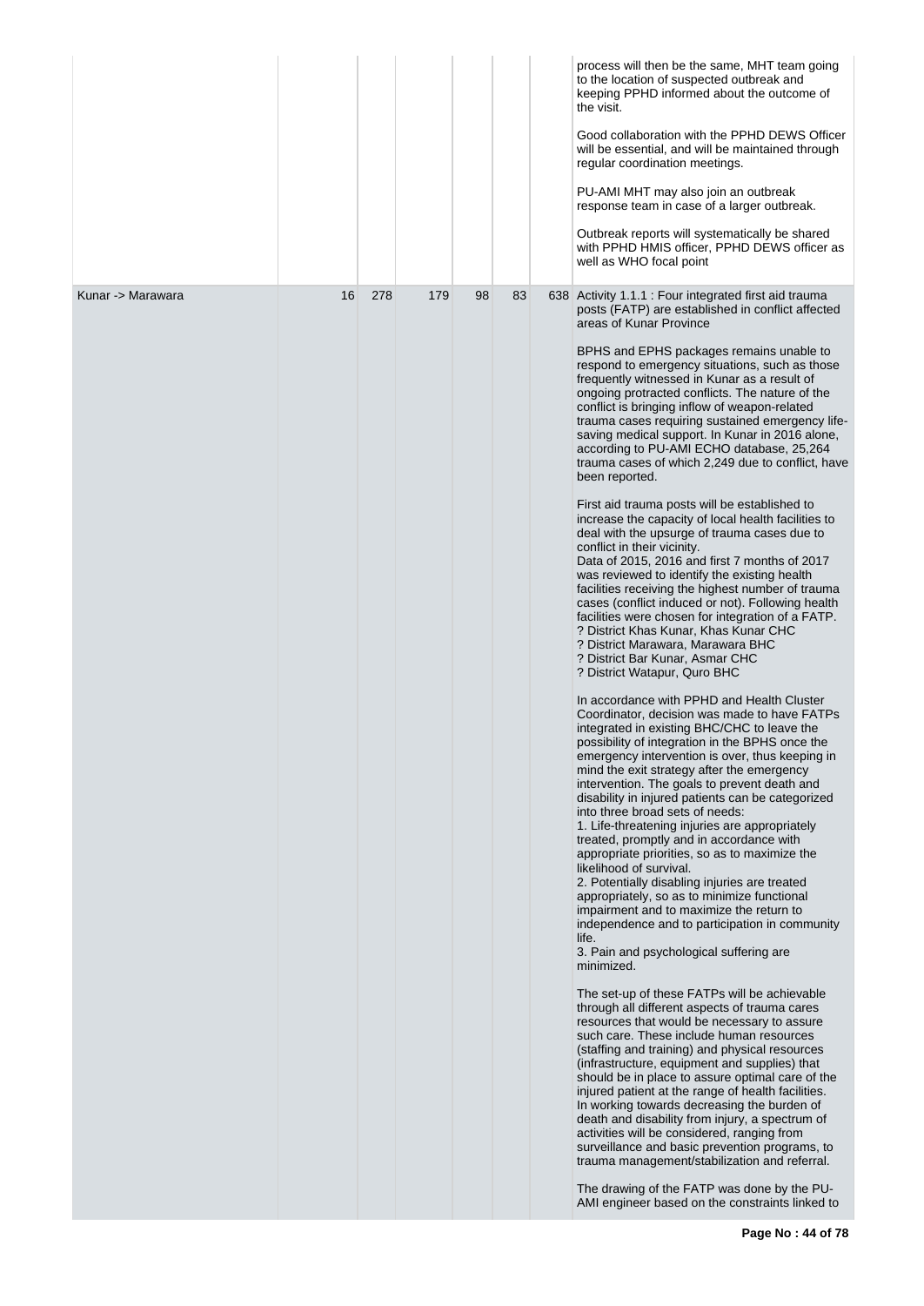| | | | | | | |
|---|---|---|---|---|---|---|
| | | | | | | process will then be the same, MHT team going to the location of suspected outbreak and keeping PPHD informed about the outcome of the visit.<br><br>Good collaboration with the PPHD DEWS Officer will be essential, and will be maintained through regular coordination meetings.<br><br>PU-AMI MHT may also join an outbreak response team in case of a larger outbreak.<br><br>Outbreak reports will systematically be shared with PPHD HMIS officer, PPHD DEWS officer as well as WHO focal point |
| Kunar -> Marawara | 16 | 278 | 179 | 98 | 83 | 638 Activity 1.1.1 : Four integrated first aid trauma posts (FATP) are established in conflict affected areas of Kunar Province<br><br>BPHS and EPHS packages remains unable to respond to emergency situations, such as those frequently witnessed in Kunar as a result of ongoing protracted conflicts. The nature of the conflict is bringing inflow of weapon-related trauma cases requiring sustained emergency life-saving medical support. In Kunar in 2016 alone, according to PU-AMI ECHO database, 25,264 trauma cases of which 2,249 due to conflict, have been reported.<br><br>First aid trauma posts will be established to increase the capacity of local health facilities to deal with the upsurge of trauma cases due to conflict in their vicinity.<br>Data of 2015, 2016 and first 7 months of 2017 was reviewed to identify the existing health facilities receiving the highest number of trauma cases (conflict induced or not). Following health facilities were chosen for integration of a FATP.<br>? District Khas Kunar, Khas Kunar CHC<br>? District Marawara, Marawara BHC<br>? District Bar Kunar, Asmar CHC<br>? District Watapur, Quro BHC<br><br>In accordance with PPHD and Health Cluster Coordinator, decision was made to have FATPs integrated in existing BHC/CHC to leave the possibility of integration in the BPHS once the emergency intervention is over, thus keeping in mind the exit strategy after the emergency intervention. The goals to prevent death and disability in injured patients can be categorized into three broad sets of needs:<br>1. Life-threatening injuries are appropriately treated, promptly and in accordance with appropriate priorities, so as to maximize the likelihood of survival.<br>2. Potentially disabling injuries are treated appropriately, so as to minimize functional impairment and to maximize the return to independence and to participation in community life.<br>3. Pain and psychological suffering are minimized.<br><br>The set-up of these FATPs will be achievable through all different aspects of trauma cares resources that would be necessary to assure such care. These include human resources (staffing and training) and physical resources (infrastructure, equipment and supplies) that should be in place to assure optimal care of the injured patient at the range of health facilities. In working towards decreasing the burden of death and disability from injury, a spectrum of activities will be considered, ranging from surveillance and basic prevention programs, to trauma management/stabilization and referral.<br><br>The drawing of the FATP was done by the PU-AMI engineer based on the constraints linked to |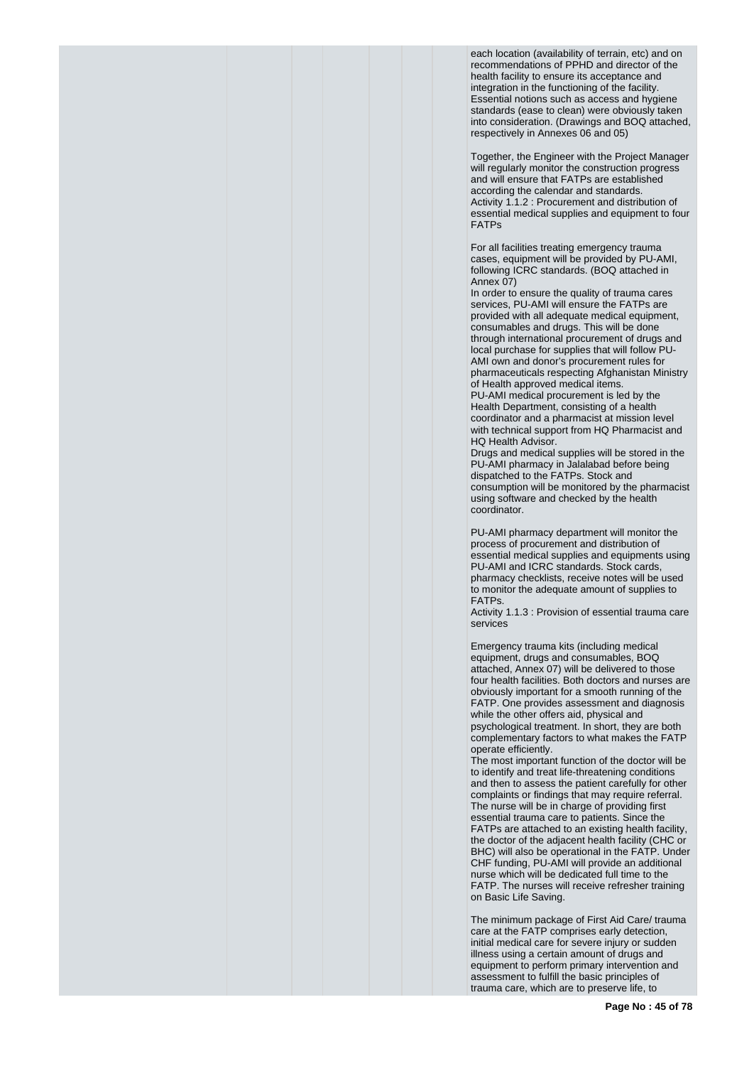each location (availability of terrain, etc) and on recommendations of PPHD and director of the health facility to ensure its acceptance and integration in the functioning of the facility. Essential notions such as access and hygiene standards (ease to clean) were obviously taken into consideration. (Drawings and BOQ attached, respectively in Annexes 06 and 05)

Together, the Engineer with the Project Manager will regularly monitor the construction progress and will ensure that FATPs are established according the calendar and standards.
Activity 1.1.2 : Procurement and distribution of essential medical supplies and equipment to four FATPs

For all facilities treating emergency trauma cases, equipment will be provided by PU-AMI, following ICRC standards. (BOQ attached in Annex 07)
In order to ensure the quality of trauma cares services, PU-AMI will ensure the FATPs are provided with all adequate medical equipment, consumables and drugs. This will be done through international procurement of drugs and local purchase for supplies that will follow PU-AMI own and donor's procurement rules for pharmaceuticals respecting Afghanistan Ministry of Health approved medical items.
PU-AMI medical procurement is led by the Health Department, consisting of a health coordinator and a pharmacist at mission level with technical support from HQ Pharmacist and HQ Health Advisor.
Drugs and medical supplies will be stored in the PU-AMI pharmacy in Jalalabad before being dispatched to the FATPs. Stock and consumption will be monitored by the pharmacist using software and checked by the health coordinator.

PU-AMI pharmacy department will monitor the process of procurement and distribution of essential medical supplies and equipments using PU-AMI and ICRC standards. Stock cards, pharmacy checklists, receive notes will be used to monitor the adequate amount of supplies to FATPs.
Activity 1.1.3 : Provision of essential trauma care services

Emergency trauma kits (including medical equipment, drugs and consumables, BOQ attached, Annex 07) will be delivered to those four health facilities. Both doctors and nurses are obviously important for a smooth running of the FATP. One provides assessment and diagnosis while the other offers aid, physical and psychological treatment. In short, they are both complementary factors to what makes the FATP operate efficiently.
The most important function of the doctor will be to identify and treat life-threatening conditions and then to assess the patient carefully for other complaints or findings that may require referral. The nurse will be in charge of providing first essential trauma care to patients. Since the FATPs are attached to an existing health facility, the doctor of the adjacent health facility (CHC or BHC) will also be operational in the FATP. Under CHF funding, PU-AMI will provide an additional nurse which will be dedicated full time to the FATP. The nurses will receive refresher training on Basic Life Saving.

The minimum package of First Aid Care/ trauma care at the FATP comprises early detection, initial medical care for severe injury or sudden illness using a certain amount of drugs and equipment to perform primary intervention and assessment to fulfill the basic principles of trauma care, which are to preserve life, to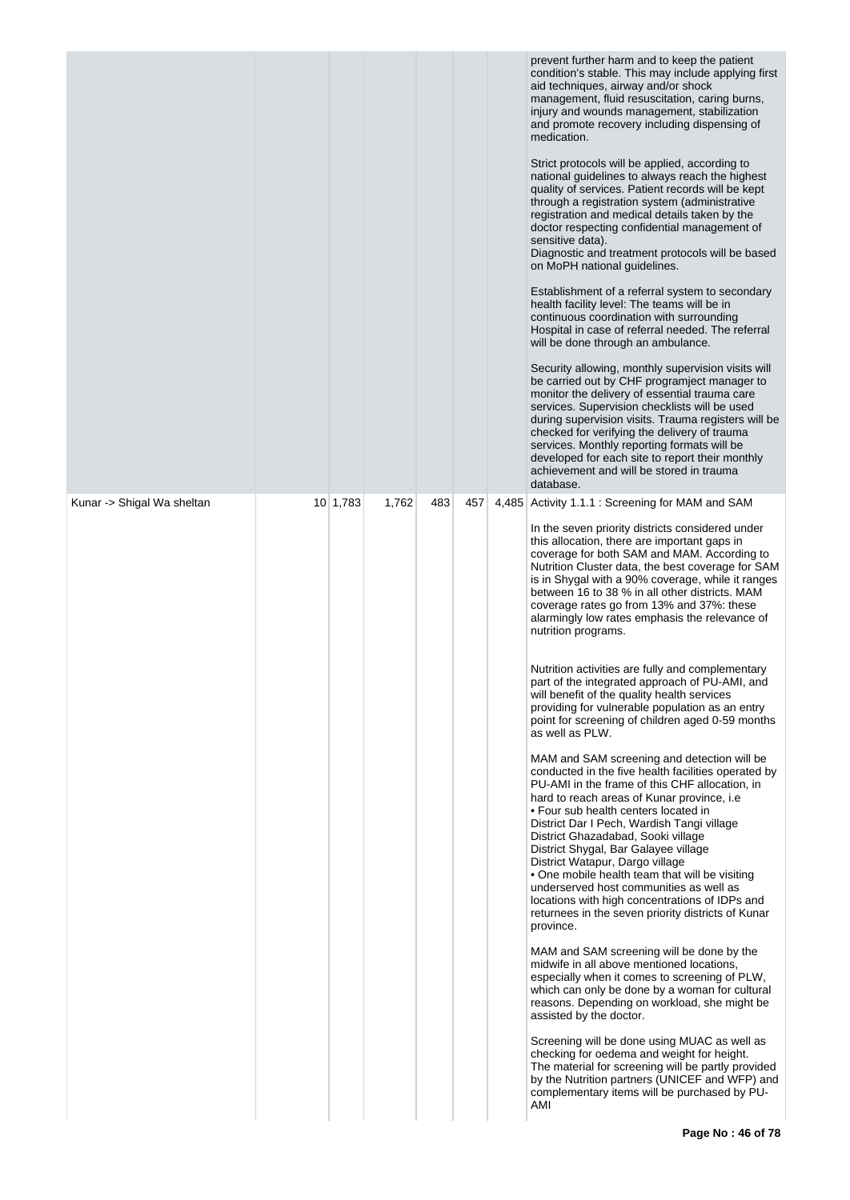| | | | | | | |
|---|---|---|---|---|---|---|
| | | | | | | prevent further harm and to keep the patient condition's stable. This may include applying first aid techniques, airway and/or shock management, fluid resuscitation, caring burns, injury and wounds management, stabilization and promote recovery including dispensing of medication.<br><br>Strict protocols will be applied, according to national guidelines to always reach the highest quality of services. Patient records will be kept through a registration system (administrative registration and medical details taken by the doctor respecting confidential management of sensitive data).<br>Diagnostic and treatment protocols will be based on MoPH national guidelines.<br><br>Establishment of a referral system to secondary health facility level: The teams will be in continuous coordination with surrounding Hospital in case of referral needed. The referral will be done through an ambulance.<br><br>Security allowing, monthly supervision visits will be carried out by CHF programject manager to monitor the delivery of essential trauma care services. Supervision checklists will be used during supervision visits. Trauma registers will be checked for verifying the delivery of trauma services. Monthly reporting formats will be developed for each site to report their monthly achievement and will be stored in trauma database. |
| Kunar -> Shigal Wa sheltan | 10 | 1,783 | 1,762 | 483 | 457 | 4,485 | Activity 1.1.1 : Screening for MAM and SAM<br><br>In the seven priority districts considered under this allocation, there are important gaps in coverage for both SAM and MAM. According to Nutrition Cluster data, the best coverage for SAM is in Shygal with a 90% coverage, while it ranges between 16 to 38 % in all other districts. MAM coverage rates go from 13% and 37%: these alarmingly low rates emphasis the relevance of nutrition programs.<br><br>Nutrition activities are fully and complementary part of the integrated approach of PU-AMI, and will benefit of the quality health services providing for vulnerable population as an entry point for screening of children aged 0-59 months as well as PLW.<br><br>MAM and SAM screening and detection will be conducted in the five health facilities operated by PU-AMI in the frame of this CHF allocation, in hard to reach areas of Kunar province, i.e<br>• Four sub health centers located in<br>District Dar I Pech, Wardish Tangi village<br>District Ghazadabad, Sooki village<br>District Shygal, Bar Galayee village<br>District Watapur, Dargo village<br>• One mobile health team that will be visiting underserved host communities as well as locations with high concentrations of IDPs and returnees in the seven priority districts of Kunar province.<br><br>MAM and SAM screening will be done by the midwife in all above mentioned locations, especially when it comes to screening of PLW, which can only be done by a woman for cultural reasons. Depending on workload, she might be assisted by the doctor.<br><br>Screening will be done using MUAC as well as checking for oedema and weight for height.<br>The material for screening will be partly provided by the Nutrition partners (UNICEF and WFP) and complementary items will be purchased by PU-AMI |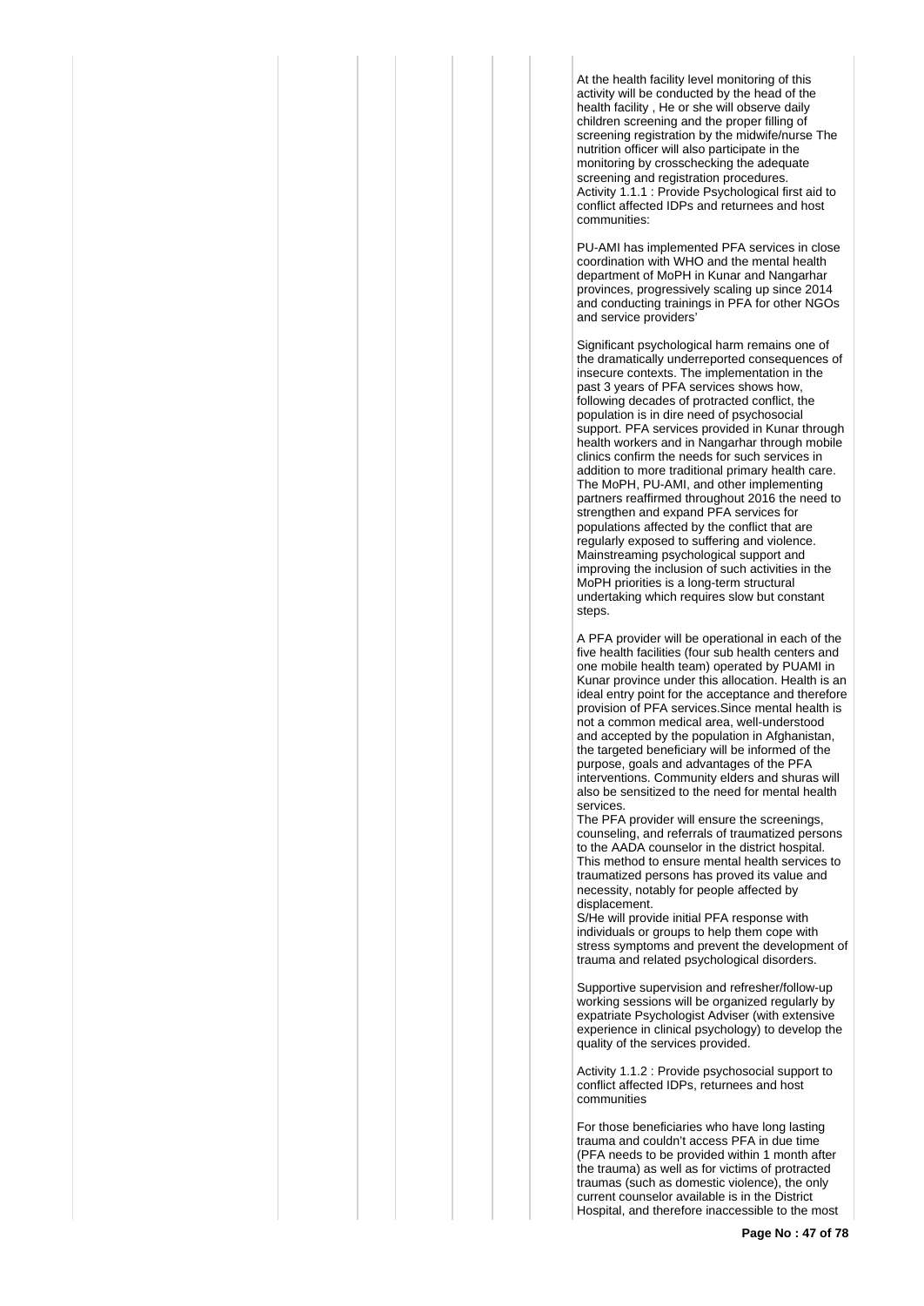At the health facility level monitoring of this activity will be conducted by the head of the health facility , He or she will observe daily children screening and the proper filling of screening registration by the midwife/nurse The nutrition officer will also participate in the monitoring by crosschecking the adequate screening and registration procedures.
Activity 1.1.1 : Provide Psychological first aid to conflict affected IDPs and returnees and host communities:

PU-AMI has implemented PFA services in close coordination with WHO and the mental health department of MoPH in Kunar and Nangarhar provinces, progressively scaling up since 2014 and conducting trainings in PFA for other NGOs and service providers'

Significant psychological harm remains one of the dramatically underreported consequences of insecure contexts. The implementation in the past 3 years of PFA services shows how, following decades of protracted conflict, the population is in dire need of psychosocial support. PFA services provided in Kunar through health workers and in Nangarhar through mobile clinics confirm the needs for such services in addition to more traditional primary health care. The MoPH, PU-AMI, and other implementing partners reaffirmed throughout 2016 the need to strengthen and expand PFA services for populations affected by the conflict that are regularly exposed to suffering and violence. Mainstreaming psychological support and improving the inclusion of such activities in the MoPH priorities is a long-term structural undertaking which requires slow but constant steps.

A PFA provider will be operational in each of the five health facilities (four sub health centers and one mobile health team) operated by PUAMI in Kunar province under this allocation. Health is an ideal entry point for the acceptance and therefore provision of PFA services.Since mental health is not a common medical area, well-understood and accepted by the population in Afghanistan, the targeted beneficiary will be informed of the purpose, goals and advantages of the PFA interventions. Community elders and shuras will also be sensitized to the need for mental health services.
The PFA provider will ensure the screenings, counseling, and referrals of traumatized persons to the AADA counselor in the district hospital. This method to ensure mental health services to traumatized persons has proved its value and necessity, notably for people affected by displacement.
S/He will provide initial PFA response with individuals or groups to help them cope with stress symptoms and prevent the development of trauma and related psychological disorders.

Supportive supervision and refresher/follow-up working sessions will be organized regularly by expatriate Psychologist Adviser (with extensive experience in clinical psychology) to develop the quality of the services provided.

Activity 1.1.2 : Provide psychosocial support to conflict affected IDPs, returnees and host communities

For those beneficiaries who have long lasting trauma and couldn't access PFA in due time (PFA needs to be provided within 1 month after the trauma) as well as for victims of protracted traumas (such as domestic violence), the only current counselor available is in the District Hospital, and therefore inaccessible to the most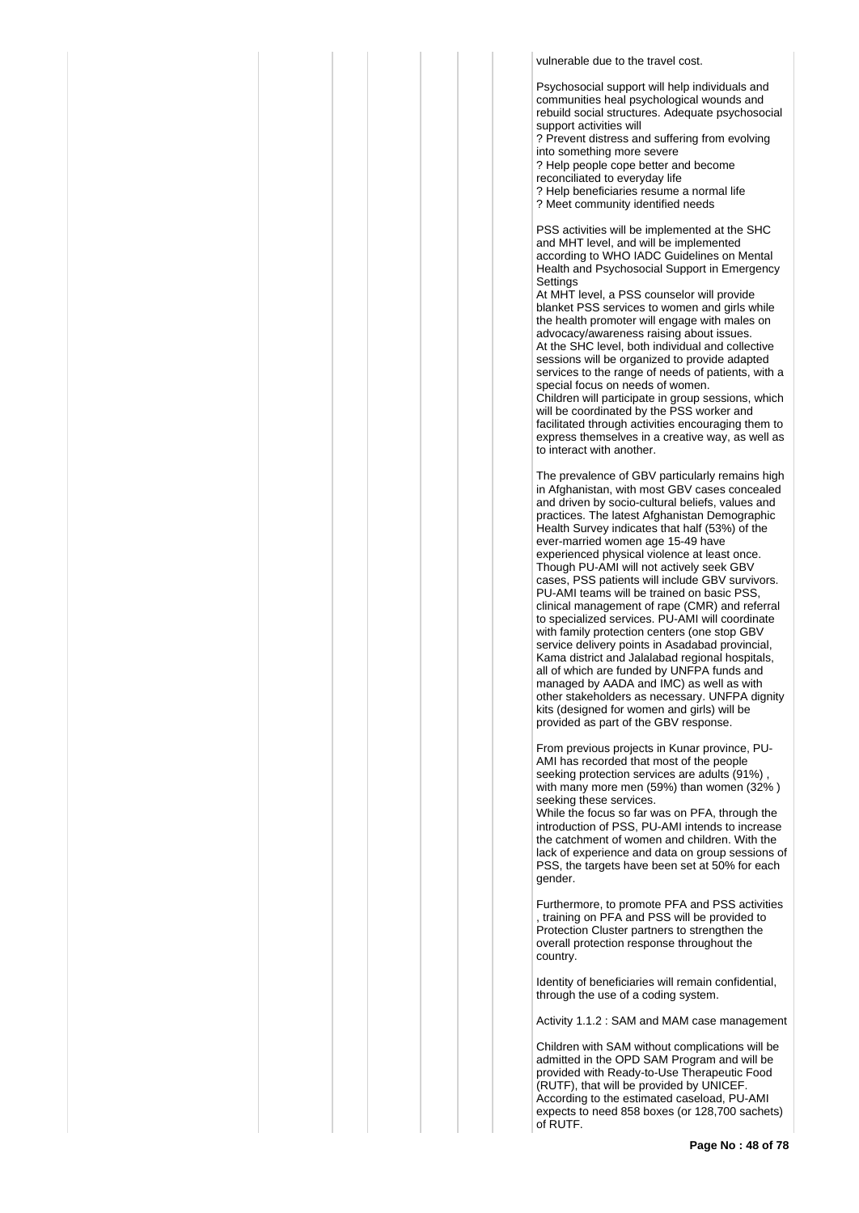vulnerable due to the travel cost.

Psychosocial support will help individuals and communities heal psychological wounds and rebuild social structures. Adequate psychosocial support activities will

? Prevent distress and suffering from evolving into something more severe
? Help people cope better and become reconciliated to everyday life
? Help beneficiaries resume a normal life
? Meet community identified needs

PSS activities will be implemented at the SHC and MHT level, and will be implemented according to WHO IADC Guidelines on Mental Health and Psychosocial Support in Emergency Settings

At MHT level, a PSS counselor will provide blanket PSS services to women and girls while the health promoter will engage with males on advocacy/awareness raising about issues.

At the SHC level, both individual and collective sessions will be organized to provide adapted services to the range of needs of patients, with a special focus on needs of women.

Children will participate in group sessions, which will be coordinated by the PSS worker and facilitated through activities encouraging them to express themselves in a creative way, as well as to interact with another.

The prevalence of GBV particularly remains high in Afghanistan, with most GBV cases concealed and driven by socio-cultural beliefs, values and practices. The latest Afghanistan Demographic Health Survey indicates that half (53%) of the ever-married women age 15-49 have experienced physical violence at least once. Though PU-AMI will not actively seek GBV cases, PSS patients will include GBV survivors. PU-AMI teams will be trained on basic PSS, clinical management of rape (CMR) and referral to specialized services. PU-AMI will coordinate with family protection centers (one stop GBV service delivery points in Asadabad provincial, Kama district and Jalalabad regional hospitals, all of which are funded by UNFPA funds and managed by AADA and IMC) as well as with other stakeholders as necessary. UNFPA dignity kits (designed for women and girls) will be provided as part of the GBV response.

From previous projects in Kunar province, PU-AMI has recorded that most of the people seeking protection services are adults (91%) , with many more men (59%) than women (32% ) seeking these services.

While the focus so far was on PFA, through the introduction of PSS, PU-AMI intends to increase the catchment of women and children. With the lack of experience and data on group sessions of PSS, the targets have been set at 50% for each gender.

Furthermore, to promote PFA and PSS activities , training on PFA and PSS will be provided to Protection Cluster partners to strengthen the overall protection response throughout the country.

Identity of beneficiaries will remain confidential, through the use of a coding system.

Activity 1.1.2 : SAM and MAM case management

Children with SAM without complications will be admitted in the OPD SAM Program and will be provided with Ready-to-Use Therapeutic Food (RUTF), that will be provided by UNICEF. According to the estimated caseload, PU-AMI expects to need 858 boxes (or 128,700 sachets) of RUTF.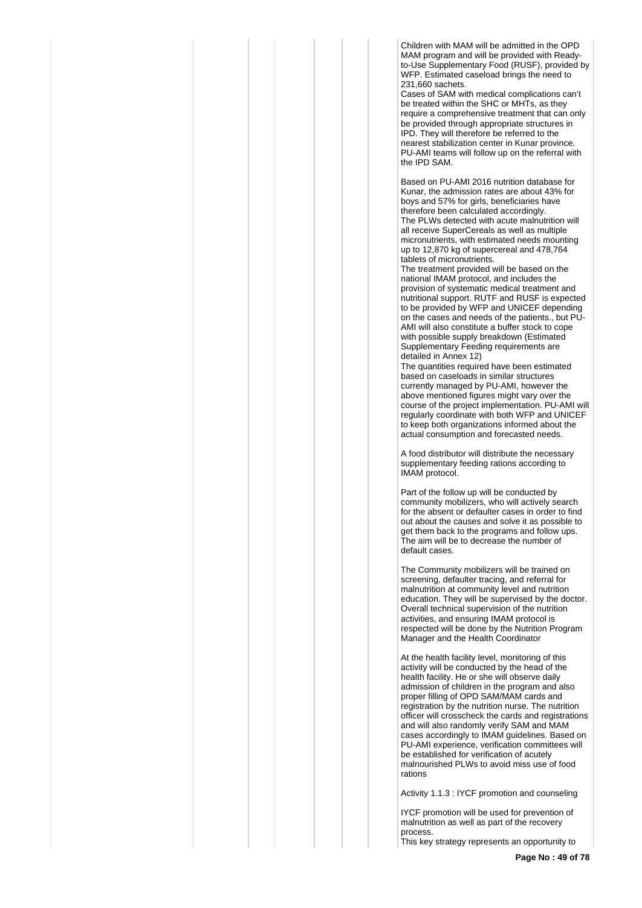Children with MAM will be admitted in the OPD MAM program and will be provided with Ready-to-Use Supplementary Food (RUSF), provided by WFP. Estimated caseload brings the need to 231,660 sachets.
Cases of SAM with medical complications can't be treated within the SHC or MHTs, as they require a comprehensive treatment that can only be provided through appropriate structures in IPD. They will therefore be referred to the nearest stabilization center in Kunar province. PU-AMI teams will follow up on the referral with the IPD SAM.

Based on PU-AMI 2016 nutrition database for Kunar, the admission rates are about 43% for boys and 57% for girls, beneficiaries have therefore been calculated accordingly.
The PLWs detected with acute malnutrition will all receive SuperCereals as well as multiple micronutrients, with estimated needs mounting up to 12,870 kg of supercereal and 478,764 tablets of micronutrients.
The treatment provided will be based on the national IMAM protocol, and includes the provision of systematic medical treatment and nutritional support. RUTF and RUSF is expected to be provided by WFP and UNICEF depending on the cases and needs of the patients., but PU-AMI will also constitute a buffer stock to cope with possible supply breakdown (Estimated Supplementary Feeding requirements are detailed in Annex 12)
The quantities required have been estimated based on caseloads in similar structures currently managed by PU-AMI, however the above mentioned figures might vary over the course of the project implementation. PU-AMI will regularly coordinate with both WFP and UNICEF to keep both organizations informed about the actual consumption and forecasted needs.

A food distributor will distribute the necessary supplementary feeding rations according to IMAM protocol.

Part of the follow up will be conducted by community mobilizers, who will actively search for the absent or defaulter cases in order to find out about the causes and solve it as possible to get them back to the programs and follow ups. The aim will be to decrease the number of default cases.

The Community mobilizers will be trained on screening, defaulter tracing, and referral for malnutrition at community level and nutrition education. They will be supervised by the doctor. Overall technical supervision of the nutrition activities, and ensuring IMAM protocol is respected will be done by the Nutrition Program Manager and the Health Coordinator

At the health facility level, monitoring of this activity will be conducted by the head of the health facility. He or she will observe daily admission of children in the program and also proper filling of OPD SAM/MAM cards and registration by the nutrition nurse. The nutrition officer will crosscheck the cards and registrations and will also randomly verify SAM and MAM cases accordingly to IMAM guidelines. Based on PU-AMI experience, verification committees will be established for verification of acutely malnourished PLWs to avoid miss use of food rations

Activity 1.1.3 : IYCF promotion and counseling

IYCF promotion will be used for prevention of malnutrition as well as part of the recovery process.
This key strategy represents an opportunity to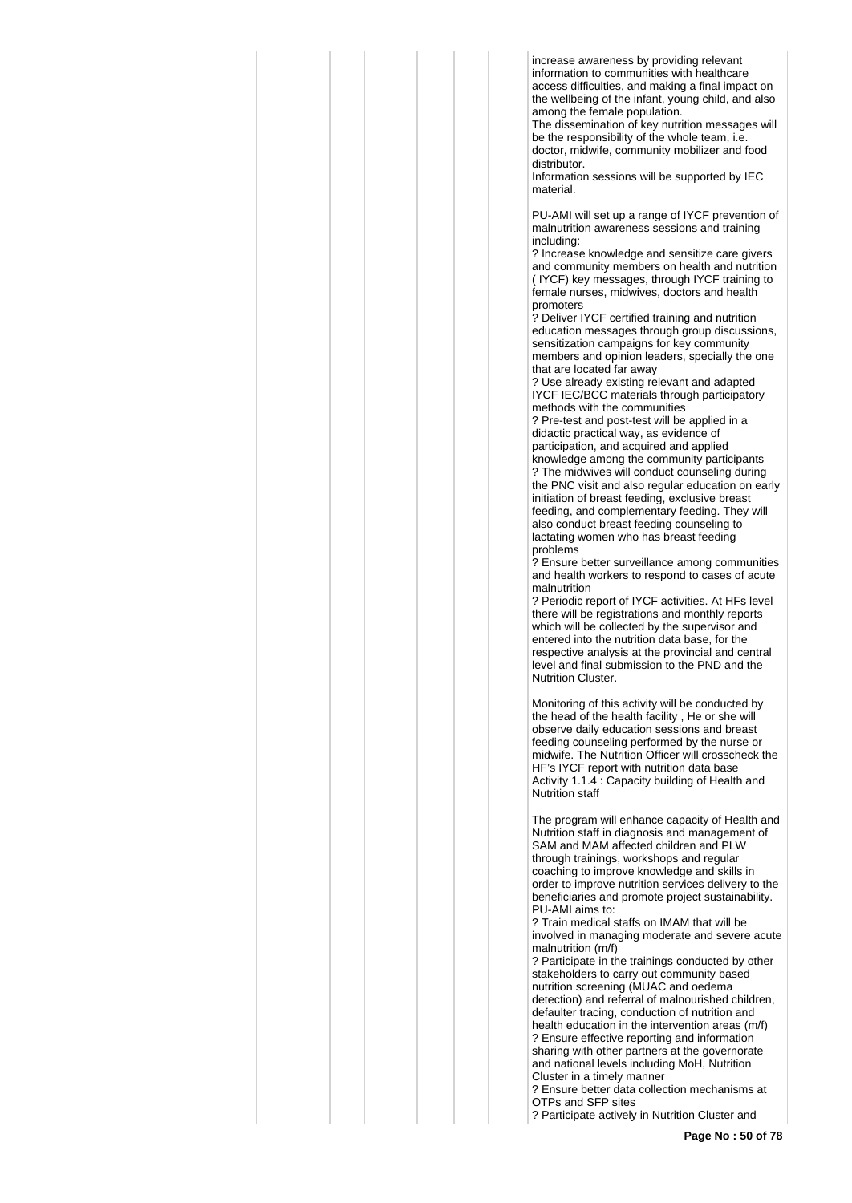increase awareness by providing relevant information to communities with healthcare access difficulties, and making a final impact on the wellbeing of the infant, young child, and also among the female population.
The dissemination of key nutrition messages will be the responsibility of the whole team, i.e. doctor, midwife, community mobilizer and food distributor.
Information sessions will be supported by IEC material.

PU-AMI will set up a range of IYCF prevention of malnutrition awareness sessions and training including:
? Increase knowledge and sensitize care givers and community members on health and nutrition ( IYCF) key messages, through IYCF training to female nurses, midwives, doctors and health promoters
? Deliver IYCF certified training and nutrition education messages through group discussions, sensitization campaigns for key community members and opinion leaders, specially the one that are located far away
? Use already existing relevant and adapted IYCF IEC/BCC materials through participatory methods with the communities
? Pre-test and post-test will be applied in a didactic practical way, as evidence of participation, and acquired and applied knowledge among the community participants
? The midwives will conduct counseling during the PNC visit and also regular education on early initiation of breast feeding, exclusive breast feeding, and complementary feeding. They will also conduct breast feeding counseling to lactating women who has breast feeding problems
? Ensure better surveillance among communities and health workers to respond to cases of acute malnutrition
? Periodic report of IYCF activities. At HFs level there will be registrations and monthly reports which will be collected by the supervisor and entered into the nutrition data base, for the respective analysis at the provincial and central level and final submission to the PND and the Nutrition Cluster.

Monitoring of this activity will be conducted by the head of the health facility , He or she will observe daily education sessions and breast feeding counseling performed by the nurse or midwife. The Nutrition Officer will crosscheck the HF's IYCF report with nutrition data base
Activity 1.1.4 : Capacity building of Health and Nutrition staff

The program will enhance capacity of Health and Nutrition staff in diagnosis and management of SAM and MAM affected children and PLW through trainings, workshops and regular coaching to improve knowledge and skills in order to improve nutrition services delivery to the beneficiaries and promote project sustainability. PU-AMI aims to:
? Train medical staffs on IMAM that will be involved in managing moderate and severe acute malnutrition (m/f)
? Participate in the trainings conducted by other stakeholders to carry out community based nutrition screening (MUAC and oedema detection) and referral of malnourished children, defaulter tracing, conduction of nutrition and health education in the intervention areas (m/f)
? Ensure effective reporting and information sharing with other partners at the governorate and national levels including MoH, Nutrition Cluster in a timely manner
? Ensure better data collection mechanisms at OTPs and SFP sites
? Participate actively in Nutrition Cluster and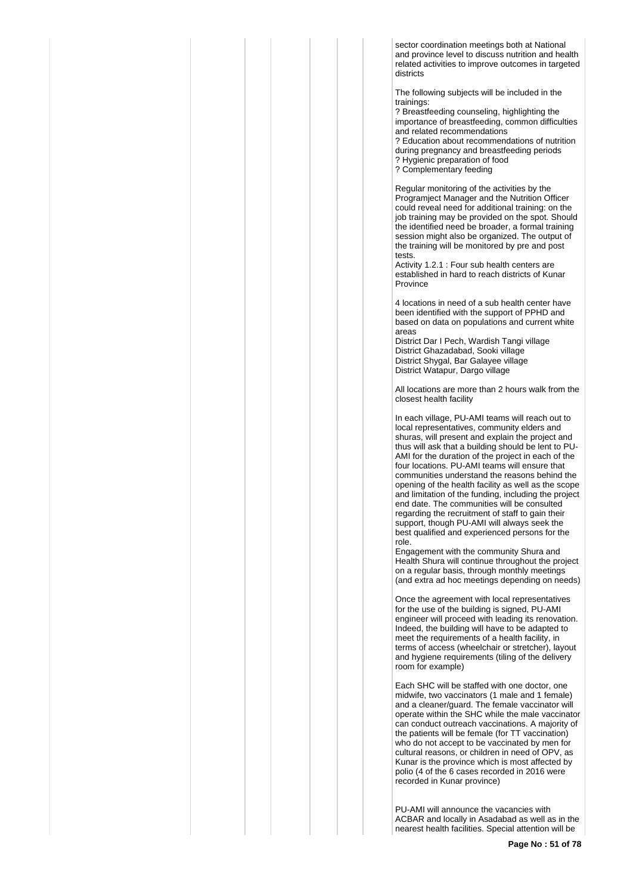sector coordination meetings both at National and province level to discuss nutrition and health related activities to improve outcomes in targeted districts

The following subjects will be included in the trainings:
? Breastfeeding counseling, highlighting the importance of breastfeeding, common difficulties and related recommendations
? Education about recommendations of nutrition during pregnancy and breastfeeding periods
? Hygienic preparation of food
? Complementary feeding

Regular monitoring of the activities by the Programject Manager and the Nutrition Officer could reveal need for additional training: on the job training may be provided on the spot. Should the identified need be broader, a formal training session might also be organized. The output of the training will be monitored by pre and post tests.
Activity 1.2.1 : Four sub health centers are established in hard to reach districts of Kunar Province

4 locations in need of a sub health center have been identified with the support of PPHD and based on data on populations and current white areas
District Dar I Pech, Wardish Tangi village
District Ghazadabad, Sooki village
District Shygal, Bar Galayee village
District Watapur, Dargo village

All locations are more than 2 hours walk from the closest health facility

In each village, PU-AMI teams will reach out to local representatives, community elders and shuras, will present and explain the project and thus will ask that a building should be lent to PU-AMI for the duration of the project in each of the four locations. PU-AMI teams will ensure that communities understand the reasons behind the opening of the health facility as well as the scope and limitation of the funding, including the project end date. The communities will be consulted regarding the recruitment of staff to gain their support, though PU-AMI will always seek the best qualified and experienced persons for the role.
Engagement with the community Shura and Health Shura will continue throughout the project on a regular basis, through monthly meetings (and extra ad hoc meetings depending on needs)

Once the agreement with local representatives for the use of the building is signed, PU-AMI engineer will proceed with leading its renovation. Indeed, the building will have to be adapted to meet the requirements of a health facility, in terms of access (wheelchair or stretcher), layout and hygiene requirements (tiling of the delivery room for example)

Each SHC will be staffed with one doctor, one midwife, two vaccinators (1 male and 1 female) and a cleaner/guard. The female vaccinator will operate within the SHC while the male vaccinator can conduct outreach vaccinations. A majority of the patients will be female (for TT vaccination) who do not accept to be vaccinated by men for cultural reasons, or children in need of OPV, as Kunar is the province which is most affected by polio (4 of the 6 cases recorded in 2016 were recorded in Kunar province)

PU-AMI will announce the vacancies with ACBAR and locally in Asadabad as well as in the nearest health facilities. Special attention will be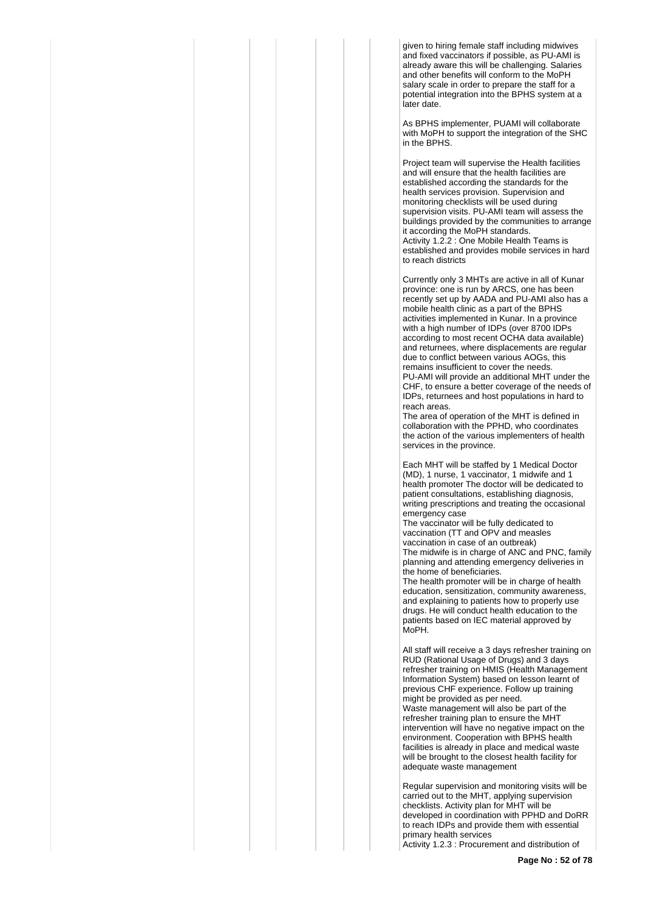given to hiring female staff including midwives and fixed vaccinators if possible, as PU-AMI is already aware this will be challenging. Salaries and other benefits will conform to the MoPH salary scale in order to prepare the staff for a potential integration into the BPHS system at a later date.

As BPHS implementer, PUAMI will collaborate with MoPH to support the integration of the SHC in the BPHS.

Project team will supervise the Health facilities and will ensure that the health facilities are established according the standards for the health services provision. Supervision and monitoring checklists will be used during supervision visits. PU-AMI team will assess the buildings provided by the communities to arrange it according the MoPH standards.
Activity 1.2.2 : One Mobile Health Teams is established and provides mobile services in hard to reach districts

Currently only 3 MHTs are active in all of Kunar province: one is run by ARCS, one has been recently set up by AADA and PU-AMI also has a mobile health clinic as a part of the BPHS activities implemented in Kunar. In a province with a high number of IDPs (over 8700 IDPs according to most recent OCHA data available) and returnees, where displacements are regular due to conflict between various AOGs, this remains insufficient to cover the needs.
PU-AMI will provide an additional MHT under the CHF, to ensure a better coverage of the needs of IDPs, returnees and host populations in hard to reach areas.
The area of operation of the MHT is defined in collaboration with the PPHD, who coordinates the action of the various implementers of health services in the province.

Each MHT will be staffed by 1 Medical Doctor (MD), 1 nurse, 1 vaccinator, 1 midwife and 1 health promoter The doctor will be dedicated to patient consultations, establishing diagnosis, writing prescriptions and treating the occasional emergency case
The vaccinator will be fully dedicated to vaccination (TT and OPV and measles vaccination in case of an outbreak)
The midwife is in charge of ANC and PNC, family planning and attending emergency deliveries in the home of beneficiaries.
The health promoter will be in charge of health education, sensitization, community awareness, and explaining to patients how to properly use drugs. He will conduct health education to the patients based on IEC material approved by MoPH.

All staff will receive a 3 days refresher training on RUD (Rational Usage of Drugs) and 3 days refresher training on HMIS (Health Management Information System) based on lesson learnt of previous CHF experience. Follow up training might be provided as per need.
Waste management will also be part of the refresher training plan to ensure the MHT intervention will have no negative impact on the environment. Cooperation with BPHS health facilities is already in place and medical waste will be brought to the closest health facility for adequate waste management

Regular supervision and monitoring visits will be carried out to the MHT, applying supervision checklists. Activity plan for MHT will be developed in coordination with PPHD and DoRR to reach IDPs and provide them with essential primary health services
Activity 1.2.3 : Procurement and distribution of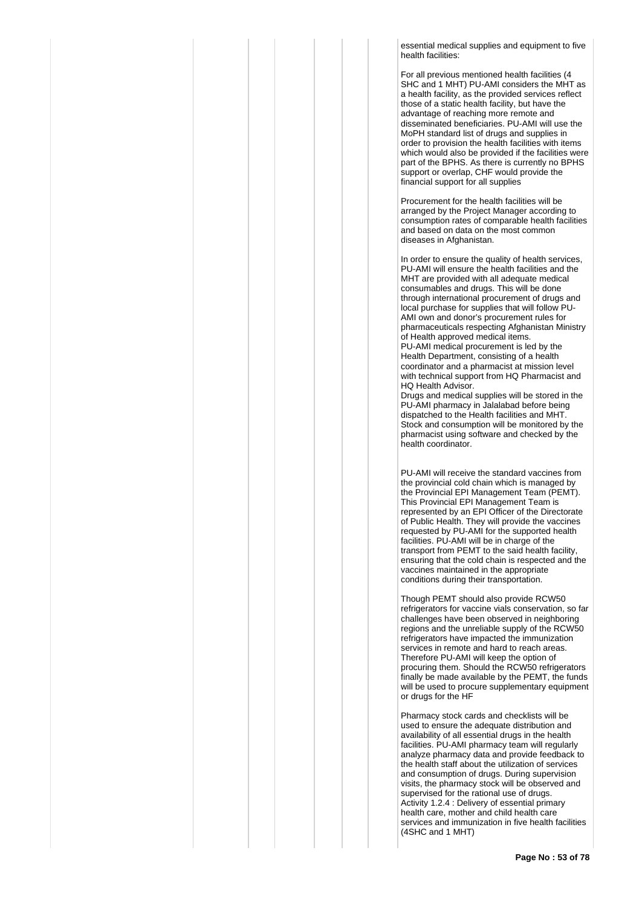essential medical supplies and equipment to five health facilities:

For all previous mentioned health facilities (4 SHC and 1 MHT) PU-AMI considers the MHT as a health facility, as the provided services reflect those of a static health facility, but have the advantage of reaching more remote and disseminated beneficiaries. PU-AMI will use the MoPH standard list of drugs and supplies in order to provision the health facilities with items which would also be provided if the facilities were part of the BPHS. As there is currently no BPHS support or overlap, CHF would provide the financial support for all supplies

Procurement for the health facilities will be arranged by the Project Manager according to consumption rates of comparable health facilities and based on data on the most common diseases in Afghanistan.

In order to ensure the quality of health services, PU-AMI will ensure the health facilities and the MHT are provided with all adequate medical consumables and drugs. This will be done through international procurement of drugs and local purchase for supplies that will follow PU-AMI own and donor's procurement rules for pharmaceuticals respecting Afghanistan Ministry of Health approved medical items.
PU-AMI medical procurement is led by the Health Department, consisting of a health coordinator and a pharmacist at mission level with technical support from HQ Pharmacist and HQ Health Advisor.
Drugs and medical supplies will be stored in the PU-AMI pharmacy in Jalalabad before being dispatched to the Health facilities and MHT. Stock and consumption will be monitored by the pharmacist using software and checked by the health coordinator.

PU-AMI will receive the standard vaccines from the provincial cold chain which is managed by the Provincial EPI Management Team (PEMT). This Provincial EPI Management Team is represented by an EPI Officer of the Directorate of Public Health. They will provide the vaccines requested by PU-AMI for the supported health facilities. PU-AMI will be in charge of the transport from PEMT to the said health facility, ensuring that the cold chain is respected and the vaccines maintained in the appropriate conditions during their transportation.

Though PEMT should also provide RCW50 refrigerators for vaccine vials conservation, so far challenges have been observed in neighboring regions and the unreliable supply of the RCW50 refrigerators have impacted the immunization services in remote and hard to reach areas. Therefore PU-AMI will keep the option of procuring them. Should the RCW50 refrigerators finally be made available by the PEMT, the funds will be used to procure supplementary equipment or drugs for the HF

Pharmacy stock cards and checklists will be used to ensure the adequate distribution and availability of all essential drugs in the health facilities. PU-AMI pharmacy team will regularly analyze pharmacy data and provide feedback to the health staff about the utilization of services and consumption of drugs. During supervision visits, the pharmacy stock will be observed and supervised for the rational use of drugs.
Activity 1.2.4 : Delivery of essential primary health care, mother and child health care services and immunization in five health facilities (4SHC and 1 MHT)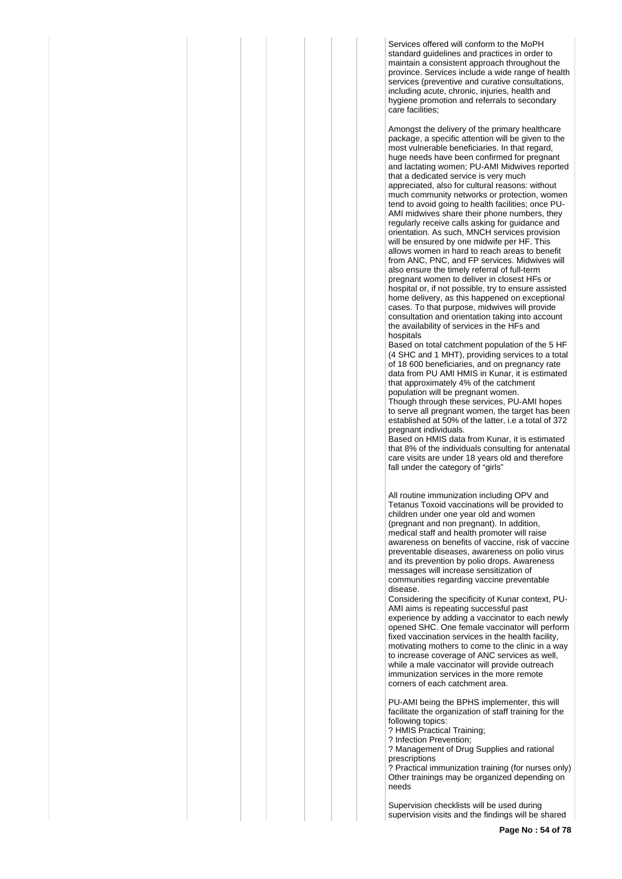Services offered will conform to the MoPH standard guidelines and practices in order to maintain a consistent approach throughout the province. Services include a wide range of health services (preventive and curative consultations, including acute, chronic, injuries, health and hygiene promotion and referrals to secondary care facilities;

Amongst the delivery of the primary healthcare package, a specific attention will be given to the most vulnerable beneficiaries. In that regard, huge needs have been confirmed for pregnant and lactating women; PU-AMI Midwives reported that a dedicated service is very much appreciated, also for cultural reasons: without much community networks or protection, women tend to avoid going to health facilities; once PU-AMI midwives share their phone numbers, they regularly receive calls asking for guidance and orientation. As such, MNCH services provision will be ensured by one midwife per HF. This allows women in hard to reach areas to benefit from ANC, PNC, and FP services. Midwives will also ensure the timely referral of full-term pregnant women to deliver in closest HFs or hospital or, if not possible, try to ensure assisted home delivery, as this happened on exceptional cases. To that purpose, midwives will provide consultation and orientation taking into account the availability of services in the HFs and hospitals
Based on total catchment population of the 5 HF (4 SHC and 1 MHT), providing services to a total of 18 600 beneficiaries, and on pregnancy rate data from PU AMI HMIS in Kunar, it is estimated that approximately 4% of the catchment population will be pregnant women.
Though through these services, PU-AMI hopes to serve all pregnant women, the target has been established at 50% of the latter, i.e a total of 372 pregnant individuals.
Based on HMIS data from Kunar, it is estimated that 8% of the individuals consulting for antenatal care visits are under 18 years old and therefore fall under the category of "girls"

All routine immunization including OPV and Tetanus Toxoid vaccinations will be provided to children under one year old and women (pregnant and non pregnant). In addition, medical staff and health promoter will raise awareness on benefits of vaccine, risk of vaccine preventable diseases, awareness on polio virus and its prevention by polio drops. Awareness messages will increase sensitization of communities regarding vaccine preventable disease.
Considering the specificity of Kunar context, PU-AMI aims is repeating successful past experience by adding a vaccinator to each newly opened SHC. One female vaccinator will perform fixed vaccination services in the health facility, motivating mothers to come to the clinic in a way to increase coverage of ANC services as well, while a male vaccinator will provide outreach immunization services in the more remote corners of each catchment area.

PU-AMI being the BPHS implementer, this will facilitate the organization of staff training for the following topics:
? HMIS Practical Training;
? Infection Prevention;
? Management of Drug Supplies and rational prescriptions
? Practical immunization training (for nurses only)
Other trainings may be organized depending on needs

Supervision checklists will be used during supervision visits and the findings will be shared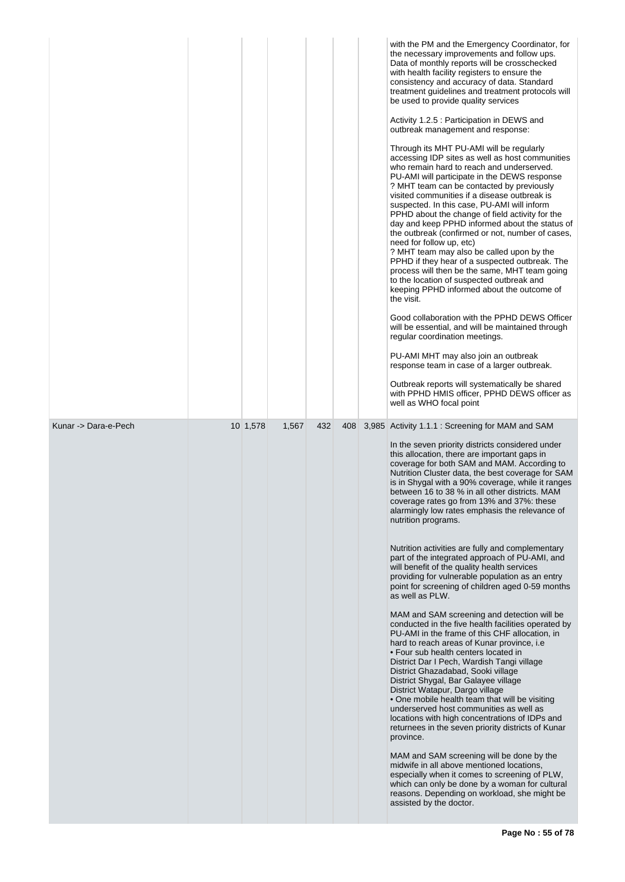| | | | | | | |
|---|---|---|---|---|---|---|
| | | | | | | with the PM and the Emergency Coordinator, for the necessary improvements and follow ups. Data of monthly reports will be crosschecked with health facility registers to ensure the consistency and accuracy of data. Standard treatment guidelines and treatment protocols will be used to provide quality services<br><br>Activity 1.2.5 : Participation in DEWS and outbreak management and response:<br><br>Through its MHT PU-AMI will be regularly accessing IDP sites as well as host communities who remain hard to reach and underserved. PU-AMI will participate in the DEWS response<br>? MHT team can be contacted by previously visited communities if a disease outbreak is suspected. In this case, PU-AMI will inform PPHD about the change of field activity for the day and keep PPHD informed about the status of the outbreak (confirmed or not, number of cases, need for follow up, etc)<br>? MHT team may also be called upon by the PPHD if they hear of a suspected outbreak. The process will then be the same, MHT team going to the location of suspected outbreak and keeping PPHD informed about the outcome of the visit.<br><br>Good collaboration with the PPHD DEWS Officer will be essential, and will be maintained through regular coordination meetings.<br><br>PU-AMI MHT may also join an outbreak response team in case of a larger outbreak.<br><br>Outbreak reports will systematically be shared with PPHD HMIS officer, PPHD DEWS officer as well as WHO focal point |
| Kunar -> Dara-e-Pech | 10 | 1,578 | 1,567 | 432 | 408 | 3,985 | Activity 1.1.1 : Screening for MAM and SAM<br><br>In the seven priority districts considered under this allocation, there are important gaps in coverage for both SAM and MAM. According to Nutrition Cluster data, the best coverage for SAM is in Shygal with a 90% coverage, while it ranges between 16 to 38 % in all other districts. MAM coverage rates go from 13% and 37%: these alarmingly low rates emphasis the relevance of nutrition programs.<br><br>Nutrition activities are fully and complementary part of the integrated approach of PU-AMI, and will benefit of the quality health services providing for vulnerable population as an entry point for screening of children aged 0-59 months as well as PLW.<br><br>MAM and SAM screening and detection will be conducted in the five health facilities operated by PU-AMI in the frame of this CHF allocation, in hard to reach areas of Kunar province, i.e<br>• Four sub health centers located in<br>District Dar I Pech, Wardish Tangi village<br>District Ghazadabad, Sooki village<br>District Shygal, Bar Galayee village<br>District Watapur, Dargo village<br>• One mobile health team that will be visiting underserved host communities as well as locations with high concentrations of IDPs and returnees in the seven priority districts of Kunar province.<br><br>MAM and SAM screening will be done by the midwife in all above mentioned locations, especially when it comes to screening of PLW, which can only be done by a woman for cultural reasons. Depending on workload, she might be assisted by the doctor. |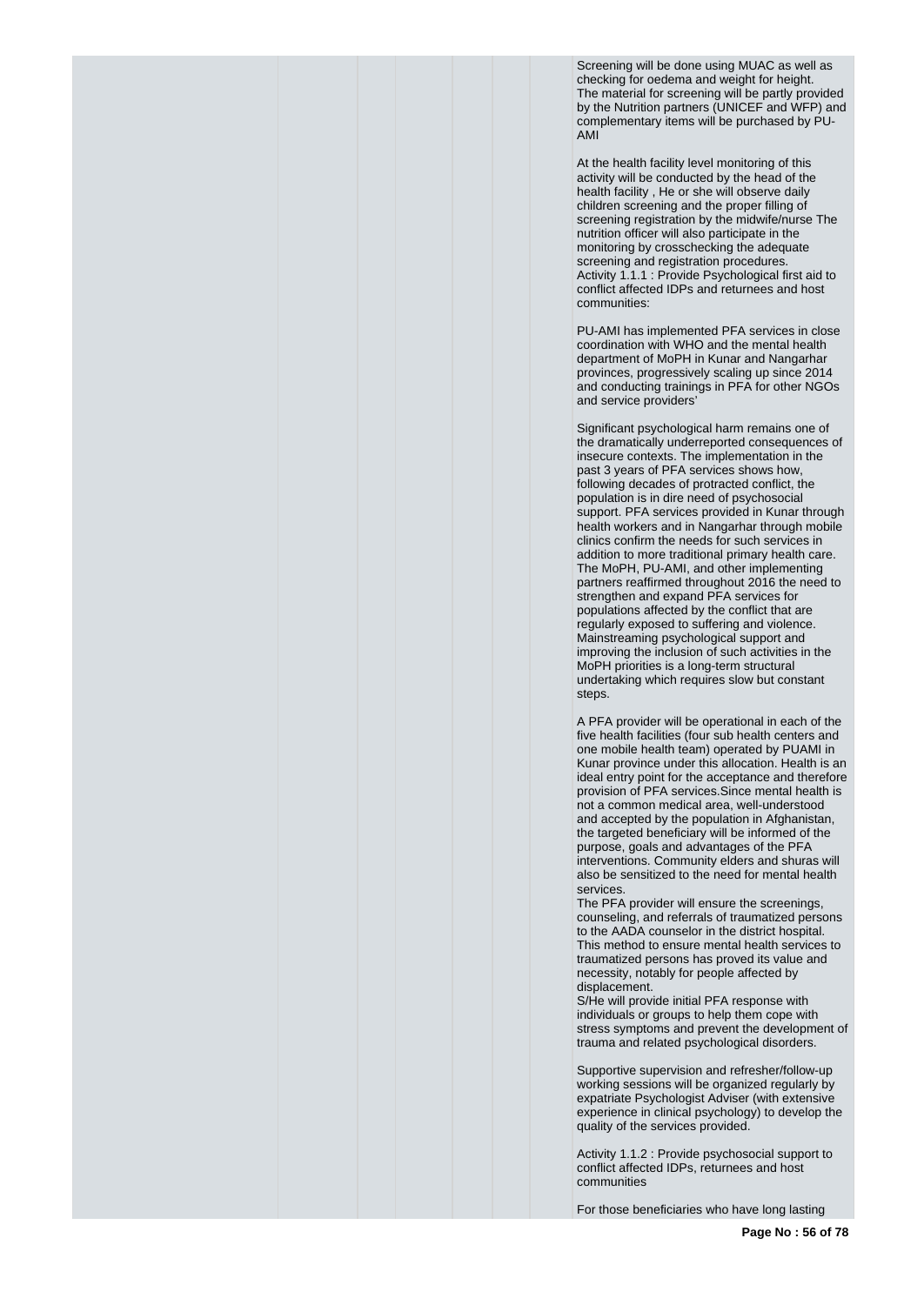Screening will be done using MUAC as well as checking for oedema and weight for height. The material for screening will be partly provided by the Nutrition partners (UNICEF and WFP) and complementary items will be purchased by PU-AMI

At the health facility level monitoring of this activity will be conducted by the head of the health facility , He or she will observe daily children screening and the proper filling of screening registration by the midwife/nurse The nutrition officer will also participate in the monitoring by crosschecking the adequate screening and registration procedures.
Activity 1.1.1 : Provide Psychological first aid to conflict affected IDPs and returnees and host communities:

PU-AMI has implemented PFA services in close coordination with WHO and the mental health department of MoPH in Kunar and Nangarhar provinces, progressively scaling up since 2014 and conducting trainings in PFA for other NGOs and service providers'

Significant psychological harm remains one of the dramatically underreported consequences of insecure contexts. The implementation in the past 3 years of PFA services shows how, following decades of protracted conflict, the population is in dire need of psychosocial support. PFA services provided in Kunar through health workers and in Nangarhar through mobile clinics confirm the needs for such services in addition to more traditional primary health care. The MoPH, PU-AMI, and other implementing partners reaffirmed throughout 2016 the need to strengthen and expand PFA services for populations affected by the conflict that are regularly exposed to suffering and violence. Mainstreaming psychological support and improving the inclusion of such activities in the MoPH priorities is a long-term structural undertaking which requires slow but constant steps.

A PFA provider will be operational in each of the five health facilities (four sub health centers and one mobile health team) operated by PUAMI in Kunar province under this allocation. Health is an ideal entry point for the acceptance and therefore provision of PFA services.Since mental health is not a common medical area, well-understood and accepted by the population in Afghanistan, the targeted beneficiary will be informed of the purpose, goals and advantages of the PFA interventions. Community elders and shuras will also be sensitized to the need for mental health services.
The PFA provider will ensure the screenings, counseling, and referrals of traumatized persons to the AADA counselor in the district hospital. This method to ensure mental health services to traumatized persons has proved its value and necessity, notably for people affected by displacement.
S/He will provide initial PFA response with individuals or groups to help them cope with stress symptoms and prevent the development of trauma and related psychological disorders.

Supportive supervision and refresher/follow-up working sessions will be organized regularly by expatriate Psychologist Adviser (with extensive experience in clinical psychology) to develop the quality of the services provided.

Activity 1.1.2 : Provide psychosocial support to conflict affected IDPs, returnees and host communities

For those beneficiaries who have long lasting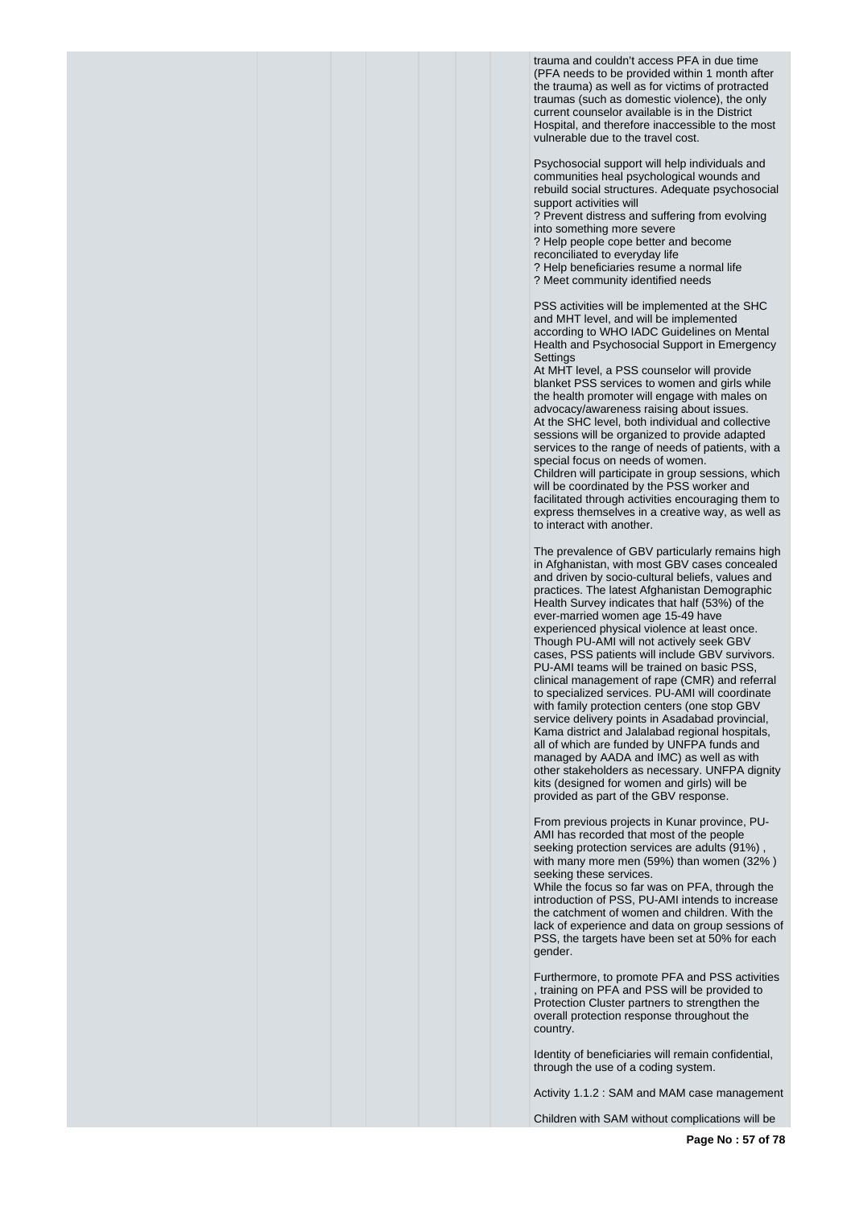trauma and couldn't access PFA in due time (PFA needs to be provided within 1 month after the trauma) as well as for victims of protracted traumas (such as domestic violence), the only current counselor available is in the District Hospital, and therefore inaccessible to the most vulnerable due to the travel cost.

Psychosocial support will help individuals and communities heal psychological wounds and rebuild social structures. Adequate psychosocial support activities will
? Prevent distress and suffering from evolving into something more severe
? Help people cope better and become reconciliated to everyday life
? Help beneficiaries resume a normal life
? Meet community identified needs

PSS activities will be implemented at the SHC and MHT level, and will be implemented according to WHO IADC Guidelines on Mental Health and Psychosocial Support in Emergency Settings
At MHT level, a PSS counselor will provide blanket PSS services to women and girls while the health promoter will engage with males on advocacy/awareness raising about issues.
At the SHC level, both individual and collective sessions will be organized to provide adapted services to the range of needs of patients, with a special focus on needs of women.
Children will participate in group sessions, which will be coordinated by the PSS worker and facilitated through activities encouraging them to express themselves in a creative way, as well as to interact with another.

The prevalence of GBV particularly remains high in Afghanistan, with most GBV cases concealed and driven by socio-cultural beliefs, values and practices. The latest Afghanistan Demographic Health Survey indicates that half (53%) of the ever-married women age 15-49 have experienced physical violence at least once. Though PU-AMI will not actively seek GBV cases, PSS patients will include GBV survivors. PU-AMI teams will be trained on basic PSS, clinical management of rape (CMR) and referral to specialized services. PU-AMI will coordinate with family protection centers (one stop GBV service delivery points in Asadabad provincial, Kama district and Jalalabad regional hospitals, all of which are funded by UNFPA funds and managed by AADA and IMC) as well as with other stakeholders as necessary. UNFPA dignity kits (designed for women and girls) will be provided as part of the GBV response.

From previous projects in Kunar province, PU-AMI has recorded that most of the people seeking protection services are adults (91%) , with many more men (59%) than women (32% ) seeking these services.
While the focus so far was on PFA, through the introduction of PSS, PU-AMI intends to increase the catchment of women and children. With the lack of experience and data on group sessions of PSS, the targets have been set at 50% for each gender.

Furthermore, to promote PFA and PSS activities , training on PFA and PSS will be provided to Protection Cluster partners to strengthen the overall protection response throughout the country.

Identity of beneficiaries will remain confidential, through the use of a coding system.

Activity 1.1.2 : SAM and MAM case management

Children with SAM without complications will be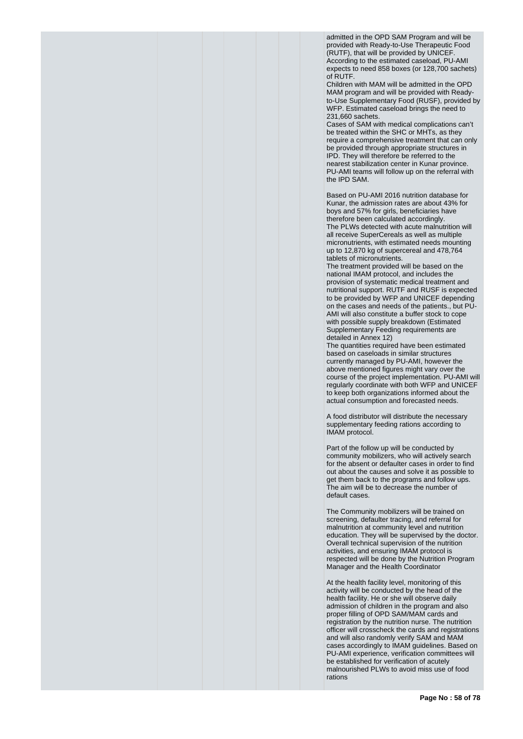admitted in the OPD SAM Program and will be provided with Ready-to-Use Therapeutic Food (RUTF), that will be provided by UNICEF. According to the estimated caseload, PU-AMI expects to need 858 boxes (or 128,700 sachets) of RUTF.
Children with MAM will be admitted in the OPD MAM program and will be provided with Ready-to-Use Supplementary Food (RUSF), provided by WFP. Estimated caseload brings the need to 231,660 sachets.
Cases of SAM with medical complications can't be treated within the SHC or MHTs, as they require a comprehensive treatment that can only be provided through appropriate structures in IPD. They will therefore be referred to the nearest stabilization center in Kunar province. PU-AMI teams will follow up on the referral with the IPD SAM.

Based on PU-AMI 2016 nutrition database for Kunar, the admission rates are about 43% for boys and 57% for girls, beneficiaries have therefore been calculated accordingly.
The PLWs detected with acute malnutrition will all receive SuperCereals as well as multiple micronutrients, with estimated needs mounting up to 12,870 kg of supercereal and 478,764 tablets of micronutrients.
The treatment provided will be based on the national IMAM protocol, and includes the provision of systematic medical treatment and nutritional support. RUTF and RUSF is expected to be provided by WFP and UNICEF depending on the cases and needs of the patients., but PU-AMI will also constitute a buffer stock to cope with possible supply breakdown (Estimated Supplementary Feeding requirements are detailed in Annex 12)
The quantities required have been estimated based on caseloads in similar structures currently managed by PU-AMI, however the above mentioned figures might vary over the course of the project implementation. PU-AMI will regularly coordinate with both WFP and UNICEF to keep both organizations informed about the actual consumption and forecasted needs.

A food distributor will distribute the necessary supplementary feeding rations according to IMAM protocol.

Part of the follow up will be conducted by community mobilizers, who will actively search for the absent or defaulter cases in order to find out about the causes and solve it as possible to get them back to the programs and follow ups. The aim will be to decrease the number of default cases.

The Community mobilizers will be trained on screening, defaulter tracing, and referral for malnutrition at community level and nutrition education. They will be supervised by the doctor. Overall technical supervision of the nutrition activities, and ensuring IMAM protocol is respected will be done by the Nutrition Program Manager and the Health Coordinator

At the health facility level, monitoring of this activity will be conducted by the head of the health facility. He or she will observe daily admission of children in the program and also proper filling of OPD SAM/MAM cards and registration by the nutrition nurse. The nutrition officer will crosscheck the cards and registrations and will also randomly verify SAM and MAM cases accordingly to IMAM guidelines. Based on PU-AMI experience, verification committees will be established for verification of acutely malnourished PLWs to avoid miss use of food rations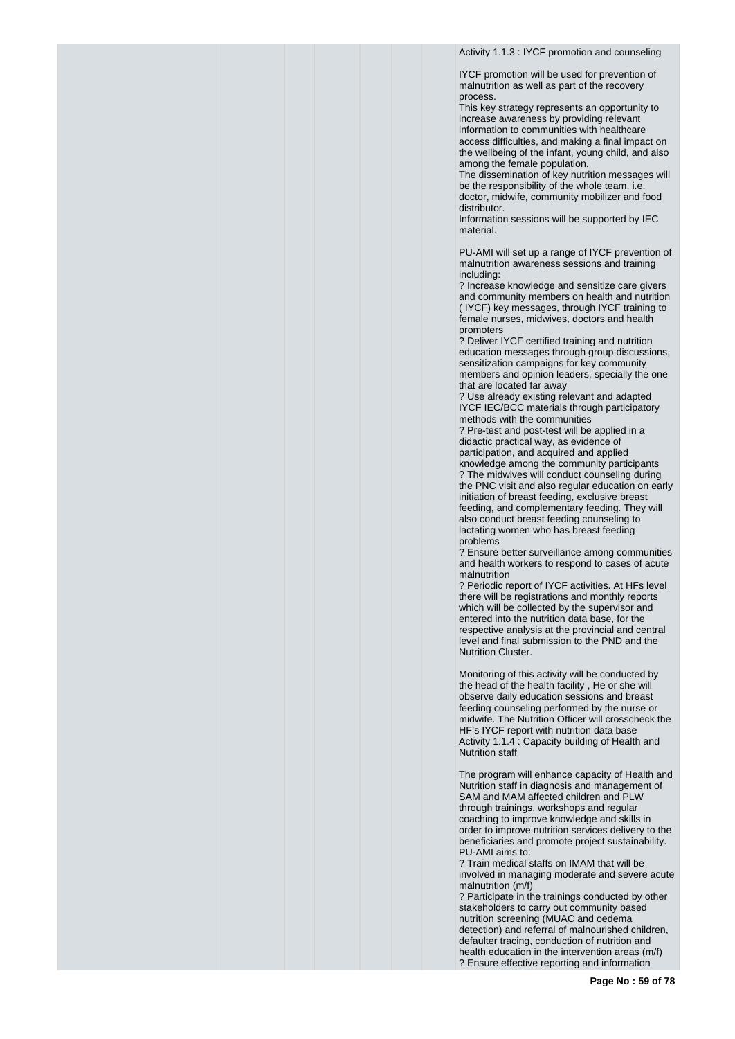Activity 1.1.3 : IYCF promotion and counseling

IYCF promotion will be used for prevention of malnutrition as well as part of the recovery process.
This key strategy represents an opportunity to increase awareness by providing relevant information to communities with healthcare access difficulties, and making a final impact on the wellbeing of the infant, young child, and also among the female population.
The dissemination of key nutrition messages will be the responsibility of the whole team, i.e. doctor, midwife, community mobilizer and food distributor.
Information sessions will be supported by IEC material.

PU-AMI will set up a range of IYCF prevention of malnutrition awareness sessions and training including:
? Increase knowledge and sensitize care givers and community members on health and nutrition ( IYCF) key messages, through IYCF training to female nurses, midwives, doctors and health promoters
? Deliver IYCF certified training and nutrition education messages through group discussions, sensitization campaigns for key community members and opinion leaders, specially the one that are located far away
? Use already existing relevant and adapted IYCF IEC/BCC materials through participatory methods with the communities
? Pre-test and post-test will be applied in a didactic practical way, as evidence of participation, and acquired and applied knowledge among the community participants
? The midwives will conduct counseling during the PNC visit and also regular education on early initiation of breast feeding, exclusive breast feeding, and complementary feeding. They will also conduct breast feeding counseling to lactating women who has breast feeding problems
? Ensure better surveillance among communities and health workers to respond to cases of acute malnutrition
? Periodic report of IYCF activities. At HFs level there will be registrations and monthly reports which will be collected by the supervisor and entered into the nutrition data base, for the respective analysis at the provincial and central level and final submission to the PND and the Nutrition Cluster.

Monitoring of this activity will be conducted by the head of the health facility , He or she will observe daily education sessions and breast feeding counseling performed by the nurse or midwife. The Nutrition Officer will crosscheck the HF's IYCF report with nutrition data base
Activity 1.1.4 : Capacity building of Health and Nutrition staff

The program will enhance capacity of Health and Nutrition staff in diagnosis and management of SAM and MAM affected children and PLW through trainings, workshops and regular coaching to improve knowledge and skills in order to improve nutrition services delivery to the beneficiaries and promote project sustainability.
PU-AMI aims to:
? Train medical staffs on IMAM that will be involved in managing moderate and severe acute malnutrition (m/f)
? Participate in the trainings conducted by other stakeholders to carry out community based nutrition screening (MUAC and oedema detection) and referral of malnourished children, defaulter tracing, conduction of nutrition and health education in the intervention areas (m/f)
? Ensure effective reporting and information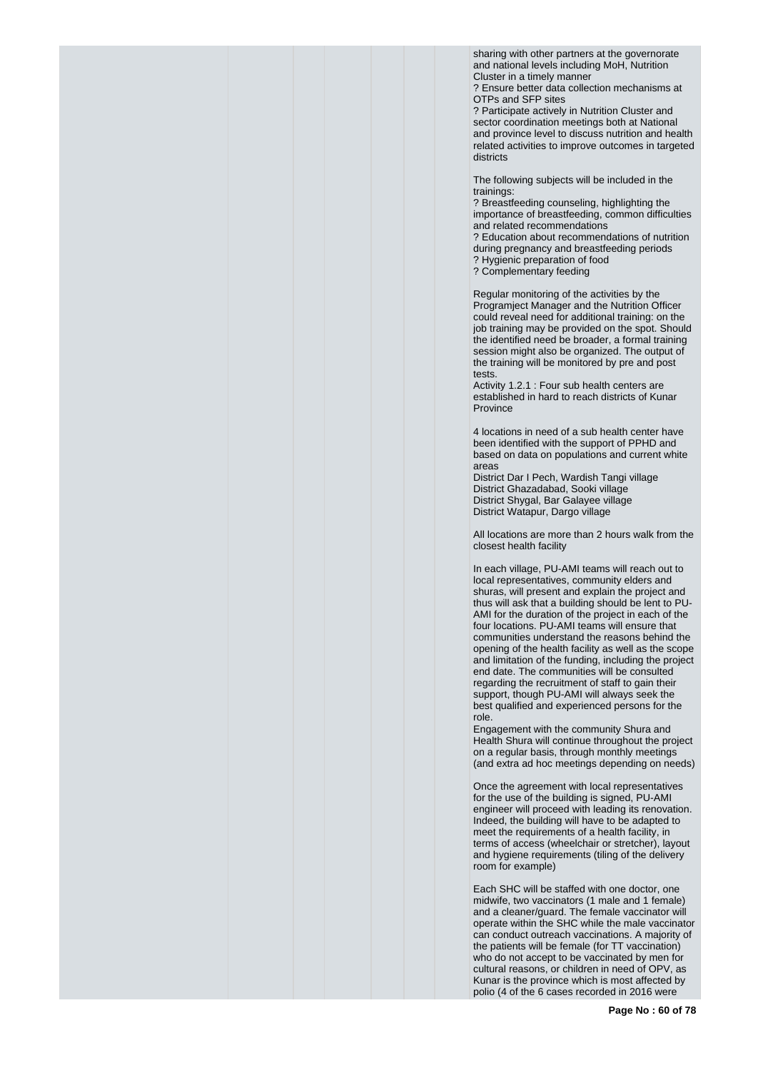sharing with other partners at the governorate and national levels including MoH, Nutrition Cluster in a timely manner

? Ensure better data collection mechanisms at OTPs and SFP sites

? Participate actively in Nutrition Cluster and sector coordination meetings both at National and province level to discuss nutrition and health related activities to improve outcomes in targeted districts

The following subjects will be included in the trainings:

? Breastfeeding counseling, highlighting the importance of breastfeeding, common difficulties and related recommendations

? Education about recommendations of nutrition during pregnancy and breastfeeding periods

? Hygienic preparation of food

? Complementary feeding

Regular monitoring of the activities by the Programject Manager and the Nutrition Officer could reveal need for additional training: on the job training may be provided on the spot. Should the identified need be broader, a formal training session might also be organized. The output of the training will be monitored by pre and post tests.

Activity 1.2.1 : Four sub health centers are established in hard to reach districts of Kunar Province

4 locations in need of a sub health center have been identified with the support of PPHD and based on data on populations and current white areas

District Dar I Pech, Wardish Tangi village
District Ghazadabad, Sooki village
District Shygal, Bar Galayee village
District Watapur, Dargo village

All locations are more than 2 hours walk from the closest health facility

In each village, PU-AMI teams will reach out to local representatives, community elders and shuras, will present and explain the project and thus will ask that a building should be lent to PU-AMI for the duration of the project in each of the four locations. PU-AMI teams will ensure that communities understand the reasons behind the opening of the health facility as well as the scope and limitation of the funding, including the project end date. The communities will be consulted regarding the recruitment of staff to gain their support, though PU-AMI will always seek the best qualified and experienced persons for the role.

Engagement with the community Shura and Health Shura will continue throughout the project on a regular basis, through monthly meetings (and extra ad hoc meetings depending on needs)

Once the agreement with local representatives for the use of the building is signed, PU-AMI engineer will proceed with leading its renovation. Indeed, the building will have to be adapted to meet the requirements of a health facility, in terms of access (wheelchair or stretcher), layout and hygiene requirements (tiling of the delivery room for example)

Each SHC will be staffed with one doctor, one midwife, two vaccinators (1 male and 1 female) and a cleaner/guard. The female vaccinator will operate within the SHC while the male vaccinator can conduct outreach vaccinations. A majority of the patients will be female (for TT vaccination) who do not accept to be vaccinated by men for cultural reasons, or children in need of OPV, as Kunar is the province which is most affected by polio (4 of the 6 cases recorded in 2016 were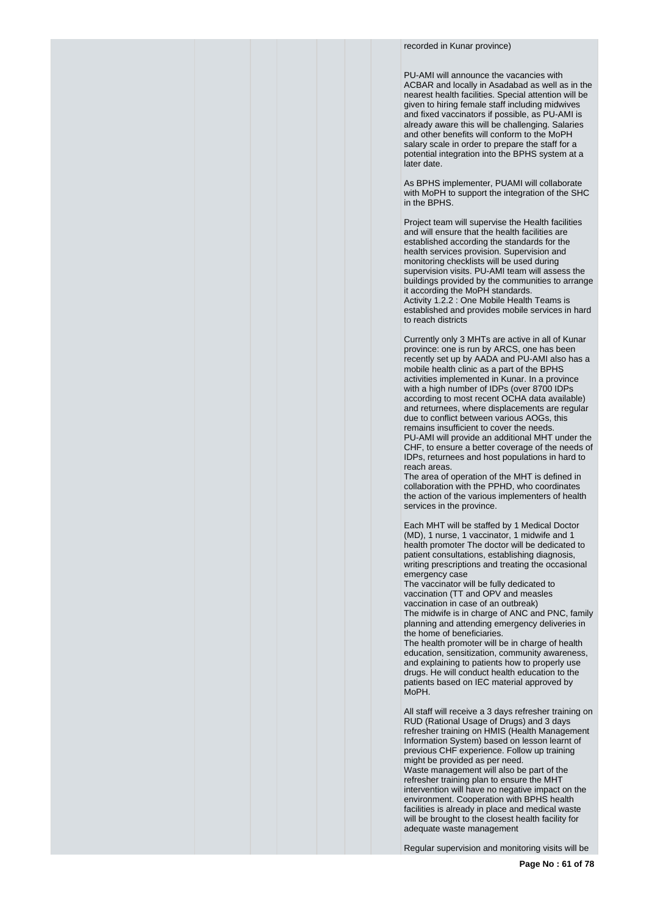recorded in Kunar province)

PU-AMI will announce the vacancies with ACBAR and locally in Asadabad as well as in the nearest health facilities. Special attention will be given to hiring female staff including midwives and fixed vaccinators if possible, as PU-AMI is already aware this will be challenging. Salaries and other benefits will conform to the MoPH salary scale in order to prepare the staff for a potential integration into the BPHS system at a later date.

As BPHS implementer, PUAMI will collaborate with MoPH to support the integration of the SHC in the BPHS.

Project team will supervise the Health facilities and will ensure that the health facilities are established according the standards for the health services provision. Supervision and monitoring checklists will be used during supervision visits. PU-AMI team will assess the buildings provided by the communities to arrange it according the MoPH standards.
Activity 1.2.2 : One Mobile Health Teams is established and provides mobile services in hard to reach districts

Currently only 3 MHTs are active in all of Kunar province: one is run by ARCS, one has been recently set up by AADA and PU-AMI also has a mobile health clinic as a part of the BPHS activities implemented in Kunar. In a province with a high number of IDPs (over 8700 IDPs according to most recent OCHA data available) and returnees, where displacements are regular due to conflict between various AOGs, this remains insufficient to cover the needs.
PU-AMI will provide an additional MHT under the CHF, to ensure a better coverage of the needs of IDPs, returnees and host populations in hard to reach areas.
The area of operation of the MHT is defined in collaboration with the PPHD, who coordinates the action of the various implementers of health services in the province.

Each MHT will be staffed by 1 Medical Doctor (MD), 1 nurse, 1 vaccinator, 1 midwife and 1 health promoter The doctor will be dedicated to patient consultations, establishing diagnosis, writing prescriptions and treating the occasional emergency case
The vaccinator will be fully dedicated to vaccination (TT and OPV and measles vaccination in case of an outbreak)
The midwife is in charge of ANC and PNC, family planning and attending emergency deliveries in the home of beneficiaries.
The health promoter will be in charge of health education, sensitization, community awareness, and explaining to patients how to properly use drugs. He will conduct health education to the patients based on IEC material approved by MoPH.

All staff will receive a 3 days refresher training on RUD (Rational Usage of Drugs) and 3 days refresher training on HMIS (Health Management Information System) based on lesson learnt of previous CHF experience. Follow up training might be provided as per need.
Waste management will also be part of the refresher training plan to ensure the MHT intervention will have no negative impact on the environment. Cooperation with BPHS health facilities is already in place and medical waste will be brought to the closest health facility for adequate waste management

Regular supervision and monitoring visits will be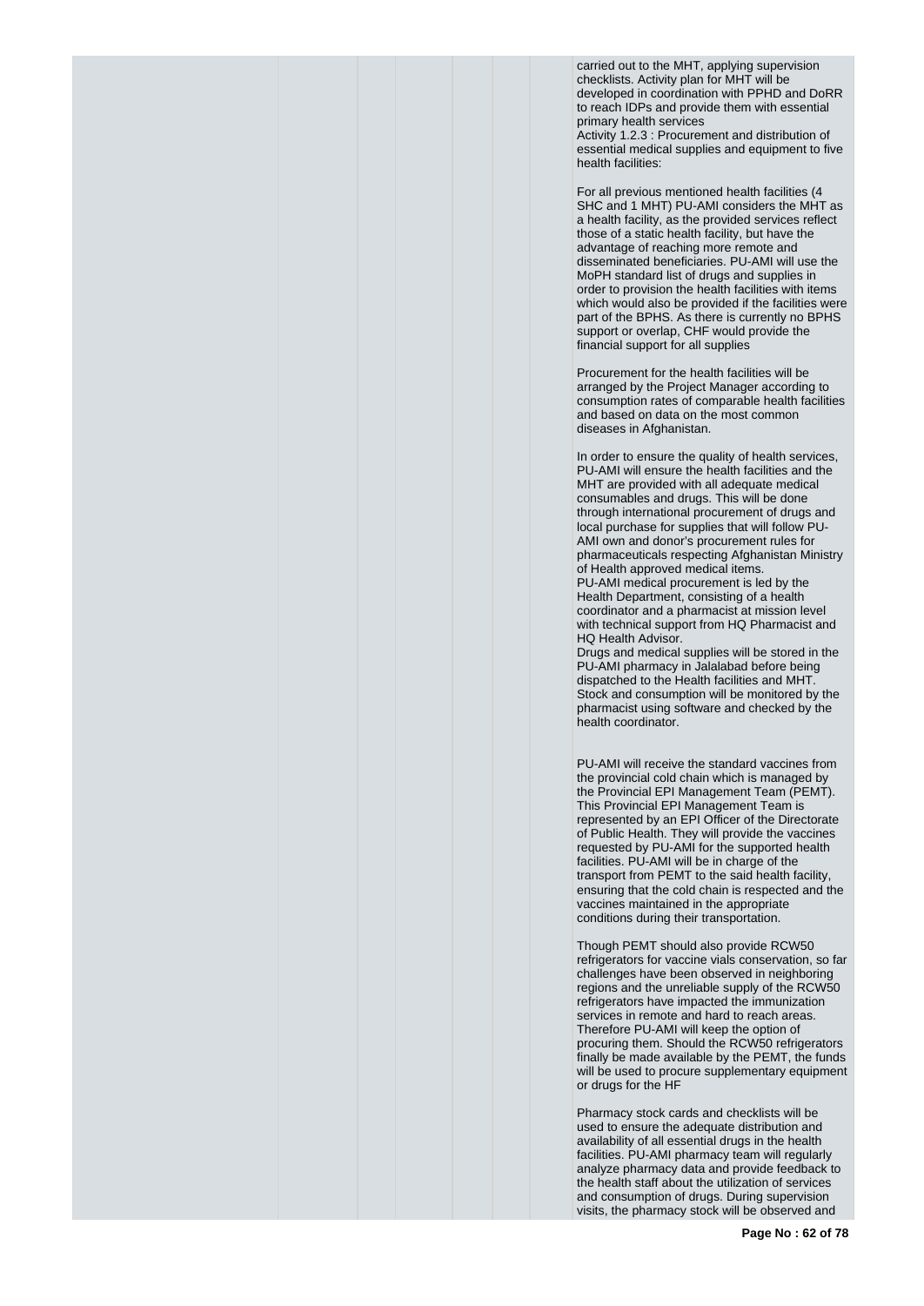carried out to the MHT, applying supervision checklists. Activity plan for MHT will be developed in coordination with PPHD and DoRR to reach IDPs and provide them with essential primary health services

Activity 1.2.3 : Procurement and distribution of essential medical supplies and equipment to five health facilities:

For all previous mentioned health facilities (4 SHC and 1 MHT) PU-AMI considers the MHT as a health facility, as the provided services reflect those of a static health facility, but have the advantage of reaching more remote and disseminated beneficiaries. PU-AMI will use the MoPH standard list of drugs and supplies in order to provision the health facilities with items which would also be provided if the facilities were part of the BPHS. As there is currently no BPHS support or overlap, CHF would provide the financial support for all supplies

Procurement for the health facilities will be arranged by the Project Manager according to consumption rates of comparable health facilities and based on data on the most common diseases in Afghanistan.

In order to ensure the quality of health services, PU-AMI will ensure the health facilities and the MHT are provided with all adequate medical consumables and drugs. This will be done through international procurement of drugs and local purchase for supplies that will follow PU-AMI own and donor's procurement rules for pharmaceuticals respecting Afghanistan Ministry of Health approved medical items.

PU-AMI medical procurement is led by the Health Department, consisting of a health coordinator and a pharmacist at mission level with technical support from HQ Pharmacist and HQ Health Advisor.

Drugs and medical supplies will be stored in the PU-AMI pharmacy in Jalalabad before being dispatched to the Health facilities and MHT. Stock and consumption will be monitored by the pharmacist using software and checked by the health coordinator.

PU-AMI will receive the standard vaccines from the provincial cold chain which is managed by the Provincial EPI Management Team (PEMT). This Provincial EPI Management Team is represented by an EPI Officer of the Directorate of Public Health. They will provide the vaccines requested by PU-AMI for the supported health facilities. PU-AMI will be in charge of the transport from PEMT to the said health facility, ensuring that the cold chain is respected and the vaccines maintained in the appropriate conditions during their transportation.

Though PEMT should also provide RCW50 refrigerators for vaccine vials conservation, so far challenges have been observed in neighboring regions and the unreliable supply of the RCW50 refrigerators have impacted the immunization services in remote and hard to reach areas. Therefore PU-AMI will keep the option of procuring them. Should the RCW50 refrigerators finally be made available by the PEMT, the funds will be used to procure supplementary equipment or drugs for the HF

Pharmacy stock cards and checklists will be used to ensure the adequate distribution and availability of all essential drugs in the health facilities. PU-AMI pharmacy team will regularly analyze pharmacy data and provide feedback to the health staff about the utilization of services and consumption of drugs. During supervision visits, the pharmacy stock will be observed and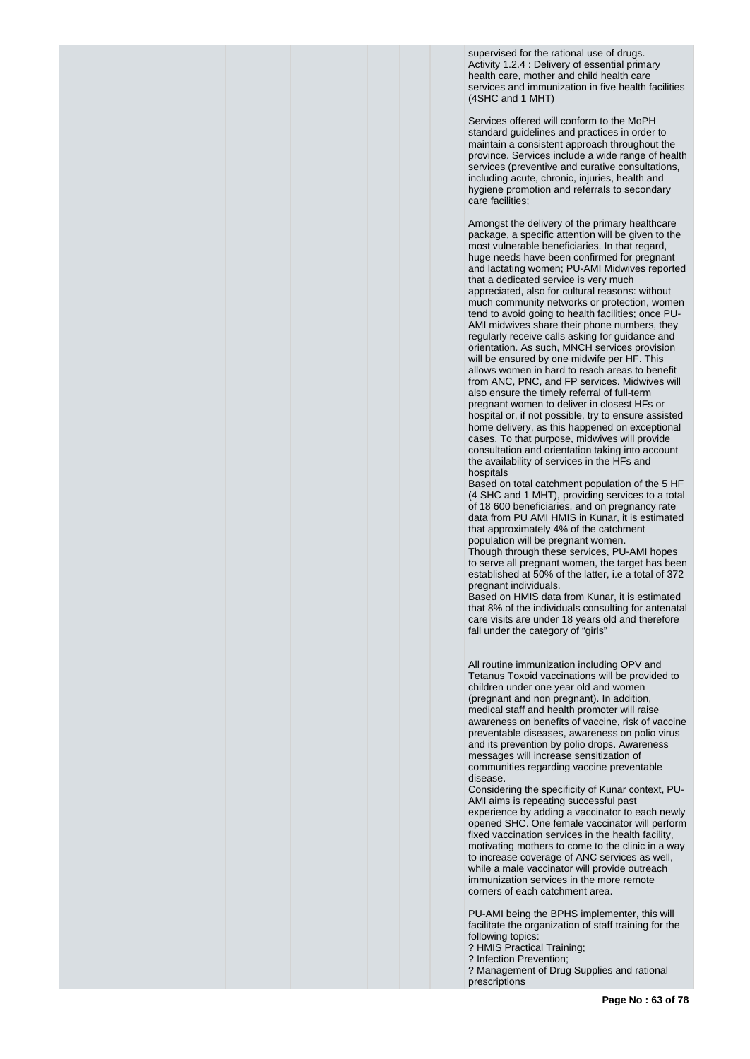supervised for the rational use of drugs.
Activity 1.2.4 : Delivery of essential primary health care, mother and child health care services and immunization in five health facilities (4SHC and 1 MHT)

Services offered will conform to the MoPH standard guidelines and practices in order to maintain a consistent approach throughout the province. Services include a wide range of health services (preventive and curative consultations, including acute, chronic, injuries, health and hygiene promotion and referrals to secondary care facilities;

Amongst the delivery of the primary healthcare package, a specific attention will be given to the most vulnerable beneficiaries. In that regard, huge needs have been confirmed for pregnant and lactating women; PU-AMI Midwives reported that a dedicated service is very much appreciated, also for cultural reasons: without much community networks or protection, women tend to avoid going to health facilities; once PU-AMI midwives share their phone numbers, they regularly receive calls asking for guidance and orientation. As such, MNCH services provision will be ensured by one midwife per HF. This allows women in hard to reach areas to benefit from ANC, PNC, and FP services. Midwives will also ensure the timely referral of full-term pregnant women to deliver in closest HFs or hospital or, if not possible, try to ensure assisted home delivery, as this happened on exceptional cases. To that purpose, midwives will provide consultation and orientation taking into account the availability of services in the HFs and hospitals
Based on total catchment population of the 5 HF (4 SHC and 1 MHT), providing services to a total of 18 600 beneficiaries, and on pregnancy rate data from PU AMI HMIS in Kunar, it is estimated that approximately 4% of the catchment population will be pregnant women.
Though through these services, PU-AMI hopes to serve all pregnant women, the target has been established at 50% of the latter, i.e a total of 372 pregnant individuals.
Based on HMIS data from Kunar, it is estimated that 8% of the individuals consulting for antenatal care visits are under 18 years old and therefore fall under the category of "girls"

All routine immunization including OPV and Tetanus Toxoid vaccinations will be provided to children under one year old and women (pregnant and non pregnant). In addition, medical staff and health promoter will raise awareness on benefits of vaccine, risk of vaccine preventable diseases, awareness on polio virus and its prevention by polio drops. Awareness messages will increase sensitization of communities regarding vaccine preventable disease.
Considering the specificity of Kunar context, PU-AMI aims is repeating successful past experience by adding a vaccinator to each newly opened SHC. One female vaccinator will perform fixed vaccination services in the health facility, motivating mothers to come to the clinic in a way to increase coverage of ANC services as well, while a male vaccinator will provide outreach immunization services in the more remote corners of each catchment area.

PU-AMI being the BPHS implementer, this will facilitate the organization of staff training for the following topics:
? HMIS Practical Training;
? Infection Prevention;
? Management of Drug Supplies and rational prescriptions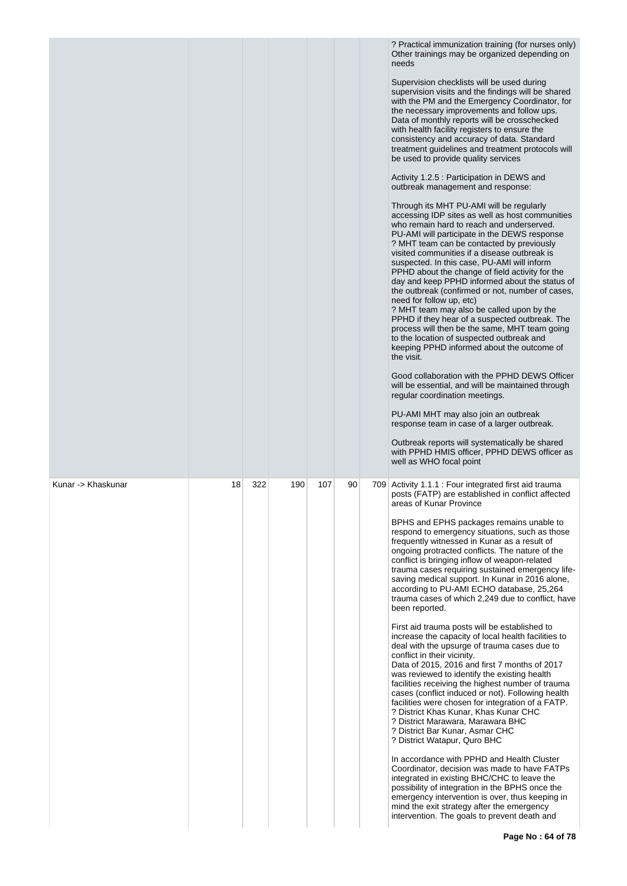| | | | | | | | |
|---|---|---|---|---|---|---|---|
| | | | | | | | ? Practical immunization training (for nurses only)<br>Other trainings may be organized depending on needs<br><br>Supervision checklists will be used during supervision visits and the findings will be shared with the PM and the Emergency Coordinator, for the necessary improvements and follow ups. Data of monthly reports will be crosschecked with health facility registers to ensure the consistency and accuracy of data. Standard treatment guidelines and treatment protocols will be used to provide quality services<br><br>Activity 1.2.5 : Participation in DEWS and outbreak management and response:<br><br>Through its MHT PU-AMI will be regularly accessing IDP sites as well as host communities who remain hard to reach and underserved. PU-AMI will participate in the DEWS response<br>? MHT team can be contacted by previously visited communities if a disease outbreak is suspected. In this case, PU-AMI will inform PPHD about the change of field activity for the day and keep PPHD informed about the status of the outbreak (confirmed or not, number of cases, need for follow up, etc)<br>? MHT team may also be called upon by the PPHD if they hear of a suspected outbreak. The process will then be the same, MHT team going to the location of suspected outbreak and keeping PPHD informed about the outcome of the visit.<br><br>Good collaboration with the PPHD DEWS Officer will be essential, and will be maintained through regular coordination meetings.<br><br>PU-AMI MHT may also join an outbreak response team in case of a larger outbreak.<br><br>Outbreak reports will systematically be shared with PPHD HMIS officer, PPHD DEWS officer as well as WHO focal point |
| Kunar -> Khaskunar | 18 | 322 | 190 | 107 | 90 | 709 | Activity 1.1.1 : Four integrated first aid trauma posts (FATP) are established in conflict affected areas of Kunar Province<br><br>BPHS and EPHS packages remains unable to respond to emergency situations, such as those frequently witnessed in Kunar as a result of ongoing protracted conflicts. The nature of the conflict is bringing inflow of weapon-related trauma cases requiring sustained emergency life-saving medical support. In Kunar in 2016 alone, according to PU-AMI ECHO database, 25,264 trauma cases of which 2,249 due to conflict, have been reported.<br><br>First aid trauma posts will be established to increase the capacity of local health facilities to deal with the upsurge of trauma cases due to conflict in their vicinity.<br>Data of 2015, 2016 and first 7 months of 2017 was reviewed to identify the existing health facilities receiving the highest number of trauma cases (conflict induced or not). Following health facilities were chosen for integration of a FATP.<br>? District Khas Kunar, Khas Kunar CHC<br>? District Marawara, Marawara BHC<br>? District Bar Kunar, Asmar CHC<br>? District Watapur, Quro BHC<br><br>In accordance with PPHD and Health Cluster Coordinator, decision was made to have FATPs integrated in existing BHC/CHC to leave the possibility of integration in the BPHS once the emergency intervention is over, thus keeping in mind the exit strategy after the emergency intervention. The goals to prevent death and |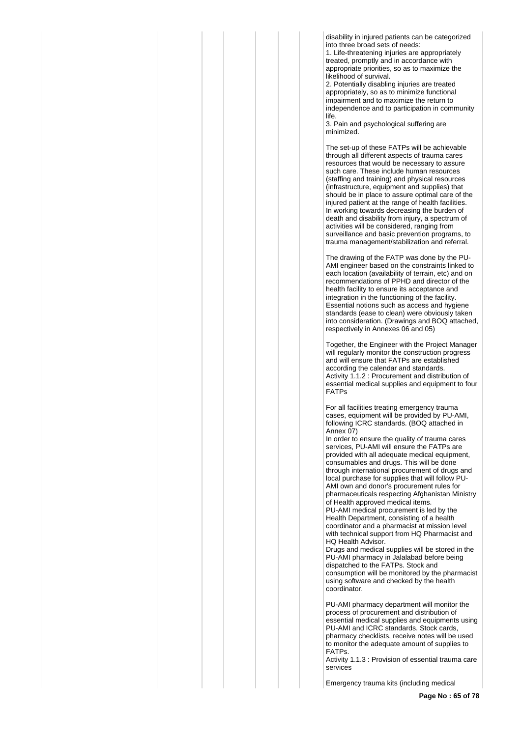disability in injured patients can be categorized into three broad sets of needs:

1. Life-threatening injuries are appropriately treated, promptly and in accordance with appropriate priorities, so as to maximize the likelihood of survival.
2. Potentially disabling injuries are treated appropriately, so as to minimize functional impairment and to maximize the return to independence and to participation in community life.
3. Pain and psychological suffering are minimized.

The set-up of these FATPs will be achievable through all different aspects of trauma cares resources that would be necessary to assure such care. These include human resources (staffing and training) and physical resources (infrastructure, equipment and supplies) that should be in place to assure optimal care of the injured patient at the range of health facilities. In working towards decreasing the burden of death and disability from injury, a spectrum of activities will be considered, ranging from surveillance and basic prevention programs, to trauma management/stabilization and referral.

The drawing of the FATP was done by the PU-AMI engineer based on the constraints linked to each location (availability of terrain, etc) and on recommendations of PPHD and director of the health facility to ensure its acceptance and integration in the functioning of the facility. Essential notions such as access and hygiene standards (ease to clean) were obviously taken into consideration. (Drawings and BOQ attached, respectively in Annexes 06 and 05)

Together, the Engineer with the Project Manager will regularly monitor the construction progress and will ensure that FATPs are established according the calendar and standards.
Activity 1.1.2 : Procurement and distribution of essential medical supplies and equipment to four FATPs

For all facilities treating emergency trauma cases, equipment will be provided by PU-AMI, following ICRC standards. (BOQ attached in Annex 07)
In order to ensure the quality of trauma cares services, PU-AMI will ensure the FATPs are provided with all adequate medical equipment, consumables and drugs. This will be done through international procurement of drugs and local purchase for supplies that will follow PU-AMI own and donor's procurement rules for pharmaceuticals respecting Afghanistan Ministry of Health approved medical items.
PU-AMI medical procurement is led by the Health Department, consisting of a health coordinator and a pharmacist at mission level with technical support from HQ Pharmacist and HQ Health Advisor.
Drugs and medical supplies will be stored in the PU-AMI pharmacy in Jalalabad before being dispatched to the FATPs. Stock and consumption will be monitored by the pharmacist using software and checked by the health coordinator.

PU-AMI pharmacy department will monitor the process of procurement and distribution of essential medical supplies and equipments using PU-AMI and ICRC standards. Stock cards, pharmacy checklists, receive notes will be used to monitor the adequate amount of supplies to FATPs.
Activity 1.1.3 : Provision of essential trauma care services

Emergency trauma kits (including medical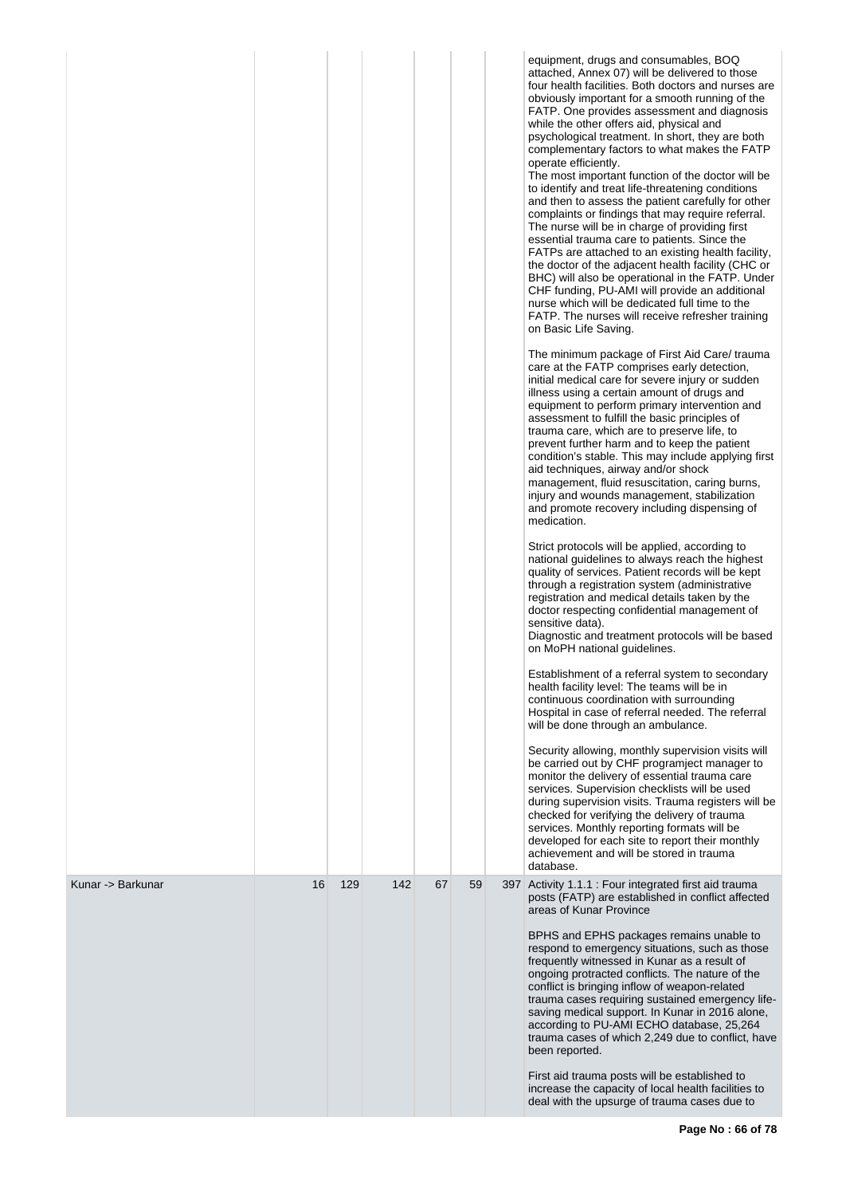| | | | | | | |
|---|---|---|---|---|---|---|
| | | | | | | equipment, drugs and consumables, BOQ attached, Annex 07) will be delivered to those four health facilities. Both doctors and nurses are obviously important for a smooth running of the FATP. One provides assessment and diagnosis while the other offers aid, physical and psychological treatment. In short, they are both complementary factors to what makes the FATP operate efficiently.<br>The most important function of the doctor will be to identify and treat life-threatening conditions and then to assess the patient carefully for other complaints or findings that may require referral. The nurse will be in charge of providing first essential trauma care to patients. Since the FATPs are attached to an existing health facility, the doctor of the adjacent health facility (CHC or BHC) will also be operational in the FATP. Under CHF funding, PU-AMI will provide an additional nurse which will be dedicated full time to the FATP. The nurses will receive refresher training on Basic Life Saving.<br><br>The minimum package of First Aid Care/ trauma care at the FATP comprises early detection, initial medical care for severe injury or sudden illness using a certain amount of drugs and equipment to perform primary intervention and assessment to fulfill the basic principles of trauma care, which are to preserve life, to prevent further harm and to keep the patient condition's stable. This may include applying first aid techniques, airway and/or shock management, fluid resuscitation, caring burns, injury and wounds management, stabilization and promote recovery including dispensing of medication.<br><br>Strict protocols will be applied, according to national guidelines to always reach the highest quality of services. Patient records will be kept through a registration system (administrative registration and medical details taken by the doctor respecting confidential management of sensitive data).<br>Diagnostic and treatment protocols will be based on MoPH national guidelines.<br><br>Establishment of a referral system to secondary health facility level: The teams will be in continuous coordination with surrounding Hospital in case of referral needed. The referral will be done through an ambulance.<br><br>Security allowing, monthly supervision visits will be carried out by CHF programject manager to monitor the delivery of essential trauma care services. Supervision checklists will be used during supervision visits. Trauma registers will be checked for verifying the delivery of trauma services. Monthly reporting formats will be developed for each site to report their monthly achievement and will be stored in trauma database. |
| Kunar -> Barkunar | 16 | 129 | 142 | 67 | 59 | 397 Activity 1.1.1 : Four integrated first aid trauma posts (FATP) are established in conflict affected areas of Kunar Province<br><br>BPHS and EPHS packages remains unable to respond to emergency situations, such as those frequently witnessed in Kunar as a result of ongoing protracted conflicts. The nature of the conflict is bringing inflow of weapon-related trauma cases requiring sustained emergency life-saving medical support. In Kunar in 2016 alone, according to PU-AMI ECHO database, 25,264 trauma cases of which 2,249 due to conflict, have been reported.<br><br>First aid trauma posts will be established to increase the capacity of local health facilities to deal with the upsurge of trauma cases due to |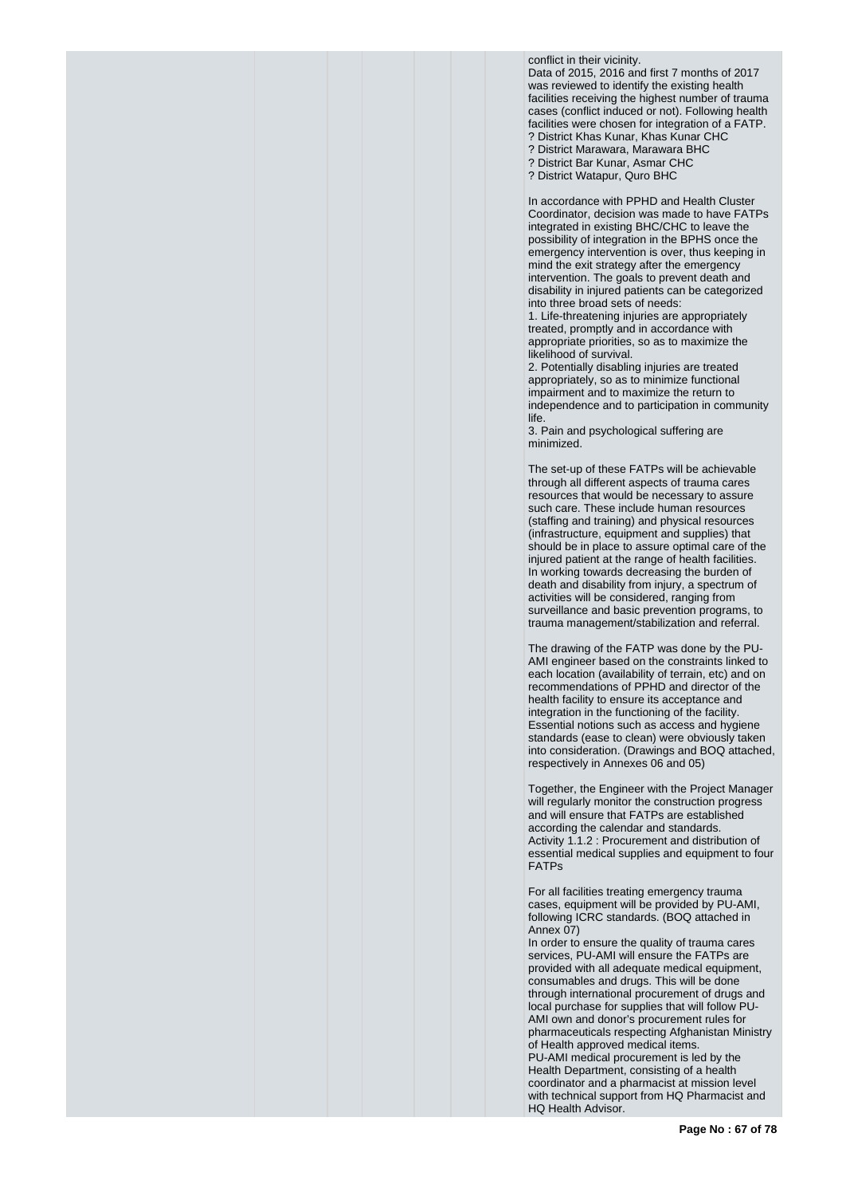conflict in their vicinity.
Data of 2015, 2016 and first 7 months of 2017 was reviewed to identify the existing health facilities receiving the highest number of trauma cases (conflict induced or not). Following health facilities were chosen for integration of a FATP.
? District Khas Kunar, Khas Kunar CHC
? District Marawara, Marawara BHC
? District Bar Kunar, Asmar CHC
? District Watapur, Quro BHC

In accordance with PPHD and Health Cluster Coordinator, decision was made to have FATPs integrated in existing BHC/CHC to leave the possibility of integration in the BPHS once the emergency intervention is over, thus keeping in mind the exit strategy after the emergency intervention. The goals to prevent death and disability in injured patients can be categorized into three broad sets of needs:
1. Life-threatening injuries are appropriately treated, promptly and in accordance with appropriate priorities, so as to maximize the likelihood of survival.
2. Potentially disabling injuries are treated appropriately, so as to minimize functional impairment and to maximize the return to independence and to participation in community life.
3. Pain and psychological suffering are minimized.

The set-up of these FATPs will be achievable through all different aspects of trauma cares resources that would be necessary to assure such care. These include human resources (staffing and training) and physical resources (infrastructure, equipment and supplies) that should be in place to assure optimal care of the injured patient at the range of health facilities. In working towards decreasing the burden of death and disability from injury, a spectrum of activities will be considered, ranging from surveillance and basic prevention programs, to trauma management/stabilization and referral.

The drawing of the FATP was done by the PU-AMI engineer based on the constraints linked to each location (availability of terrain, etc) and on recommendations of PPHD and director of the health facility to ensure its acceptance and integration in the functioning of the facility. Essential notions such as access and hygiene standards (ease to clean) were obviously taken into consideration. (Drawings and BOQ attached, respectively in Annexes 06 and 05)

Together, the Engineer with the Project Manager will regularly monitor the construction progress and will ensure that FATPs are established according the calendar and standards.
Activity 1.1.2 : Procurement and distribution of essential medical supplies and equipment to four FATPs

For all facilities treating emergency trauma cases, equipment will be provided by PU-AMI, following ICRC standards. (BOQ attached in Annex 07)
In order to ensure the quality of trauma cares services, PU-AMI will ensure the FATPs are provided with all adequate medical equipment, consumables and drugs. This will be done through international procurement of drugs and local purchase for supplies that will follow PU-AMI own and donor's procurement rules for pharmaceuticals respecting Afghanistan Ministry of Health approved medical items.
PU-AMI medical procurement is led by the Health Department, consisting of a health coordinator and a pharmacist at mission level with technical support from HQ Pharmacist and HQ Health Advisor.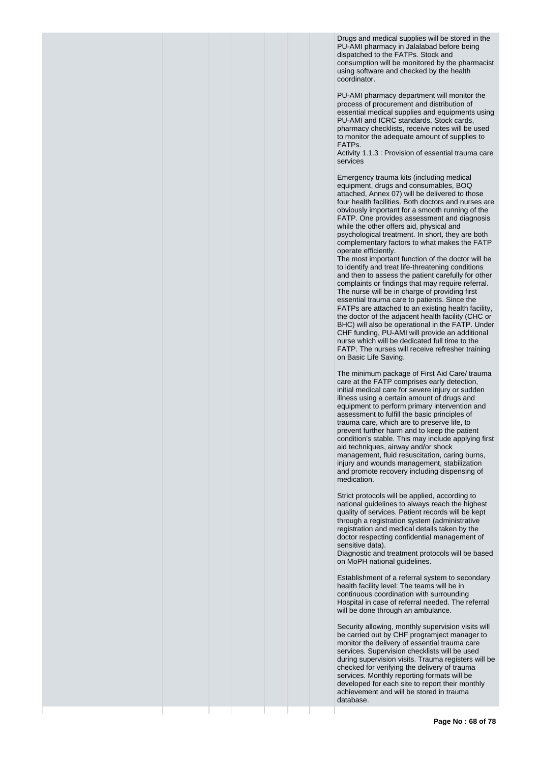Drugs and medical supplies will be stored in the PU-AMI pharmacy in Jalalabad before being dispatched to the FATPs. Stock and consumption will be monitored by the pharmacist using software and checked by the health coordinator.

PU-AMI pharmacy department will monitor the process of procurement and distribution of essential medical supplies and equipments using PU-AMI and ICRC standards. Stock cards, pharmacy checklists, receive notes will be used to monitor the adequate amount of supplies to FATPs.
Activity 1.1.3 : Provision of essential trauma care services

Emergency trauma kits (including medical equipment, drugs and consumables, BOQ attached, Annex 07) will be delivered to those four health facilities. Both doctors and nurses are obviously important for a smooth running of the FATP. One provides assessment and diagnosis while the other offers aid, physical and psychological treatment. In short, they are both complementary factors to what makes the FATP operate efficiently.
The most important function of the doctor will be to identify and treat life-threatening conditions and then to assess the patient carefully for other complaints or findings that may require referral. The nurse will be in charge of providing first essential trauma care to patients. Since the FATPs are attached to an existing health facility, the doctor of the adjacent health facility (CHC or BHC) will also be operational in the FATP. Under CHF funding, PU-AMI will provide an additional nurse which will be dedicated full time to the FATP. The nurses will receive refresher training on Basic Life Saving.

The minimum package of First Aid Care/ trauma care at the FATP comprises early detection, initial medical care for severe injury or sudden illness using a certain amount of drugs and equipment to perform primary intervention and assessment to fulfill the basic principles of trauma care, which are to preserve life, to prevent further harm and to keep the patient condition's stable. This may include applying first aid techniques, airway and/or shock management, fluid resuscitation, caring burns, injury and wounds management, stabilization and promote recovery including dispensing of medication.

Strict protocols will be applied, according to national guidelines to always reach the highest quality of services. Patient records will be kept through a registration system (administrative registration and medical details taken by the doctor respecting confidential management of sensitive data).
Diagnostic and treatment protocols will be based on MoPH national guidelines.

Establishment of a referral system to secondary health facility level: The teams will be in continuous coordination with surrounding Hospital in case of referral needed. The referral will be done through an ambulance.

Security allowing, monthly supervision visits will be carried out by CHF programject manager to monitor the delivery of essential trauma care services. Supervision checklists will be used during supervision visits. Trauma registers will be checked for verifying the delivery of trauma services. Monthly reporting formats will be developed for each site to report their monthly achievement and will be stored in trauma database.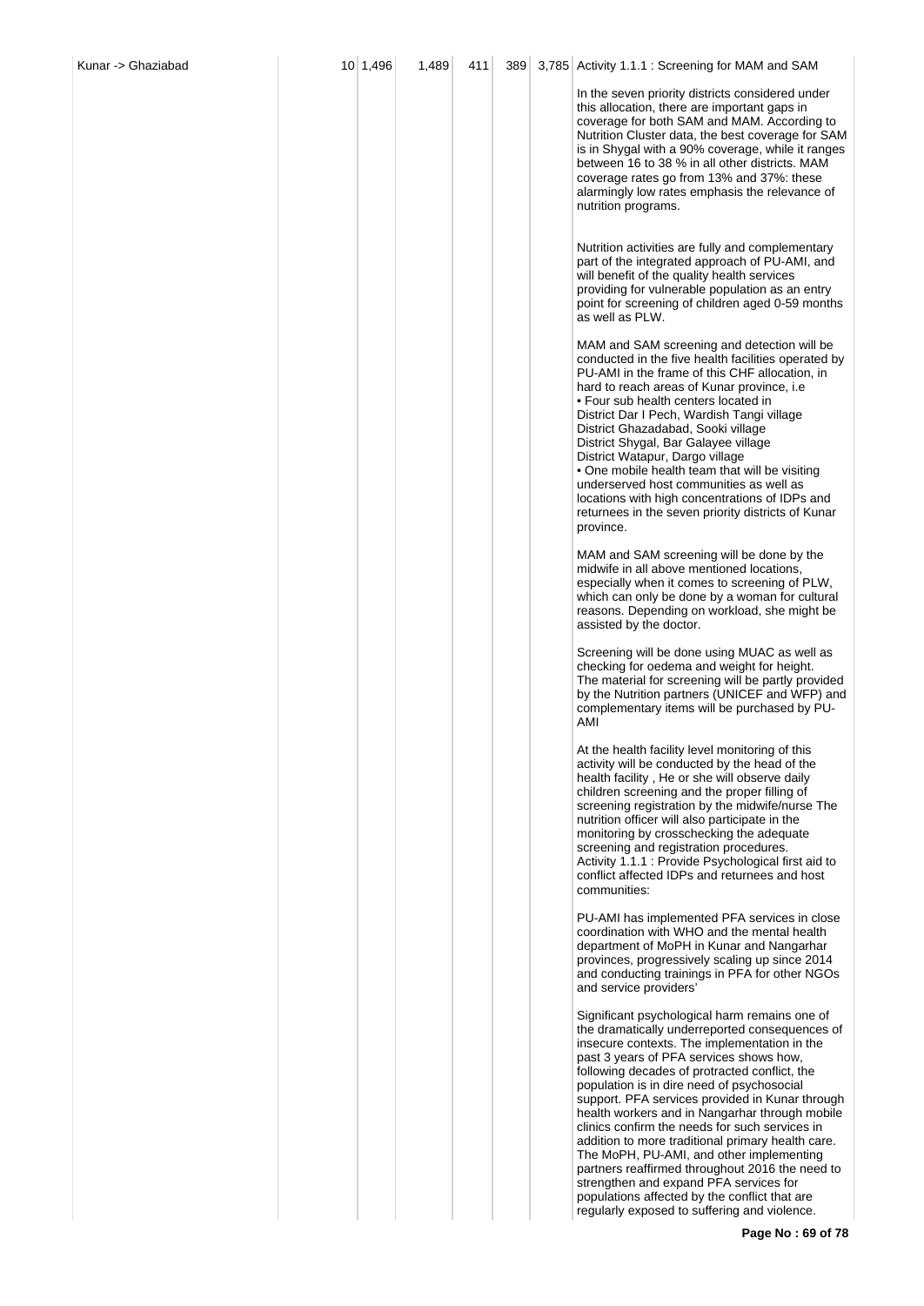| Kunar -> Ghaziabad | 10 | 1,496 | 1,489 | 411 | 389 | 3,785 | Activity 1.1.1 : Screening for MAM and SAM<br><br>In the seven priority districts considered under this allocation, there are important gaps in coverage for both SAM and MAM. According to Nutrition Cluster data, the best coverage for SAM is in Shygal with a 90% coverage, while it ranges between 16 to 38 % in all other districts. MAM coverage rates go from 13% and 37%: these alarmingly low rates emphasis the relevance of nutrition programs.<br><br>Nutrition activities are fully and complementary part of the integrated approach of PU-AMI, and will benefit of the quality health services providing for vulnerable population as an entry point for screening of children aged 0-59 months as well as PLW.<br><br>MAM and SAM screening and detection will be conducted in the five health facilities operated by PU-AMI in the frame of this CHF allocation, in hard to reach areas of Kunar province, i.e<br>• Four sub health centers located in<br>District Dar I Pech, Wardish Tangi village<br>District Ghazadabad, Sooki village<br>District Shygal, Bar Galayee village<br>District Watapur, Dargo village<br>• One mobile health team that will be visiting underserved host communities as well as locations with high concentrations of IDPs and returnees in the seven priority districts of Kunar province.<br><br>MAM and SAM screening will be done by the midwife in all above mentioned locations, especially when it comes to screening of PLW, which can only be done by a woman for cultural reasons. Depending on workload, she might be assisted by the doctor.<br><br>Screening will be done using MUAC as well as checking for oedema and weight for height. The material for screening will be partly provided by the Nutrition partners (UNICEF and WFP) and complementary items will be purchased by PU-AMI<br><br>At the health facility level monitoring of this activity will be conducted by the head of the health facility , He or she will observe daily children screening and the proper filling of screening registration by the midwife/nurse The nutrition officer will also participate in the monitoring by crosschecking the adequate screening and registration procedures.<br>Activity 1.1.1 : Provide Psychological first aid to conflict affected IDPs and returnees and host communities:<br><br>PU-AMI has implemented PFA services in close coordination with WHO and the mental health department of MoPH in Kunar and Nangarhar provinces, progressively scaling up since 2014 and conducting trainings in PFA for other NGOs and service providers'<br><br>Significant psychological harm remains one of the dramatically underreported consequences of insecure contexts. The implementation in the past 3 years of PFA services shows how, following decades of protracted conflict, the population is in dire need of psychosocial support. PFA services provided in Kunar through health workers and in Nangarhar through mobile clinics confirm the needs for such services in addition to more traditional primary health care. The MoPH, PU-AMI, and other implementing partners reaffirmed throughout 2016 the need to strengthen and expand PFA services for populations affected by the conflict that are regularly exposed to suffering and violence. |
|---|---|---|---|---|---|---|---|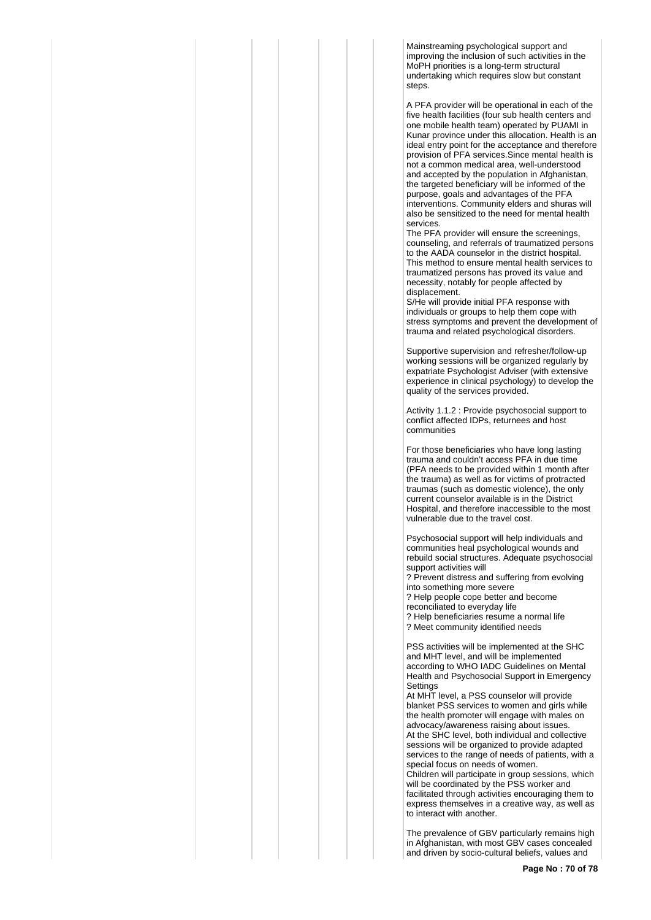Mainstreaming psychological support and improving the inclusion of such activities in the MoPH priorities is a long-term structural undertaking which requires slow but constant steps.

A PFA provider will be operational in each of the five health facilities (four sub health centers and one mobile health team) operated by PUAMI in Kunar province under this allocation. Health is an ideal entry point for the acceptance and therefore provision of PFA services.Since mental health is not a common medical area, well-understood and accepted by the population in Afghanistan, the targeted beneficiary will be informed of the purpose, goals and advantages of the PFA interventions. Community elders and shuras will also be sensitized to the need for mental health services.
The PFA provider will ensure the screenings, counseling, and referrals of traumatized persons to the AADA counselor in the district hospital. This method to ensure mental health services to traumatized persons has proved its value and necessity, notably for people affected by displacement.
S/He will provide initial PFA response with individuals or groups to help them cope with stress symptoms and prevent the development of trauma and related psychological disorders.

Supportive supervision and refresher/follow-up working sessions will be organized regularly by expatriate Psychologist Adviser (with extensive experience in clinical psychology) to develop the quality of the services provided.

Activity 1.1.2 : Provide psychosocial support to conflict affected IDPs, returnees and host communities

For those beneficiaries who have long lasting trauma and couldn't access PFA in due time (PFA needs to be provided within 1 month after the trauma) as well as for victims of protracted traumas (such as domestic violence), the only current counselor available is in the District Hospital, and therefore inaccessible to the most vulnerable due to the travel cost.

Psychosocial support will help individuals and communities heal psychological wounds and rebuild social structures. Adequate psychosocial support activities will
? Prevent distress and suffering from evolving into something more severe
? Help people cope better and become reconciliated to everyday life
? Help beneficiaries resume a normal life
? Meet community identified needs

PSS activities will be implemented at the SHC and MHT level, and will be implemented according to WHO IADC Guidelines on Mental Health and Psychosocial Support in Emergency Settings
At MHT level, a PSS counselor will provide blanket PSS services to women and girls while the health promoter will engage with males on advocacy/awareness raising about issues.
At the SHC level, both individual and collective sessions will be organized to provide adapted services to the range of needs of patients, with a special focus on needs of women.
Children will participate in group sessions, which will be coordinated by the PSS worker and facilitated through activities encouraging them to express themselves in a creative way, as well as to interact with another.

The prevalence of GBV particularly remains high in Afghanistan, with most GBV cases concealed and driven by socio-cultural beliefs, values and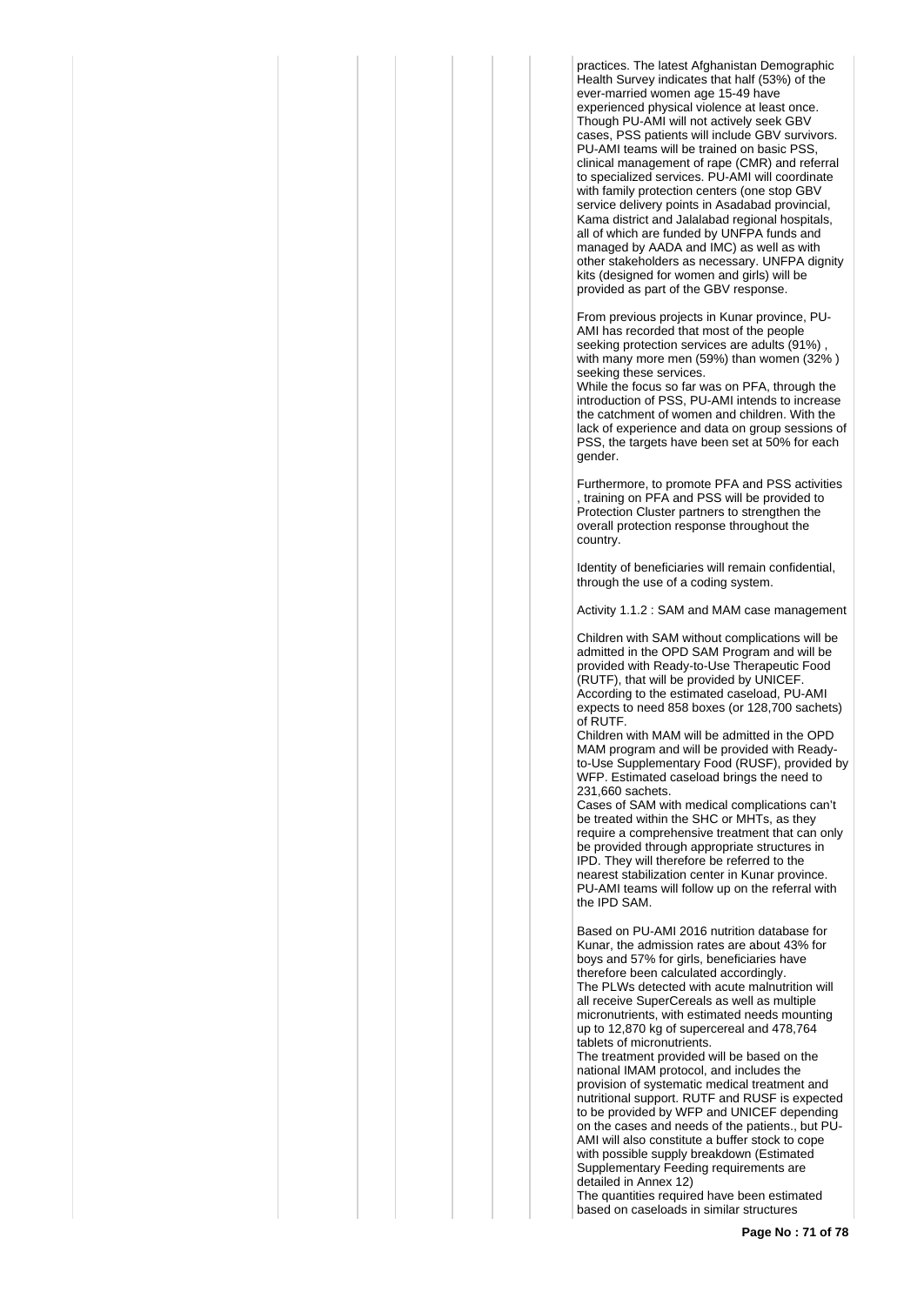practices. The latest Afghanistan Demographic Health Survey indicates that half (53%) of the ever-married women age 15-49 have experienced physical violence at least once. Though PU-AMI will not actively seek GBV cases, PSS patients will include GBV survivors. PU-AMI teams will be trained on basic PSS, clinical management of rape (CMR) and referral to specialized services. PU-AMI will coordinate with family protection centers (one stop GBV service delivery points in Asadabad provincial, Kama district and Jalalabad regional hospitals, all of which are funded by UNFPA funds and managed by AADA and IMC) as well as with other stakeholders as necessary. UNFPA dignity kits (designed for women and girls) will be provided as part of the GBV response.

From previous projects in Kunar province, PU-AMI has recorded that most of the people seeking protection services are adults (91%) , with many more men (59%) than women (32% ) seeking these services.
While the focus so far was on PFA, through the introduction of PSS, PU-AMI intends to increase the catchment of women and children. With the lack of experience and data on group sessions of PSS, the targets have been set at 50% for each gender.

Furthermore, to promote PFA and PSS activities , training on PFA and PSS will be provided to Protection Cluster partners to strengthen the overall protection response throughout the country.

Identity of beneficiaries will remain confidential, through the use of a coding system.

Activity 1.1.2 : SAM and MAM case management

Children with SAM without complications will be admitted in the OPD SAM Program and will be provided with Ready-to-Use Therapeutic Food (RUTF), that will be provided by UNICEF. According to the estimated caseload, PU-AMI expects to need 858 boxes (or 128,700 sachets) of RUTF.
Children with MAM will be admitted in the OPD MAM program and will be provided with Ready-to-Use Supplementary Food (RUSF), provided by WFP. Estimated caseload brings the need to 231,660 sachets.
Cases of SAM with medical complications can't be treated within the SHC or MHTs, as they require a comprehensive treatment that can only be provided through appropriate structures in IPD. They will therefore be referred to the nearest stabilization center in Kunar province. PU-AMI teams will follow up on the referral with the IPD SAM.

Based on PU-AMI 2016 nutrition database for Kunar, the admission rates are about 43% for boys and 57% for girls, beneficiaries have therefore been calculated accordingly.
The PLWs detected with acute malnutrition will all receive SuperCereals as well as multiple micronutrients, with estimated needs mounting up to 12,870 kg of supercereal and 478,764 tablets of micronutrients.
The treatment provided will be based on the national IMAM protocol, and includes the provision of systematic medical treatment and nutritional support. RUTF and RUSF is expected to be provided by WFP and UNICEF depending on the cases and needs of the patients., but PU-AMI will also constitute a buffer stock to cope with possible supply breakdown (Estimated Supplementary Feeding requirements are detailed in Annex 12)
The quantities required have been estimated based on caseloads in similar structures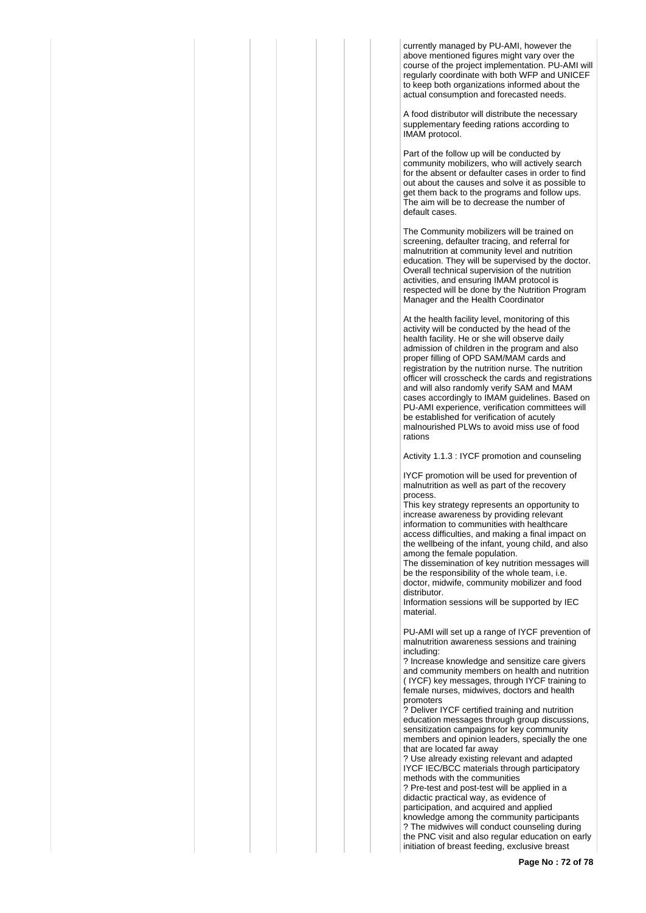currently managed by PU-AMI, however the above mentioned figures might vary over the course of the project implementation. PU-AMI will regularly coordinate with both WFP and UNICEF to keep both organizations informed about the actual consumption and forecasted needs.

A food distributor will distribute the necessary supplementary feeding rations according to IMAM protocol.

Part of the follow up will be conducted by community mobilizers, who will actively search for the absent or defaulter cases in order to find out about the causes and solve it as possible to get them back to the programs and follow ups. The aim will be to decrease the number of default cases.

The Community mobilizers will be trained on screening, defaulter tracing, and referral for malnutrition at community level and nutrition education. They will be supervised by the doctor. Overall technical supervision of the nutrition activities, and ensuring IMAM protocol is respected will be done by the Nutrition Program Manager and the Health Coordinator

At the health facility level, monitoring of this activity will be conducted by the head of the health facility. He or she will observe daily admission of children in the program and also proper filling of OPD SAM/MAM cards and registration by the nutrition nurse. The nutrition officer will crosscheck the cards and registrations and will also randomly verify SAM and MAM cases accordingly to IMAM guidelines. Based on PU-AMI experience, verification committees will be established for verification of acutely malnourished PLWs to avoid miss use of food rations

Activity 1.1.3 : IYCF promotion and counseling

IYCF promotion will be used for prevention of malnutrition as well as part of the recovery process.
This key strategy represents an opportunity to increase awareness by providing relevant information to communities with healthcare access difficulties, and making a final impact on the wellbeing of the infant, young child, and also among the female population.
The dissemination of key nutrition messages will be the responsibility of the whole team, i.e. doctor, midwife, community mobilizer and food distributor.
Information sessions will be supported by IEC material.

PU-AMI will set up a range of IYCF prevention of malnutrition awareness sessions and training including:
? Increase knowledge and sensitize care givers and community members on health and nutrition ( IYCF) key messages, through IYCF training to female nurses, midwives, doctors and health promoters
? Deliver IYCF certified training and nutrition education messages through group discussions, sensitization campaigns for key community members and opinion leaders, specially the one that are located far away
? Use already existing relevant and adapted IYCF IEC/BCC materials through participatory methods with the communities
? Pre-test and post-test will be applied in a didactic practical way, as evidence of participation, and acquired and applied knowledge among the community participants
? The midwives will conduct counseling during the PNC visit and also regular education on early initiation of breast feeding, exclusive breast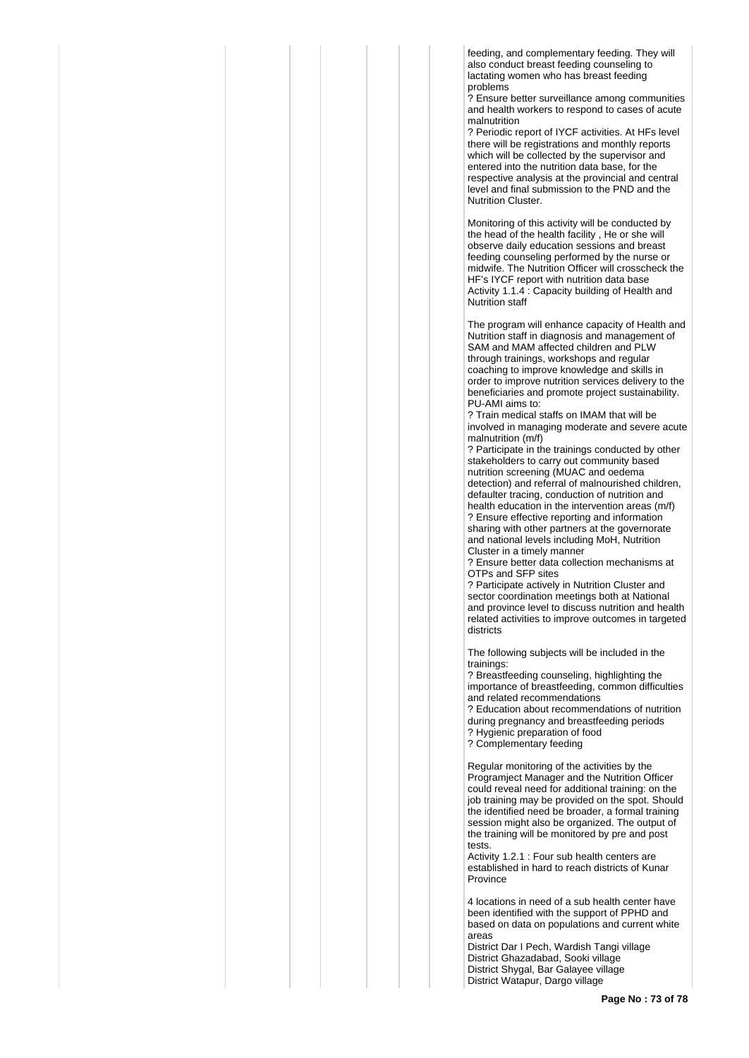feeding, and complementary feeding. They will also conduct breast feeding counseling to lactating women who has breast feeding problems

? Ensure better surveillance among communities and health workers to respond to cases of acute malnutrition

? Periodic report of IYCF activities. At HFs level there will be registrations and monthly reports which will be collected by the supervisor and entered into the nutrition data base, for the respective analysis at the provincial and central level and final submission to the PND and the Nutrition Cluster.

Monitoring of this activity will be conducted by the head of the health facility , He or she will observe daily education sessions and breast feeding counseling performed by the nurse or midwife. The Nutrition Officer will crosscheck the HF's IYCF report with nutrition data base

Activity 1.1.4 : Capacity building of Health and Nutrition staff

The program will enhance capacity of Health and Nutrition staff in diagnosis and management of SAM and MAM affected children and PLW through trainings, workshops and regular coaching to improve knowledge and skills in order to improve nutrition services delivery to the beneficiaries and promote project sustainability. PU-AMI aims to:

? Train medical staffs on IMAM that will be involved in managing moderate and severe acute malnutrition (m/f)

? Participate in the trainings conducted by other stakeholders to carry out community based nutrition screening (MUAC and oedema detection) and referral of malnourished children, defaulter tracing, conduction of nutrition and health education in the intervention areas (m/f)

? Ensure effective reporting and information sharing with other partners at the governorate and national levels including MoH, Nutrition Cluster in a timely manner

? Ensure better data collection mechanisms at OTPs and SFP sites

? Participate actively in Nutrition Cluster and sector coordination meetings both at National and province level to discuss nutrition and health related activities to improve outcomes in targeted districts

The following subjects will be included in the trainings:

? Breastfeeding counseling, highlighting the importance of breastfeeding, common difficulties and related recommendations

? Education about recommendations of nutrition during pregnancy and breastfeeding periods

? Hygienic preparation of food

? Complementary feeding

Regular monitoring of the activities by the Programject Manager and the Nutrition Officer could reveal need for additional training: on the job training may be provided on the spot. Should the identified need be broader, a formal training session might also be organized. The output of the training will be monitored by pre and post tests.

Activity 1.2.1 : Four sub health centers are established in hard to reach districts of Kunar Province

4 locations in need of a sub health center have been identified with the support of PPHD and based on data on populations and current white areas

District Dar I Pech, Wardish Tangi village
District Ghazadabad, Sooki village
District Shygal, Bar Galayee village
District Watapur, Dargo village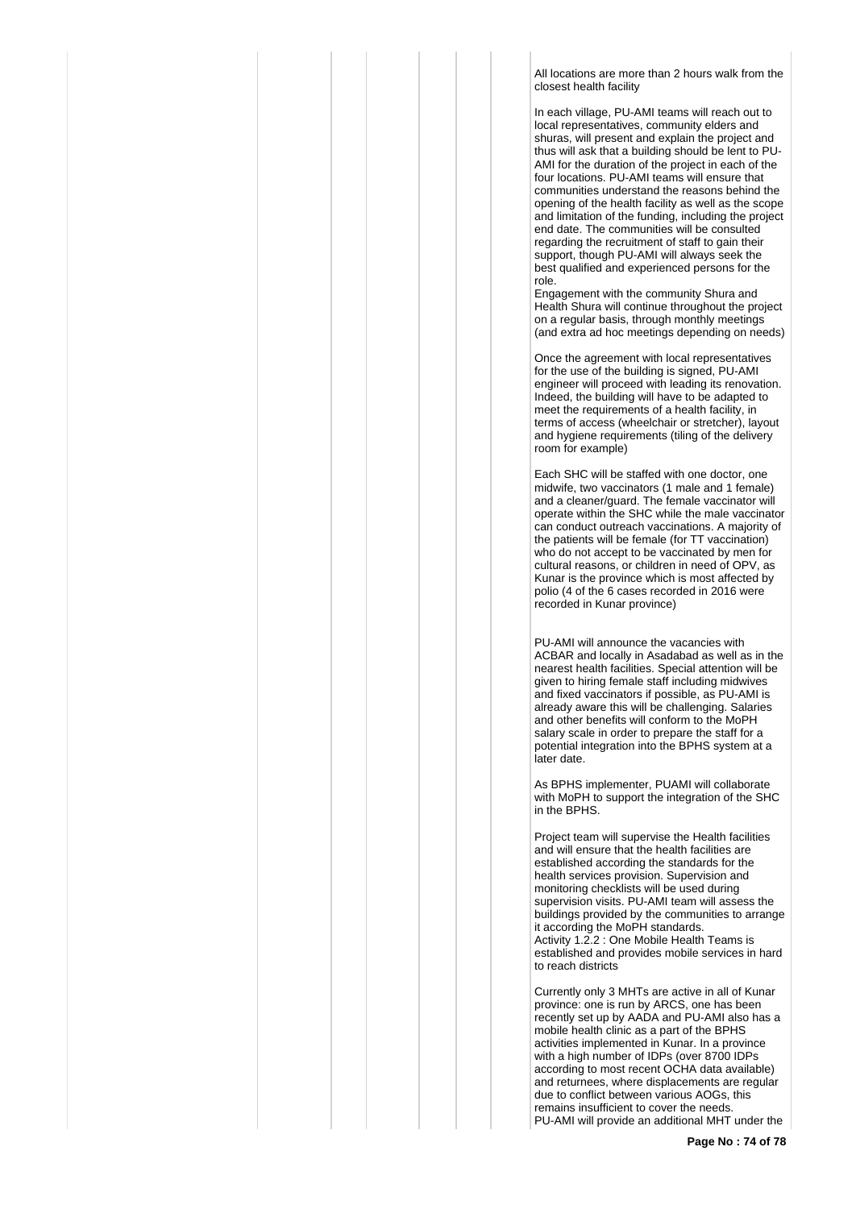All locations are more than 2 hours walk from the closest health facility

In each village, PU-AMI teams will reach out to local representatives, community elders and shuras, will present and explain the project and thus will ask that a building should be lent to PU-AMI for the duration of the project in each of the four locations. PU-AMI teams will ensure that communities understand the reasons behind the opening of the health facility as well as the scope and limitation of the funding, including the project end date. The communities will be consulted regarding the recruitment of staff to gain their support, though PU-AMI will always seek the best qualified and experienced persons for the role.
Engagement with the community Shura and Health Shura will continue throughout the project on a regular basis, through monthly meetings (and extra ad hoc meetings depending on needs)

Once the agreement with local representatives for the use of the building is signed, PU-AMI engineer will proceed with leading its renovation. Indeed, the building will have to be adapted to meet the requirements of a health facility, in terms of access (wheelchair or stretcher), layout and hygiene requirements (tiling of the delivery room for example)

Each SHC will be staffed with one doctor, one midwife, two vaccinators (1 male and 1 female) and a cleaner/guard. The female vaccinator will operate within the SHC while the male vaccinator can conduct outreach vaccinations. A majority of the patients will be female (for TT vaccination) who do not accept to be vaccinated by men for cultural reasons, or children in need of OPV, as Kunar is the province which is most affected by polio (4 of the 6 cases recorded in 2016 were recorded in Kunar province)

PU-AMI will announce the vacancies with ACBAR and locally in Asadabad as well as in the nearest health facilities. Special attention will be given to hiring female staff including midwives and fixed vaccinators if possible, as PU-AMI is already aware this will be challenging. Salaries and other benefits will conform to the MoPH salary scale in order to prepare the staff for a potential integration into the BPHS system at a later date.

As BPHS implementer, PUAMI will collaborate with MoPH to support the integration of the SHC in the BPHS.

Project team will supervise the Health facilities and will ensure that the health facilities are established according the standards for the health services provision. Supervision and monitoring checklists will be used during supervision visits. PU-AMI team will assess the buildings provided by the communities to arrange it according the MoPH standards.
Activity 1.2.2 : One Mobile Health Teams is established and provides mobile services in hard to reach districts

Currently only 3 MHTs are active in all of Kunar province: one is run by ARCS, one has been recently set up by AADA and PU-AMI also has a mobile health clinic as a part of the BPHS activities implemented in Kunar. In a province with a high number of IDPs (over 8700 IDPs according to most recent OCHA data available) and returnees, where displacements are regular due to conflict between various AOGs, this remains insufficient to cover the needs.
PU-AMI will provide an additional MHT under the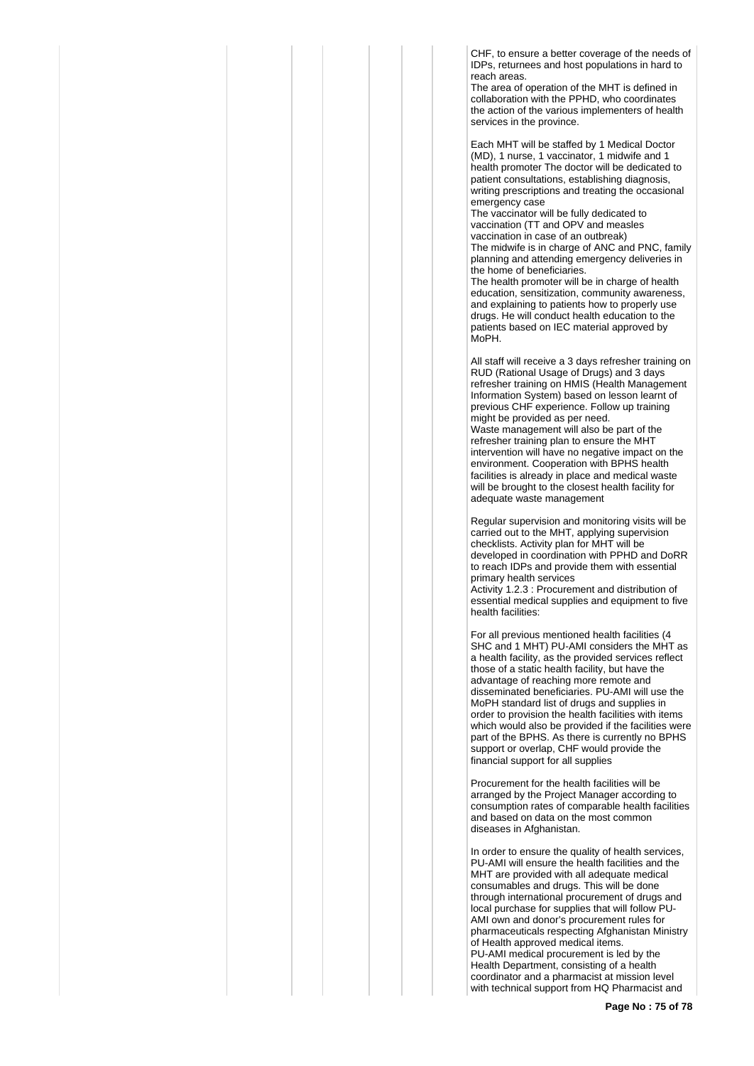CHF, to ensure a better coverage of the needs of IDPs, returnees and host populations in hard to reach areas.
The area of operation of the MHT is defined in collaboration with the PPHD, who coordinates the action of the various implementers of health services in the province.

Each MHT will be staffed by 1 Medical Doctor (MD), 1 nurse, 1 vaccinator, 1 midwife and 1 health promoter The doctor will be dedicated to patient consultations, establishing diagnosis, writing prescriptions and treating the occasional emergency case
The vaccinator will be fully dedicated to vaccination (TT and OPV and measles vaccination in case of an outbreak)
The midwife is in charge of ANC and PNC, family planning and attending emergency deliveries in the home of beneficiaries.
The health promoter will be in charge of health education, sensitization, community awareness, and explaining to patients how to properly use drugs. He will conduct health education to the patients based on IEC material approved by MoPH.

All staff will receive a 3 days refresher training on RUD (Rational Usage of Drugs) and 3 days refresher training on HMIS (Health Management Information System) based on lesson learnt of previous CHF experience. Follow up training might be provided as per need.
Waste management will also be part of the refresher training plan to ensure the MHT intervention will have no negative impact on the environment. Cooperation with BPHS health facilities is already in place and medical waste will be brought to the closest health facility for adequate waste management

Regular supervision and monitoring visits will be carried out to the MHT, applying supervision checklists. Activity plan for MHT will be developed in coordination with PPHD and DoRR to reach IDPs and provide them with essential primary health services
Activity 1.2.3 : Procurement and distribution of essential medical supplies and equipment to five health facilities:

For all previous mentioned health facilities (4 SHC and 1 MHT) PU-AMI considers the MHT as a health facility, as the provided services reflect those of a static health facility, but have the advantage of reaching more remote and disseminated beneficiaries. PU-AMI will use the MoPH standard list of drugs and supplies in order to provision the health facilities with items which would also be provided if the facilities were part of the BPHS. As there is currently no BPHS support or overlap, CHF would provide the financial support for all supplies

Procurement for the health facilities will be arranged by the Project Manager according to consumption rates of comparable health facilities and based on data on the most common diseases in Afghanistan.

In order to ensure the quality of health services, PU-AMI will ensure the health facilities and the MHT are provided with all adequate medical consumables and drugs. This will be done through international procurement of drugs and local purchase for supplies that will follow PU-AMI own and donor's procurement rules for pharmaceuticals respecting Afghanistan Ministry of Health approved medical items.
PU-AMI medical procurement is led by the Health Department, consisting of a health coordinator and a pharmacist at mission level with technical support from HQ Pharmacist and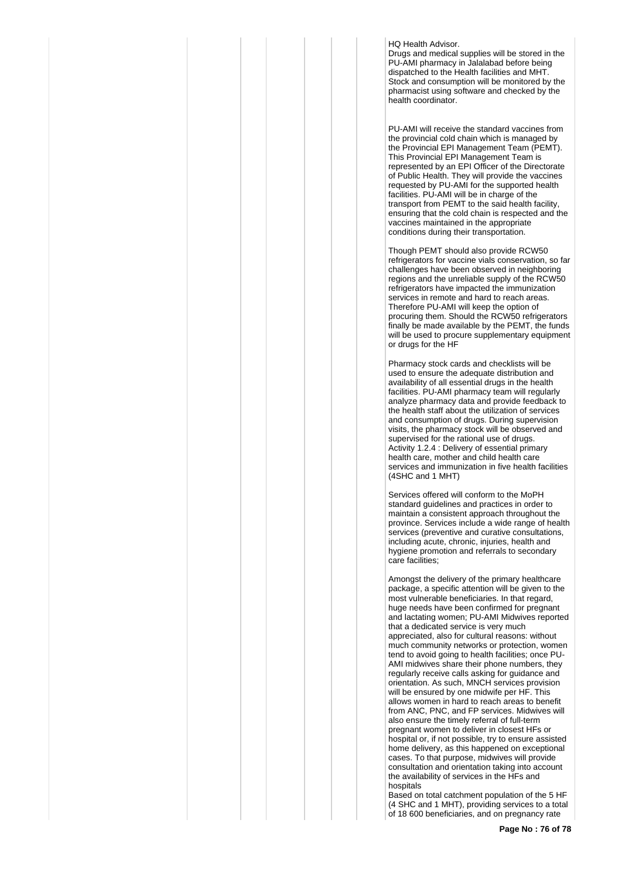HQ Health Advisor.
Drugs and medical supplies will be stored in the PU-AMI pharmacy in Jalalabad before being dispatched to the Health facilities and MHT. Stock and consumption will be monitored by the pharmacist using software and checked by the health coordinator.

PU-AMI will receive the standard vaccines from the provincial cold chain which is managed by the Provincial EPI Management Team (PEMT). This Provincial EPI Management Team is represented by an EPI Officer of the Directorate of Public Health. They will provide the vaccines requested by PU-AMI for the supported health facilities. PU-AMI will be in charge of the transport from PEMT to the said health facility, ensuring that the cold chain is respected and the vaccines maintained in the appropriate conditions during their transportation.

Though PEMT should also provide RCW50 refrigerators for vaccine vials conservation, so far challenges have been observed in neighboring regions and the unreliable supply of the RCW50 refrigerators have impacted the immunization services in remote and hard to reach areas. Therefore PU-AMI will keep the option of procuring them. Should the RCW50 refrigerators finally be made available by the PEMT, the funds will be used to procure supplementary equipment or drugs for the HF

Pharmacy stock cards and checklists will be used to ensure the adequate distribution and availability of all essential drugs in the health facilities. PU-AMI pharmacy team will regularly analyze pharmacy data and provide feedback to the health staff about the utilization of services and consumption of drugs. During supervision visits, the pharmacy stock will be observed and supervised for the rational use of drugs.
Activity 1.2.4 : Delivery of essential primary health care, mother and child health care services and immunization in five health facilities (4SHC and 1 MHT)

Services offered will conform to the MoPH standard guidelines and practices in order to maintain a consistent approach throughout the province. Services include a wide range of health services (preventive and curative consultations, including acute, chronic, injuries, health and hygiene promotion and referrals to secondary care facilities;

Amongst the delivery of the primary healthcare package, a specific attention will be given to the most vulnerable beneficiaries. In that regard, huge needs have been confirmed for pregnant and lactating women; PU-AMI Midwives reported that a dedicated service is very much appreciated, also for cultural reasons: without much community networks or protection, women tend to avoid going to health facilities; once PU-AMI midwives share their phone numbers, they regularly receive calls asking for guidance and orientation. As such, MNCH services provision will be ensured by one midwife per HF. This allows women in hard to reach areas to benefit from ANC, PNC, and FP services. Midwives will also ensure the timely referral of full-term pregnant women to deliver in closest HFs or hospital or, if not possible, try to ensure assisted home delivery, as this happened on exceptional cases. To that purpose, midwives will provide consultation and orientation taking into account the availability of services in the HFs and hospitals
Based on total catchment population of the 5 HF (4 SHC and 1 MHT), providing services to a total of 18 600 beneficiaries, and on pregnancy rate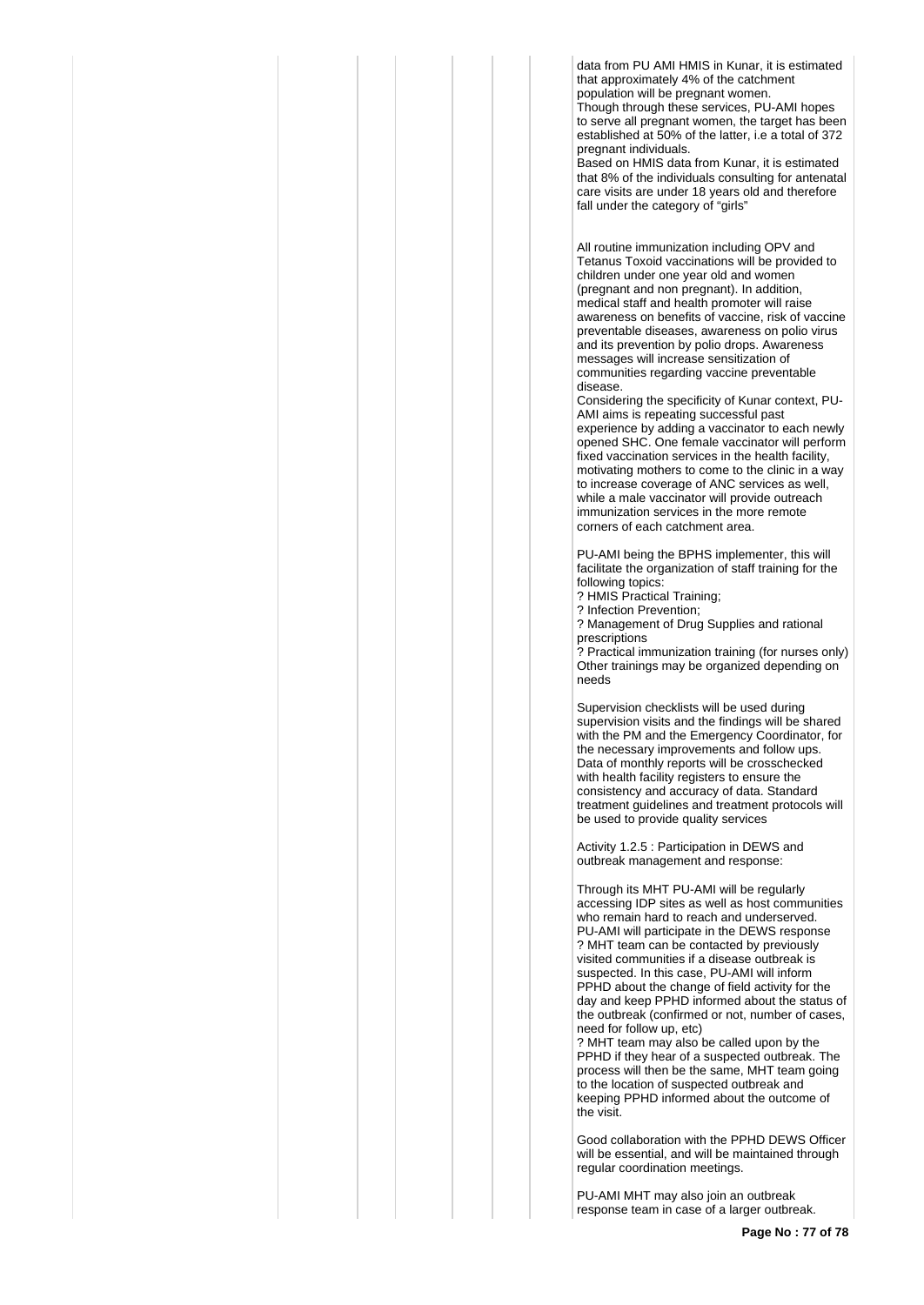data from PU AMI HMIS in Kunar, it is estimated that approximately 4% of the catchment population will be pregnant women.
Though through these services, PU-AMI hopes to serve all pregnant women, the target has been established at 50% of the latter, i.e a total of 372 pregnant individuals.
Based on HMIS data from Kunar, it is estimated that 8% of the individuals consulting for antenatal care visits are under 18 years old and therefore fall under the category of "girls"

All routine immunization including OPV and Tetanus Toxoid vaccinations will be provided to children under one year old and women (pregnant and non pregnant). In addition, medical staff and health promoter will raise awareness on benefits of vaccine, risk of vaccine preventable diseases, awareness on polio virus and its prevention by polio drops. Awareness messages will increase sensitization of communities regarding vaccine preventable disease.
Considering the specificity of Kunar context, PU-AMI aims is repeating successful past experience by adding a vaccinator to each newly opened SHC. One female vaccinator will perform fixed vaccination services in the health facility, motivating mothers to come to the clinic in a way to increase coverage of ANC services as well, while a male vaccinator will provide outreach immunization services in the more remote corners of each catchment area.

PU-AMI being the BPHS implementer, this will facilitate the organization of staff training for the following topics:
? HMIS Practical Training;
? Infection Prevention;
? Management of Drug Supplies and rational prescriptions
? Practical immunization training (for nurses only)
Other trainings may be organized depending on needs

Supervision checklists will be used during supervision visits and the findings will be shared with the PM and the Emergency Coordinator, for the necessary improvements and follow ups. Data of monthly reports will be crosschecked with health facility registers to ensure the consistency and accuracy of data. Standard treatment guidelines and treatment protocols will be used to provide quality services

Activity 1.2.5 : Participation in DEWS and outbreak management and response:

Through its MHT PU-AMI will be regularly accessing IDP sites as well as host communities who remain hard to reach and underserved.
PU-AMI will participate in the DEWS response
? MHT team can be contacted by previously visited communities if a disease outbreak is suspected. In this case, PU-AMI will inform PPHD about the change of field activity for the day and keep PPHD informed about the status of the outbreak (confirmed or not, number of cases, need for follow up, etc)
? MHT team may also be called upon by the PPHD if they hear of a suspected outbreak. The process will then be the same, MHT team going to the location of suspected outbreak and keeping PPHD informed about the outcome of the visit.

Good collaboration with the PPHD DEWS Officer will be essential, and will be maintained through regular coordination meetings.

PU-AMI MHT may also join an outbreak response team in case of a larger outbreak.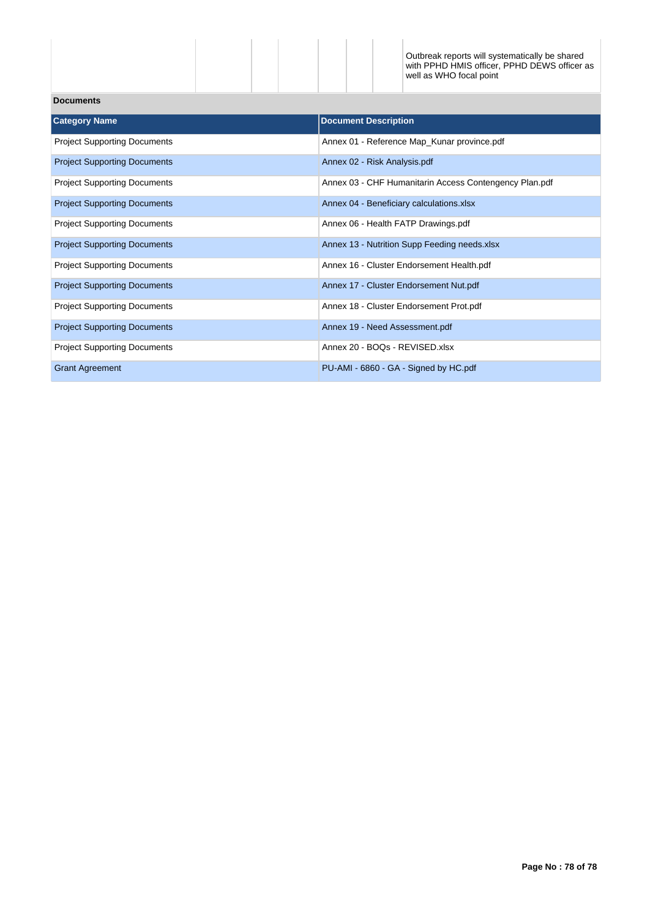| | | | | | | |
|---|---|---|---|---|---|---|
| | | | | | | Outbreak reports will systematically be shared with PPHD HMIS officer, PPHD DEWS officer as well as WHO focal point |

**Documents**

| Category Name | Document Description |
|---|---|
| Project Supporting Documents | Annex 01 - Reference Map_Kunar province.pdf |
| Project Supporting Documents | Annex 02 - Risk Analysis.pdf |
| Project Supporting Documents | Annex 03 - CHF Humanitarin Access Contengency Plan.pdf |
| Project Supporting Documents | Annex 04 - Beneficiary calculations.xlsx |
| Project Supporting Documents | Annex 06 - Health FATP Drawings.pdf |
| Project Supporting Documents | Annex 13 - Nutrition Supp Feeding needs.xlsx |
| Project Supporting Documents | Annex 16 - Cluster Endorsement Health.pdf |
| Project Supporting Documents | Annex 17 - Cluster Endorsement Nut.pdf |
| Project Supporting Documents | Annex 18 - Cluster Endorsement Prot.pdf |
| Project Supporting Documents | Annex 19 - Need Assessment.pdf |
| Project Supporting Documents | Annex 20 - BOQs - REVISED.xlsx |
| Grant Agreement | PU-AMI - 6860 - GA - Signed by HC.pdf |